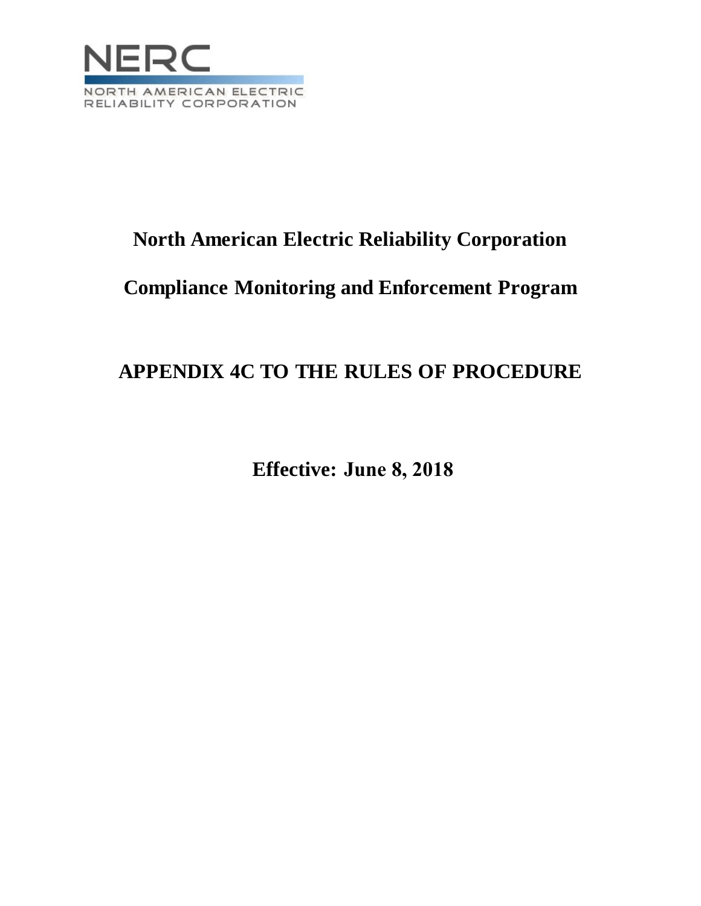NERC

NORTH AMERICAN ELECTRIC RELIABILITY CORPORATION

# North American Electric Reliability Corporation

# Compliance Monitoring and Enforcement Program

# APPENDIX 4C TO THE RULES OF PROCEDURE

**Effective: June 8, 2018**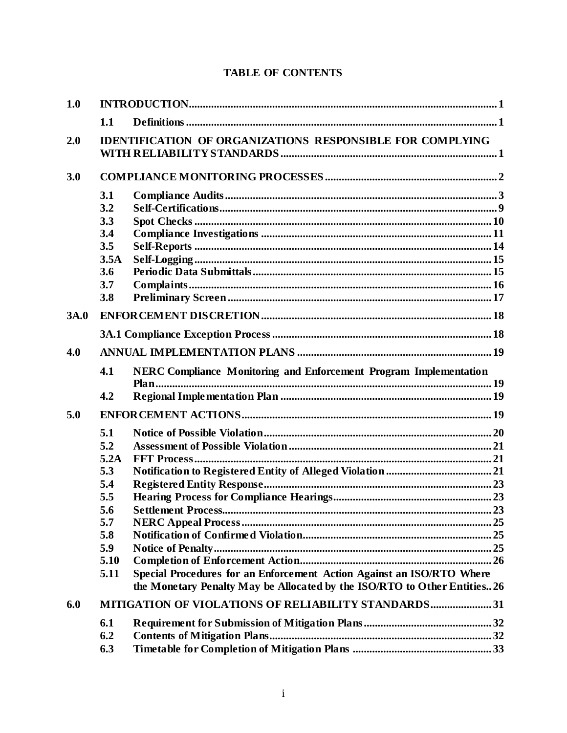# TABLE OF CONTENTS

| | | | |
|---|---|---|---|
| **1.0** | **INTRODUCTION** | | **1** |
| | **1.1** | **Definitions** | **1** |
| **2.0** | **IDENTIFICATION OF ORGANIZATIONS RESPONSIBLE FOR COMPLYING WITH RELIABILITY STANDARDS** | | **1** |
| **3.0** | **COMPLIANCE MONITORING PROCESSES** | | **2** |
| | **3.1** | **Compliance Audits** | **3** |
| | **3.2** | **Self-Certifications** | **9** |
| | **3.3** | **Spot Checks** | **10** |
| | **3.4** | **Compliance Investigations** | **11** |
| | **3.5** | **Self-Reports** | **14** |
| | **3.5A** | **Self-Logging** | **15** |
| | **3.6** | **Periodic Data Submittals** | **15** |
| | **3.7** | **Complaints** | **16** |
| | **3.8** | **Preliminary Screen** | **17** |
| **3A.0** | **ENFORCEMENT DISCRETION** | | **18** |
| | **3A.1 Compliance Exception Process** | | **18** |
| **4.0** | **ANNUAL IMPLEMENTATION PLANS** | | **19** |
| | **4.1** | **NERC Compliance Monitoring and Enforcement Program Implementation Plan** | **19** |
| | **4.2** | **Regional Implementation Plan** | **19** |
| **5.0** | **ENFORCEMENT ACTIONS** | | **19** |
| | **5.1** | **Notice of Possible Violation** | **20** |
| | **5.2** | **Assessment of Possible Violation** | **21** |
| | **5.2A** | **FFT Process** | **21** |
| | **5.3** | **Notification to Registered Entity of Alleged Violation** | **21** |
| | **5.4** | **Registered Entity Response** | **23** |
| | **5.5** | **Hearing Process for Compliance Hearings** | **23** |
| | **5.6** | **Settlement Process** | **23** |
| | **5.7** | **NERC Appeal Process** | **25** |
| | **5.8** | **Notification of Confirmed Violation** | **25** |
| | **5.9** | **Notice of Penalty** | **25** |
| | **5.10** | **Completion of Enforcement Action** | **26** |
| | **5.11** | **Special Procedures for an Enforcement Action Against an ISO/RTO Where the Monetary Penalty May be Allocated by the ISO/RTO to Other Entities** | **26** |
| **6.0** | **MITIGATION OF VIOLATIONS OF RELIABILITY STANDARDS** | | **31** |
| | **6.1** | **Requirement for Submission of Mitigation Plans** | **32** |
| | **6.2** | **Contents of Mitigation Plans** | **32** |
| | **6.3** | **Timetable for Completion of Mitigation Plans** | **33** |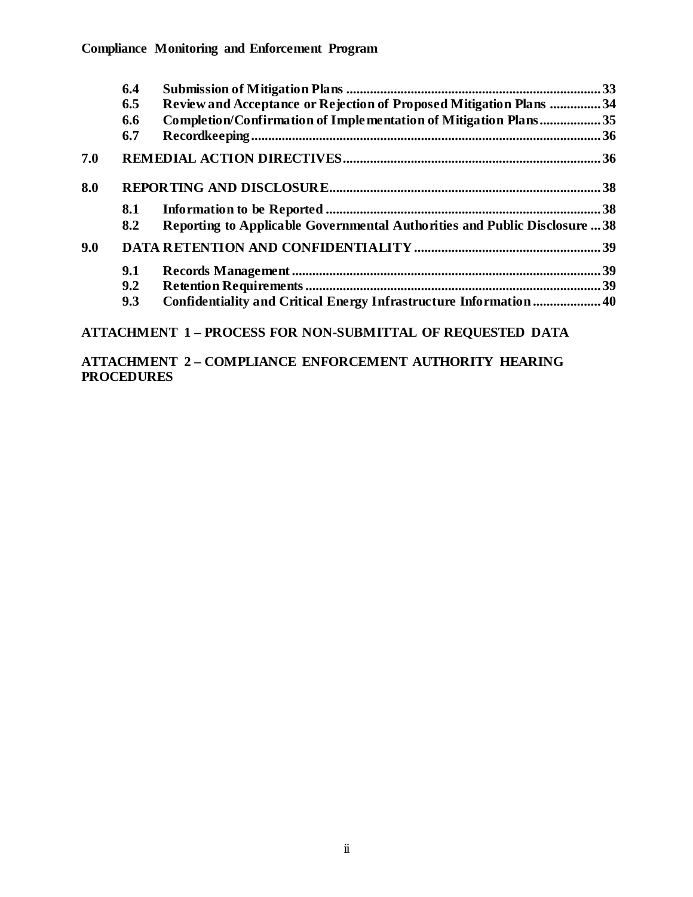| | | |
|---|---|---|
| 6.4 | **Submission of Mitigation Plans** | **33** |
| 6.5 | **Review and Acceptance or Rejection of Proposed Mitigation Plans** | **34** |
| 6.6 | **Completion/Confirmation of Implementation of Mitigation Plans** | **35** |
| 6.7 | **Recordkeeping** | **36** |
| **7.0** | **REMEDIAL ACTION DIRECTIVES** | **36** |
| **8.0** | **REPORTING AND DISCLOSURE** | **38** |
| 8.1 | **Information to be Reported** | **38** |
| 8.2 | **Reporting to Applicable Governmental Authorities and Public Disclosure** | **38** |
| **9.0** | **DATA RETENTION AND CONFIDENTIALITY** | **39** |
| 9.1 | **Records Management** | **39** |
| 9.2 | **Retention Requirements** | **39** |
| 9.3 | **Confidentiality and Critical Energy Infrastructure Information** | **40** |

**ATTACHMENT 1 – PROCESS FOR NON-SUBMITTAL OF REQUESTED DATA**

**ATTACHMENT 2 – COMPLIANCE ENFORCEMENT AUTHORITY HEARING PROCEDURES**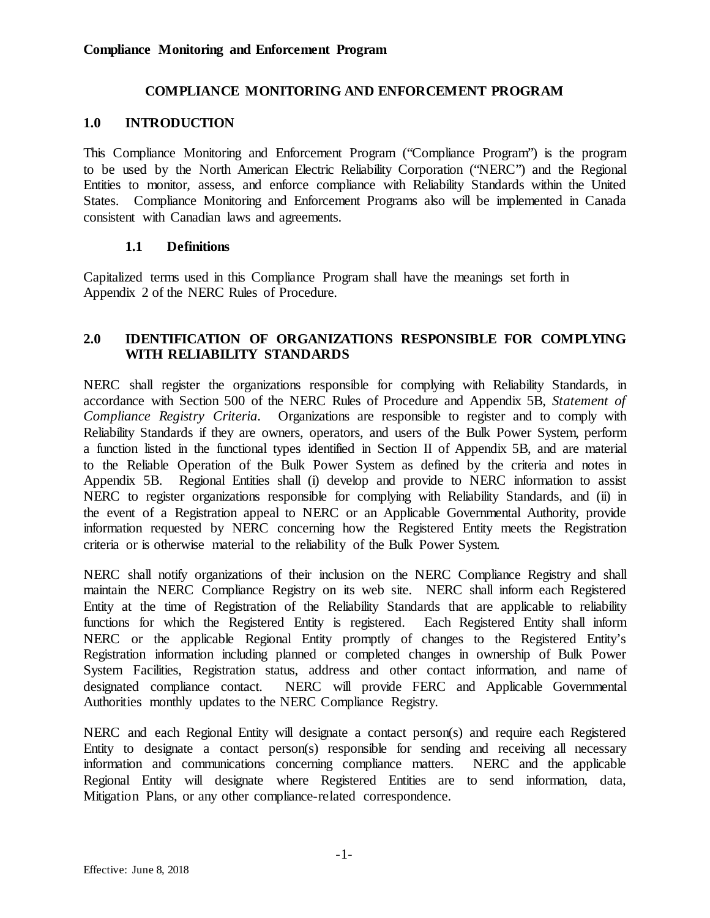# COMPLIANCE MONITORING AND ENFORCEMENT PROGRAM

## 1.0 INTRODUCTION

This Compliance Monitoring and Enforcement Program ("Compliance Program") is the program to be used by the North American Electric Reliability Corporation ("NERC") and the Regional Entities to monitor, assess, and enforce compliance with Reliability Standards within the United States. Compliance Monitoring and Enforcement Programs also will be implemented in Canada consistent with Canadian laws and agreements.

### 1.1 Definitions

Capitalized terms used in this Compliance Program shall have the meanings set forth in Appendix 2 of the NERC Rules of Procedure.

## 2.0 IDENTIFICATION OF ORGANIZATIONS RESPONSIBLE FOR COMPLYING WITH RELIABILITY STANDARDS

NERC shall register the organizations responsible for complying with Reliability Standards, in accordance with Section 500 of the NERC Rules of Procedure and Appendix 5B, *Statement of Compliance Registry Criteria*. Organizations are responsible to register and to comply with Reliability Standards if they are owners, operators, and users of the Bulk Power System, perform a function listed in the functional types identified in Section II of Appendix 5B, and are material to the Reliable Operation of the Bulk Power System as defined by the criteria and notes in Appendix 5B. Regional Entities shall (i) develop and provide to NERC information to assist NERC to register organizations responsible for complying with Reliability Standards, and (ii) in the event of a Registration appeal to NERC or an Applicable Governmental Authority, provide information requested by NERC concerning how the Registered Entity meets the Registration criteria or is otherwise material to the reliability of the Bulk Power System.

NERC shall notify organizations of their inclusion on the NERC Compliance Registry and shall maintain the NERC Compliance Registry on its web site. NERC shall inform each Registered Entity at the time of Registration of the Reliability Standards that are applicable to reliability functions for which the Registered Entity is registered. Each Registered Entity shall inform NERC or the applicable Regional Entity promptly of changes to the Registered Entity's Registration information including planned or completed changes in ownership of Bulk Power System Facilities, Registration status, address and other contact information, and name of designated compliance contact. NERC will provide FERC and Applicable Governmental Authorities monthly updates to the NERC Compliance Registry.

NERC and each Regional Entity will designate a contact person(s) and require each Registered Entity to designate a contact person(s) responsible for sending and receiving all necessary information and communications concerning compliance matters. NERC and the applicable Regional Entity will designate where Registered Entities are to send information, data, Mitigation Plans, or any other compliance-related correspondence.

Effective: June 8, 2018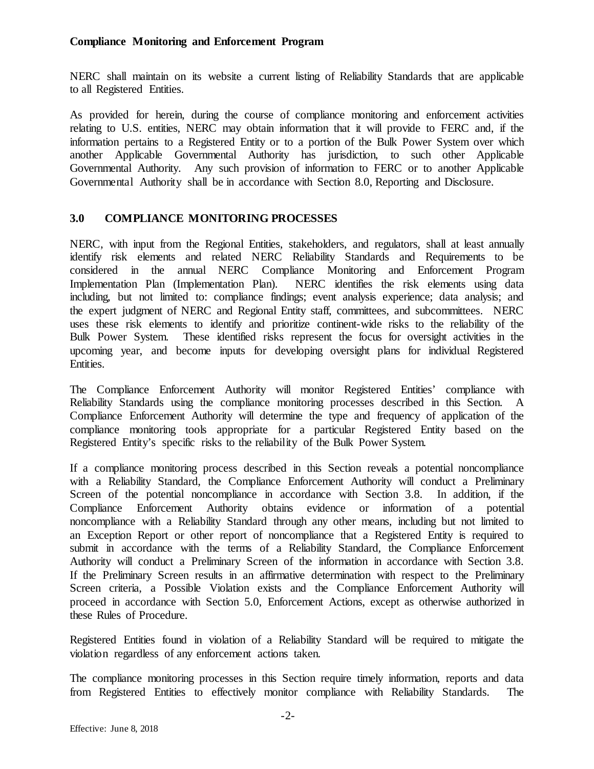NERC shall maintain on its website a current listing of Reliability Standards that are applicable to all Registered Entities.

As provided for herein, during the course of compliance monitoring and enforcement activities relating to U.S. entities, NERC may obtain information that it will provide to FERC and, if the information pertains to a Registered Entity or to a portion of the Bulk Power System over which another Applicable Governmental Authority has jurisdiction, to such other Applicable Governmental Authority. Any such provision of information to FERC or to another Applicable Governmental Authority shall be in accordance with Section 8.0, Reporting and Disclosure.

## 3.0 COMPLIANCE MONITORING PROCESSES

NERC, with input from the Regional Entities, stakeholders, and regulators, shall at least annually identify risk elements and related NERC Reliability Standards and Requirements to be considered in the annual NERC Compliance Monitoring and Enforcement Program Implementation Plan (Implementation Plan). NERC identifies the risk elements using data including, but not limited to: compliance findings; event analysis experience; data analysis; and the expert judgment of NERC and Regional Entity staff, committees, and subcommittees. NERC uses these risk elements to identify and prioritize continent-wide risks to the reliability of the Bulk Power System. These identified risks represent the focus for oversight activities in the upcoming year, and become inputs for developing oversight plans for individual Registered Entities.

The Compliance Enforcement Authority will monitor Registered Entities' compliance with Reliability Standards using the compliance monitoring processes described in this Section. A Compliance Enforcement Authority will determine the type and frequency of application of the compliance monitoring tools appropriate for a particular Registered Entity based on the Registered Entity's specific risks to the reliability of the Bulk Power System.

If a compliance monitoring process described in this Section reveals a potential noncompliance with a Reliability Standard, the Compliance Enforcement Authority will conduct a Preliminary Screen of the potential noncompliance in accordance with Section 3.8. In addition, if the Compliance Enforcement Authority obtains evidence or information of a potential noncompliance with a Reliability Standard through any other means, including but not limited to an Exception Report or other report of noncompliance that a Registered Entity is required to submit in accordance with the terms of a Reliability Standard, the Compliance Enforcement Authority will conduct a Preliminary Screen of the information in accordance with Section 3.8. If the Preliminary Screen results in an affirmative determination with respect to the Preliminary Screen criteria, a Possible Violation exists and the Compliance Enforcement Authority will proceed in accordance with Section 5.0, Enforcement Actions, except as otherwise authorized in these Rules of Procedure.

Registered Entities found in violation of a Reliability Standard will be required to mitigate the violation regardless of any enforcement actions taken.

The compliance monitoring processes in this Section require timely information, reports and data from Registered Entities to effectively monitor compliance with Reliability Standards. The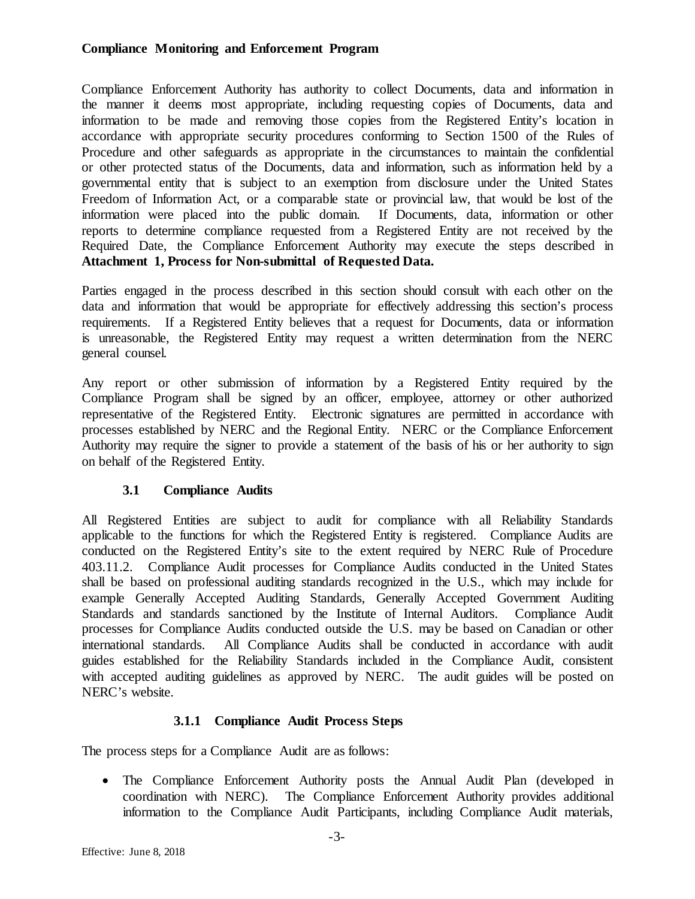Compliance Enforcement Authority has authority to collect Documents, data and information in the manner it deems most appropriate, including requesting copies of Documents, data and information to be made and removing those copies from the Registered Entity's location in accordance with appropriate security procedures conforming to Section 1500 of the Rules of Procedure and other safeguards as appropriate in the circumstances to maintain the confidential or other protected status of the Documents, data and information, such as information held by a governmental entity that is subject to an exemption from disclosure under the United States Freedom of Information Act, or a comparable state or provincial law, that would be lost of the information were placed into the public domain. If Documents, data, information or other reports to determine compliance requested from a Registered Entity are not received by the Required Date, the Compliance Enforcement Authority may execute the steps described in **Attachment 1, Process for Non-submittal of Requested Data.**

Parties engaged in the process described in this section should consult with each other on the data and information that would be appropriate for effectively addressing this section's process requirements. If a Registered Entity believes that a request for Documents, data or information is unreasonable, the Registered Entity may request a written determination from the NERC general counsel.

Any report or other submission of information by a Registered Entity required by the Compliance Program shall be signed by an officer, employee, attorney or other authorized representative of the Registered Entity. Electronic signatures are permitted in accordance with processes established by NERC and the Regional Entity. NERC or the Compliance Enforcement Authority may require the signer to provide a statement of the basis of his or her authority to sign on behalf of the Registered Entity.

### 3.1 Compliance Audits

All Registered Entities are subject to audit for compliance with all Reliability Standards applicable to the functions for which the Registered Entity is registered. Compliance Audits are conducted on the Registered Entity's site to the extent required by NERC Rule of Procedure 403.11.2. Compliance Audit processes for Compliance Audits conducted in the United States shall be based on professional auditing standards recognized in the U.S., which may include for example Generally Accepted Auditing Standards, Generally Accepted Government Auditing Standards and standards sanctioned by the Institute of Internal Auditors. Compliance Audit processes for Compliance Audits conducted outside the U.S. may be based on Canadian or other international standards. All Compliance Audits shall be conducted in accordance with audit guides established for the Reliability Standards included in the Compliance Audit, consistent with accepted auditing guidelines as approved by NERC. The audit guides will be posted on NERC's website.

#### 3.1.1 Compliance Audit Process Steps

The process steps for a Compliance Audit are as follows:

- The Compliance Enforcement Authority posts the Annual Audit Plan (developed in coordination with NERC). The Compliance Enforcement Authority provides additional information to the Compliance Audit Participants, including Compliance Audit materials,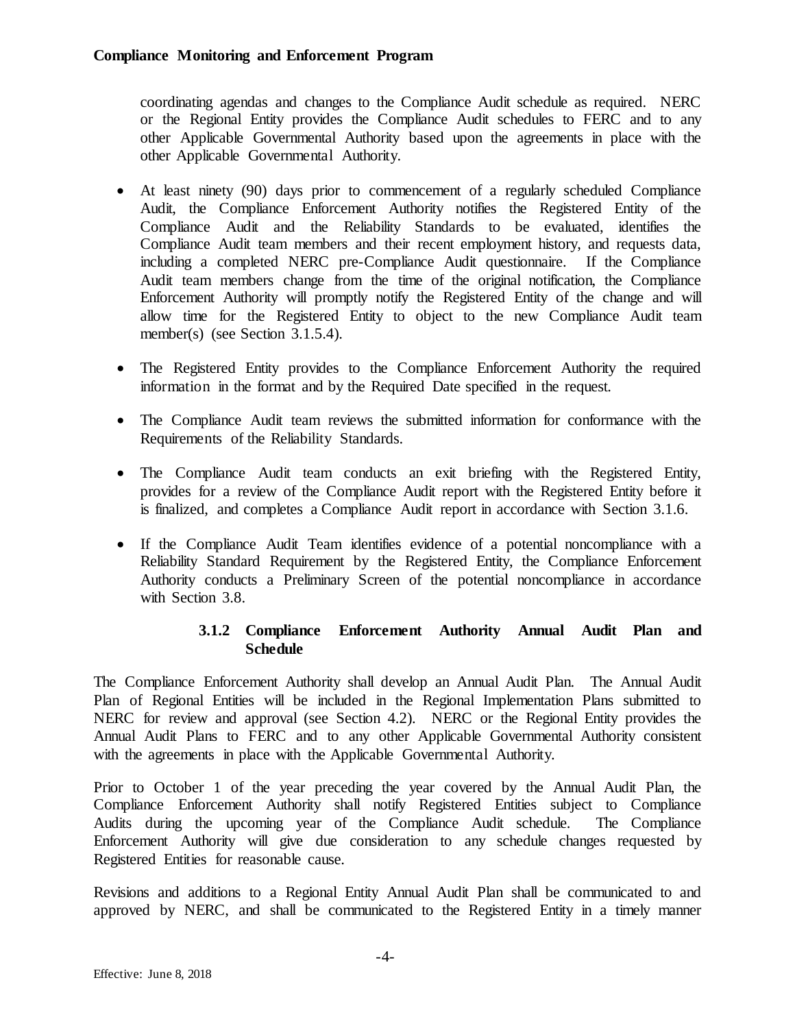coordinating agendas and changes to the Compliance Audit schedule as required. NERC or the Regional Entity provides the Compliance Audit schedules to FERC and to any other Applicable Governmental Authority based upon the agreements in place with the other Applicable Governmental Authority.

- At least ninety (90) days prior to commencement of a regularly scheduled Compliance Audit, the Compliance Enforcement Authority notifies the Registered Entity of the Compliance Audit and the Reliability Standards to be evaluated, identifies the Compliance Audit team members and their recent employment history, and requests data, including a completed NERC pre-Compliance Audit questionnaire. If the Compliance Audit team members change from the time of the original notification, the Compliance Enforcement Authority will promptly notify the Registered Entity of the change and will allow time for the Registered Entity to object to the new Compliance Audit team member(s) (see Section 3.1.5.4).
- The Registered Entity provides to the Compliance Enforcement Authority the required information in the format and by the Required Date specified in the request.
- The Compliance Audit team reviews the submitted information for conformance with the Requirements of the Reliability Standards.
- The Compliance Audit team conducts an exit briefing with the Registered Entity, provides for a review of the Compliance Audit report with the Registered Entity before it is finalized, and completes a Compliance Audit report in accordance with Section 3.1.6.
- If the Compliance Audit Team identifies evidence of a potential noncompliance with a Reliability Standard Requirement by the Registered Entity, the Compliance Enforcement Authority conducts a Preliminary Screen of the potential noncompliance in accordance with Section 3.8.

#### 3.1.2 Compliance Enforcement Authority Annual Audit Plan and Schedule

The Compliance Enforcement Authority shall develop an Annual Audit Plan. The Annual Audit Plan of Regional Entities will be included in the Regional Implementation Plans submitted to NERC for review and approval (see Section 4.2). NERC or the Regional Entity provides the Annual Audit Plans to FERC and to any other Applicable Governmental Authority consistent with the agreements in place with the Applicable Governmental Authority.

Prior to October 1 of the year preceding the year covered by the Annual Audit Plan, the Compliance Enforcement Authority shall notify Registered Entities subject to Compliance Audits during the upcoming year of the Compliance Audit schedule. The Compliance Enforcement Authority will give due consideration to any schedule changes requested by Registered Entities for reasonable cause.

Revisions and additions to a Regional Entity Annual Audit Plan shall be communicated to and approved by NERC, and shall be communicated to the Registered Entity in a timely manner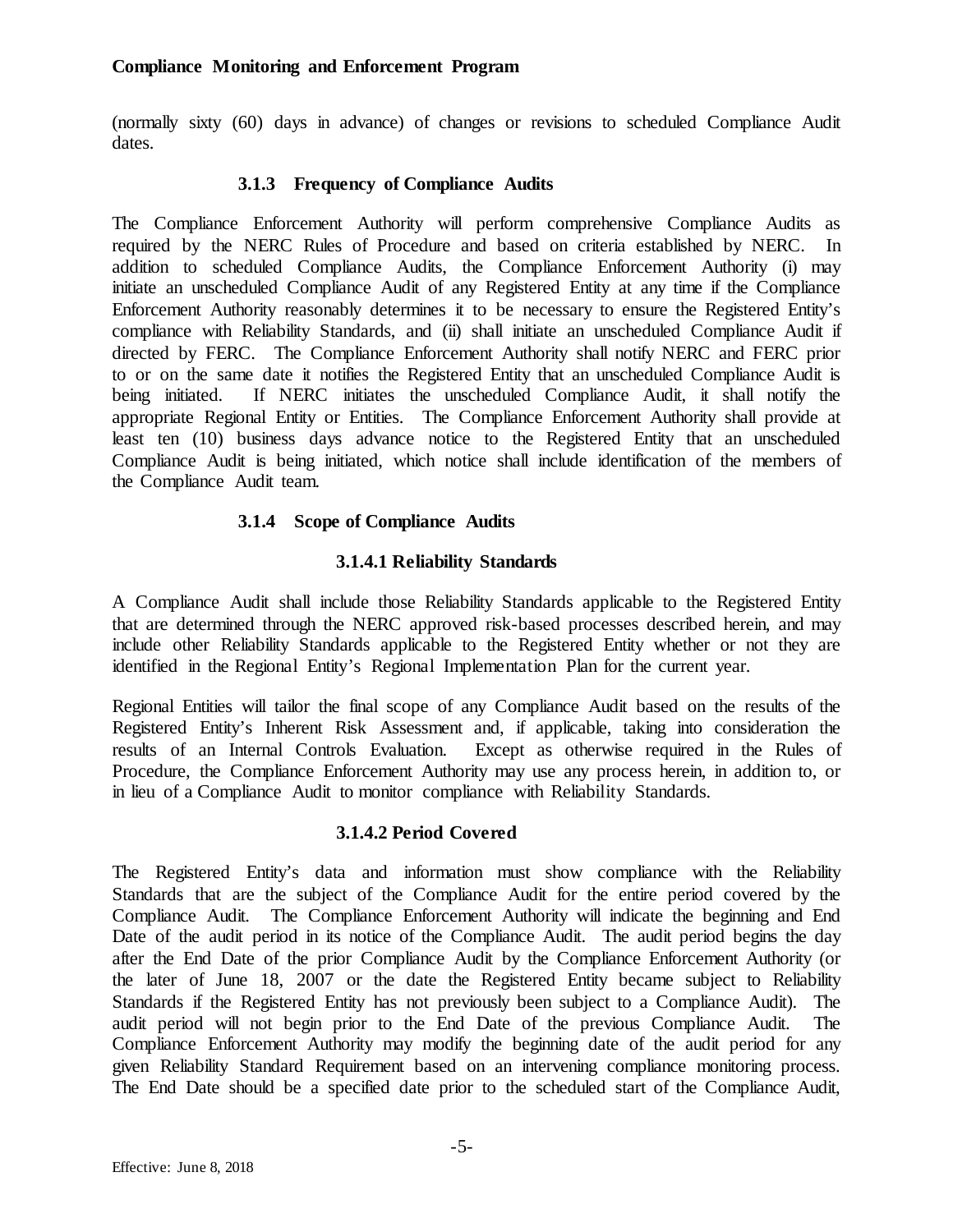(normally sixty (60) days in advance) of changes or revisions to scheduled Compliance Audit dates.

### 3.1.3 Frequency of Compliance Audits

The Compliance Enforcement Authority will perform comprehensive Compliance Audits as required by the NERC Rules of Procedure and based on criteria established by NERC. In addition to scheduled Compliance Audits, the Compliance Enforcement Authority (i) may initiate an unscheduled Compliance Audit of any Registered Entity at any time if the Compliance Enforcement Authority reasonably determines it to be necessary to ensure the Registered Entity's compliance with Reliability Standards, and (ii) shall initiate an unscheduled Compliance Audit if directed by FERC. The Compliance Enforcement Authority shall notify NERC and FERC prior to or on the same date it notifies the Registered Entity that an unscheduled Compliance Audit is being initiated. If NERC initiates the unscheduled Compliance Audit, it shall notify the appropriate Regional Entity or Entities. The Compliance Enforcement Authority shall provide at least ten (10) business days advance notice to the Registered Entity that an unscheduled Compliance Audit is being initiated, which notice shall include identification of the members of the Compliance Audit team.

### 3.1.4 Scope of Compliance Audits

#### 3.1.4.1 Reliability Standards

A Compliance Audit shall include those Reliability Standards applicable to the Registered Entity that are determined through the NERC approved risk-based processes described herein, and may include other Reliability Standards applicable to the Registered Entity whether or not they are identified in the Regional Entity's Regional Implementation Plan for the current year.

Regional Entities will tailor the final scope of any Compliance Audit based on the results of the Registered Entity's Inherent Risk Assessment and, if applicable, taking into consideration the results of an Internal Controls Evaluation. Except as otherwise required in the Rules of Procedure, the Compliance Enforcement Authority may use any process herein, in addition to, or in lieu of a Compliance Audit to monitor compliance with Reliability Standards.

#### 3.1.4.2 Period Covered

The Registered Entity's data and information must show compliance with the Reliability Standards that are the subject of the Compliance Audit for the entire period covered by the Compliance Audit. The Compliance Enforcement Authority will indicate the beginning and End Date of the audit period in its notice of the Compliance Audit. The audit period begins the day after the End Date of the prior Compliance Audit by the Compliance Enforcement Authority (or the later of June 18, 2007 or the date the Registered Entity became subject to Reliability Standards if the Registered Entity has not previously been subject to a Compliance Audit). The audit period will not begin prior to the End Date of the previous Compliance Audit. The Compliance Enforcement Authority may modify the beginning date of the audit period for any given Reliability Standard Requirement based on an intervening compliance monitoring process. The End Date should be a specified date prior to the scheduled start of the Compliance Audit,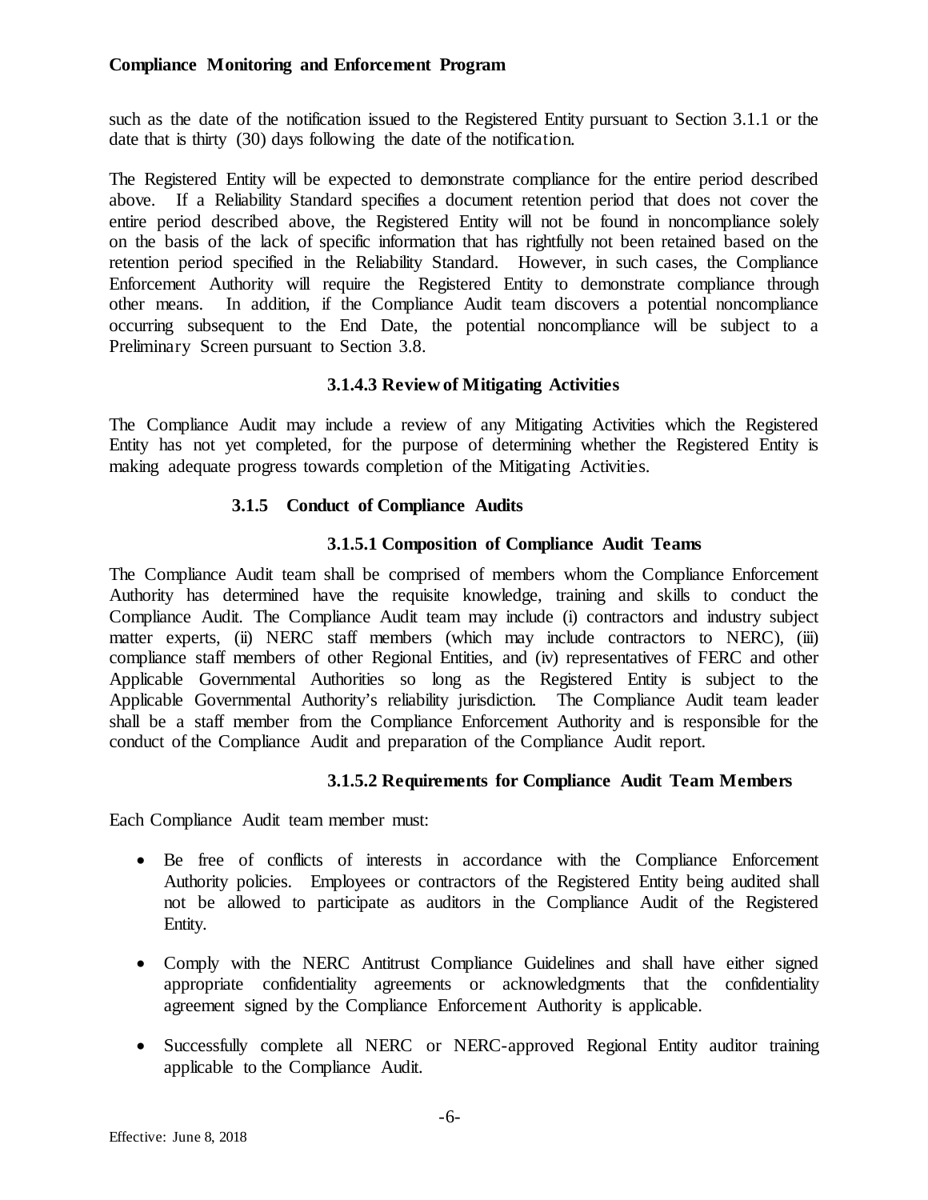such as the date of the notification issued to the Registered Entity pursuant to Section 3.1.1 or the date that is thirty (30) days following the date of the notification.

The Registered Entity will be expected to demonstrate compliance for the entire period described above. If a Reliability Standard specifies a document retention period that does not cover the entire period described above, the Registered Entity will not be found in noncompliance solely on the basis of the lack of specific information that has rightfully not been retained based on the retention period specified in the Reliability Standard. However, in such cases, the Compliance Enforcement Authority will require the Registered Entity to demonstrate compliance through other means. In addition, if the Compliance Audit team discovers a potential noncompliance occurring subsequent to the End Date, the potential noncompliance will be subject to a Preliminary Screen pursuant to Section 3.8.

#### 3.1.4.3 Review of Mitigating Activities

The Compliance Audit may include a review of any Mitigating Activities which the Registered Entity has not yet completed, for the purpose of determining whether the Registered Entity is making adequate progress towards completion of the Mitigating Activities.

### 3.1.5 Conduct of Compliance Audits

#### 3.1.5.1 Composition of Compliance Audit Teams

The Compliance Audit team shall be comprised of members whom the Compliance Enforcement Authority has determined have the requisite knowledge, training and skills to conduct the Compliance Audit. The Compliance Audit team may include (i) contractors and industry subject matter experts, (ii) NERC staff members (which may include contractors to NERC), (iii) compliance staff members of other Regional Entities, and (iv) representatives of FERC and other Applicable Governmental Authorities so long as the Registered Entity is subject to the Applicable Governmental Authority's reliability jurisdiction. The Compliance Audit team leader shall be a staff member from the Compliance Enforcement Authority and is responsible for the conduct of the Compliance Audit and preparation of the Compliance Audit report.

#### 3.1.5.2 Requirements for Compliance Audit Team Members

Each Compliance Audit team member must:

- Be free of conflicts of interests in accordance with the Compliance Enforcement Authority policies. Employees or contractors of the Registered Entity being audited shall not be allowed to participate as auditors in the Compliance Audit of the Registered Entity.
- Comply with the NERC Antitrust Compliance Guidelines and shall have either signed appropriate confidentiality agreements or acknowledgments that the confidentiality agreement signed by the Compliance Enforcement Authority is applicable.
- Successfully complete all NERC or NERC-approved Regional Entity auditor training applicable to the Compliance Audit.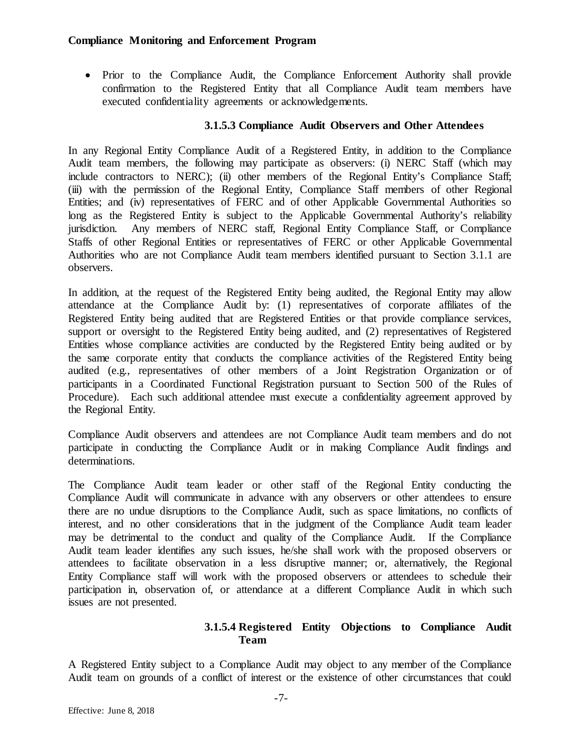- Prior to the Compliance Audit, the Compliance Enforcement Authority shall provide confirmation to the Registered Entity that all Compliance Audit team members have executed confidentiality agreements or acknowledgements.

#### 3.1.5.3 Compliance Audit Observers and Other Attendees

In any Regional Entity Compliance Audit of a Registered Entity, in addition to the Compliance Audit team members, the following may participate as observers: (i) NERC Staff (which may include contractors to NERC); (ii) other members of the Regional Entity's Compliance Staff; (iii) with the permission of the Regional Entity, Compliance Staff members of other Regional Entities; and (iv) representatives of FERC and of other Applicable Governmental Authorities so long as the Registered Entity is subject to the Applicable Governmental Authority's reliability jurisdiction. Any members of NERC staff, Regional Entity Compliance Staff, or Compliance Staffs of other Regional Entities or representatives of FERC or other Applicable Governmental Authorities who are not Compliance Audit team members identified pursuant to Section 3.1.1 are observers.

In addition, at the request of the Registered Entity being audited, the Regional Entity may allow attendance at the Compliance Audit by: (1) representatives of corporate affiliates of the Registered Entity being audited that are Registered Entities or that provide compliance services, support or oversight to the Registered Entity being audited, and (2) representatives of Registered Entities whose compliance activities are conducted by the Registered Entity being audited or by the same corporate entity that conducts the compliance activities of the Registered Entity being audited (e.g., representatives of other members of a Joint Registration Organization or of participants in a Coordinated Functional Registration pursuant to Section 500 of the Rules of Procedure). Each such additional attendee must execute a confidentiality agreement approved by the Regional Entity.

Compliance Audit observers and attendees are not Compliance Audit team members and do not participate in conducting the Compliance Audit or in making Compliance Audit findings and determinations.

The Compliance Audit team leader or other staff of the Regional Entity conducting the Compliance Audit will communicate in advance with any observers or other attendees to ensure there are no undue disruptions to the Compliance Audit, such as space limitations, no conflicts of interest, and no other considerations that in the judgment of the Compliance Audit team leader may be detrimental to the conduct and quality of the Compliance Audit. If the Compliance Audit team leader identifies any such issues, he/she shall work with the proposed observers or attendees to facilitate observation in a less disruptive manner; or, alternatively, the Regional Entity Compliance staff will work with the proposed observers or attendees to schedule their participation in, observation of, or attendance at a different Compliance Audit in which such issues are not presented.

#### 3.1.5.4 Registered Entity Objections to Compliance Audit Team

A Registered Entity subject to a Compliance Audit may object to any member of the Compliance Audit team on grounds of a conflict of interest or the existence of other circumstances that could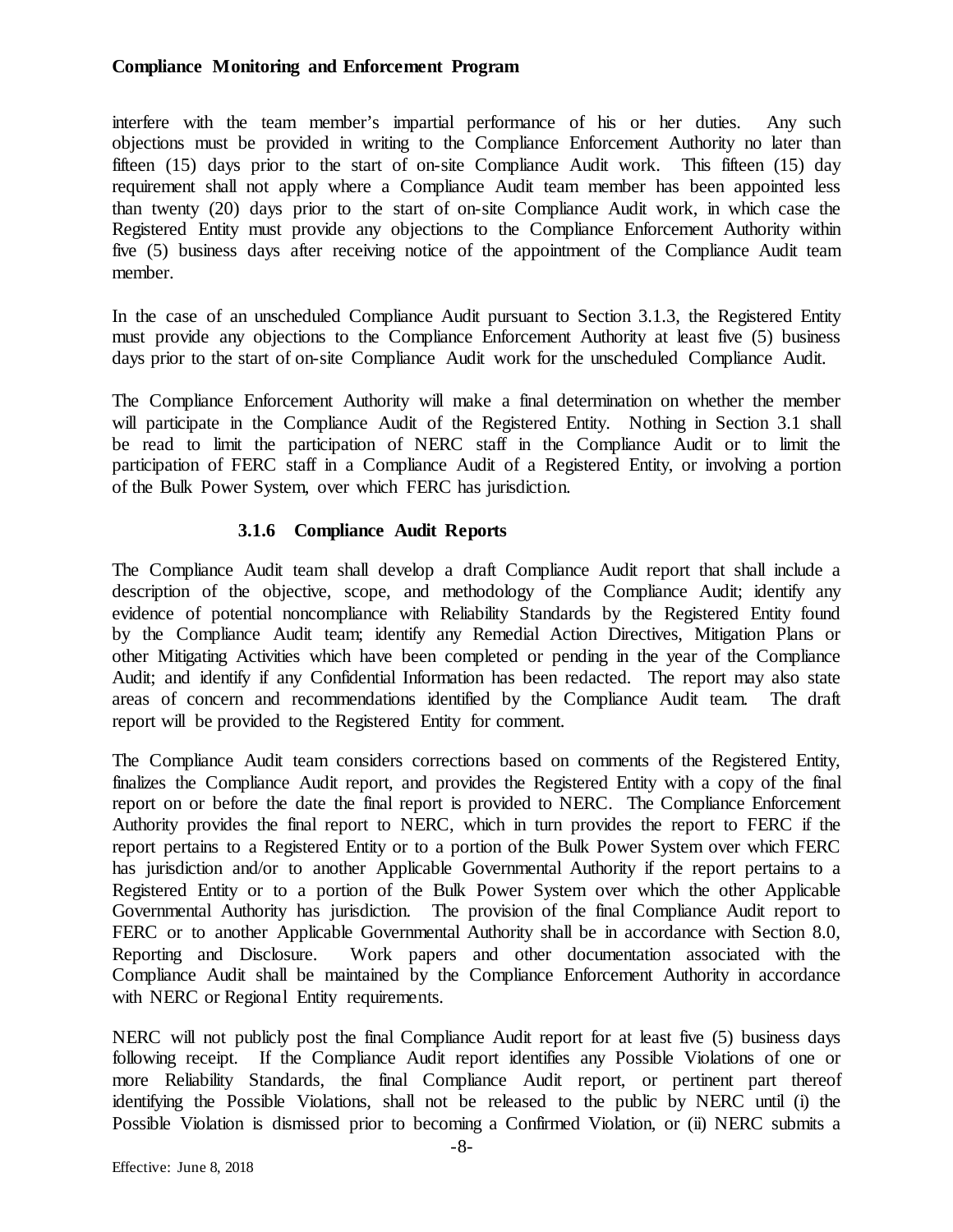interfere with the team member's impartial performance of his or her duties. Any such objections must be provided in writing to the Compliance Enforcement Authority no later than fifteen (15) days prior to the start of on-site Compliance Audit work. This fifteen (15) day requirement shall not apply where a Compliance Audit team member has been appointed less than twenty (20) days prior to the start of on-site Compliance Audit work, in which case the Registered Entity must provide any objections to the Compliance Enforcement Authority within five (5) business days after receiving notice of the appointment of the Compliance Audit team member.

In the case of an unscheduled Compliance Audit pursuant to Section 3.1.3, the Registered Entity must provide any objections to the Compliance Enforcement Authority at least five (5) business days prior to the start of on-site Compliance Audit work for the unscheduled Compliance Audit.

The Compliance Enforcement Authority will make a final determination on whether the member will participate in the Compliance Audit of the Registered Entity. Nothing in Section 3.1 shall be read to limit the participation of NERC staff in the Compliance Audit or to limit the participation of FERC staff in a Compliance Audit of a Registered Entity, or involving a portion of the Bulk Power System, over which FERC has jurisdiction.

### 3.1.6 Compliance Audit Reports

The Compliance Audit team shall develop a draft Compliance Audit report that shall include a description of the objective, scope, and methodology of the Compliance Audit; identify any evidence of potential noncompliance with Reliability Standards by the Registered Entity found by the Compliance Audit team; identify any Remedial Action Directives, Mitigation Plans or other Mitigating Activities which have been completed or pending in the year of the Compliance Audit; and identify if any Confidential Information has been redacted. The report may also state areas of concern and recommendations identified by the Compliance Audit team. The draft report will be provided to the Registered Entity for comment.

The Compliance Audit team considers corrections based on comments of the Registered Entity, finalizes the Compliance Audit report, and provides the Registered Entity with a copy of the final report on or before the date the final report is provided to NERC. The Compliance Enforcement Authority provides the final report to NERC, which in turn provides the report to FERC if the report pertains to a Registered Entity or to a portion of the Bulk Power System over which FERC has jurisdiction and/or to another Applicable Governmental Authority if the report pertains to a Registered Entity or to a portion of the Bulk Power System over which the other Applicable Governmental Authority has jurisdiction. The provision of the final Compliance Audit report to FERC or to another Applicable Governmental Authority shall be in accordance with Section 8.0, Reporting and Disclosure. Work papers and other documentation associated with the Compliance Audit shall be maintained by the Compliance Enforcement Authority in accordance with NERC or Regional Entity requirements.

NERC will not publicly post the final Compliance Audit report for at least five (5) business days following receipt. If the Compliance Audit report identifies any Possible Violations of one or more Reliability Standards, the final Compliance Audit report, or pertinent part thereof identifying the Possible Violations, shall not be released to the public by NERC until (i) the Possible Violation is dismissed prior to becoming a Confirmed Violation, or (ii) NERC submits a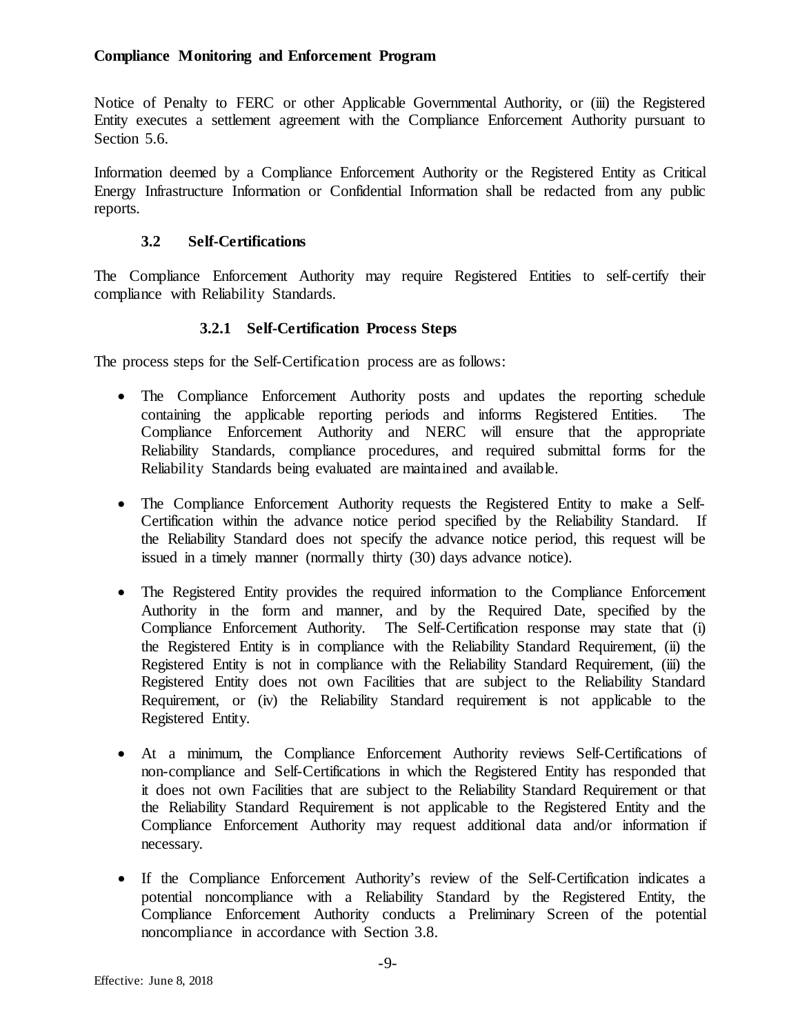Notice of Penalty to FERC or other Applicable Governmental Authority, or (iii) the Registered Entity executes a settlement agreement with the Compliance Enforcement Authority pursuant to Section 5.6.

Information deemed by a Compliance Enforcement Authority or the Registered Entity as Critical Energy Infrastructure Information or Confidential Information shall be redacted from any public reports.

### 3.2 Self-Certifications

The Compliance Enforcement Authority may require Registered Entities to self-certify their compliance with Reliability Standards.

#### 3.2.1 Self-Certification Process Steps

The process steps for the Self-Certification process are as follows:

- The Compliance Enforcement Authority posts and updates the reporting schedule containing the applicable reporting periods and informs Registered Entities. The Compliance Enforcement Authority and NERC will ensure that the appropriate Reliability Standards, compliance procedures, and required submittal forms for the Reliability Standards being evaluated are maintained and available.

- The Compliance Enforcement Authority requests the Registered Entity to make a Self-Certification within the advance notice period specified by the Reliability Standard. If the Reliability Standard does not specify the advance notice period, this request will be issued in a timely manner (normally thirty (30) days advance notice).

- The Registered Entity provides the required information to the Compliance Enforcement Authority in the form and manner, and by the Required Date, specified by the Compliance Enforcement Authority. The Self-Certification response may state that (i) the Registered Entity is in compliance with the Reliability Standard Requirement, (ii) the Registered Entity is not in compliance with the Reliability Standard Requirement, (iii) the Registered Entity does not own Facilities that are subject to the Reliability Standard Requirement, or (iv) the Reliability Standard requirement is not applicable to the Registered Entity.

- At a minimum, the Compliance Enforcement Authority reviews Self-Certifications of non-compliance and Self-Certifications in which the Registered Entity has responded that it does not own Facilities that are subject to the Reliability Standard Requirement or that the Reliability Standard Requirement is not applicable to the Registered Entity and the Compliance Enforcement Authority may request additional data and/or information if necessary.

- If the Compliance Enforcement Authority's review of the Self-Certification indicates a potential noncompliance with a Reliability Standard by the Registered Entity, the Compliance Enforcement Authority conducts a Preliminary Screen of the potential noncompliance in accordance with Section 3.8.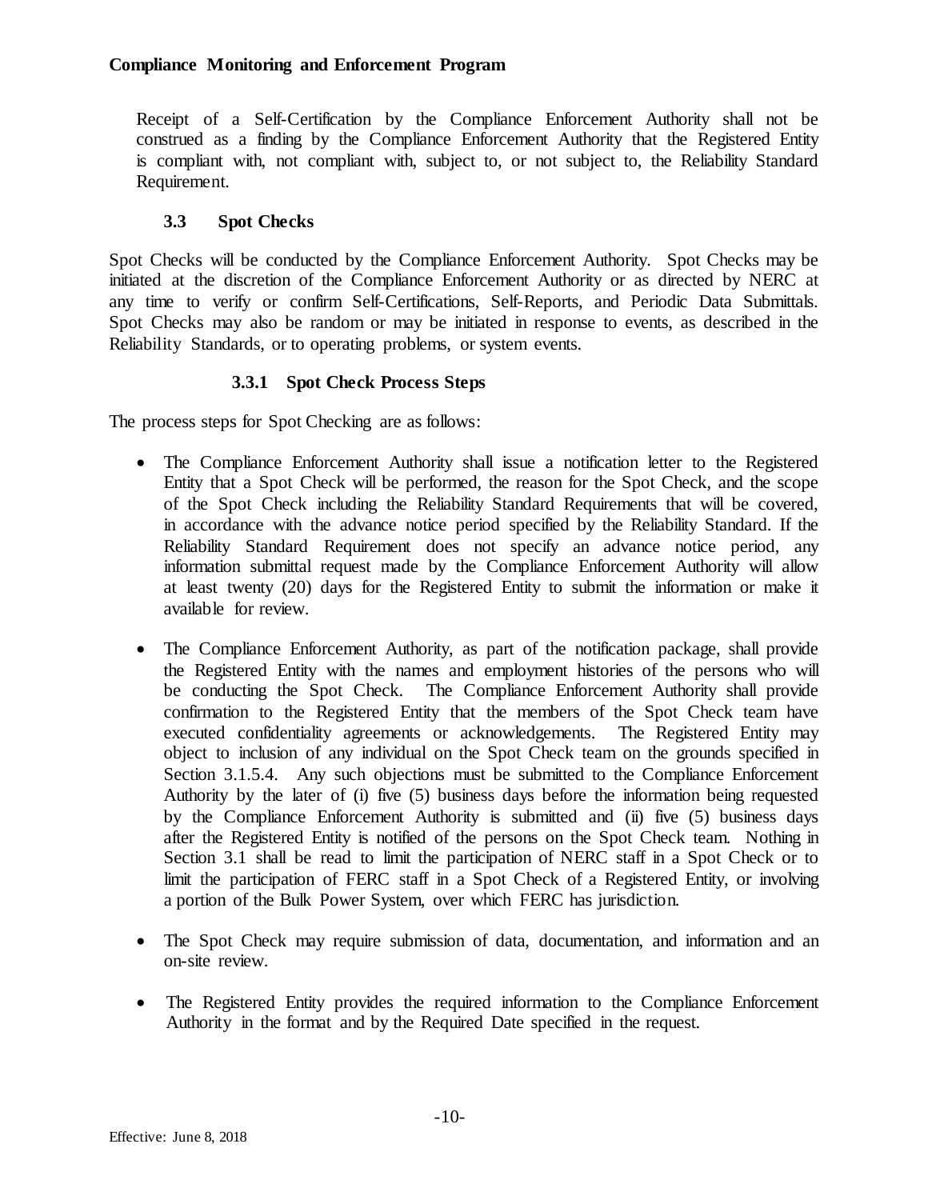Receipt of a Self-Certification by the Compliance Enforcement Authority shall not be construed as a finding by the Compliance Enforcement Authority that the Registered Entity is compliant with, not compliant with, subject to, or not subject to, the Reliability Standard Requirement.

### 3.3 Spot Checks

Spot Checks will be conducted by the Compliance Enforcement Authority. Spot Checks may be initiated at the discretion of the Compliance Enforcement Authority or as directed by NERC at any time to verify or confirm Self-Certifications, Self-Reports, and Periodic Data Submittals. Spot Checks may also be random or may be initiated in response to events, as described in the Reliability Standards, or to operating problems, or system events.

#### 3.3.1 Spot Check Process Steps

The process steps for Spot Checking are as follows:

- The Compliance Enforcement Authority shall issue a notification letter to the Registered Entity that a Spot Check will be performed, the reason for the Spot Check, and the scope of the Spot Check including the Reliability Standard Requirements that will be covered, in accordance with the advance notice period specified by the Reliability Standard. If the Reliability Standard Requirement does not specify an advance notice period, any information submittal request made by the Compliance Enforcement Authority will allow at least twenty (20) days for the Registered Entity to submit the information or make it available for review.
- The Compliance Enforcement Authority, as part of the notification package, shall provide the Registered Entity with the names and employment histories of the persons who will be conducting the Spot Check. The Compliance Enforcement Authority shall provide confirmation to the Registered Entity that the members of the Spot Check team have executed confidentiality agreements or acknowledgements. The Registered Entity may object to inclusion of any individual on the Spot Check team on the grounds specified in Section 3.1.5.4. Any such objections must be submitted to the Compliance Enforcement Authority by the later of (i) five (5) business days before the information being requested by the Compliance Enforcement Authority is submitted and (ii) five (5) business days after the Registered Entity is notified of the persons on the Spot Check team. Nothing in Section 3.1 shall be read to limit the participation of NERC staff in a Spot Check or to limit the participation of FERC staff in a Spot Check of a Registered Entity, or involving a portion of the Bulk Power System, over which FERC has jurisdiction.
- The Spot Check may require submission of data, documentation, and information and an on-site review.
- The Registered Entity provides the required information to the Compliance Enforcement Authority in the format and by the Required Date specified in the request.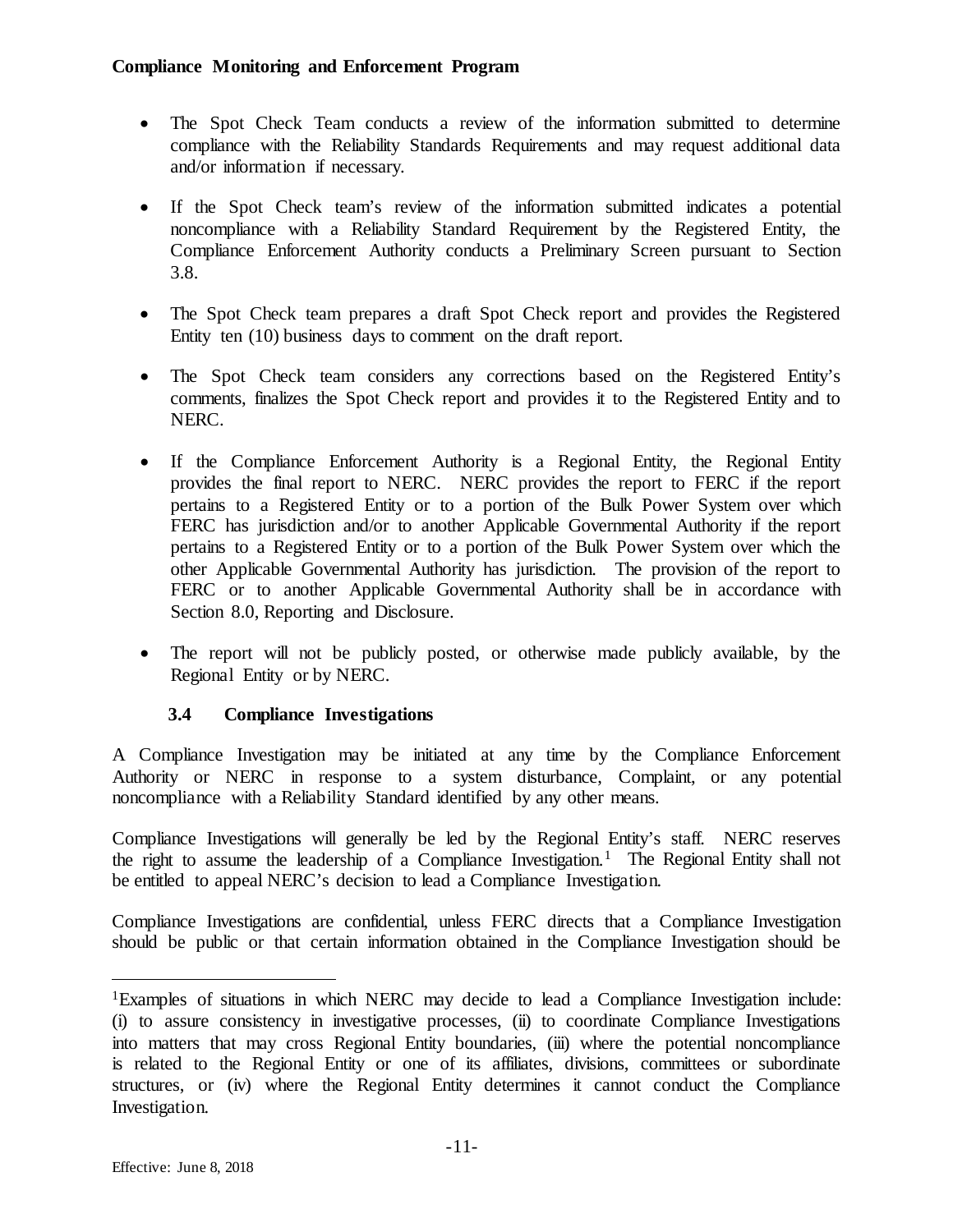- The Spot Check Team conducts a review of the information submitted to determine compliance with the Reliability Standards Requirements and may request additional data and/or information if necessary.

- If the Spot Check team's review of the information submitted indicates a potential noncompliance with a Reliability Standard Requirement by the Registered Entity, the Compliance Enforcement Authority conducts a Preliminary Screen pursuant to Section 3.8.

- The Spot Check team prepares a draft Spot Check report and provides the Registered Entity ten (10) business days to comment on the draft report.

- The Spot Check team considers any corrections based on the Registered Entity's comments, finalizes the Spot Check report and provides it to the Registered Entity and to NERC.

- If the Compliance Enforcement Authority is a Regional Entity, the Regional Entity provides the final report to NERC. NERC provides the report to FERC if the report pertains to a Registered Entity or to a portion of the Bulk Power System over which FERC has jurisdiction and/or to another Applicable Governmental Authority if the report pertains to a Registered Entity or to a portion of the Bulk Power System over which the other Applicable Governmental Authority has jurisdiction. The provision of the report to FERC or to another Applicable Governmental Authority shall be in accordance with Section 8.0, Reporting and Disclosure.

- The report will not be publicly posted, or otherwise made publicly available, by the Regional Entity or by NERC.

### 3.4 Compliance Investigations

A Compliance Investigation may be initiated at any time by the Compliance Enforcement Authority or NERC in response to a system disturbance, Complaint, or any potential noncompliance with a Reliability Standard identified by any other means.

Compliance Investigations will generally be led by the Regional Entity's staff. NERC reserves the right to assume the leadership of a Compliance Investigation.[1] The Regional Entity shall not be entitled to appeal NERC's decision to lead a Compliance Investigation.

Compliance Investigations are confidential, unless FERC directs that a Compliance Investigation should be public or that certain information obtained in the Compliance Investigation should be

---

[1] Examples of situations in which NERC may decide to lead a Compliance Investigation include: (i) to assure consistency in investigative processes, (ii) to coordinate Compliance Investigations into matters that may cross Regional Entity boundaries, (iii) where the potential noncompliance is related to the Regional Entity or one of its affiliates, divisions, committees or subordinate structures, or (iv) where the Regional Entity determines it cannot conduct the Compliance Investigation.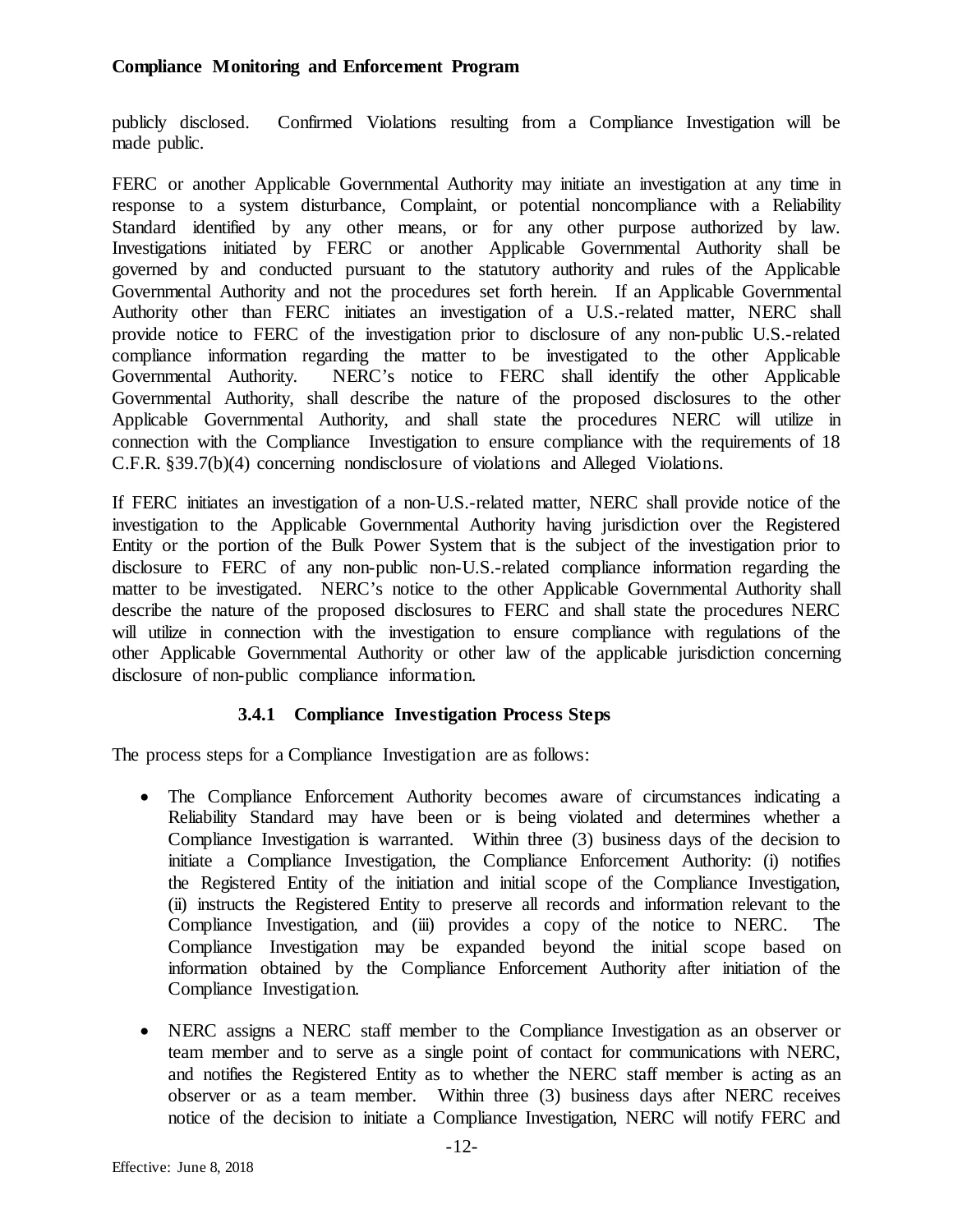publicly disclosed. Confirmed Violations resulting from a Compliance Investigation will be made public.

FERC or another Applicable Governmental Authority may initiate an investigation at any time in response to a system disturbance, Complaint, or potential noncompliance with a Reliability Standard identified by any other means, or for any other purpose authorized by law. Investigations initiated by FERC or another Applicable Governmental Authority shall be governed by and conducted pursuant to the statutory authority and rules of the Applicable Governmental Authority and not the procedures set forth herein. If an Applicable Governmental Authority other than FERC initiates an investigation of a U.S.-related matter, NERC shall provide notice to FERC of the investigation prior to disclosure of any non-public U.S.-related compliance information regarding the matter to be investigated to the other Applicable Governmental Authority. NERC's notice to FERC shall identify the other Applicable Governmental Authority, shall describe the nature of the proposed disclosures to the other Applicable Governmental Authority, and shall state the procedures NERC will utilize in connection with the Compliance Investigation to ensure compliance with the requirements of 18 C.F.R. §39.7(b)(4) concerning nondisclosure of violations and Alleged Violations.

If FERC initiates an investigation of a non-U.S.-related matter, NERC shall provide notice of the investigation to the Applicable Governmental Authority having jurisdiction over the Registered Entity or the portion of the Bulk Power System that is the subject of the investigation prior to disclosure to FERC of any non-public non-U.S.-related compliance information regarding the matter to be investigated. NERC's notice to the other Applicable Governmental Authority shall describe the nature of the proposed disclosures to FERC and shall state the procedures NERC will utilize in connection with the investigation to ensure compliance with regulations of the other Applicable Governmental Authority or other law of the applicable jurisdiction concerning disclosure of non-public compliance information.

### 3.4.1 Compliance Investigation Process Steps

The process steps for a Compliance Investigation are as follows:

- The Compliance Enforcement Authority becomes aware of circumstances indicating a Reliability Standard may have been or is being violated and determines whether a Compliance Investigation is warranted. Within three (3) business days of the decision to initiate a Compliance Investigation, the Compliance Enforcement Authority: (i) notifies the Registered Entity of the initiation and initial scope of the Compliance Investigation, (ii) instructs the Registered Entity to preserve all records and information relevant to the Compliance Investigation, and (iii) provides a copy of the notice to NERC. The Compliance Investigation may be expanded beyond the initial scope based on information obtained by the Compliance Enforcement Authority after initiation of the Compliance Investigation.

- NERC assigns a NERC staff member to the Compliance Investigation as an observer or team member and to serve as a single point of contact for communications with NERC, and notifies the Registered Entity as to whether the NERC staff member is acting as an observer or as a team member. Within three (3) business days after NERC receives notice of the decision to initiate a Compliance Investigation, NERC will notify FERC and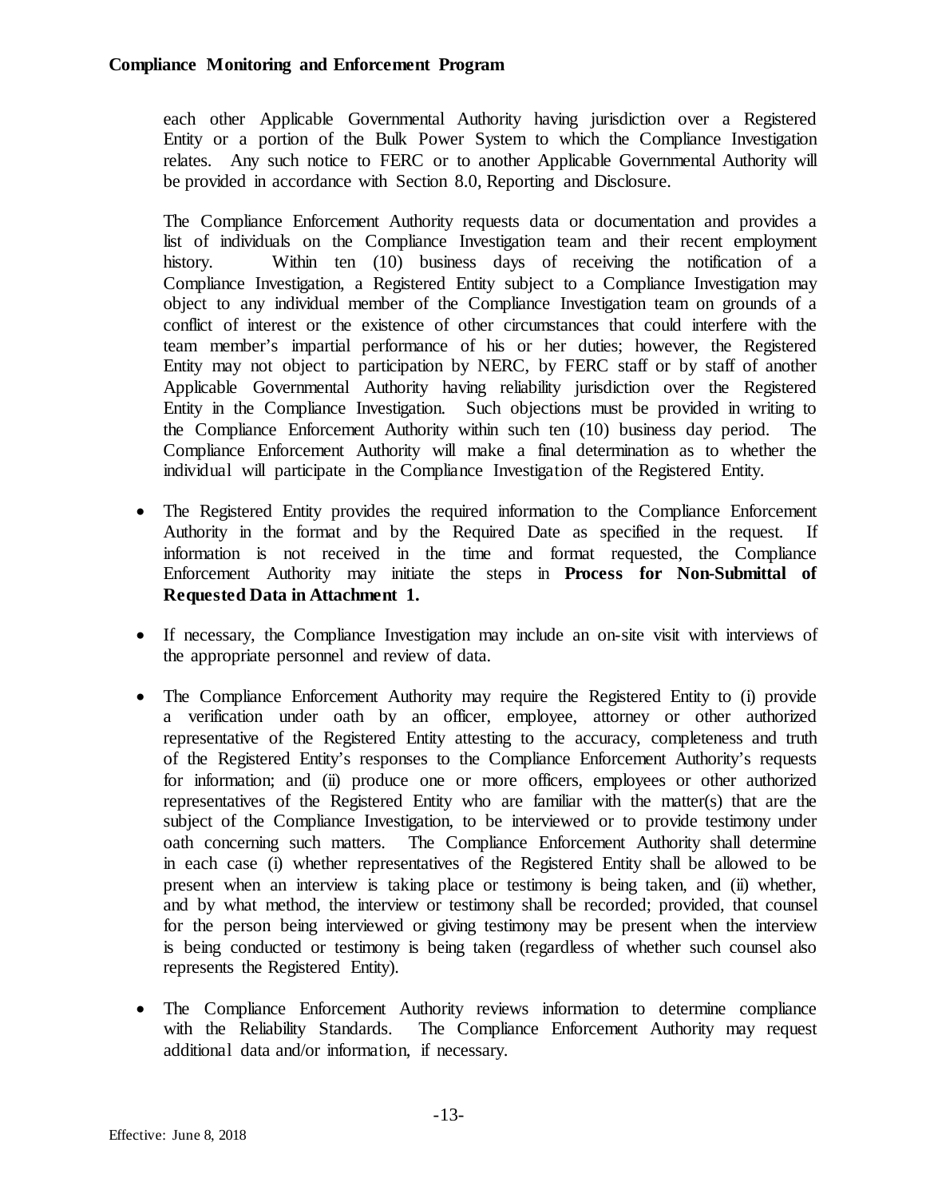each other Applicable Governmental Authority having jurisdiction over a Registered Entity or a portion of the Bulk Power System to which the Compliance Investigation relates. Any such notice to FERC or to another Applicable Governmental Authority will be provided in accordance with Section 8.0, Reporting and Disclosure.

The Compliance Enforcement Authority requests data or documentation and provides a list of individuals on the Compliance Investigation team and their recent employment history. Within ten (10) business days of receiving the notification of a Compliance Investigation, a Registered Entity subject to a Compliance Investigation may object to any individual member of the Compliance Investigation team on grounds of a conflict of interest or the existence of other circumstances that could interfere with the team member's impartial performance of his or her duties; however, the Registered Entity may not object to participation by NERC, by FERC staff or by staff of another Applicable Governmental Authority having reliability jurisdiction over the Registered Entity in the Compliance Investigation. Such objections must be provided in writing to the Compliance Enforcement Authority within such ten (10) business day period. The Compliance Enforcement Authority will make a final determination as to whether the individual will participate in the Compliance Investigation of the Registered Entity.

- The Registered Entity provides the required information to the Compliance Enforcement Authority in the format and by the Required Date as specified in the request. If information is not received in the time and format requested, the Compliance Enforcement Authority may initiate the steps in **Process for Non-Submittal of Requested Data in Attachment 1.**

- If necessary, the Compliance Investigation may include an on-site visit with interviews of the appropriate personnel and review of data.

- The Compliance Enforcement Authority may require the Registered Entity to (i) provide a verification under oath by an officer, employee, attorney or other authorized representative of the Registered Entity attesting to the accuracy, completeness and truth of the Registered Entity's responses to the Compliance Enforcement Authority's requests for information; and (ii) produce one or more officers, employees or other authorized representatives of the Registered Entity who are familiar with the matter(s) that are the subject of the Compliance Investigation, to be interviewed or to provide testimony under oath concerning such matters. The Compliance Enforcement Authority shall determine in each case (i) whether representatives of the Registered Entity shall be allowed to be present when an interview is taking place or testimony is being taken, and (ii) whether, and by what method, the interview or testimony shall be recorded; provided, that counsel for the person being interviewed or giving testimony may be present when the interview is being conducted or testimony is being taken (regardless of whether such counsel also represents the Registered Entity).

- The Compliance Enforcement Authority reviews information to determine compliance with the Reliability Standards. The Compliance Enforcement Authority may request additional data and/or information, if necessary.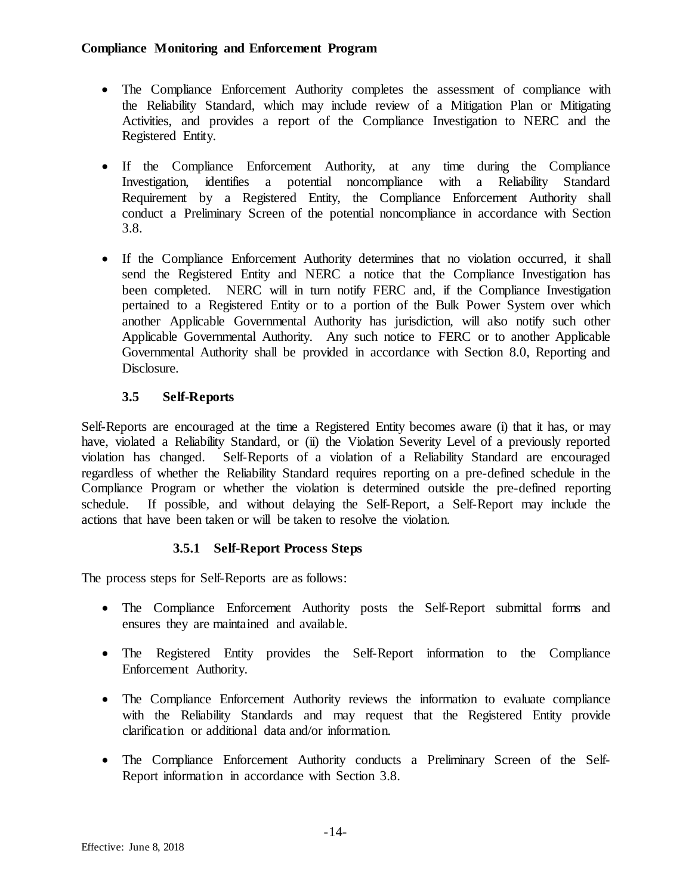- The Compliance Enforcement Authority completes the assessment of compliance with the Reliability Standard, which may include review of a Mitigation Plan or Mitigating Activities, and provides a report of the Compliance Investigation to NERC and the Registered Entity.

- If the Compliance Enforcement Authority, at any time during the Compliance Investigation, identifies a potential noncompliance with a Reliability Standard Requirement by a Registered Entity, the Compliance Enforcement Authority shall conduct a Preliminary Screen of the potential noncompliance in accordance with Section 3.8.

- If the Compliance Enforcement Authority determines that no violation occurred, it shall send the Registered Entity and NERC a notice that the Compliance Investigation has been completed. NERC will in turn notify FERC and, if the Compliance Investigation pertained to a Registered Entity or to a portion of the Bulk Power System over which another Applicable Governmental Authority has jurisdiction, will also notify such other Applicable Governmental Authority. Any such notice to FERC or to another Applicable Governmental Authority shall be provided in accordance with Section 8.0, Reporting and Disclosure.

### 3.5 Self-Reports

Self-Reports are encouraged at the time a Registered Entity becomes aware (i) that it has, or may have, violated a Reliability Standard, or (ii) the Violation Severity Level of a previously reported violation has changed. Self-Reports of a violation of a Reliability Standard are encouraged regardless of whether the Reliability Standard requires reporting on a pre-defined schedule in the Compliance Program or whether the violation is determined outside the pre-defined reporting schedule. If possible, and without delaying the Self-Report, a Self-Report may include the actions that have been taken or will be taken to resolve the violation.

#### 3.5.1 Self-Report Process Steps

The process steps for Self-Reports are as follows:

- The Compliance Enforcement Authority posts the Self-Report submittal forms and ensures they are maintained and available.

- The Registered Entity provides the Self-Report information to the Compliance Enforcement Authority.

- The Compliance Enforcement Authority reviews the information to evaluate compliance with the Reliability Standards and may request that the Registered Entity provide clarification or additional data and/or information.

- The Compliance Enforcement Authority conducts a Preliminary Screen of the Self-Report information in accordance with Section 3.8.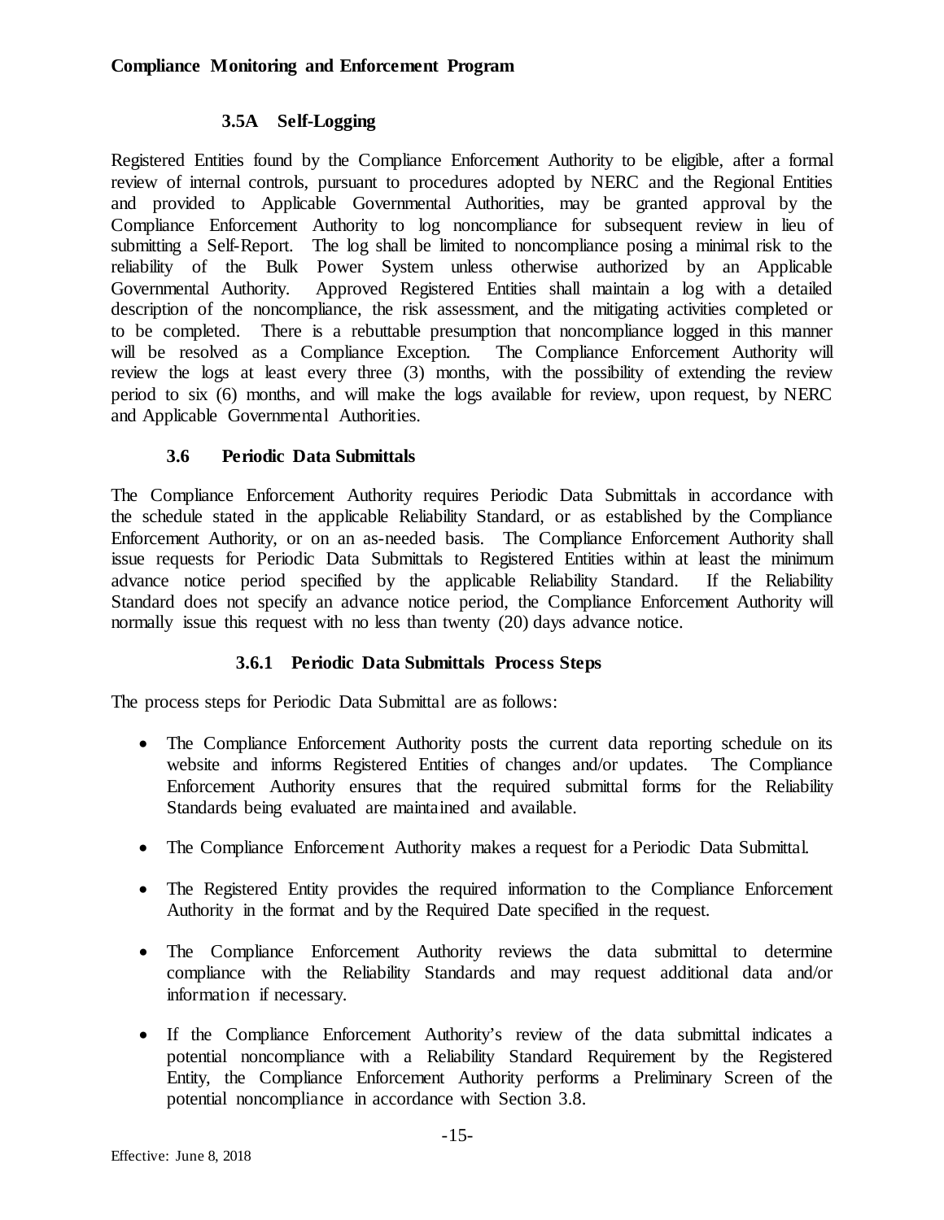### 3.5A Self-Logging

Registered Entities found by the Compliance Enforcement Authority to be eligible, after a formal review of internal controls, pursuant to procedures adopted by NERC and the Regional Entities and provided to Applicable Governmental Authorities, may be granted approval by the Compliance Enforcement Authority to log noncompliance for subsequent review in lieu of submitting a Self-Report. The log shall be limited to noncompliance posing a minimal risk to the reliability of the Bulk Power System unless otherwise authorized by an Applicable Governmental Authority. Approved Registered Entities shall maintain a log with a detailed description of the noncompliance, the risk assessment, and the mitigating activities completed or to be completed. There is a rebuttable presumption that noncompliance logged in this manner will be resolved as a Compliance Exception. The Compliance Enforcement Authority will review the logs at least every three (3) months, with the possibility of extending the review period to six (6) months, and will make the logs available for review, upon request, by NERC and Applicable Governmental Authorities.

### 3.6 Periodic Data Submittals

The Compliance Enforcement Authority requires Periodic Data Submittals in accordance with the schedule stated in the applicable Reliability Standard, or as established by the Compliance Enforcement Authority, or on an as-needed basis. The Compliance Enforcement Authority shall issue requests for Periodic Data Submittals to Registered Entities within at least the minimum advance notice period specified by the applicable Reliability Standard. If the Reliability Standard does not specify an advance notice period, the Compliance Enforcement Authority will normally issue this request with no less than twenty (20) days advance notice.

#### 3.6.1 Periodic Data Submittals Process Steps

The process steps for Periodic Data Submittal are as follows:

- The Compliance Enforcement Authority posts the current data reporting schedule on its website and informs Registered Entities of changes and/or updates. The Compliance Enforcement Authority ensures that the required submittal forms for the Reliability Standards being evaluated are maintained and available.
- The Compliance Enforcement Authority makes a request for a Periodic Data Submittal.
- The Registered Entity provides the required information to the Compliance Enforcement Authority in the format and by the Required Date specified in the request.
- The Compliance Enforcement Authority reviews the data submittal to determine compliance with the Reliability Standards and may request additional data and/or information if necessary.
- If the Compliance Enforcement Authority's review of the data submittal indicates a potential noncompliance with a Reliability Standard Requirement by the Registered Entity, the Compliance Enforcement Authority performs a Preliminary Screen of the potential noncompliance in accordance with Section 3.8.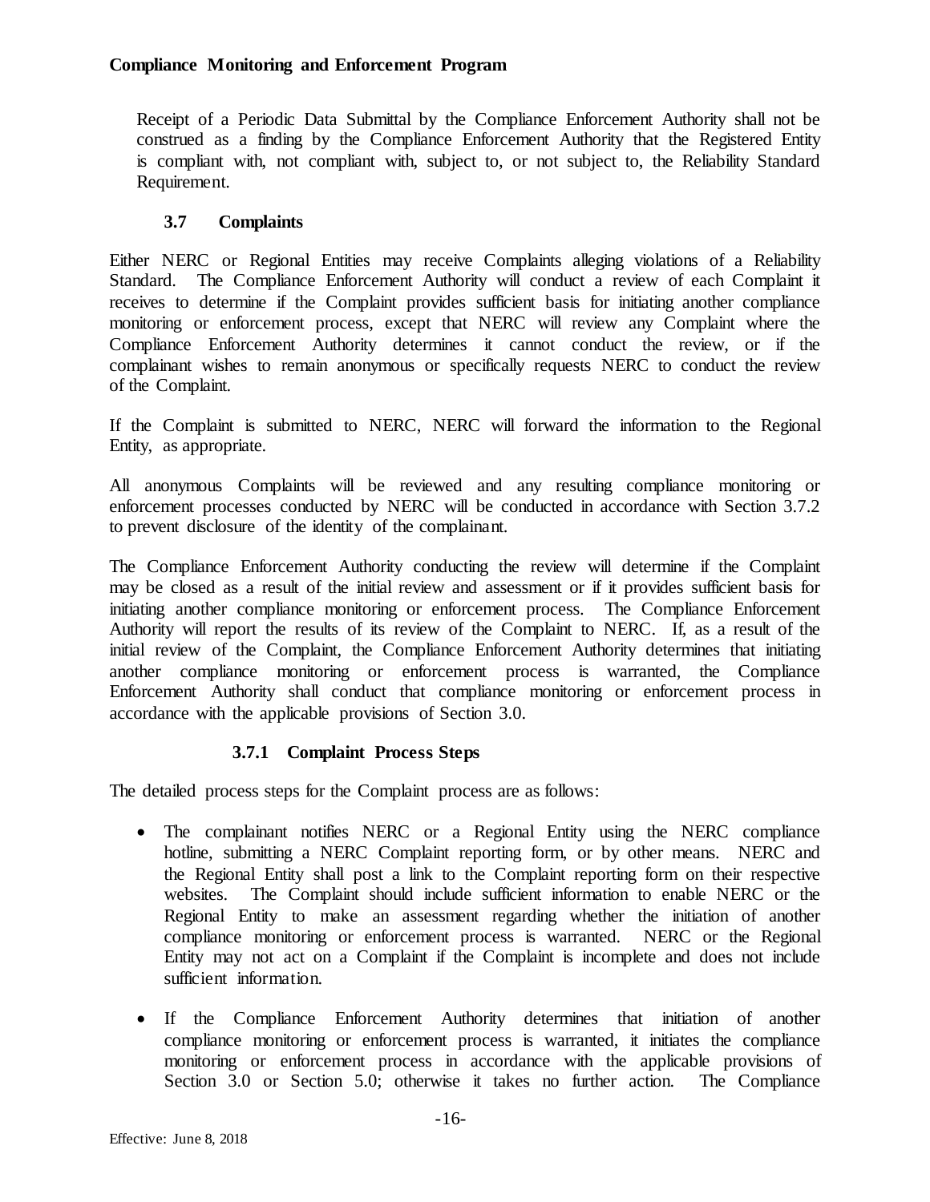Receipt of a Periodic Data Submittal by the Compliance Enforcement Authority shall not be construed as a finding by the Compliance Enforcement Authority that the Registered Entity is compliant with, not compliant with, subject to, or not subject to, the Reliability Standard Requirement.

### 3.7 Complaints

Either NERC or Regional Entities may receive Complaints alleging violations of a Reliability Standard. The Compliance Enforcement Authority will conduct a review of each Complaint it receives to determine if the Complaint provides sufficient basis for initiating another compliance monitoring or enforcement process, except that NERC will review any Complaint where the Compliance Enforcement Authority determines it cannot conduct the review, or if the complainant wishes to remain anonymous or specifically requests NERC to conduct the review of the Complaint.

If the Complaint is submitted to NERC, NERC will forward the information to the Regional Entity, as appropriate.

All anonymous Complaints will be reviewed and any resulting compliance monitoring or enforcement processes conducted by NERC will be conducted in accordance with Section 3.7.2 to prevent disclosure of the identity of the complainant.

The Compliance Enforcement Authority conducting the review will determine if the Complaint may be closed as a result of the initial review and assessment or if it provides sufficient basis for initiating another compliance monitoring or enforcement process. The Compliance Enforcement Authority will report the results of its review of the Complaint to NERC. If, as a result of the initial review of the Complaint, the Compliance Enforcement Authority determines that initiating another compliance monitoring or enforcement process is warranted, the Compliance Enforcement Authority shall conduct that compliance monitoring or enforcement process in accordance with the applicable provisions of Section 3.0.

#### 3.7.1 Complaint Process Steps

The detailed process steps for the Complaint process are as follows:

- The complainant notifies NERC or a Regional Entity using the NERC compliance hotline, submitting a NERC Complaint reporting form, or by other means. NERC and the Regional Entity shall post a link to the Complaint reporting form on their respective websites. The Complaint should include sufficient information to enable NERC or the Regional Entity to make an assessment regarding whether the initiation of another compliance monitoring or enforcement process is warranted. NERC or the Regional Entity may not act on a Complaint if the Complaint is incomplete and does not include sufficient information.

- If the Compliance Enforcement Authority determines that initiation of another compliance monitoring or enforcement process is warranted, it initiates the compliance monitoring or enforcement process in accordance with the applicable provisions of Section 3.0 or Section 5.0; otherwise it takes no further action. The Compliance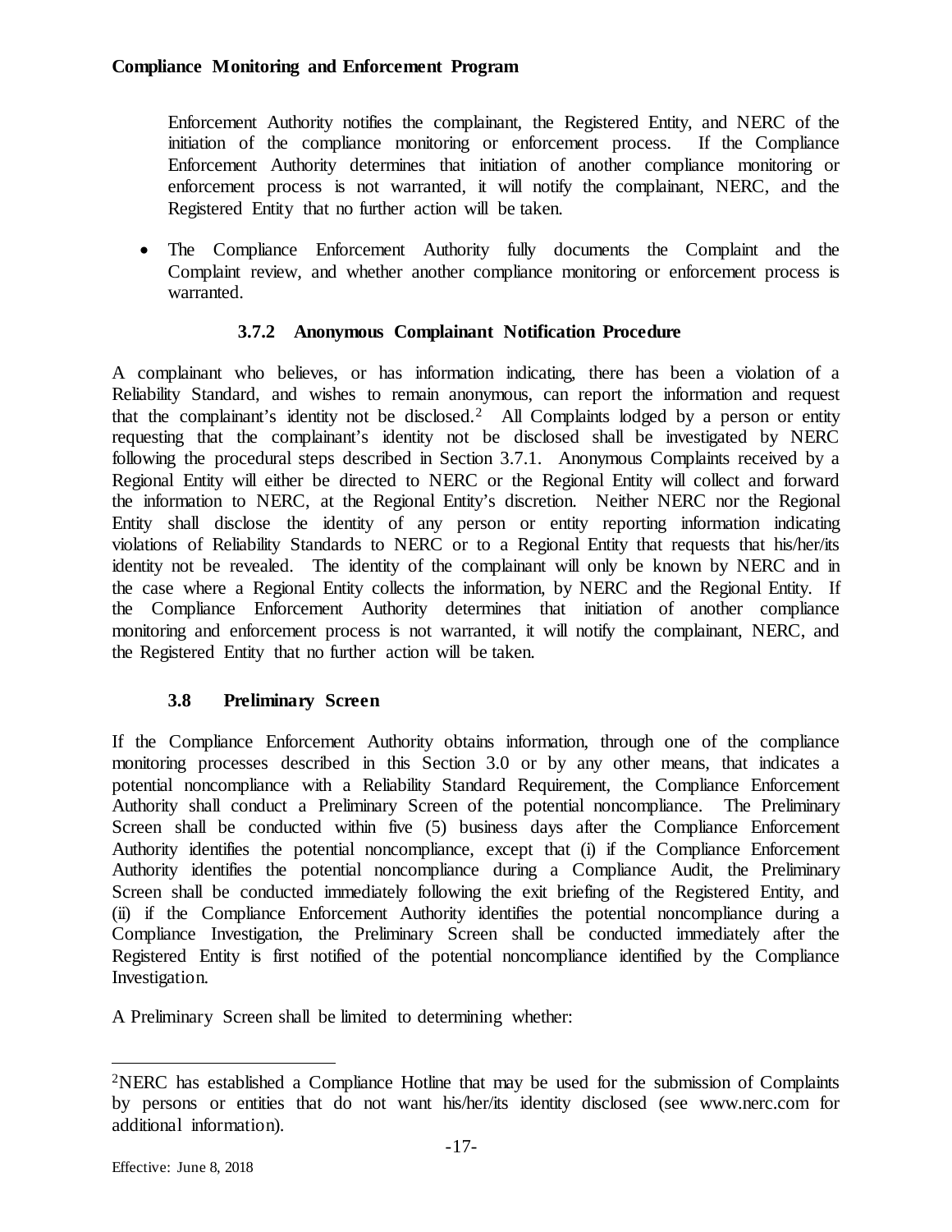Enforcement Authority notifies the complainant, the Registered Entity, and NERC of the initiation of the compliance monitoring or enforcement process. If the Compliance Enforcement Authority determines that initiation of another compliance monitoring or enforcement process is not warranted, it will notify the complainant, NERC, and the Registered Entity that no further action will be taken.

- The Compliance Enforcement Authority fully documents the Complaint and the Complaint review, and whether another compliance monitoring or enforcement process is warranted.

### 3.7.2 Anonymous Complainant Notification Procedure

A complainant who believes, or has information indicating, there has been a violation of a Reliability Standard, and wishes to remain anonymous, can report the information and request that the complainant's identity not be disclosed.[2] All Complaints lodged by a person or entity requesting that the complainant's identity not be disclosed shall be investigated by NERC following the procedural steps described in Section 3.7.1. Anonymous Complaints received by a Regional Entity will either be directed to NERC or the Regional Entity will collect and forward the information to NERC, at the Regional Entity's discretion. Neither NERC nor the Regional Entity shall disclose the identity of any person or entity reporting information indicating violations of Reliability Standards to NERC or to a Regional Entity that requests that his/her/its identity not be revealed. The identity of the complainant will only be known by NERC and in the case where a Regional Entity collects the information, by NERC and the Regional Entity. If the Compliance Enforcement Authority determines that initiation of another compliance monitoring and enforcement process is not warranted, it will notify the complainant, NERC, and the Registered Entity that no further action will be taken.

## 3.8 Preliminary Screen

If the Compliance Enforcement Authority obtains information, through one of the compliance monitoring processes described in this Section 3.0 or by any other means, that indicates a potential noncompliance with a Reliability Standard Requirement, the Compliance Enforcement Authority shall conduct a Preliminary Screen of the potential noncompliance. The Preliminary Screen shall be conducted within five (5) business days after the Compliance Enforcement Authority identifies the potential noncompliance, except that (i) if the Compliance Enforcement Authority identifies the potential noncompliance during a Compliance Audit, the Preliminary Screen shall be conducted immediately following the exit briefing of the Registered Entity, and (ii) if the Compliance Enforcement Authority identifies the potential noncompliance during a Compliance Investigation, the Preliminary Screen shall be conducted immediately after the Registered Entity is first notified of the potential noncompliance identified by the Compliance Investigation.

A Preliminary Screen shall be limited to determining whether:

[2] NERC has established a Compliance Hotline that may be used for the submission of Complaints by persons or entities that do not want his/her/its identity disclosed (see www.nerc.com for additional information).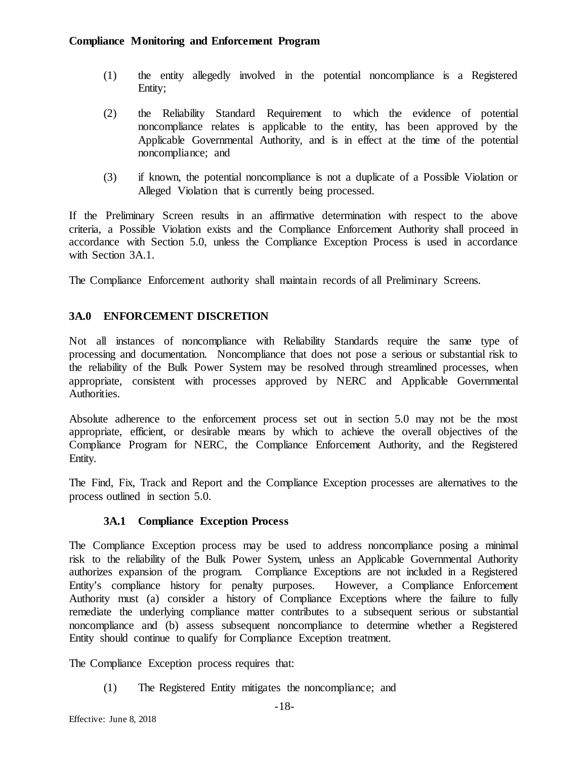(1) the entity allegedly involved in the potential noncompliance is a Registered Entity;

(2) the Reliability Standard Requirement to which the evidence of potential noncompliance relates is applicable to the entity, has been approved by the Applicable Governmental Authority, and is in effect at the time of the potential noncompliance; and

(3) if known, the potential noncompliance is not a duplicate of a Possible Violation or Alleged Violation that is currently being processed.

If the Preliminary Screen results in an affirmative determination with respect to the above criteria, a Possible Violation exists and the Compliance Enforcement Authority shall proceed in accordance with Section 5.0, unless the Compliance Exception Process is used in accordance with Section 3A.1.

The Compliance Enforcement authority shall maintain records of all Preliminary Screens.

## 3A.0 ENFORCEMENT DISCRETION

Not all instances of noncompliance with Reliability Standards require the same type of processing and documentation. Noncompliance that does not pose a serious or substantial risk to the reliability of the Bulk Power System may be resolved through streamlined processes, when appropriate, consistent with processes approved by NERC and Applicable Governmental Authorities.

Absolute adherence to the enforcement process set out in section 5.0 may not be the most appropriate, efficient, or desirable means by which to achieve the overall objectives of the Compliance Program for NERC, the Compliance Enforcement Authority, and the Registered Entity.

The Find, Fix, Track and Report and the Compliance Exception processes are alternatives to the process outlined in section 5.0.

### 3A.1 Compliance Exception Process

The Compliance Exception process may be used to address noncompliance posing a minimal risk to the reliability of the Bulk Power System, unless an Applicable Governmental Authority authorizes expansion of the program. Compliance Exceptions are not included in a Registered Entity's compliance history for penalty purposes. However, a Compliance Enforcement Authority must (a) consider a history of Compliance Exceptions where the failure to fully remediate the underlying compliance matter contributes to a subsequent serious or substantial noncompliance and (b) assess subsequent noncompliance to determine whether a Registered Entity should continue to qualify for Compliance Exception treatment.

The Compliance Exception process requires that:

(1) The Registered Entity mitigates the noncompliance; and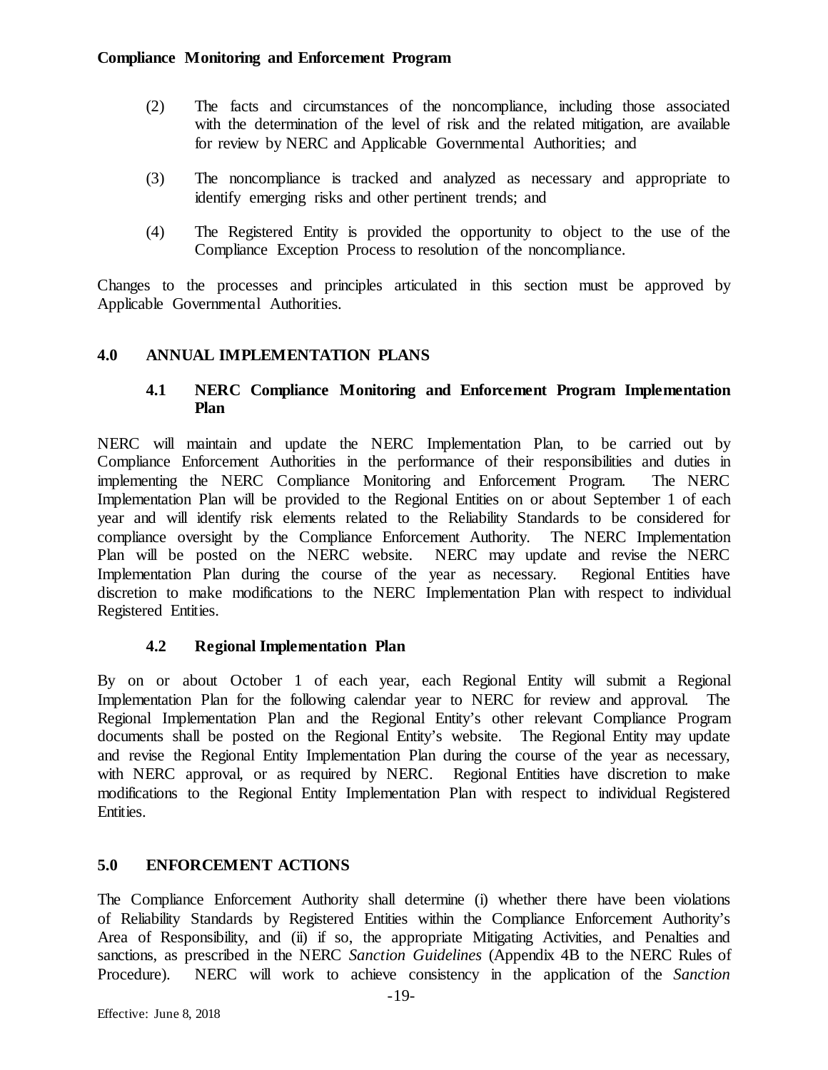(2) The facts and circumstances of the noncompliance, including those associated with the determination of the level of risk and the related mitigation, are available for review by NERC and Applicable Governmental Authorities; and

(3) The noncompliance is tracked and analyzed as necessary and appropriate to identify emerging risks and other pertinent trends; and

(4) The Registered Entity is provided the opportunity to object to the use of the Compliance Exception Process to resolution of the noncompliance.

Changes to the processes and principles articulated in this section must be approved by Applicable Governmental Authorities.

## 4.0 ANNUAL IMPLEMENTATION PLANS

### 4.1 NERC Compliance Monitoring and Enforcement Program Implementation Plan

NERC will maintain and update the NERC Implementation Plan, to be carried out by Compliance Enforcement Authorities in the performance of their responsibilities and duties in implementing the NERC Compliance Monitoring and Enforcement Program. The NERC Implementation Plan will be provided to the Regional Entities on or about September 1 of each year and will identify risk elements related to the Reliability Standards to be considered for compliance oversight by the Compliance Enforcement Authority. The NERC Implementation Plan will be posted on the NERC website. NERC may update and revise the NERC Implementation Plan during the course of the year as necessary. Regional Entities have discretion to make modifications to the NERC Implementation Plan with respect to individual Registered Entities.

### 4.2 Regional Implementation Plan

By on or about October 1 of each year, each Regional Entity will submit a Regional Implementation Plan for the following calendar year to NERC for review and approval. The Regional Implementation Plan and the Regional Entity's other relevant Compliance Program documents shall be posted on the Regional Entity's website. The Regional Entity may update and revise the Regional Entity Implementation Plan during the course of the year as necessary, with NERC approval, or as required by NERC. Regional Entities have discretion to make modifications to the Regional Entity Implementation Plan with respect to individual Registered Entities.

## 5.0 ENFORCEMENT ACTIONS

The Compliance Enforcement Authority shall determine (i) whether there have been violations of Reliability Standards by Registered Entities within the Compliance Enforcement Authority's Area of Responsibility, and (ii) if so, the appropriate Mitigating Activities, and Penalties and sanctions, as prescribed in the NERC *Sanction Guidelines* (Appendix 4B to the NERC Rules of Procedure). NERC will work to achieve consistency in the application of the *Sanction*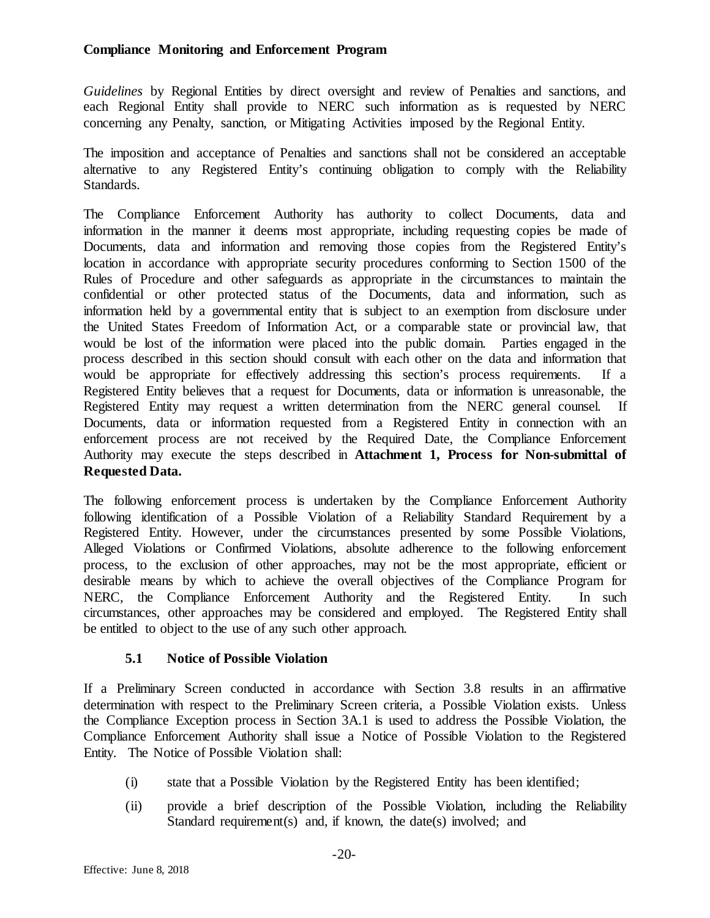*Guidelines* by Regional Entities by direct oversight and review of Penalties and sanctions, and each Regional Entity shall provide to NERC such information as is requested by NERC concerning any Penalty, sanction, or Mitigating Activities imposed by the Regional Entity.

The imposition and acceptance of Penalties and sanctions shall not be considered an acceptable alternative to any Registered Entity's continuing obligation to comply with the Reliability Standards.

The Compliance Enforcement Authority has authority to collect Documents, data and information in the manner it deems most appropriate, including requesting copies be made of Documents, data and information and removing those copies from the Registered Entity's location in accordance with appropriate security procedures conforming to Section 1500 of the Rules of Procedure and other safeguards as appropriate in the circumstances to maintain the confidential or other protected status of the Documents, data and information, such as information held by a governmental entity that is subject to an exemption from disclosure under the United States Freedom of Information Act, or a comparable state or provincial law, that would be lost of the information were placed into the public domain. Parties engaged in the process described in this section should consult with each other on the data and information that would be appropriate for effectively addressing this section's process requirements. If a Registered Entity believes that a request for Documents, data or information is unreasonable, the Registered Entity may request a written determination from the NERC general counsel. If Documents, data or information requested from a Registered Entity in connection with an enforcement process are not received by the Required Date, the Compliance Enforcement Authority may execute the steps described in **Attachment 1, Process for Non-submittal of Requested Data.**

The following enforcement process is undertaken by the Compliance Enforcement Authority following identification of a Possible Violation of a Reliability Standard Requirement by a Registered Entity. However, under the circumstances presented by some Possible Violations, Alleged Violations or Confirmed Violations, absolute adherence to the following enforcement process, to the exclusion of other approaches, may not be the most appropriate, efficient or desirable means by which to achieve the overall objectives of the Compliance Program for NERC, the Compliance Enforcement Authority and the Registered Entity. In such circumstances, other approaches may be considered and employed. The Registered Entity shall be entitled to object to the use of any such other approach.

### 5.1 Notice of Possible Violation

If a Preliminary Screen conducted in accordance with Section 3.8 results in an affirmative determination with respect to the Preliminary Screen criteria, a Possible Violation exists. Unless the Compliance Exception process in Section 3A.1 is used to address the Possible Violation, the Compliance Enforcement Authority shall issue a Notice of Possible Violation to the Registered Entity. The Notice of Possible Violation shall:

(i) state that a Possible Violation by the Registered Entity has been identified;

(ii) provide a brief description of the Possible Violation, including the Reliability Standard requirement(s) and, if known, the date(s) involved; and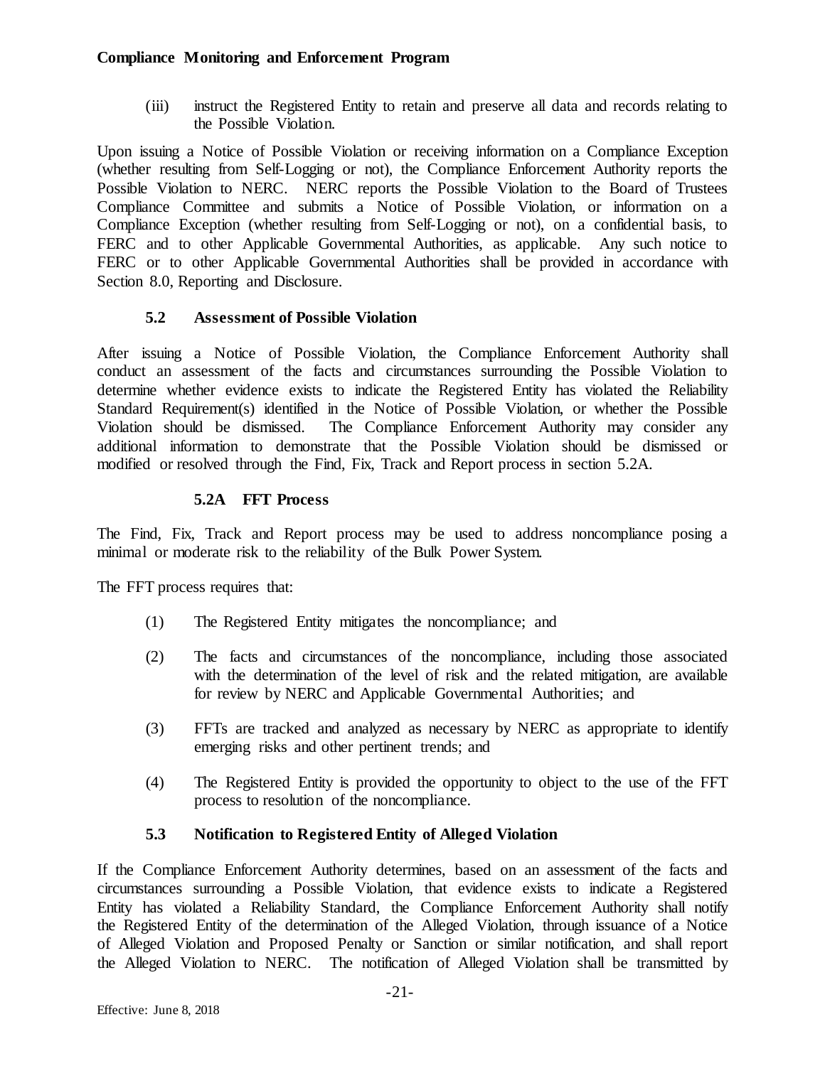(iii) instruct the Registered Entity to retain and preserve all data and records relating to the Possible Violation.

Upon issuing a Notice of Possible Violation or receiving information on a Compliance Exception (whether resulting from Self-Logging or not), the Compliance Enforcement Authority reports the Possible Violation to NERC. NERC reports the Possible Violation to the Board of Trustees Compliance Committee and submits a Notice of Possible Violation, or information on a Compliance Exception (whether resulting from Self-Logging or not), on a confidential basis, to FERC and to other Applicable Governmental Authorities, as applicable. Any such notice to FERC or to other Applicable Governmental Authorities shall be provided in accordance with Section 8.0, Reporting and Disclosure.

### 5.2 Assessment of Possible Violation

After issuing a Notice of Possible Violation, the Compliance Enforcement Authority shall conduct an assessment of the facts and circumstances surrounding the Possible Violation to determine whether evidence exists to indicate the Registered Entity has violated the Reliability Standard Requirement(s) identified in the Notice of Possible Violation, or whether the Possible Violation should be dismissed. The Compliance Enforcement Authority may consider any additional information to demonstrate that the Possible Violation should be dismissed or modified or resolved through the Find, Fix, Track and Report process in section 5.2A.

#### 5.2A FFT Process

The Find, Fix, Track and Report process may be used to address noncompliance posing a minimal or moderate risk to the reliability of the Bulk Power System.

The FFT process requires that:

(1) The Registered Entity mitigates the noncompliance; and

(2) The facts and circumstances of the noncompliance, including those associated with the determination of the level of risk and the related mitigation, are available for review by NERC and Applicable Governmental Authorities; and

(3) FFTs are tracked and analyzed as necessary by NERC as appropriate to identify emerging risks and other pertinent trends; and

(4) The Registered Entity is provided the opportunity to object to the use of the FFT process to resolution of the noncompliance.

### 5.3 Notification to Registered Entity of Alleged Violation

If the Compliance Enforcement Authority determines, based on an assessment of the facts and circumstances surrounding a Possible Violation, that evidence exists to indicate a Registered Entity has violated a Reliability Standard, the Compliance Enforcement Authority shall notify the Registered Entity of the determination of the Alleged Violation, through issuance of a Notice of Alleged Violation and Proposed Penalty or Sanction or similar notification, and shall report the Alleged Violation to NERC. The notification of Alleged Violation shall be transmitted by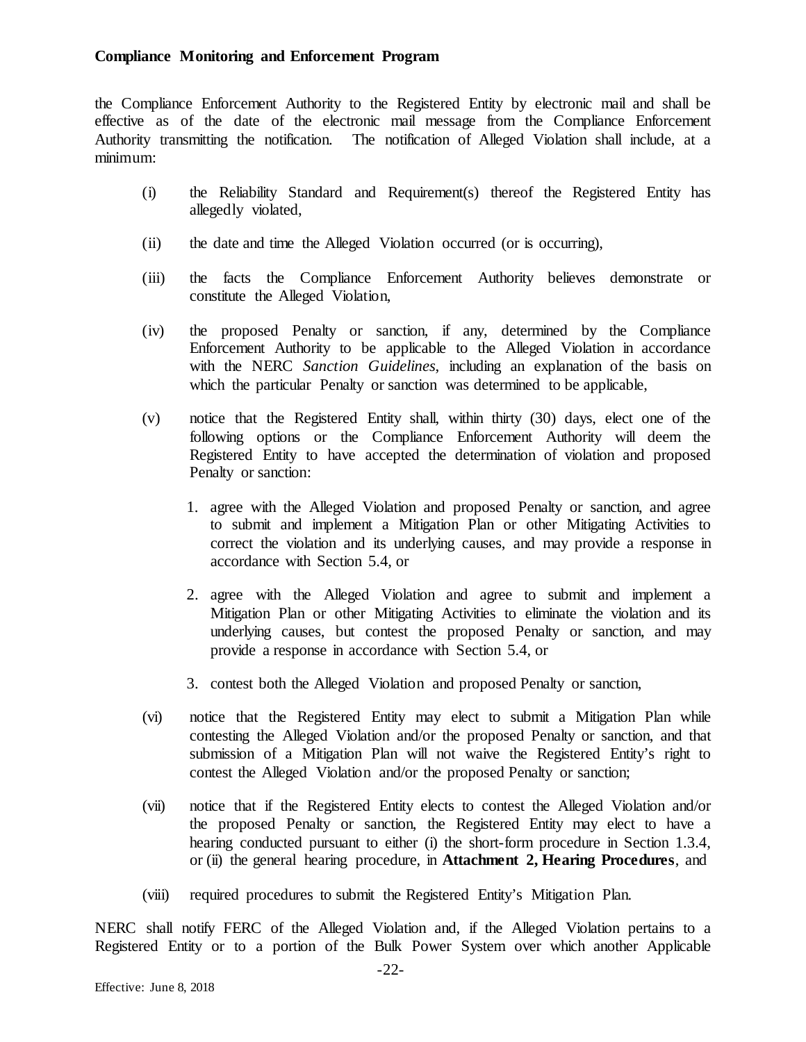the Compliance Enforcement Authority to the Registered Entity by electronic mail and shall be effective as of the date of the electronic mail message from the Compliance Enforcement Authority transmitting the notification. The notification of Alleged Violation shall include, at a minimum:

(i) the Reliability Standard and Requirement(s) thereof the Registered Entity has allegedly violated,

(ii) the date and time the Alleged Violation occurred (or is occurring),

(iii) the facts the Compliance Enforcement Authority believes demonstrate or constitute the Alleged Violation,

(iv) the proposed Penalty or sanction, if any, determined by the Compliance Enforcement Authority to be applicable to the Alleged Violation in accordance with the NERC *Sanction Guidelines*, including an explanation of the basis on which the particular Penalty or sanction was determined to be applicable,

(v) notice that the Registered Entity shall, within thirty (30) days, elect one of the following options or the Compliance Enforcement Authority will deem the Registered Entity to have accepted the determination of violation and proposed Penalty or sanction:

   1. agree with the Alleged Violation and proposed Penalty or sanction, and agree to submit and implement a Mitigation Plan or other Mitigating Activities to correct the violation and its underlying causes, and may provide a response in accordance with Section 5.4, or

   2. agree with the Alleged Violation and agree to submit and implement a Mitigation Plan or other Mitigating Activities to eliminate the violation and its underlying causes, but contest the proposed Penalty or sanction, and may provide a response in accordance with Section 5.4, or

   3. contest both the Alleged Violation and proposed Penalty or sanction,

(vi) notice that the Registered Entity may elect to submit a Mitigation Plan while contesting the Alleged Violation and/or the proposed Penalty or sanction, and that submission of a Mitigation Plan will not waive the Registered Entity's right to contest the Alleged Violation and/or the proposed Penalty or sanction;

(vii) notice that if the Registered Entity elects to contest the Alleged Violation and/or the proposed Penalty or sanction, the Registered Entity may elect to have a hearing conducted pursuant to either (i) the short-form procedure in Section 1.3.4, or (ii) the general hearing procedure, in **Attachment 2, Hearing Procedures**, and

(viii) required procedures to submit the Registered Entity's Mitigation Plan.

NERC shall notify FERC of the Alleged Violation and, if the Alleged Violation pertains to a Registered Entity or to a portion of the Bulk Power System over which another Applicable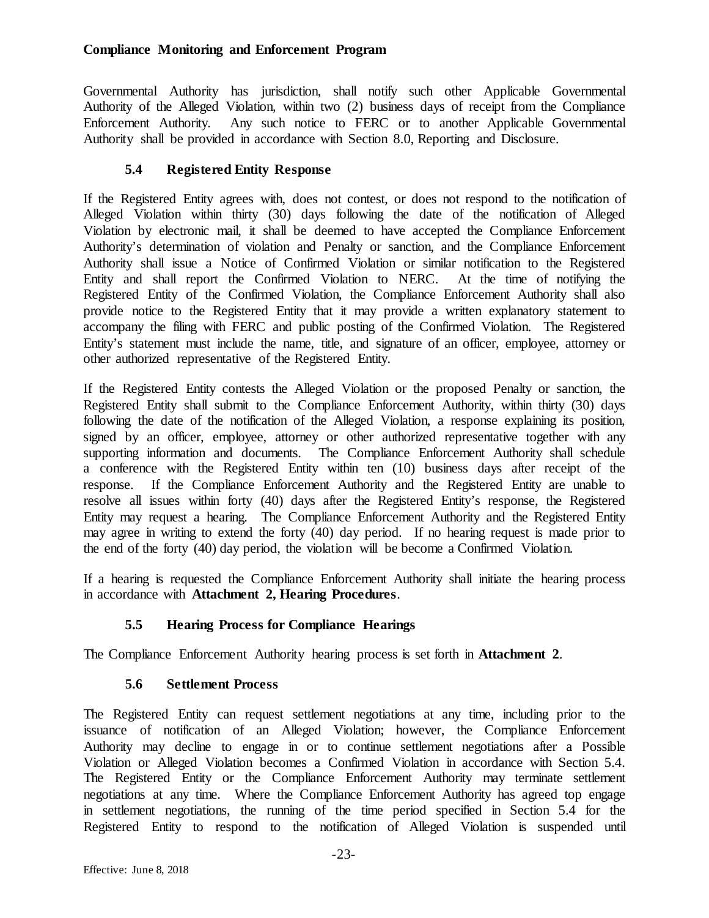Governmental Authority has jurisdiction, shall notify such other Applicable Governmental Authority of the Alleged Violation, within two (2) business days of receipt from the Compliance Enforcement Authority. Any such notice to FERC or to another Applicable Governmental Authority shall be provided in accordance with Section 8.0, Reporting and Disclosure.

### 5.4 Registered Entity Response

If the Registered Entity agrees with, does not contest, or does not respond to the notification of Alleged Violation within thirty (30) days following the date of the notification of Alleged Violation by electronic mail, it shall be deemed to have accepted the Compliance Enforcement Authority's determination of violation and Penalty or sanction, and the Compliance Enforcement Authority shall issue a Notice of Confirmed Violation or similar notification to the Registered Entity and shall report the Confirmed Violation to NERC. At the time of notifying the Registered Entity of the Confirmed Violation, the Compliance Enforcement Authority shall also provide notice to the Registered Entity that it may provide a written explanatory statement to accompany the filing with FERC and public posting of the Confirmed Violation. The Registered Entity's statement must include the name, title, and signature of an officer, employee, attorney or other authorized representative of the Registered Entity.

If the Registered Entity contests the Alleged Violation or the proposed Penalty or sanction, the Registered Entity shall submit to the Compliance Enforcement Authority, within thirty (30) days following the date of the notification of the Alleged Violation, a response explaining its position, signed by an officer, employee, attorney or other authorized representative together with any supporting information and documents. The Compliance Enforcement Authority shall schedule a conference with the Registered Entity within ten (10) business days after receipt of the response. If the Compliance Enforcement Authority and the Registered Entity are unable to resolve all issues within forty (40) days after the Registered Entity's response, the Registered Entity may request a hearing. The Compliance Enforcement Authority and the Registered Entity may agree in writing to extend the forty (40) day period. If no hearing request is made prior to the end of the forty (40) day period, the violation will be become a Confirmed Violation.

If a hearing is requested the Compliance Enforcement Authority shall initiate the hearing process in accordance with **Attachment 2, Hearing Procedures**.

### 5.5 Hearing Process for Compliance Hearings

The Compliance Enforcement Authority hearing process is set forth in **Attachment 2**.

### 5.6 Settlement Process

The Registered Entity can request settlement negotiations at any time, including prior to the issuance of notification of an Alleged Violation; however, the Compliance Enforcement Authority may decline to engage in or to continue settlement negotiations after a Possible Violation or Alleged Violation becomes a Confirmed Violation in accordance with Section 5.4. The Registered Entity or the Compliance Enforcement Authority may terminate settlement negotiations at any time. Where the Compliance Enforcement Authority has agreed top engage in settlement negotiations, the running of the time period specified in Section 5.4 for the Registered Entity to respond to the notification of Alleged Violation is suspended until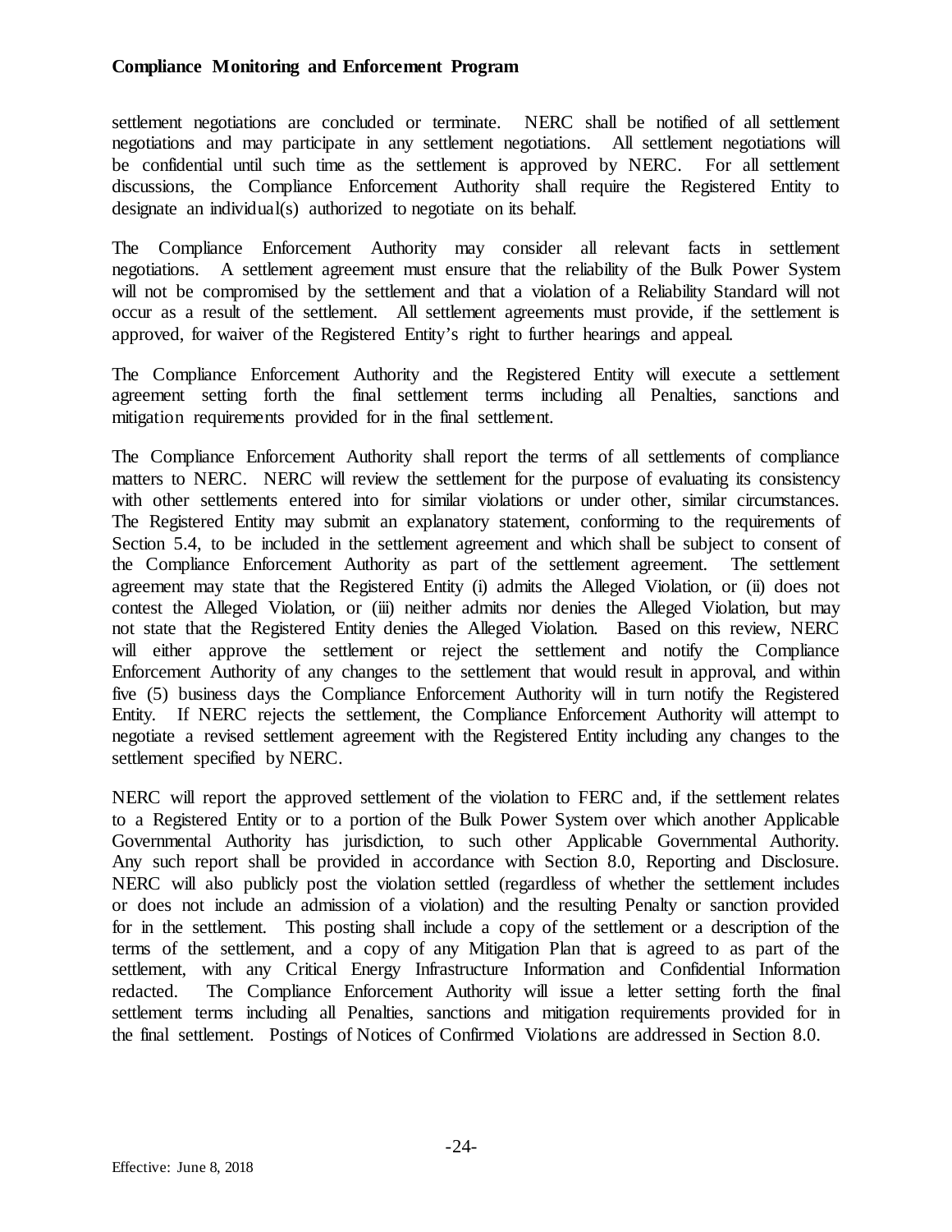settlement negotiations are concluded or terminate. NERC shall be notified of all settlement negotiations and may participate in any settlement negotiations. All settlement negotiations will be confidential until such time as the settlement is approved by NERC. For all settlement discussions, the Compliance Enforcement Authority shall require the Registered Entity to designate an individual(s) authorized to negotiate on its behalf.

The Compliance Enforcement Authority may consider all relevant facts in settlement negotiations. A settlement agreement must ensure that the reliability of the Bulk Power System will not be compromised by the settlement and that a violation of a Reliability Standard will not occur as a result of the settlement. All settlement agreements must provide, if the settlement is approved, for waiver of the Registered Entity's right to further hearings and appeal.

The Compliance Enforcement Authority and the Registered Entity will execute a settlement agreement setting forth the final settlement terms including all Penalties, sanctions and mitigation requirements provided for in the final settlement.

The Compliance Enforcement Authority shall report the terms of all settlements of compliance matters to NERC. NERC will review the settlement for the purpose of evaluating its consistency with other settlements entered into for similar violations or under other, similar circumstances. The Registered Entity may submit an explanatory statement, conforming to the requirements of Section 5.4, to be included in the settlement agreement and which shall be subject to consent of the Compliance Enforcement Authority as part of the settlement agreement. The settlement agreement may state that the Registered Entity (i) admits the Alleged Violation, or (ii) does not contest the Alleged Violation, or (iii) neither admits nor denies the Alleged Violation, but may not state that the Registered Entity denies the Alleged Violation. Based on this review, NERC will either approve the settlement or reject the settlement and notify the Compliance Enforcement Authority of any changes to the settlement that would result in approval, and within five (5) business days the Compliance Enforcement Authority will in turn notify the Registered Entity. If NERC rejects the settlement, the Compliance Enforcement Authority will attempt to negotiate a revised settlement agreement with the Registered Entity including any changes to the settlement specified by NERC.

NERC will report the approved settlement of the violation to FERC and, if the settlement relates to a Registered Entity or to a portion of the Bulk Power System over which another Applicable Governmental Authority has jurisdiction, to such other Applicable Governmental Authority. Any such report shall be provided in accordance with Section 8.0, Reporting and Disclosure. NERC will also publicly post the violation settled (regardless of whether the settlement includes or does not include an admission of a violation) and the resulting Penalty or sanction provided for in the settlement. This posting shall include a copy of the settlement or a description of the terms of the settlement, and a copy of any Mitigation Plan that is agreed to as part of the settlement, with any Critical Energy Infrastructure Information and Confidential Information redacted. The Compliance Enforcement Authority will issue a letter setting forth the final settlement terms including all Penalties, sanctions and mitigation requirements provided for in the final settlement. Postings of Notices of Confirmed Violations are addressed in Section 8.0.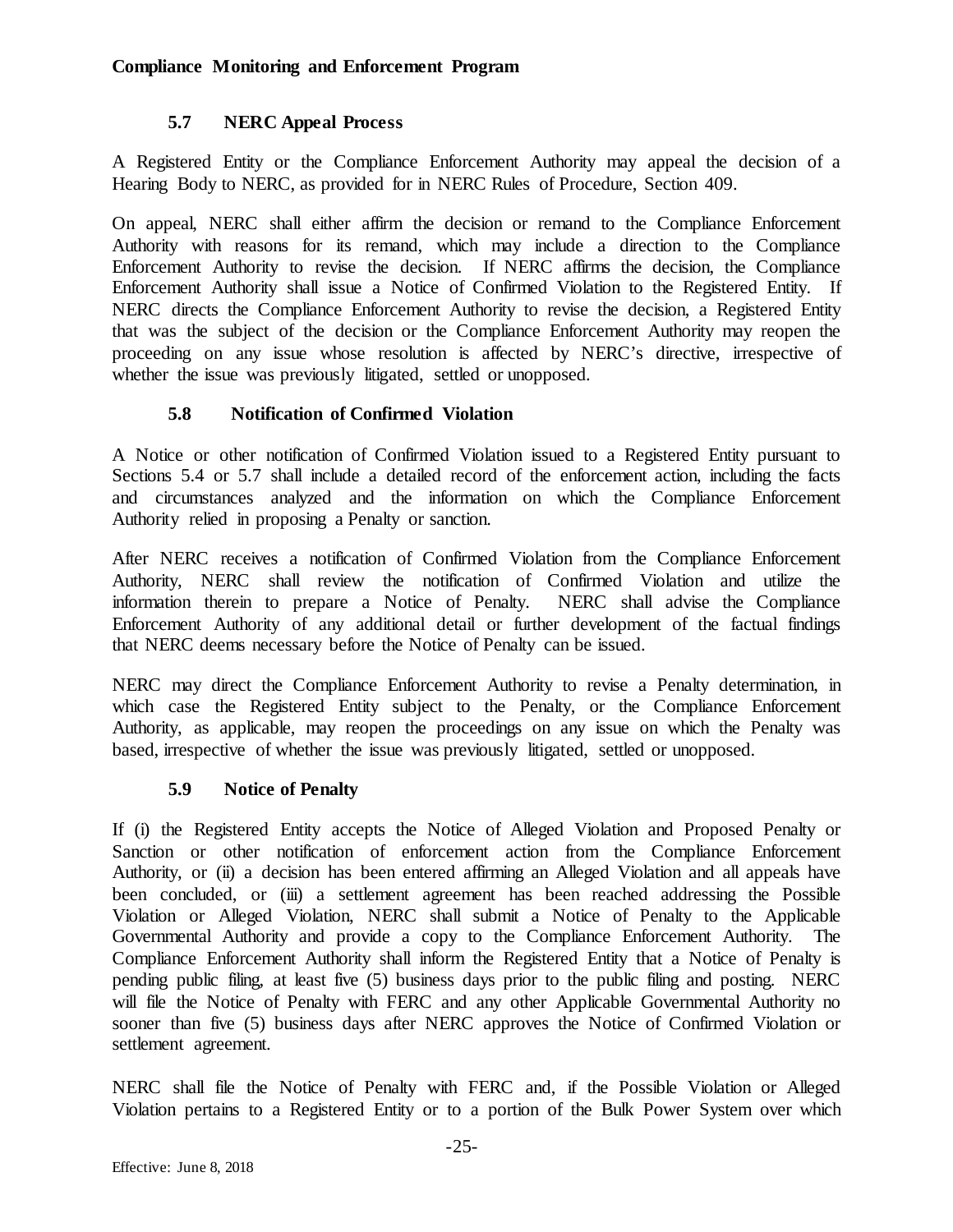### 5.7 NERC Appeal Process

A Registered Entity or the Compliance Enforcement Authority may appeal the decision of a Hearing Body to NERC, as provided for in NERC Rules of Procedure, Section 409.

On appeal, NERC shall either affirm the decision or remand to the Compliance Enforcement Authority with reasons for its remand, which may include a direction to the Compliance Enforcement Authority to revise the decision. If NERC affirms the decision, the Compliance Enforcement Authority shall issue a Notice of Confirmed Violation to the Registered Entity. If NERC directs the Compliance Enforcement Authority to revise the decision, a Registered Entity that was the subject of the decision or the Compliance Enforcement Authority may reopen the proceeding on any issue whose resolution is affected by NERC's directive, irrespective of whether the issue was previously litigated, settled or unopposed.

### 5.8 Notification of Confirmed Violation

A Notice or other notification of Confirmed Violation issued to a Registered Entity pursuant to Sections 5.4 or 5.7 shall include a detailed record of the enforcement action, including the facts and circumstances analyzed and the information on which the Compliance Enforcement Authority relied in proposing a Penalty or sanction.

After NERC receives a notification of Confirmed Violation from the Compliance Enforcement Authority, NERC shall review the notification of Confirmed Violation and utilize the information therein to prepare a Notice of Penalty. NERC shall advise the Compliance Enforcement Authority of any additional detail or further development of the factual findings that NERC deems necessary before the Notice of Penalty can be issued.

NERC may direct the Compliance Enforcement Authority to revise a Penalty determination, in which case the Registered Entity subject to the Penalty, or the Compliance Enforcement Authority, as applicable, may reopen the proceedings on any issue on which the Penalty was based, irrespective of whether the issue was previously litigated, settled or unopposed.

### 5.9 Notice of Penalty

If (i) the Registered Entity accepts the Notice of Alleged Violation and Proposed Penalty or Sanction or other notification of enforcement action from the Compliance Enforcement Authority, or (ii) a decision has been entered affirming an Alleged Violation and all appeals have been concluded, or (iii) a settlement agreement has been reached addressing the Possible Violation or Alleged Violation, NERC shall submit a Notice of Penalty to the Applicable Governmental Authority and provide a copy to the Compliance Enforcement Authority. The Compliance Enforcement Authority shall inform the Registered Entity that a Notice of Penalty is pending public filing, at least five (5) business days prior to the public filing and posting. NERC will file the Notice of Penalty with FERC and any other Applicable Governmental Authority no sooner than five (5) business days after NERC approves the Notice of Confirmed Violation or settlement agreement.

NERC shall file the Notice of Penalty with FERC and, if the Possible Violation or Alleged Violation pertains to a Registered Entity or to a portion of the Bulk Power System over which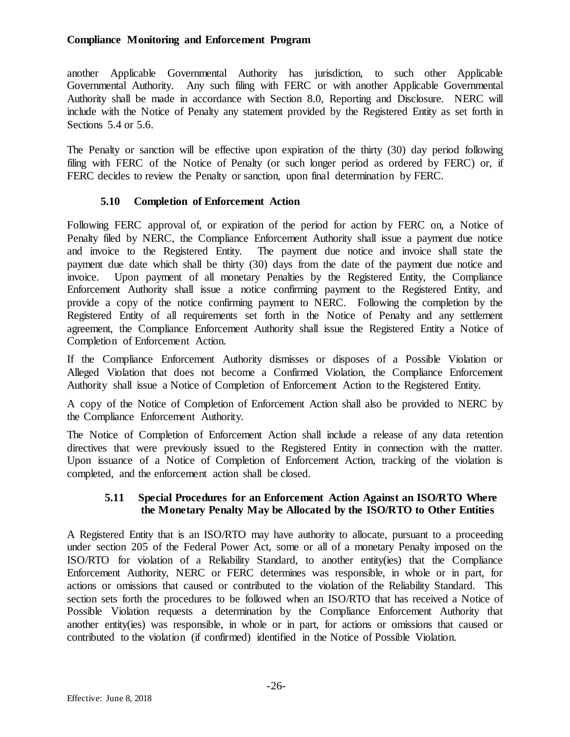another Applicable Governmental Authority has jurisdiction, to such other Applicable Governmental Authority. Any such filing with FERC or with another Applicable Governmental Authority shall be made in accordance with Section 8.0, Reporting and Disclosure. NERC will include with the Notice of Penalty any statement provided by the Registered Entity as set forth in Sections 5.4 or 5.6.

The Penalty or sanction will be effective upon expiration of the thirty (30) day period following filing with FERC of the Notice of Penalty (or such longer period as ordered by FERC) or, if FERC decides to review the Penalty or sanction, upon final determination by FERC.

### 5.10 Completion of Enforcement Action

Following FERC approval of, or expiration of the period for action by FERC on, a Notice of Penalty filed by NERC, the Compliance Enforcement Authority shall issue a payment due notice and invoice to the Registered Entity. The payment due notice and invoice shall state the payment due date which shall be thirty (30) days from the date of the payment due notice and invoice. Upon payment of all monetary Penalties by the Registered Entity, the Compliance Enforcement Authority shall issue a notice confirming payment to the Registered Entity, and provide a copy of the notice confirming payment to NERC. Following the completion by the Registered Entity of all requirements set forth in the Notice of Penalty and any settlement agreement, the Compliance Enforcement Authority shall issue the Registered Entity a Notice of Completion of Enforcement Action.

If the Compliance Enforcement Authority dismisses or disposes of a Possible Violation or Alleged Violation that does not become a Confirmed Violation, the Compliance Enforcement Authority shall issue a Notice of Completion of Enforcement Action to the Registered Entity.

A copy of the Notice of Completion of Enforcement Action shall also be provided to NERC by the Compliance Enforcement Authority.

The Notice of Completion of Enforcement Action shall include a release of any data retention directives that were previously issued to the Registered Entity in connection with the matter. Upon issuance of a Notice of Completion of Enforcement Action, tracking of the violation is completed, and the enforcement action shall be closed.

### 5.11 Special Procedures for an Enforcement Action Against an ISO/RTO Where the Monetary Penalty May be Allocated by the ISO/RTO to Other Entities

A Registered Entity that is an ISO/RTO may have authority to allocate, pursuant to a proceeding under section 205 of the Federal Power Act, some or all of a monetary Penalty imposed on the ISO/RTO for violation of a Reliability Standard, to another entity(ies) that the Compliance Enforcement Authority, NERC or FERC determines was responsible, in whole or in part, for actions or omissions that caused or contributed to the violation of the Reliability Standard. This section sets forth the procedures to be followed when an ISO/RTO that has received a Notice of Possible Violation requests a determination by the Compliance Enforcement Authority that another entity(ies) was responsible, in whole or in part, for actions or omissions that caused or contributed to the violation (if confirmed) identified in the Notice of Possible Violation.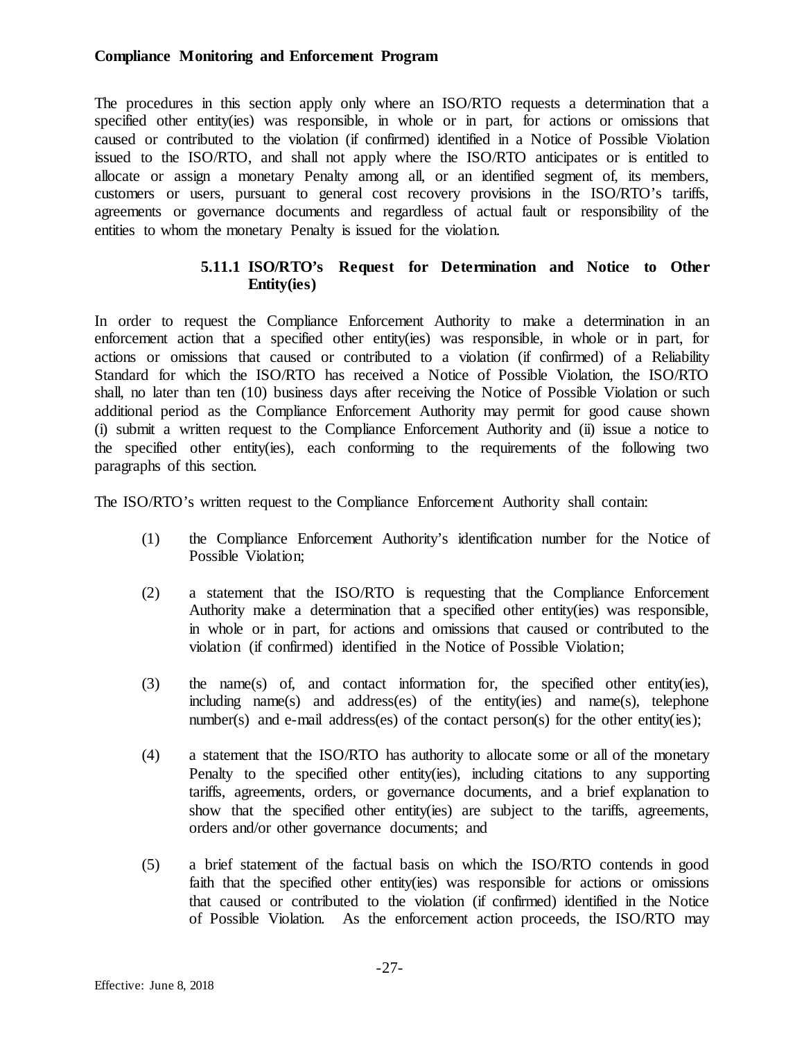The procedures in this section apply only where an ISO/RTO requests a determination that a specified other entity(ies) was responsible, in whole or in part, for actions or omissions that caused or contributed to the violation (if confirmed) identified in a Notice of Possible Violation issued to the ISO/RTO, and shall not apply where the ISO/RTO anticipates or is entitled to allocate or assign a monetary Penalty among all, or an identified segment of, its members, customers or users, pursuant to general cost recovery provisions in the ISO/RTO's tariffs, agreements or governance documents and regardless of actual fault or responsibility of the entities to whom the monetary Penalty is issued for the violation.

#### 5.11.1 ISO/RTO's Request for Determination and Notice to Other Entity(ies)

In order to request the Compliance Enforcement Authority to make a determination in an enforcement action that a specified other entity(ies) was responsible, in whole or in part, for actions or omissions that caused or contributed to a violation (if confirmed) of a Reliability Standard for which the ISO/RTO has received a Notice of Possible Violation, the ISO/RTO shall, no later than ten (10) business days after receiving the Notice of Possible Violation or such additional period as the Compliance Enforcement Authority may permit for good cause shown (i) submit a written request to the Compliance Enforcement Authority and (ii) issue a notice to the specified other entity(ies), each conforming to the requirements of the following two paragraphs of this section.

The ISO/RTO's written request to the Compliance Enforcement Authority shall contain:

(1) the Compliance Enforcement Authority's identification number for the Notice of Possible Violation;

(2) a statement that the ISO/RTO is requesting that the Compliance Enforcement Authority make a determination that a specified other entity(ies) was responsible, in whole or in part, for actions and omissions that caused or contributed to the violation (if confirmed) identified in the Notice of Possible Violation;

(3) the name(s) of, and contact information for, the specified other entity(ies), including name(s) and address(es) of the entity(ies) and name(s), telephone number(s) and e-mail address(es) of the contact person(s) for the other entity(ies);

(4) a statement that the ISO/RTO has authority to allocate some or all of the monetary Penalty to the specified other entity(ies), including citations to any supporting tariffs, agreements, orders, or governance documents, and a brief explanation to show that the specified other entity(ies) are subject to the tariffs, agreements, orders and/or other governance documents; and

(5) a brief statement of the factual basis on which the ISO/RTO contends in good faith that the specified other entity(ies) was responsible for actions or omissions that caused or contributed to the violation (if confirmed) identified in the Notice of Possible Violation. As the enforcement action proceeds, the ISO/RTO may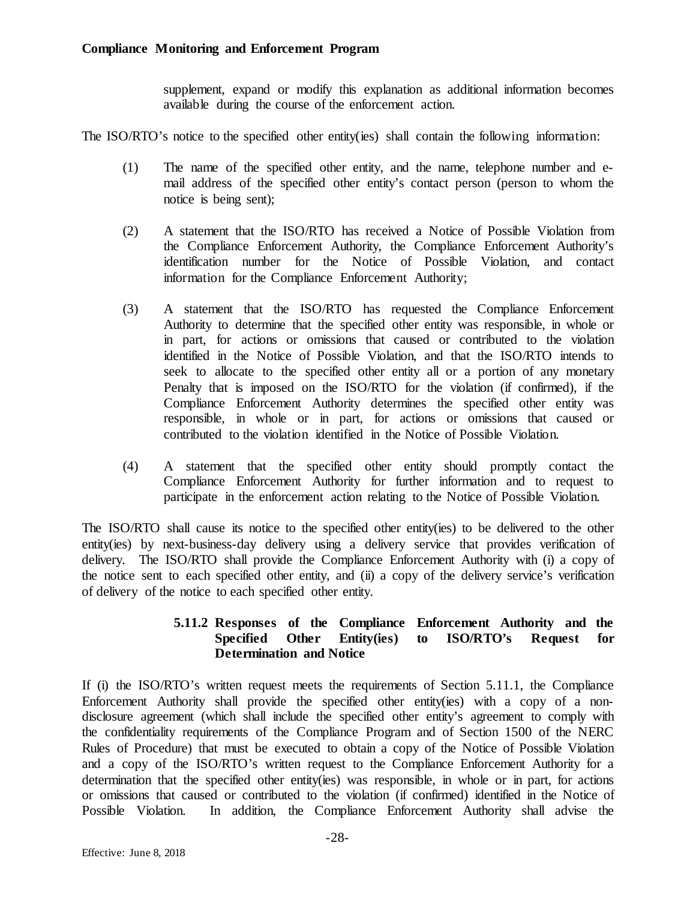supplement, expand or modify this explanation as additional information becomes available during the course of the enforcement action.

The ISO/RTO's notice to the specified other entity(ies) shall contain the following information:

(1) The name of the specified other entity, and the name, telephone number and e-mail address of the specified other entity's contact person (person to whom the notice is being sent);

(2) A statement that the ISO/RTO has received a Notice of Possible Violation from the Compliance Enforcement Authority, the Compliance Enforcement Authority's identification number for the Notice of Possible Violation, and contact information for the Compliance Enforcement Authority;

(3) A statement that the ISO/RTO has requested the Compliance Enforcement Authority to determine that the specified other entity was responsible, in whole or in part, for actions or omissions that caused or contributed to the violation identified in the Notice of Possible Violation, and that the ISO/RTO intends to seek to allocate to the specified other entity all or a portion of any monetary Penalty that is imposed on the ISO/RTO for the violation (if confirmed), if the Compliance Enforcement Authority determines the specified other entity was responsible, in whole or in part, for actions or omissions that caused or contributed to the violation identified in the Notice of Possible Violation.

(4) A statement that the specified other entity should promptly contact the Compliance Enforcement Authority for further information and to request to participate in the enforcement action relating to the Notice of Possible Violation.

The ISO/RTO shall cause its notice to the specified other entity(ies) to be delivered to the other entity(ies) by next-business-day delivery using a delivery service that provides verification of delivery. The ISO/RTO shall provide the Compliance Enforcement Authority with (i) a copy of the notice sent to each specified other entity, and (ii) a copy of the delivery service's verification of delivery of the notice to each specified other entity.

#### 5.11.2 Responses of the Compliance Enforcement Authority and the Specified Other Entity(ies) to ISO/RTO's Request for Determination and Notice

If (i) the ISO/RTO's written request meets the requirements of Section 5.11.1, the Compliance Enforcement Authority shall provide the specified other entity(ies) with a copy of a non-disclosure agreement (which shall include the specified other entity's agreement to comply with the confidentiality requirements of the Compliance Program and of Section 1500 of the NERC Rules of Procedure) that must be executed to obtain a copy of the Notice of Possible Violation and a copy of the ISO/RTO's written request to the Compliance Enforcement Authority for a determination that the specified other entity(ies) was responsible, in whole or in part, for actions or omissions that caused or contributed to the violation (if confirmed) identified in the Notice of Possible Violation. In addition, the Compliance Enforcement Authority shall advise the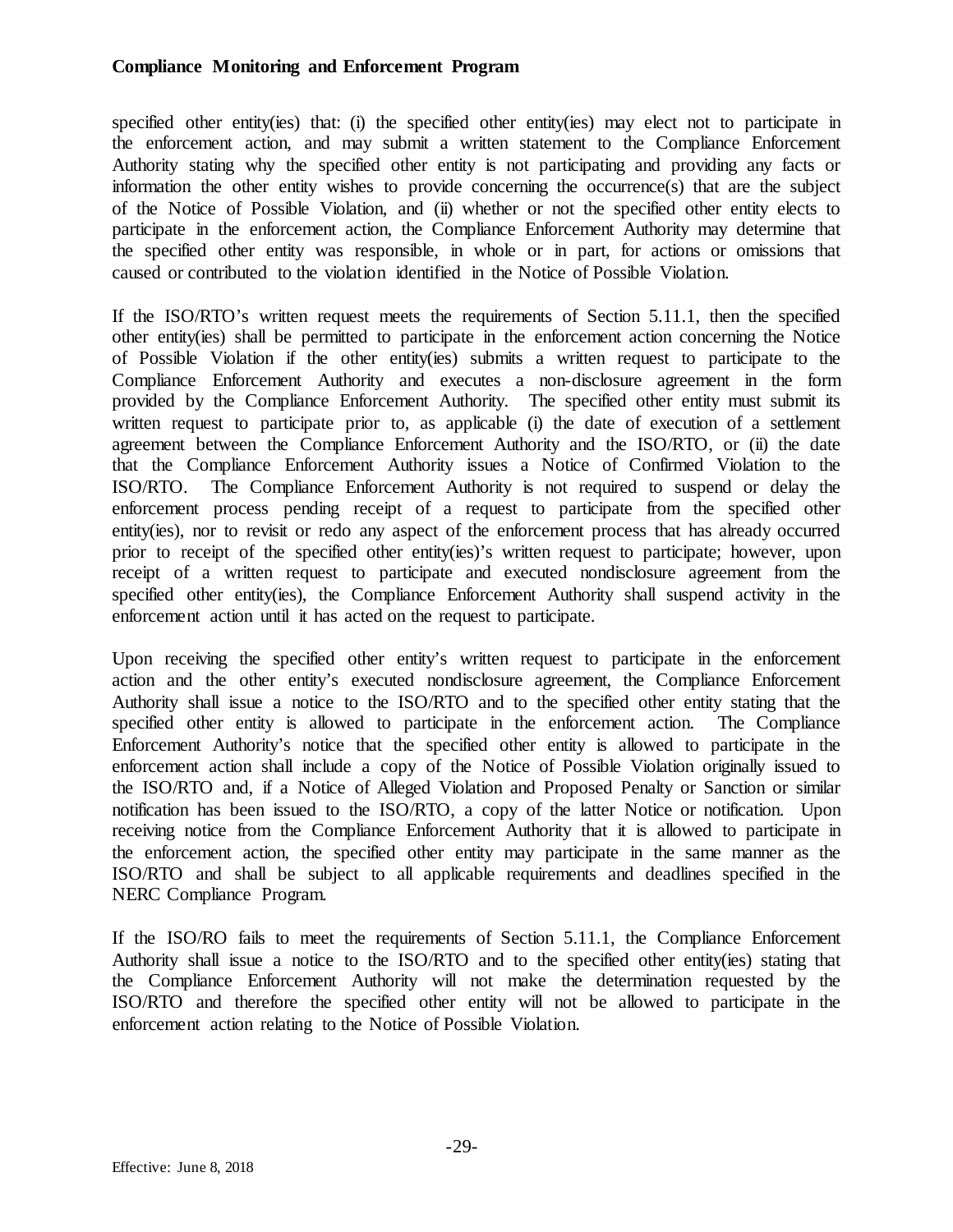specified other entity(ies) that: (i) the specified other entity(ies) may elect not to participate in the enforcement action, and may submit a written statement to the Compliance Enforcement Authority stating why the specified other entity is not participating and providing any facts or information the other entity wishes to provide concerning the occurrence(s) that are the subject of the Notice of Possible Violation, and (ii) whether or not the specified other entity elects to participate in the enforcement action, the Compliance Enforcement Authority may determine that the specified other entity was responsible, in whole or in part, for actions or omissions that caused or contributed to the violation identified in the Notice of Possible Violation.

If the ISO/RTO's written request meets the requirements of Section 5.11.1, then the specified other entity(ies) shall be permitted to participate in the enforcement action concerning the Notice of Possible Violation if the other entity(ies) submits a written request to participate to the Compliance Enforcement Authority and executes a non-disclosure agreement in the form provided by the Compliance Enforcement Authority. The specified other entity must submit its written request to participate prior to, as applicable (i) the date of execution of a settlement agreement between the Compliance Enforcement Authority and the ISO/RTO, or (ii) the date that the Compliance Enforcement Authority issues a Notice of Confirmed Violation to the ISO/RTO. The Compliance Enforcement Authority is not required to suspend or delay the enforcement process pending receipt of a request to participate from the specified other entity(ies), nor to revisit or redo any aspect of the enforcement process that has already occurred prior to receipt of the specified other entity(ies)'s written request to participate; however, upon receipt of a written request to participate and executed nondisclosure agreement from the specified other entity(ies), the Compliance Enforcement Authority shall suspend activity in the enforcement action until it has acted on the request to participate.

Upon receiving the specified other entity's written request to participate in the enforcement action and the other entity's executed nondisclosure agreement, the Compliance Enforcement Authority shall issue a notice to the ISO/RTO and to the specified other entity stating that the specified other entity is allowed to participate in the enforcement action. The Compliance Enforcement Authority's notice that the specified other entity is allowed to participate in the enforcement action shall include a copy of the Notice of Possible Violation originally issued to the ISO/RTO and, if a Notice of Alleged Violation and Proposed Penalty or Sanction or similar notification has been issued to the ISO/RTO, a copy of the latter Notice or notification. Upon receiving notice from the Compliance Enforcement Authority that it is allowed to participate in the enforcement action, the specified other entity may participate in the same manner as the ISO/RTO and shall be subject to all applicable requirements and deadlines specified in the NERC Compliance Program.

If the ISO/RO fails to meet the requirements of Section 5.11.1, the Compliance Enforcement Authority shall issue a notice to the ISO/RTO and to the specified other entity(ies) stating that the Compliance Enforcement Authority will not make the determination requested by the ISO/RTO and therefore the specified other entity will not be allowed to participate in the enforcement action relating to the Notice of Possible Violation.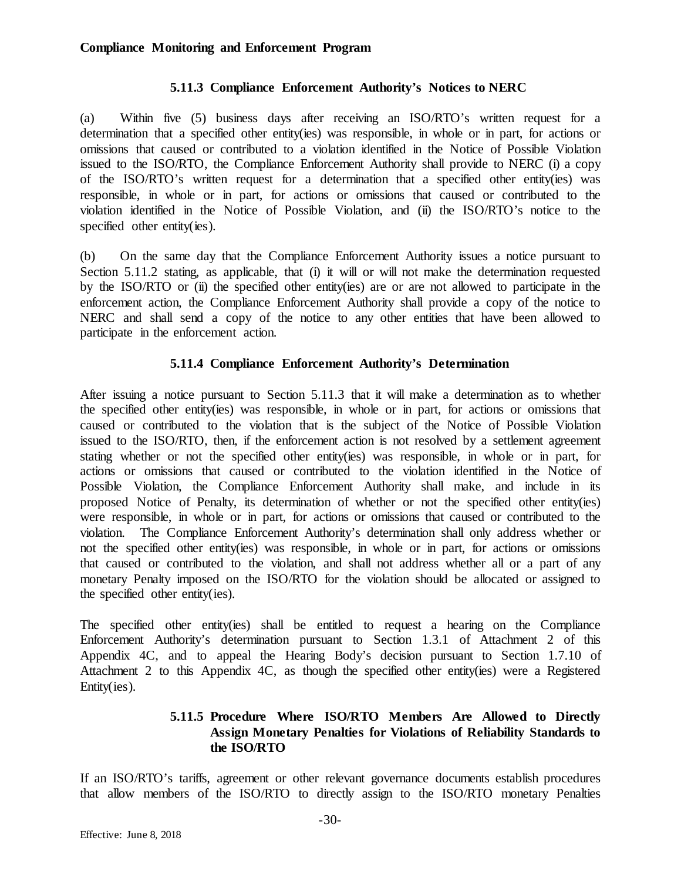#### 5.11.3 Compliance Enforcement Authority's Notices to NERC

(a) Within five (5) business days after receiving an ISO/RTO's written request for a determination that a specified other entity(ies) was responsible, in whole or in part, for actions or omissions that caused or contributed to a violation identified in the Notice of Possible Violation issued to the ISO/RTO, the Compliance Enforcement Authority shall provide to NERC (i) a copy of the ISO/RTO's written request for a determination that a specified other entity(ies) was responsible, in whole or in part, for actions or omissions that caused or contributed to the violation identified in the Notice of Possible Violation, and (ii) the ISO/RTO's notice to the specified other entity(ies).

(b) On the same day that the Compliance Enforcement Authority issues a notice pursuant to Section 5.11.2 stating, as applicable, that (i) it will or will not make the determination requested by the ISO/RTO or (ii) the specified other entity(ies) are or are not allowed to participate in the enforcement action, the Compliance Enforcement Authority shall provide a copy of the notice to NERC and shall send a copy of the notice to any other entities that have been allowed to participate in the enforcement action.

#### 5.11.4 Compliance Enforcement Authority's Determination

After issuing a notice pursuant to Section 5.11.3 that it will make a determination as to whether the specified other entity(ies) was responsible, in whole or in part, for actions or omissions that caused or contributed to the violation that is the subject of the Notice of Possible Violation issued to the ISO/RTO, then, if the enforcement action is not resolved by a settlement agreement stating whether or not the specified other entity(ies) was responsible, in whole or in part, for actions or omissions that caused or contributed to the violation identified in the Notice of Possible Violation, the Compliance Enforcement Authority shall make, and include in its proposed Notice of Penalty, its determination of whether or not the specified other entity(ies) were responsible, in whole or in part, for actions or omissions that caused or contributed to the violation. The Compliance Enforcement Authority's determination shall only address whether or not the specified other entity(ies) was responsible, in whole or in part, for actions or omissions that caused or contributed to the violation, and shall not address whether all or a part of any monetary Penalty imposed on the ISO/RTO for the violation should be allocated or assigned to the specified other entity(ies).

The specified other entity(ies) shall be entitled to request a hearing on the Compliance Enforcement Authority's determination pursuant to Section 1.3.1 of Attachment 2 of this Appendix 4C, and to appeal the Hearing Body's decision pursuant to Section 1.7.10 of Attachment 2 to this Appendix 4C, as though the specified other entity(ies) were a Registered Entity(ies).

#### 5.11.5 Procedure Where ISO/RTO Members Are Allowed to Directly Assign Monetary Penalties for Violations of Reliability Standards to the ISO/RTO

If an ISO/RTO's tariffs, agreement or other relevant governance documents establish procedures that allow members of the ISO/RTO to directly assign to the ISO/RTO monetary Penalties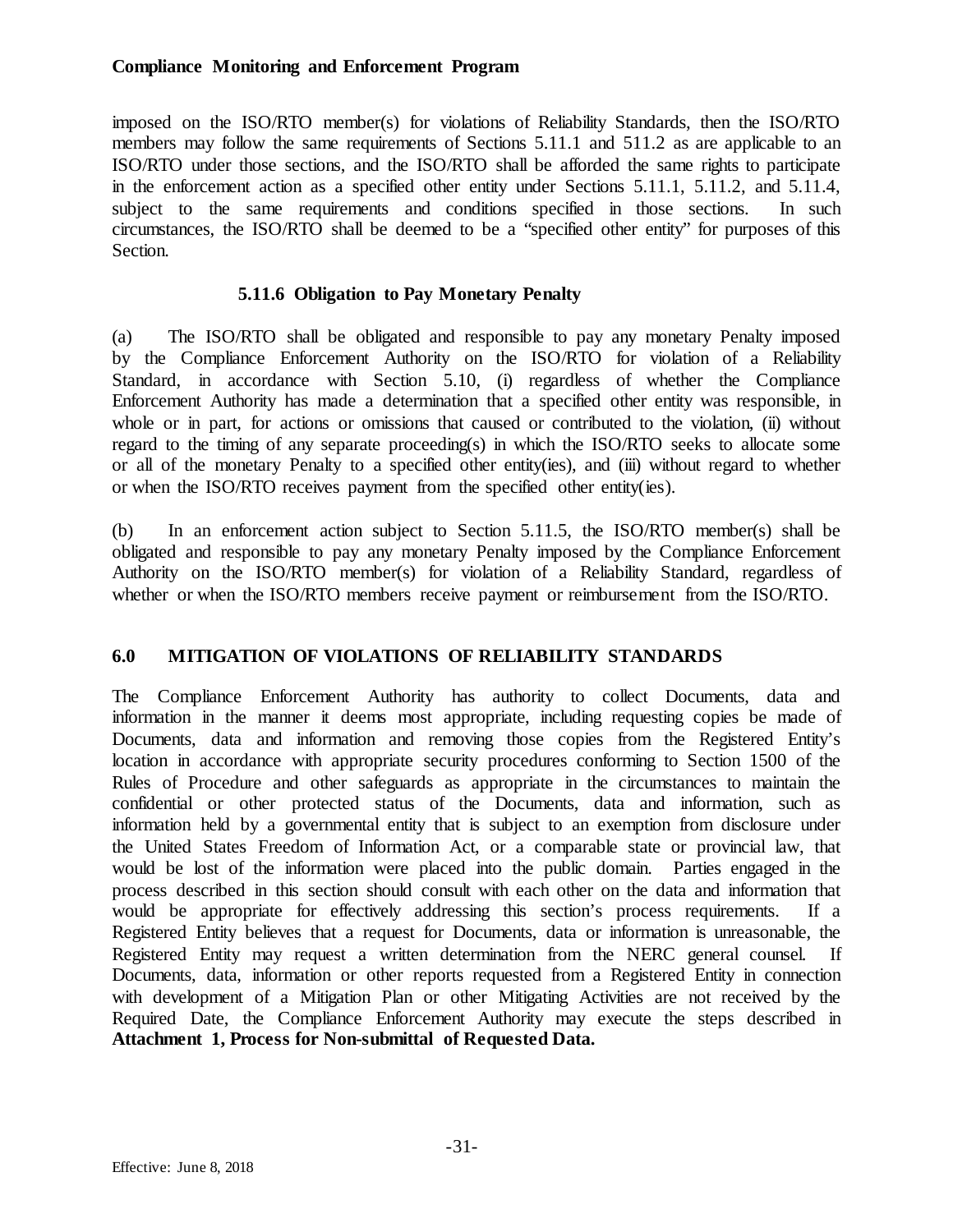imposed on the ISO/RTO member(s) for violations of Reliability Standards, then the ISO/RTO members may follow the same requirements of Sections 5.11.1 and 511.2 as are applicable to an ISO/RTO under those sections, and the ISO/RTO shall be afforded the same rights to participate in the enforcement action as a specified other entity under Sections 5.11.1, 5.11.2, and 5.11.4, subject to the same requirements and conditions specified in those sections. In such circumstances, the ISO/RTO shall be deemed to be a "specified other entity" for purposes of this Section.

#### 5.11.6 Obligation to Pay Monetary Penalty

(a) The ISO/RTO shall be obligated and responsible to pay any monetary Penalty imposed by the Compliance Enforcement Authority on the ISO/RTO for violation of a Reliability Standard, in accordance with Section 5.10, (i) regardless of whether the Compliance Enforcement Authority has made a determination that a specified other entity was responsible, in whole or in part, for actions or omissions that caused or contributed to the violation, (ii) without regard to the timing of any separate proceeding(s) in which the ISO/RTO seeks to allocate some or all of the monetary Penalty to a specified other entity(ies), and (iii) without regard to whether or when the ISO/RTO receives payment from the specified other entity(ies).

(b) In an enforcement action subject to Section 5.11.5, the ISO/RTO member(s) shall be obligated and responsible to pay any monetary Penalty imposed by the Compliance Enforcement Authority on the ISO/RTO member(s) for violation of a Reliability Standard, regardless of whether or when the ISO/RTO members receive payment or reimbursement from the ISO/RTO.

## 6.0 MITIGATION OF VIOLATIONS OF RELIABILITY STANDARDS

The Compliance Enforcement Authority has authority to collect Documents, data and information in the manner it deems most appropriate, including requesting copies be made of Documents, data and information and removing those copies from the Registered Entity's location in accordance with appropriate security procedures conforming to Section 1500 of the Rules of Procedure and other safeguards as appropriate in the circumstances to maintain the confidential or other protected status of the Documents, data and information, such as information held by a governmental entity that is subject to an exemption from disclosure under the United States Freedom of Information Act, or a comparable state or provincial law, that would be lost of the information were placed into the public domain. Parties engaged in the process described in this section should consult with each other on the data and information that would be appropriate for effectively addressing this section's process requirements. If a Registered Entity believes that a request for Documents, data or information is unreasonable, the Registered Entity may request a written determination from the NERC general counsel. If Documents, data, information or other reports requested from a Registered Entity in connection with development of a Mitigation Plan or other Mitigating Activities are not received by the Required Date, the Compliance Enforcement Authority may execute the steps described in **Attachment 1, Process for Non-submittal of Requested Data.**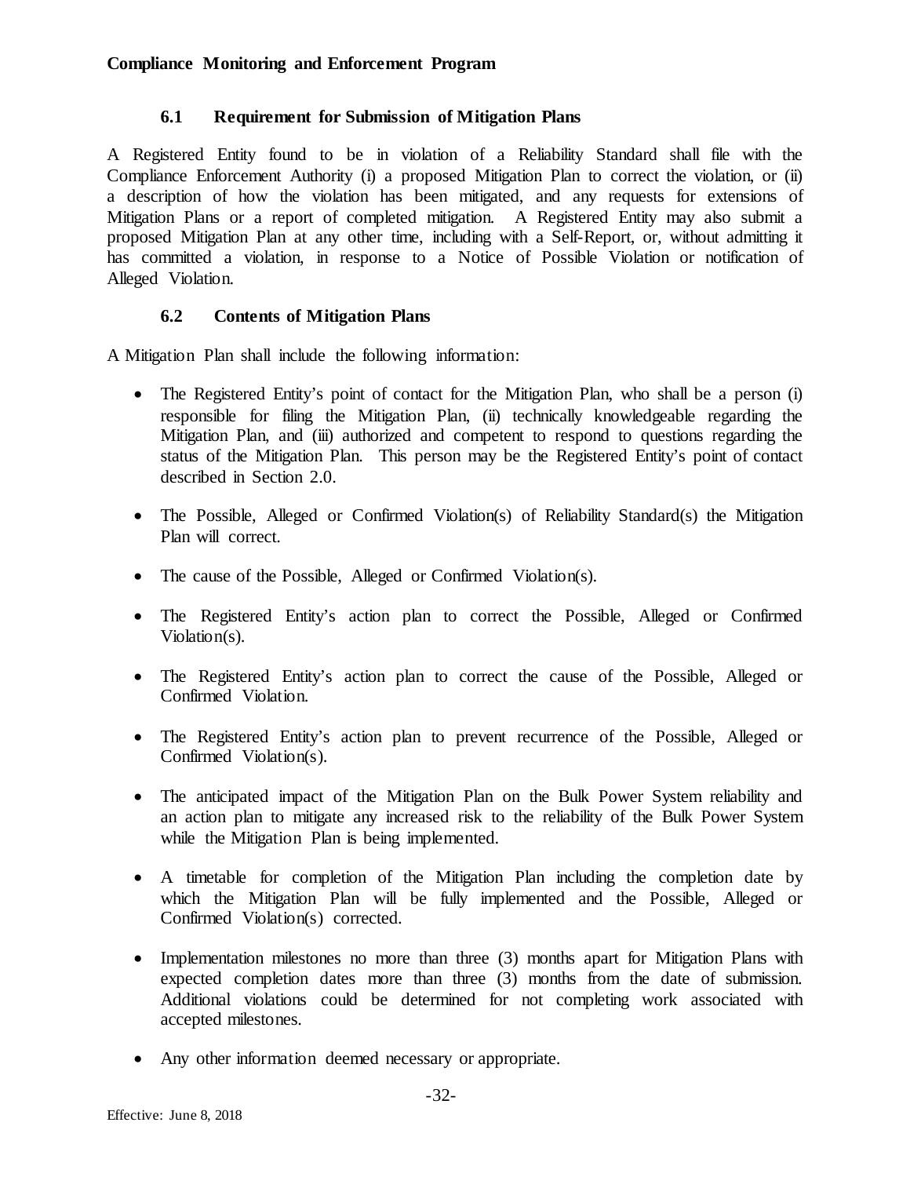### 6.1 Requirement for Submission of Mitigation Plans

A Registered Entity found to be in violation of a Reliability Standard shall file with the Compliance Enforcement Authority (i) a proposed Mitigation Plan to correct the violation, or (ii) a description of how the violation has been mitigated, and any requests for extensions of Mitigation Plans or a report of completed mitigation. A Registered Entity may also submit a proposed Mitigation Plan at any other time, including with a Self-Report, or, without admitting it has committed a violation, in response to a Notice of Possible Violation or notification of Alleged Violation.

### 6.2 Contents of Mitigation Plans

A Mitigation Plan shall include the following information:

- The Registered Entity's point of contact for the Mitigation Plan, who shall be a person (i) responsible for filing the Mitigation Plan, (ii) technically knowledgeable regarding the Mitigation Plan, and (iii) authorized and competent to respond to questions regarding the status of the Mitigation Plan. This person may be the Registered Entity's point of contact described in Section 2.0.
- The Possible, Alleged or Confirmed Violation(s) of Reliability Standard(s) the Mitigation Plan will correct.
- The cause of the Possible, Alleged or Confirmed Violation(s).
- The Registered Entity's action plan to correct the Possible, Alleged or Confirmed Violation(s).
- The Registered Entity's action plan to correct the cause of the Possible, Alleged or Confirmed Violation.
- The Registered Entity's action plan to prevent recurrence of the Possible, Alleged or Confirmed Violation(s).
- The anticipated impact of the Mitigation Plan on the Bulk Power System reliability and an action plan to mitigate any increased risk to the reliability of the Bulk Power System while the Mitigation Plan is being implemented.
- A timetable for completion of the Mitigation Plan including the completion date by which the Mitigation Plan will be fully implemented and the Possible, Alleged or Confirmed Violation(s) corrected.
- Implementation milestones no more than three (3) months apart for Mitigation Plans with expected completion dates more than three (3) months from the date of submission. Additional violations could be determined for not completing work associated with accepted milestones.
- Any other information deemed necessary or appropriate.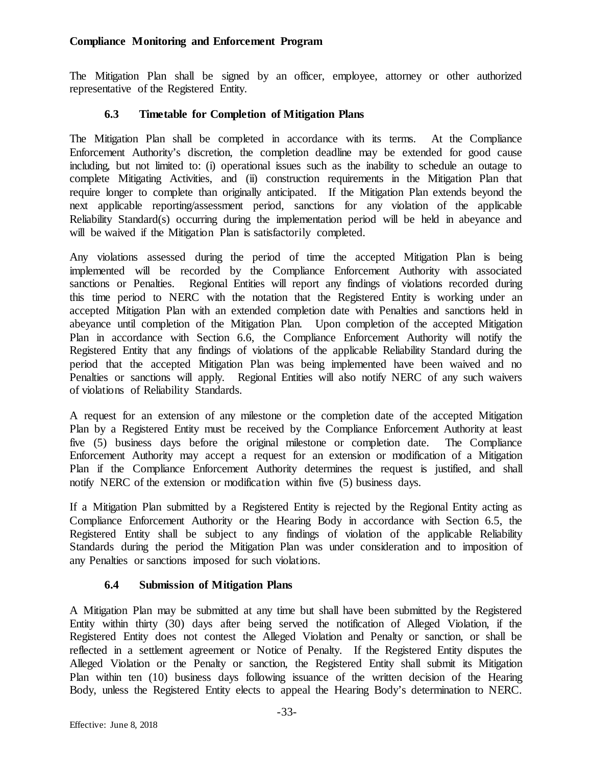The Mitigation Plan shall be signed by an officer, employee, attorney or other authorized representative of the Registered Entity.

### 6.3 Timetable for Completion of Mitigation Plans

The Mitigation Plan shall be completed in accordance with its terms. At the Compliance Enforcement Authority's discretion, the completion deadline may be extended for good cause including, but not limited to: (i) operational issues such as the inability to schedule an outage to complete Mitigating Activities, and (ii) construction requirements in the Mitigation Plan that require longer to complete than originally anticipated. If the Mitigation Plan extends beyond the next applicable reporting/assessment period, sanctions for any violation of the applicable Reliability Standard(s) occurring during the implementation period will be held in abeyance and will be waived if the Mitigation Plan is satisfactorily completed.

Any violations assessed during the period of time the accepted Mitigation Plan is being implemented will be recorded by the Compliance Enforcement Authority with associated sanctions or Penalties. Regional Entities will report any findings of violations recorded during this time period to NERC with the notation that the Registered Entity is working under an accepted Mitigation Plan with an extended completion date with Penalties and sanctions held in abeyance until completion of the Mitigation Plan. Upon completion of the accepted Mitigation Plan in accordance with Section 6.6, the Compliance Enforcement Authority will notify the Registered Entity that any findings of violations of the applicable Reliability Standard during the period that the accepted Mitigation Plan was being implemented have been waived and no Penalties or sanctions will apply. Regional Entities will also notify NERC of any such waivers of violations of Reliability Standards.

A request for an extension of any milestone or the completion date of the accepted Mitigation Plan by a Registered Entity must be received by the Compliance Enforcement Authority at least five (5) business days before the original milestone or completion date. The Compliance Enforcement Authority may accept a request for an extension or modification of a Mitigation Plan if the Compliance Enforcement Authority determines the request is justified, and shall notify NERC of the extension or modification within five (5) business days.

If a Mitigation Plan submitted by a Registered Entity is rejected by the Regional Entity acting as Compliance Enforcement Authority or the Hearing Body in accordance with Section 6.5, the Registered Entity shall be subject to any findings of violation of the applicable Reliability Standards during the period the Mitigation Plan was under consideration and to imposition of any Penalties or sanctions imposed for such violations.

### 6.4 Submission of Mitigation Plans

A Mitigation Plan may be submitted at any time but shall have been submitted by the Registered Entity within thirty (30) days after being served the notification of Alleged Violation, if the Registered Entity does not contest the Alleged Violation and Penalty or sanction, or shall be reflected in a settlement agreement or Notice of Penalty. If the Registered Entity disputes the Alleged Violation or the Penalty or sanction, the Registered Entity shall submit its Mitigation Plan within ten (10) business days following issuance of the written decision of the Hearing Body, unless the Registered Entity elects to appeal the Hearing Body's determination to NERC.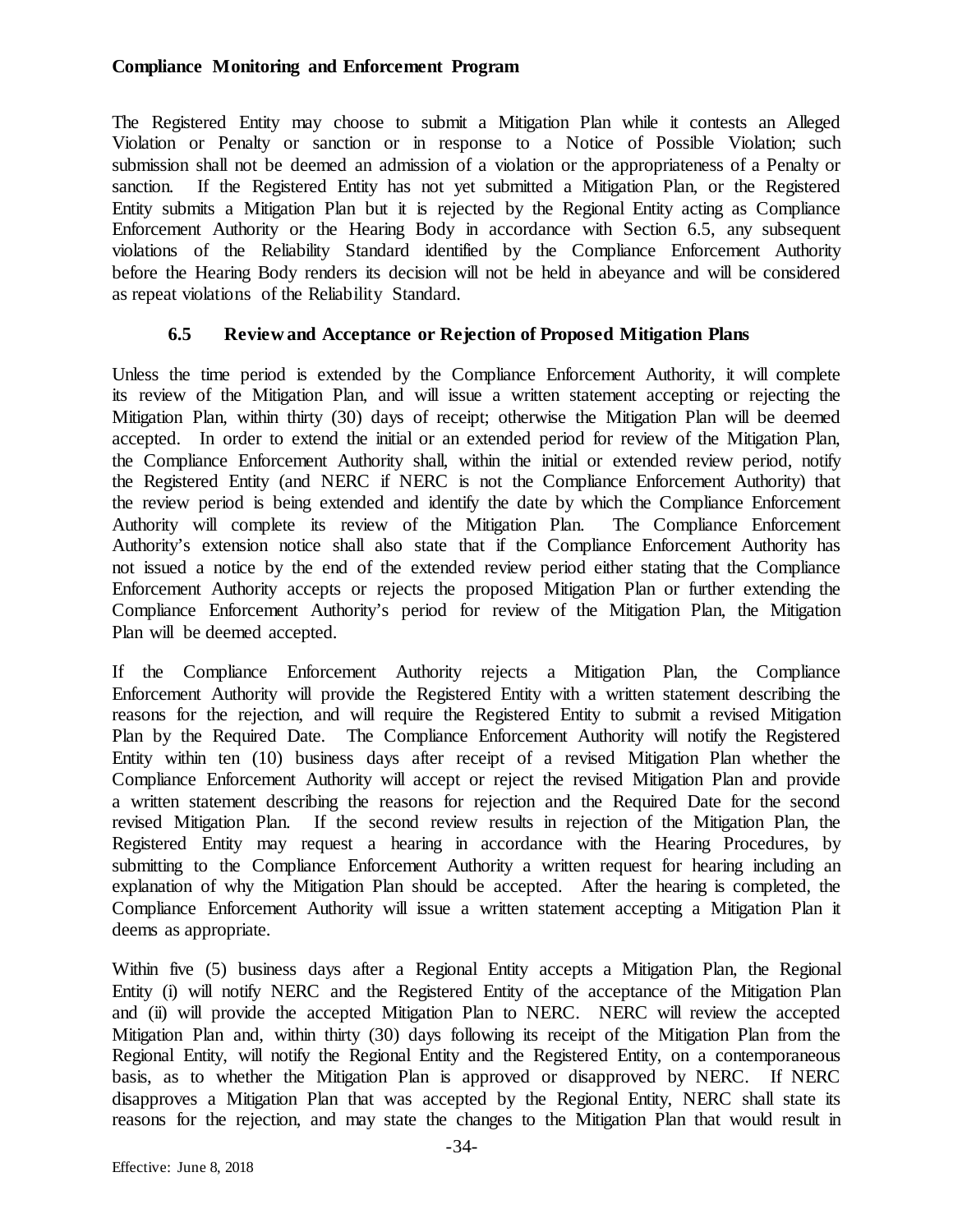The Registered Entity may choose to submit a Mitigation Plan while it contests an Alleged Violation or Penalty or sanction or in response to a Notice of Possible Violation; such submission shall not be deemed an admission of a violation or the appropriateness of a Penalty or sanction. If the Registered Entity has not yet submitted a Mitigation Plan, or the Registered Entity submits a Mitigation Plan but it is rejected by the Regional Entity acting as Compliance Enforcement Authority or the Hearing Body in accordance with Section 6.5, any subsequent violations of the Reliability Standard identified by the Compliance Enforcement Authority before the Hearing Body renders its decision will not be held in abeyance and will be considered as repeat violations of the Reliability Standard.

### 6.5 Review and Acceptance or Rejection of Proposed Mitigation Plans

Unless the time period is extended by the Compliance Enforcement Authority, it will complete its review of the Mitigation Plan, and will issue a written statement accepting or rejecting the Mitigation Plan, within thirty (30) days of receipt; otherwise the Mitigation Plan will be deemed accepted. In order to extend the initial or an extended period for review of the Mitigation Plan, the Compliance Enforcement Authority shall, within the initial or extended review period, notify the Registered Entity (and NERC if NERC is not the Compliance Enforcement Authority) that the review period is being extended and identify the date by which the Compliance Enforcement Authority will complete its review of the Mitigation Plan. The Compliance Enforcement Authority's extension notice shall also state that if the Compliance Enforcement Authority has not issued a notice by the end of the extended review period either stating that the Compliance Enforcement Authority accepts or rejects the proposed Mitigation Plan or further extending the Compliance Enforcement Authority's period for review of the Mitigation Plan, the Mitigation Plan will be deemed accepted.

If the Compliance Enforcement Authority rejects a Mitigation Plan, the Compliance Enforcement Authority will provide the Registered Entity with a written statement describing the reasons for the rejection, and will require the Registered Entity to submit a revised Mitigation Plan by the Required Date. The Compliance Enforcement Authority will notify the Registered Entity within ten (10) business days after receipt of a revised Mitigation Plan whether the Compliance Enforcement Authority will accept or reject the revised Mitigation Plan and provide a written statement describing the reasons for rejection and the Required Date for the second revised Mitigation Plan. If the second review results in rejection of the Mitigation Plan, the Registered Entity may request a hearing in accordance with the Hearing Procedures, by submitting to the Compliance Enforcement Authority a written request for hearing including an explanation of why the Mitigation Plan should be accepted. After the hearing is completed, the Compliance Enforcement Authority will issue a written statement accepting a Mitigation Plan it deems as appropriate.

Within five (5) business days after a Regional Entity accepts a Mitigation Plan, the Regional Entity (i) will notify NERC and the Registered Entity of the acceptance of the Mitigation Plan and (ii) will provide the accepted Mitigation Plan to NERC. NERC will review the accepted Mitigation Plan and, within thirty (30) days following its receipt of the Mitigation Plan from the Regional Entity, will notify the Regional Entity and the Registered Entity, on a contemporaneous basis, as to whether the Mitigation Plan is approved or disapproved by NERC. If NERC disapproves a Mitigation Plan that was accepted by the Regional Entity, NERC shall state its reasons for the rejection, and may state the changes to the Mitigation Plan that would result in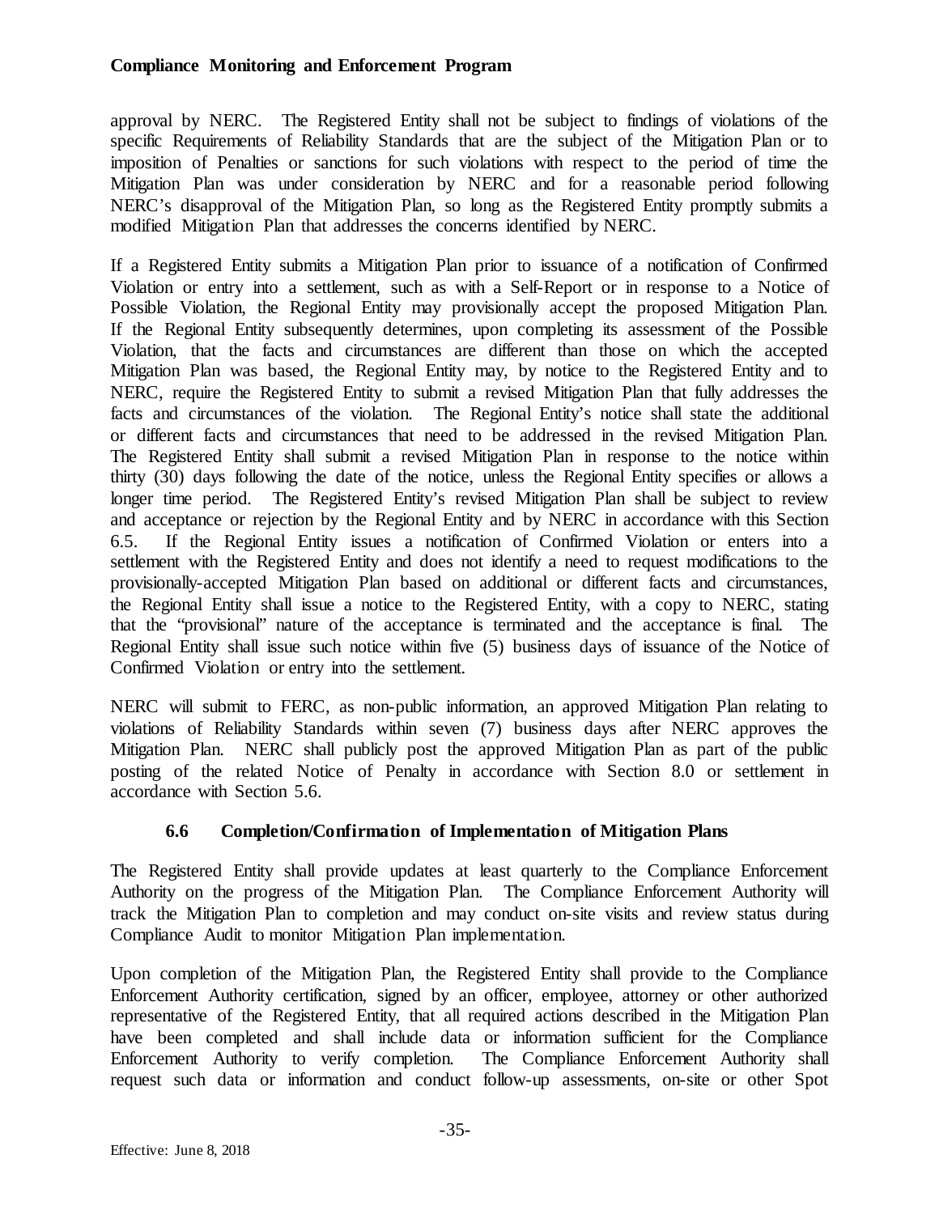approval by NERC. The Registered Entity shall not be subject to findings of violations of the specific Requirements of Reliability Standards that are the subject of the Mitigation Plan or to imposition of Penalties or sanctions for such violations with respect to the period of time the Mitigation Plan was under consideration by NERC and for a reasonable period following NERC's disapproval of the Mitigation Plan, so long as the Registered Entity promptly submits a modified Mitigation Plan that addresses the concerns identified by NERC.

If a Registered Entity submits a Mitigation Plan prior to issuance of a notification of Confirmed Violation or entry into a settlement, such as with a Self-Report or in response to a Notice of Possible Violation, the Regional Entity may provisionally accept the proposed Mitigation Plan. If the Regional Entity subsequently determines, upon completing its assessment of the Possible Violation, that the facts and circumstances are different than those on which the accepted Mitigation Plan was based, the Regional Entity may, by notice to the Registered Entity and to NERC, require the Registered Entity to submit a revised Mitigation Plan that fully addresses the facts and circumstances of the violation. The Regional Entity's notice shall state the additional or different facts and circumstances that need to be addressed in the revised Mitigation Plan. The Registered Entity shall submit a revised Mitigation Plan in response to the notice within thirty (30) days following the date of the notice, unless the Regional Entity specifies or allows a longer time period. The Registered Entity's revised Mitigation Plan shall be subject to review and acceptance or rejection by the Regional Entity and by NERC in accordance with this Section 6.5. If the Regional Entity issues a notification of Confirmed Violation or enters into a settlement with the Registered Entity and does not identify a need to request modifications to the provisionally-accepted Mitigation Plan based on additional or different facts and circumstances, the Regional Entity shall issue a notice to the Registered Entity, with a copy to NERC, stating that the "provisional" nature of the acceptance is terminated and the acceptance is final. The Regional Entity shall issue such notice within five (5) business days of issuance of the Notice of Confirmed Violation or entry into the settlement.

NERC will submit to FERC, as non-public information, an approved Mitigation Plan relating to violations of Reliability Standards within seven (7) business days after NERC approves the Mitigation Plan. NERC shall publicly post the approved Mitigation Plan as part of the public posting of the related Notice of Penalty in accordance with Section 8.0 or settlement in accordance with Section 5.6.

### 6.6 Completion/Confirmation of Implementation of Mitigation Plans

The Registered Entity shall provide updates at least quarterly to the Compliance Enforcement Authority on the progress of the Mitigation Plan. The Compliance Enforcement Authority will track the Mitigation Plan to completion and may conduct on-site visits and review status during Compliance Audit to monitor Mitigation Plan implementation.

Upon completion of the Mitigation Plan, the Registered Entity shall provide to the Compliance Enforcement Authority certification, signed by an officer, employee, attorney or other authorized representative of the Registered Entity, that all required actions described in the Mitigation Plan have been completed and shall include data or information sufficient for the Compliance Enforcement Authority to verify completion. The Compliance Enforcement Authority shall request such data or information and conduct follow-up assessments, on-site or other Spot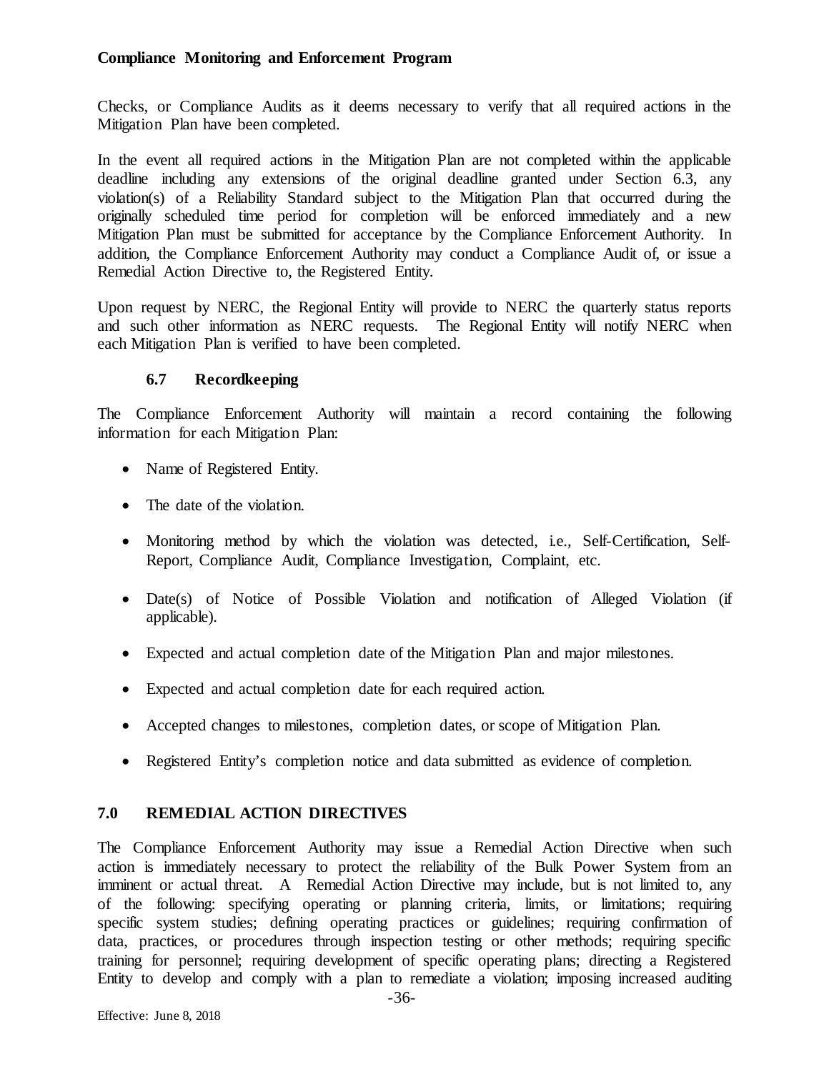Checks, or Compliance Audits as it deems necessary to verify that all required actions in the Mitigation Plan have been completed.

In the event all required actions in the Mitigation Plan are not completed within the applicable deadline including any extensions of the original deadline granted under Section 6.3, any violation(s) of a Reliability Standard subject to the Mitigation Plan that occurred during the originally scheduled time period for completion will be enforced immediately and a new Mitigation Plan must be submitted for acceptance by the Compliance Enforcement Authority. In addition, the Compliance Enforcement Authority may conduct a Compliance Audit of, or issue a Remedial Action Directive to, the Registered Entity.

Upon request by NERC, the Regional Entity will provide to NERC the quarterly status reports and such other information as NERC requests. The Regional Entity will notify NERC when each Mitigation Plan is verified to have been completed.

### 6.7 Recordkeeping

The Compliance Enforcement Authority will maintain a record containing the following information for each Mitigation Plan:

- Name of Registered Entity.
- The date of the violation.
- Monitoring method by which the violation was detected, i.e., Self-Certification, Self-Report, Compliance Audit, Compliance Investigation, Complaint, etc.
- Date(s) of Notice of Possible Violation and notification of Alleged Violation (if applicable).
- Expected and actual completion date of the Mitigation Plan and major milestones.
- Expected and actual completion date for each required action.
- Accepted changes to milestones, completion dates, or scope of Mitigation Plan.
- Registered Entity's completion notice and data submitted as evidence of completion.

## 7.0 REMEDIAL ACTION DIRECTIVES

The Compliance Enforcement Authority may issue a Remedial Action Directive when such action is immediately necessary to protect the reliability of the Bulk Power System from an imminent or actual threat. A Remedial Action Directive may include, but is not limited to, any of the following: specifying operating or planning criteria, limits, or limitations; requiring specific system studies; defining operating practices or guidelines; requiring confirmation of data, practices, or procedures through inspection testing or other methods; requiring specific training for personnel; requiring development of specific operating plans; directing a Registered Entity to develop and comply with a plan to remediate a violation; imposing increased auditing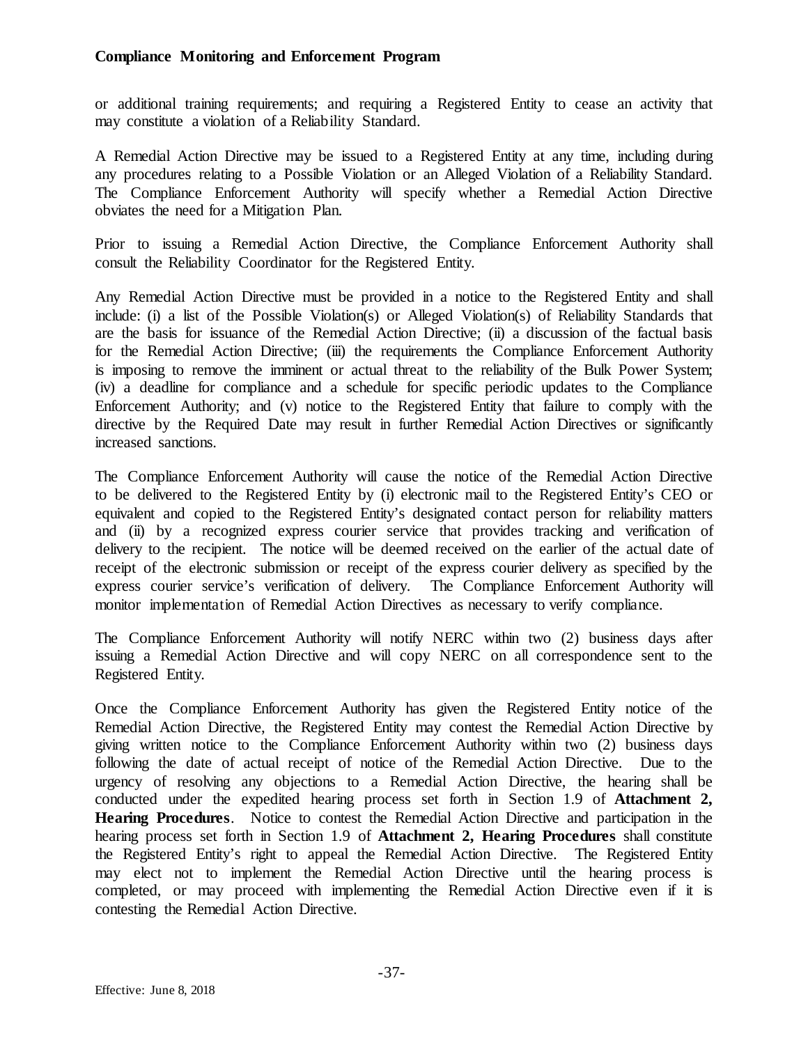or additional training requirements; and requiring a Registered Entity to cease an activity that may constitute a violation of a Reliability Standard.

A Remedial Action Directive may be issued to a Registered Entity at any time, including during any procedures relating to a Possible Violation or an Alleged Violation of a Reliability Standard. The Compliance Enforcement Authority will specify whether a Remedial Action Directive obviates the need for a Mitigation Plan.

Prior to issuing a Remedial Action Directive, the Compliance Enforcement Authority shall consult the Reliability Coordinator for the Registered Entity.

Any Remedial Action Directive must be provided in a notice to the Registered Entity and shall include: (i) a list of the Possible Violation(s) or Alleged Violation(s) of Reliability Standards that are the basis for issuance of the Remedial Action Directive; (ii) a discussion of the factual basis for the Remedial Action Directive; (iii) the requirements the Compliance Enforcement Authority is imposing to remove the imminent or actual threat to the reliability of the Bulk Power System; (iv) a deadline for compliance and a schedule for specific periodic updates to the Compliance Enforcement Authority; and (v) notice to the Registered Entity that failure to comply with the directive by the Required Date may result in further Remedial Action Directives or significantly increased sanctions.

The Compliance Enforcement Authority will cause the notice of the Remedial Action Directive to be delivered to the Registered Entity by (i) electronic mail to the Registered Entity's CEO or equivalent and copied to the Registered Entity's designated contact person for reliability matters and (ii) by a recognized express courier service that provides tracking and verification of delivery to the recipient. The notice will be deemed received on the earlier of the actual date of receipt of the electronic submission or receipt of the express courier delivery as specified by the express courier service's verification of delivery. The Compliance Enforcement Authority will monitor implementation of Remedial Action Directives as necessary to verify compliance.

The Compliance Enforcement Authority will notify NERC within two (2) business days after issuing a Remedial Action Directive and will copy NERC on all correspondence sent to the Registered Entity.

Once the Compliance Enforcement Authority has given the Registered Entity notice of the Remedial Action Directive, the Registered Entity may contest the Remedial Action Directive by giving written notice to the Compliance Enforcement Authority within two (2) business days following the date of actual receipt of notice of the Remedial Action Directive. Due to the urgency of resolving any objections to a Remedial Action Directive, the hearing shall be conducted under the expedited hearing process set forth in Section 1.9 of **Attachment 2, Hearing Procedures**. Notice to contest the Remedial Action Directive and participation in the hearing process set forth in Section 1.9 of **Attachment 2, Hearing Procedures** shall constitute the Registered Entity's right to appeal the Remedial Action Directive. The Registered Entity may elect not to implement the Remedial Action Directive until the hearing process is completed, or may proceed with implementing the Remedial Action Directive even if it is contesting the Remedial Action Directive.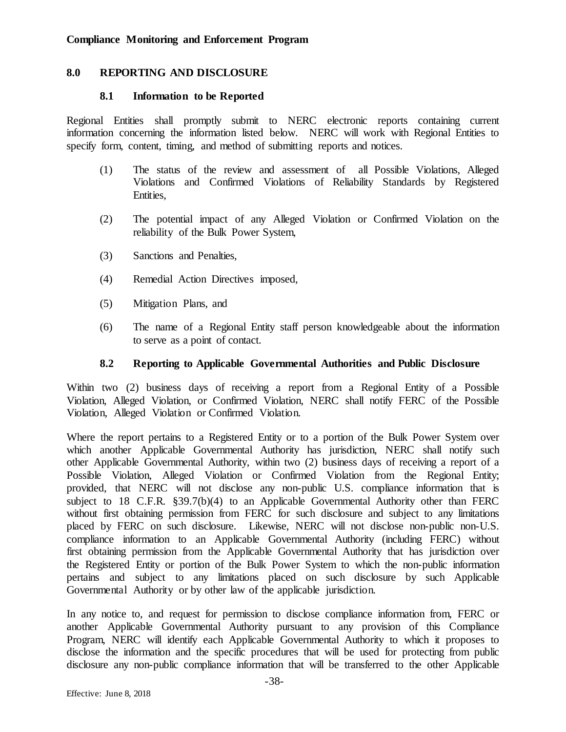## 8.0 REPORTING AND DISCLOSURE

### 8.1 Information to be Reported

Regional Entities shall promptly submit to NERC electronic reports containing current information concerning the information listed below. NERC will work with Regional Entities to specify form, content, timing, and method of submitting reports and notices.

(1) The status of the review and assessment of all Possible Violations, Alleged Violations and Confirmed Violations of Reliability Standards by Registered Entities,

(2) The potential impact of any Alleged Violation or Confirmed Violation on the reliability of the Bulk Power System,

(3) Sanctions and Penalties,

(4) Remedial Action Directives imposed,

(5) Mitigation Plans, and

(6) The name of a Regional Entity staff person knowledgeable about the information to serve as a point of contact.

### 8.2 Reporting to Applicable Governmental Authorities and Public Disclosure

Within two (2) business days of receiving a report from a Regional Entity of a Possible Violation, Alleged Violation, or Confirmed Violation, NERC shall notify FERC of the Possible Violation, Alleged Violation or Confirmed Violation.

Where the report pertains to a Registered Entity or to a portion of the Bulk Power System over which another Applicable Governmental Authority has jurisdiction, NERC shall notify such other Applicable Governmental Authority, within two (2) business days of receiving a report of a Possible Violation, Alleged Violation or Confirmed Violation from the Regional Entity; provided, that NERC will not disclose any non-public U.S. compliance information that is subject to 18 C.F.R. §39.7(b)(4) to an Applicable Governmental Authority other than FERC without first obtaining permission from FERC for such disclosure and subject to any limitations placed by FERC on such disclosure. Likewise, NERC will not disclose non-public non-U.S. compliance information to an Applicable Governmental Authority (including FERC) without first obtaining permission from the Applicable Governmental Authority that has jurisdiction over the Registered Entity or portion of the Bulk Power System to which the non-public information pertains and subject to any limitations placed on such disclosure by such Applicable Governmental Authority or by other law of the applicable jurisdiction.

In any notice to, and request for permission to disclose compliance information from, FERC or another Applicable Governmental Authority pursuant to any provision of this Compliance Program, NERC will identify each Applicable Governmental Authority to which it proposes to disclose the information and the specific procedures that will be used for protecting from public disclosure any non-public compliance information that will be transferred to the other Applicable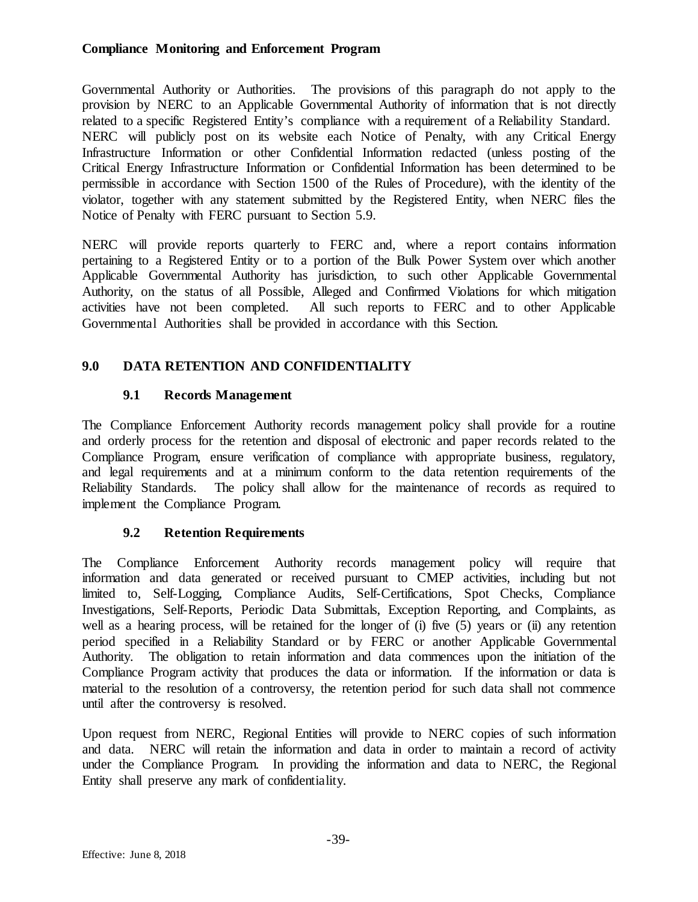Governmental Authority or Authorities. The provisions of this paragraph do not apply to the provision by NERC to an Applicable Governmental Authority of information that is not directly related to a specific Registered Entity's compliance with a requirement of a Reliability Standard. NERC will publicly post on its website each Notice of Penalty, with any Critical Energy Infrastructure Information or other Confidential Information redacted (unless posting of the Critical Energy Infrastructure Information or Confidential Information has been determined to be permissible in accordance with Section 1500 of the Rules of Procedure), with the identity of the violator, together with any statement submitted by the Registered Entity, when NERC files the Notice of Penalty with FERC pursuant to Section 5.9.

NERC will provide reports quarterly to FERC and, where a report contains information pertaining to a Registered Entity or to a portion of the Bulk Power System over which another Applicable Governmental Authority has jurisdiction, to such other Applicable Governmental Authority, on the status of all Possible, Alleged and Confirmed Violations for which mitigation activities have not been completed. All such reports to FERC and to other Applicable Governmental Authorities shall be provided in accordance with this Section.

## 9.0 DATA RETENTION AND CONFIDENTIALITY

### 9.1 Records Management

The Compliance Enforcement Authority records management policy shall provide for a routine and orderly process for the retention and disposal of electronic and paper records related to the Compliance Program, ensure verification of compliance with appropriate business, regulatory, and legal requirements and at a minimum conform to the data retention requirements of the Reliability Standards. The policy shall allow for the maintenance of records as required to implement the Compliance Program.

### 9.2 Retention Requirements

The Compliance Enforcement Authority records management policy will require that information and data generated or received pursuant to CMEP activities, including but not limited to, Self-Logging, Compliance Audits, Self-Certifications, Spot Checks, Compliance Investigations, Self-Reports, Periodic Data Submittals, Exception Reporting, and Complaints, as well as a hearing process, will be retained for the longer of (i) five (5) years or (ii) any retention period specified in a Reliability Standard or by FERC or another Applicable Governmental Authority. The obligation to retain information and data commences upon the initiation of the Compliance Program activity that produces the data or information. If the information or data is material to the resolution of a controversy, the retention period for such data shall not commence until after the controversy is resolved.

Upon request from NERC, Regional Entities will provide to NERC copies of such information and data. NERC will retain the information and data in order to maintain a record of activity under the Compliance Program. In providing the information and data to NERC, the Regional Entity shall preserve any mark of confidentiality.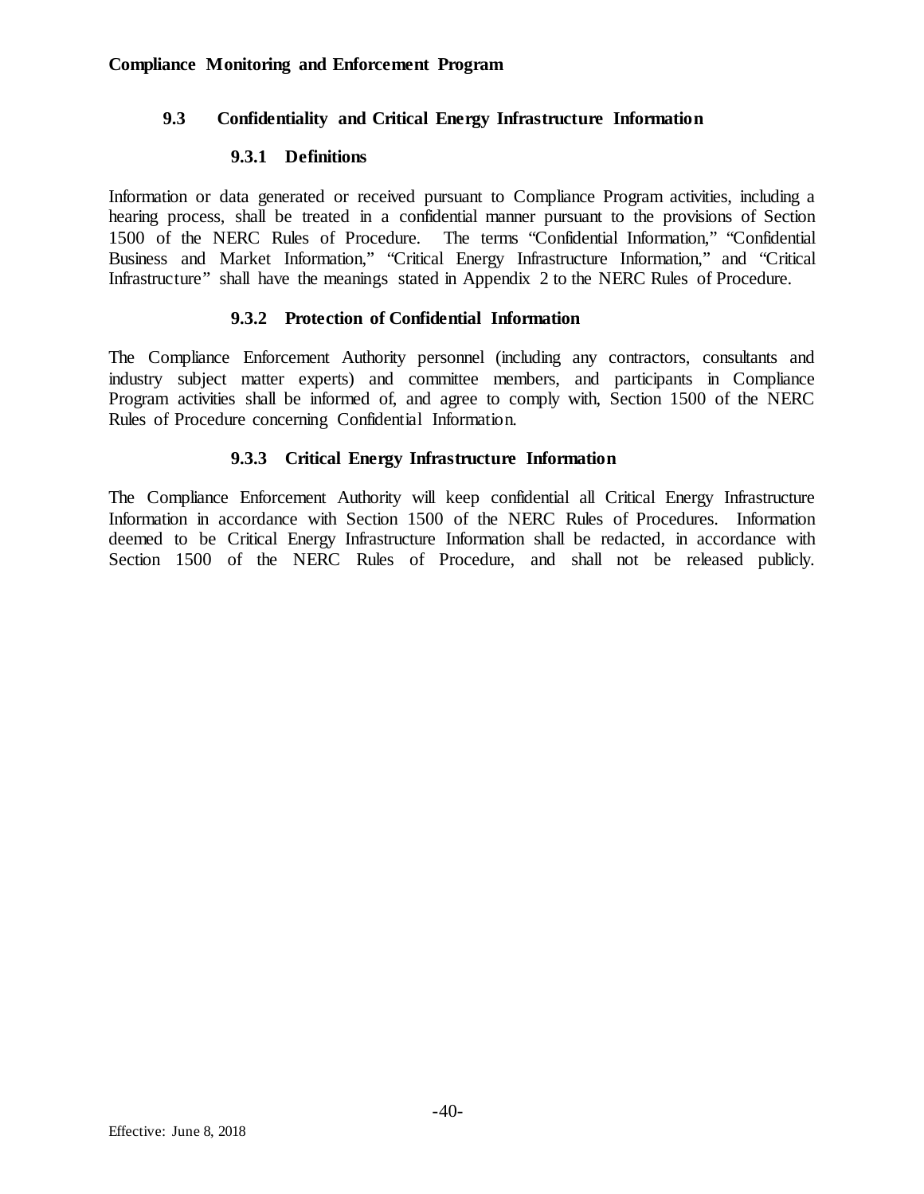### 9.3 Confidentiality and Critical Energy Infrastructure Information

#### 9.3.1 Definitions

Information or data generated or received pursuant to Compliance Program activities, including a hearing process, shall be treated in a confidential manner pursuant to the provisions of Section 1500 of the NERC Rules of Procedure. The terms "Confidential Information," "Confidential Business and Market Information," "Critical Energy Infrastructure Information," and "Critical Infrastructure" shall have the meanings stated in Appendix 2 to the NERC Rules of Procedure.

#### 9.3.2 Protection of Confidential Information

The Compliance Enforcement Authority personnel (including any contractors, consultants and industry subject matter experts) and committee members, and participants in Compliance Program activities shall be informed of, and agree to comply with, Section 1500 of the NERC Rules of Procedure concerning Confidential Information.

#### 9.3.3 Critical Energy Infrastructure Information

The Compliance Enforcement Authority will keep confidential all Critical Energy Infrastructure Information in accordance with Section 1500 of the NERC Rules of Procedures. Information deemed to be Critical Energy Infrastructure Information shall be redacted, in accordance with Section 1500 of the NERC Rules of Procedure, and shall not be released publicly.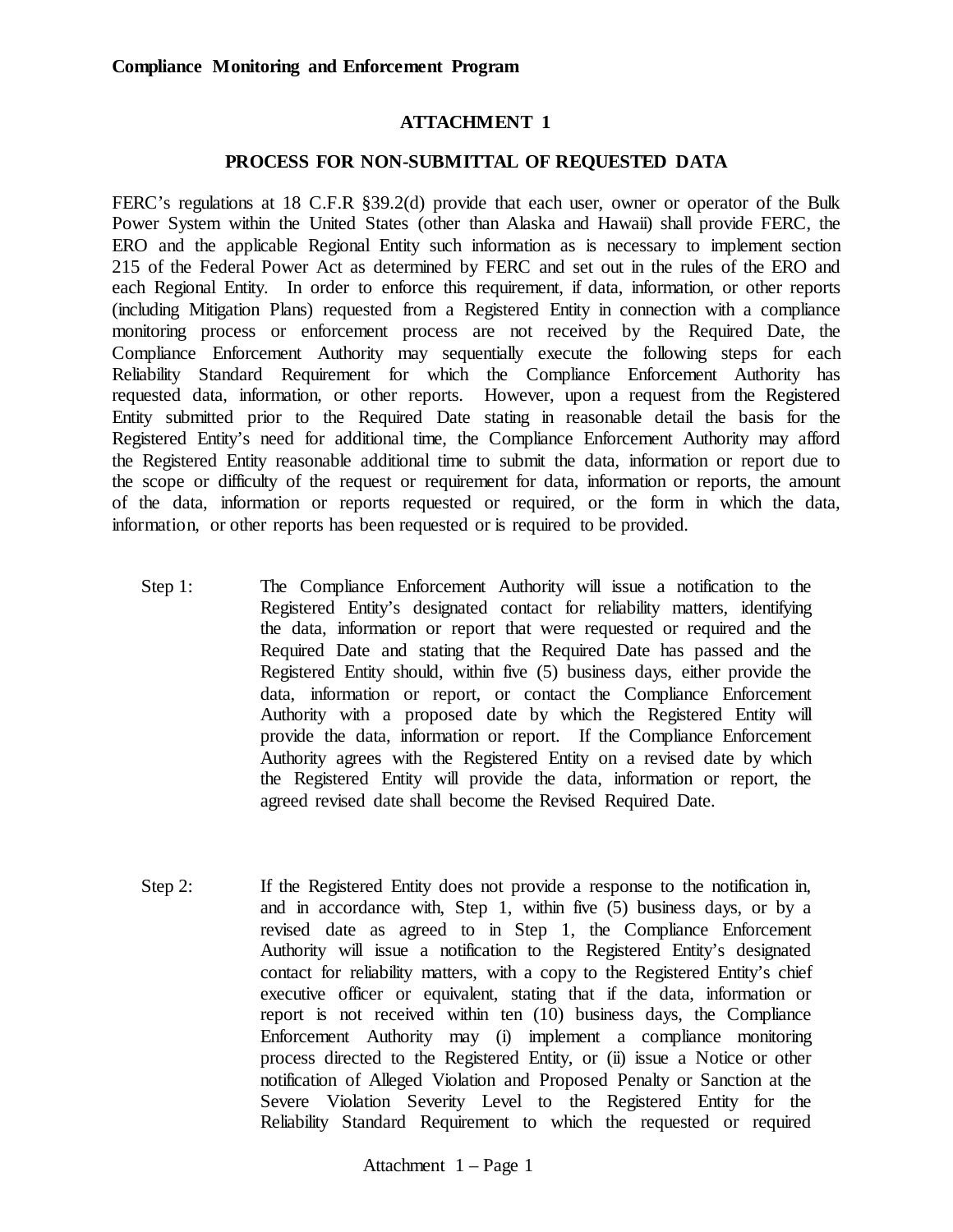**Compliance Monitoring and Enforcement Program**

# ATTACHMENT 1

## PROCESS FOR NON-SUBMITTAL OF REQUESTED DATA

FERC's regulations at 18 C.F.R §39.2(d) provide that each user, owner or operator of the Bulk Power System within the United States (other than Alaska and Hawaii) shall provide FERC, the ERO and the applicable Regional Entity such information as is necessary to implement section 215 of the Federal Power Act as determined by FERC and set out in the rules of the ERO and each Regional Entity. In order to enforce this requirement, if data, information, or other reports (including Mitigation Plans) requested from a Registered Entity in connection with a compliance monitoring process or enforcement process are not received by the Required Date, the Compliance Enforcement Authority may sequentially execute the following steps for each Reliability Standard Requirement for which the Compliance Enforcement Authority has requested data, information, or other reports. However, upon a request from the Registered Entity submitted prior to the Required Date stating in reasonable detail the basis for the Registered Entity's need for additional time, the Compliance Enforcement Authority may afford the Registered Entity reasonable additional time to submit the data, information or report due to the scope or difficulty of the request or requirement for data, information or reports, the amount of the data, information or reports requested or required, or the form in which the data, information, or other reports has been requested or is required to be provided.

Step 1: The Compliance Enforcement Authority will issue a notification to the Registered Entity's designated contact for reliability matters, identifying the data, information or report that were requested or required and the Required Date and stating that the Required Date has passed and the Registered Entity should, within five (5) business days, either provide the data, information or report, or contact the Compliance Enforcement Authority with a proposed date by which the Registered Entity will provide the data, information or report. If the Compliance Enforcement Authority agrees with the Registered Entity on a revised date by which the Registered Entity will provide the data, information or report, the agreed revised date shall become the Revised Required Date.

Step 2: If the Registered Entity does not provide a response to the notification in, and in accordance with, Step 1, within five (5) business days, or by a revised date as agreed to in Step 1, the Compliance Enforcement Authority will issue a notification to the Registered Entity's designated contact for reliability matters, with a copy to the Registered Entity's chief executive officer or equivalent, stating that if the data, information or report is not received within ten (10) business days, the Compliance Enforcement Authority may (i) implement a compliance monitoring process directed to the Registered Entity, or (ii) issue a Notice or other notification of Alleged Violation and Proposed Penalty or Sanction at the Severe Violation Severity Level to the Registered Entity for the Reliability Standard Requirement to which the requested or required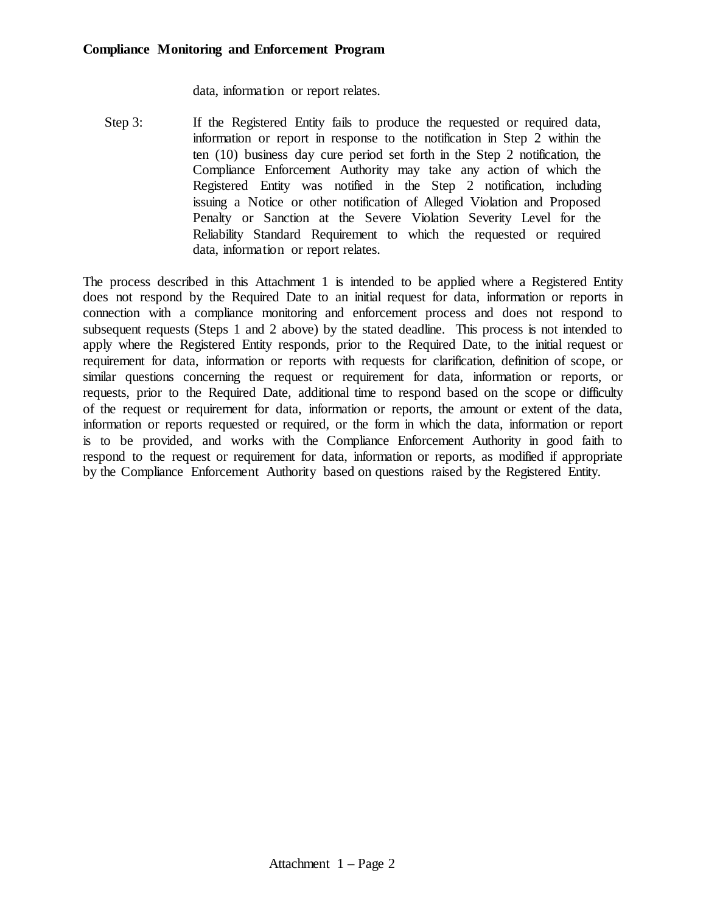data, information or report relates.

Step 3: If the Registered Entity fails to produce the requested or required data, information or report in response to the notification in Step 2 within the ten (10) business day cure period set forth in the Step 2 notification, the Compliance Enforcement Authority may take any action of which the Registered Entity was notified in the Step 2 notification, including issuing a Notice or other notification of Alleged Violation and Proposed Penalty or Sanction at the Severe Violation Severity Level for the Reliability Standard Requirement to which the requested or required data, information or report relates.

The process described in this Attachment 1 is intended to be applied where a Registered Entity does not respond by the Required Date to an initial request for data, information or reports in connection with a compliance monitoring and enforcement process and does not respond to subsequent requests (Steps 1 and 2 above) by the stated deadline. This process is not intended to apply where the Registered Entity responds, prior to the Required Date, to the initial request or requirement for data, information or reports with requests for clarification, definition of scope, or similar questions concerning the request or requirement for data, information or reports, or requests, prior to the Required Date, additional time to respond based on the scope or difficulty of the request or requirement for data, information or reports, the amount or extent of the data, information or reports requested or required, or the form in which the data, information or report is to be provided, and works with the Compliance Enforcement Authority in good faith to respond to the request or requirement for data, information or reports, as modified if appropriate by the Compliance Enforcement Authority based on questions raised by the Registered Entity.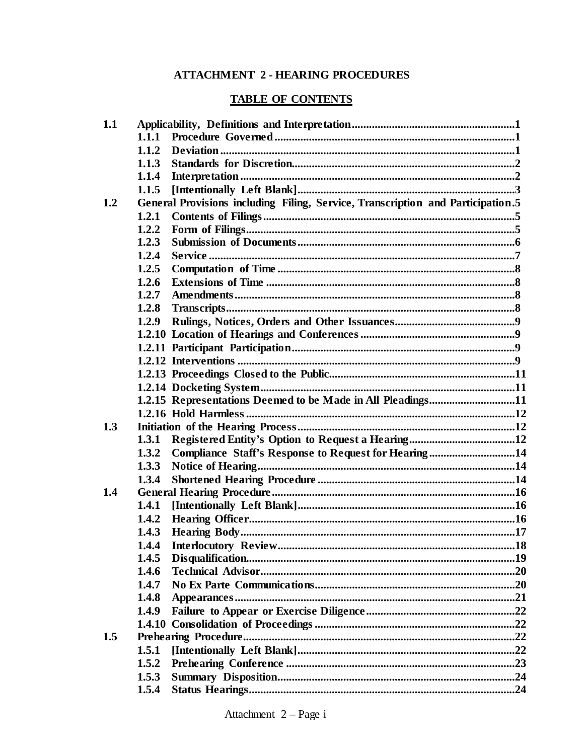**ATTACHMENT 2 - HEARING PROCEDURES**

**TABLE OF CONTENTS**

| | | | |
|---|---|---|---|
| **1.1** | **Applicability, Definitions and Interpretation** | | **1** |
| | **1.1.1** | **Procedure Governed** | **1** |
| | **1.1.2** | **Deviation** | **1** |
| | **1.1.3** | **Standards for Discretion** | **2** |
| | **1.1.4** | **Interpretation** | **2** |
| | **1.1.5** | **[Intentionally Left Blank]** | **3** |
| **1.2** | **General Provisions including Filing, Service, Transcription and Participation** | | **5** |
| | **1.2.1** | **Contents of Filings** | **5** |
| | **1.2.2** | **Form of Filings** | **5** |
| | **1.2.3** | **Submission of Documents** | **6** |
| | **1.2.4** | **Service** | **7** |
| | **1.2.5** | **Computation of Time** | **8** |
| | **1.2.6** | **Extensions of Time** | **8** |
| | **1.2.7** | **Amendments** | **8** |
| | **1.2.8** | **Transcripts** | **8** |
| | **1.2.9** | **Rulings, Notices, Orders and Other Issuances** | **9** |
| | **1.2.10** | **Location of Hearings and Conferences** | **9** |
| | **1.2.11** | **Participant Participation** | **9** |
| | **1.2.12** | **Interventions** | **9** |
| | **1.2.13** | **Proceedings Closed to the Public** | **11** |
| | **1.2.14** | **Docketing System** | **11** |
| | **1.2.15** | **Representations Deemed to be Made in All Pleadings** | **11** |
| | **1.2.16** | **Hold Harmless** | **12** |
| **1.3** | **Initiation of the Hearing Process** | | **12** |
| | **1.3.1** | **Registered Entity's Option to Request a Hearing** | **12** |
| | **1.3.2** | **Compliance Staff's Response to Request for Hearing** | **14** |
| | **1.3.3** | **Notice of Hearing** | **14** |
| | **1.3.4** | **Shortened Hearing Procedure** | **14** |
| **1.4** | **General Hearing Procedure** | | **16** |
| | **1.4.1** | **[Intentionally Left Blank]** | **16** |
| | **1.4.2** | **Hearing Officer** | **16** |
| | **1.4.3** | **Hearing Body** | **17** |
| | **1.4.4** | **Interlocutory Review** | **18** |
| | **1.4.5** | **Disqualification** | **19** |
| | **1.4.6** | **Technical Advisor** | **20** |
| | **1.4.7** | **No Ex Parte Communications** | **20** |
| | **1.4.8** | **Appearances** | **21** |
| | **1.4.9** | **Failure to Appear or Exercise Diligence** | **22** |
| | **1.4.10** | **Consolidation of Proceedings** | **22** |
| **1.5** | **Prehearing Procedure** | | **22** |
| | **1.5.1** | **[Intentionally Left Blank]** | **22** |
| | **1.5.2** | **Prehearing Conference** | **23** |
| | **1.5.3** | **Summary Disposition** | **24** |
| | **1.5.4** | **Status Hearings** | **24** |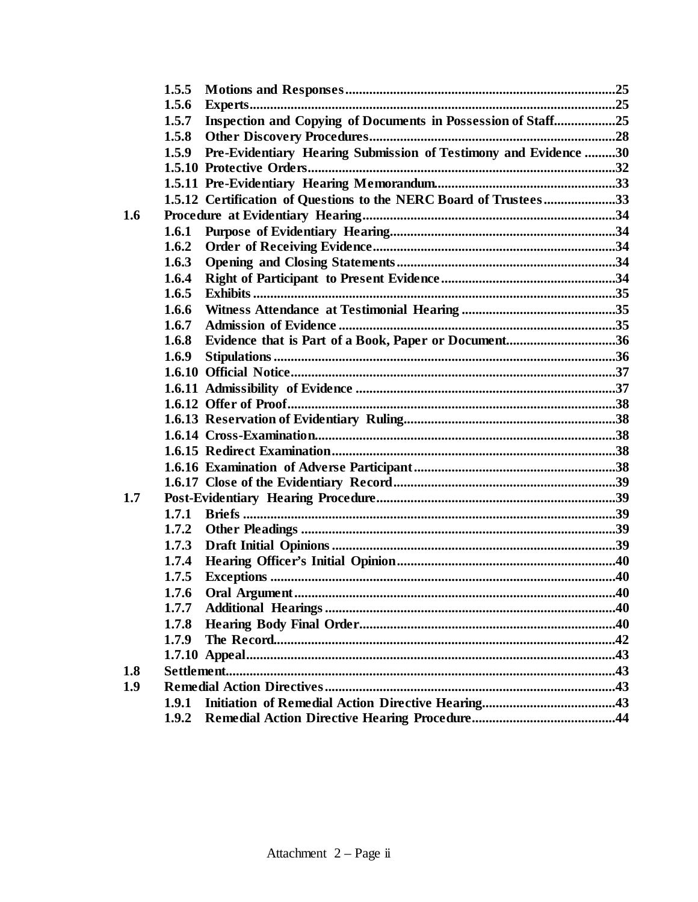**1.5.5 Motions and Responses** ......................................................... **25**
**1.5.6 Experts** ........................................................................... **25**
**1.5.7 Inspection and Copying of Documents in Possession of Staff** ................. **25**
**1.5.8 Other Discovery Procedures** .......................................................... **28**
**1.5.9 Pre-Evidentiary Hearing Submission of Testimony and Evidence** ........ **30**
**1.5.10 Protective Orders** ..................................................................... **32**
**1.5.11 Pre-Evidentiary Hearing Memorandum** ............................................. **33**
**1.5.12 Certification of Questions to the NERC Board of Trustees** .................. **33**

**1.6 Procedure at Evidentiary Hearing** ......................................................... **34**
**1.6.1 Purpose of Evidentiary Hearing** ..................................................... **34**
**1.6.2 Order of Receiving Evidence** ......................................................... **34**
**1.6.3 Opening and Closing Statements** .................................................... **34**
**1.6.4 Right of Participant to Present Evidence** .......................................... **34**
**1.6.5 Exhibits** ........................................................................... **35**
**1.6.6 Witness Attendance at Testimonial Hearing** ...................................... **35**
**1.6.7 Admission of Evidence** ............................................................... **35**
**1.6.8 Evidence that is Part of a Book, Paper or Document** .......................... **36**
**1.6.9 Stipulations** ........................................................................... **36**
**1.6.10 Official Notice** ....................................................................... **37**
**1.6.11 Admissibility of Evidence** ........................................................... **37**
**1.6.12 Offer of Proof** ........................................................................ **38**
**1.6.13 Reservation of Evidentiary Ruling** ................................................ **38**
**1.6.14 Cross-Examination** ................................................................... **38**
**1.6.15 Redirect Examination** ................................................................ **38**
**1.6.16 Examination of Adverse Participant** .............................................. **38**
**1.6.17 Close of the Evidentiary Record** .................................................. **39**

**1.7 Post-Evidentiary Hearing Procedure** ...................................................... **39**
**1.7.1 Briefs** ........................................................................... **39**
**1.7.2 Other Pleadings** ....................................................................... **39**
**1.7.3 Draft Initial Opinions** ................................................................ **39**
**1.7.4 Hearing Officer's Initial Opinion** ................................................... **40**
**1.7.5 Exceptions** ........................................................................... **40**
**1.7.6 Oral Argument** ........................................................................ **40**
**1.7.7 Additional Hearings** ................................................................... **40**
**1.7.8 Hearing Body Final Order** ............................................................ **40**
**1.7.9 The Record** ........................................................................... **42**
**1.7.10 Appeal** ........................................................................... **43**

**1.8 Settlement** ........................................................................... **43**

**1.9 Remedial Action Directives** ........................................................................... **43**
**1.9.1 Initiation of Remedial Action Directive Hearing** ................................ **43**
**1.9.2 Remedial Action Directive Hearing Procedure** ................................... **44**

Attachment 2 – Page ii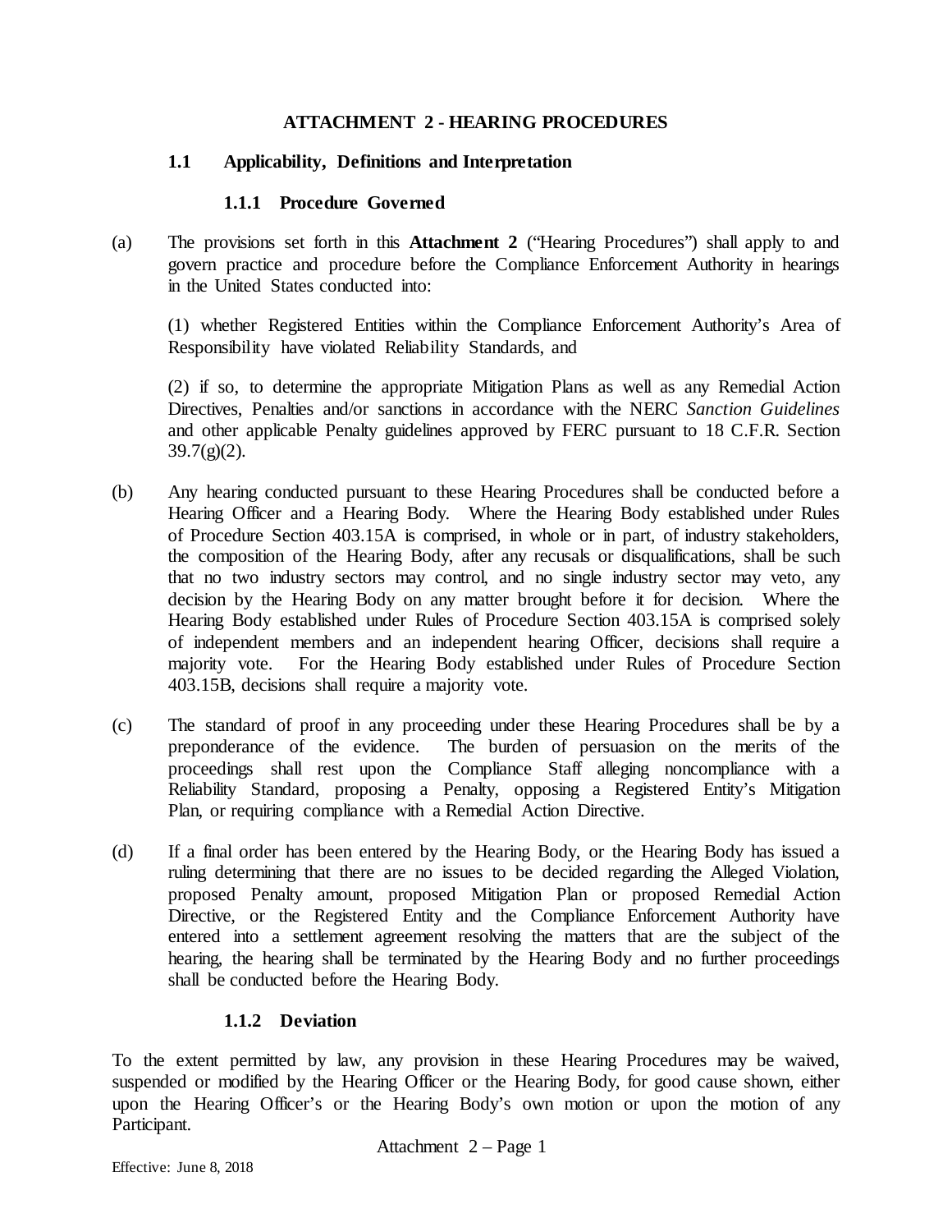# ATTACHMENT 2 - HEARING PROCEDURES

## 1.1 Applicability, Definitions and Interpretation

### 1.1.1 Procedure Governed

(a) The provisions set forth in this **Attachment 2** ("Hearing Procedures") shall apply to and govern practice and procedure before the Compliance Enforcement Authority in hearings in the United States conducted into:

(1) whether Registered Entities within the Compliance Enforcement Authority's Area of Responsibility have violated Reliability Standards, and

(2) if so, to determine the appropriate Mitigation Plans as well as any Remedial Action Directives, Penalties and/or sanctions in accordance with the NERC *Sanction Guidelines* and other applicable Penalty guidelines approved by FERC pursuant to 18 C.F.R. Section 39.7(g)(2).

(b) Any hearing conducted pursuant to these Hearing Procedures shall be conducted before a Hearing Officer and a Hearing Body. Where the Hearing Body established under Rules of Procedure Section 403.15A is comprised, in whole or in part, of industry stakeholders, the composition of the Hearing Body, after any recusals or disqualifications, shall be such that no two industry sectors may control, and no single industry sector may veto, any decision by the Hearing Body on any matter brought before it for decision. Where the Hearing Body established under Rules of Procedure Section 403.15A is comprised solely of independent members and an independent hearing Officer, decisions shall require a majority vote. For the Hearing Body established under Rules of Procedure Section 403.15B, decisions shall require a majority vote.

(c) The standard of proof in any proceeding under these Hearing Procedures shall be by a preponderance of the evidence. The burden of persuasion on the merits of the proceedings shall rest upon the Compliance Staff alleging noncompliance with a Reliability Standard, proposing a Penalty, opposing a Registered Entity's Mitigation Plan, or requiring compliance with a Remedial Action Directive.

(d) If a final order has been entered by the Hearing Body, or the Hearing Body has issued a ruling determining that there are no issues to be decided regarding the Alleged Violation, proposed Penalty amount, proposed Mitigation Plan or proposed Remedial Action Directive, or the Registered Entity and the Compliance Enforcement Authority have entered into a settlement agreement resolving the matters that are the subject of the hearing, the hearing shall be terminated by the Hearing Body and no further proceedings shall be conducted before the Hearing Body.

### 1.1.2 Deviation

To the extent permitted by law, any provision in these Hearing Procedures may be waived, suspended or modified by the Hearing Officer or the Hearing Body, for good cause shown, either upon the Hearing Officer's or the Hearing Body's own motion or upon the motion of any Participant.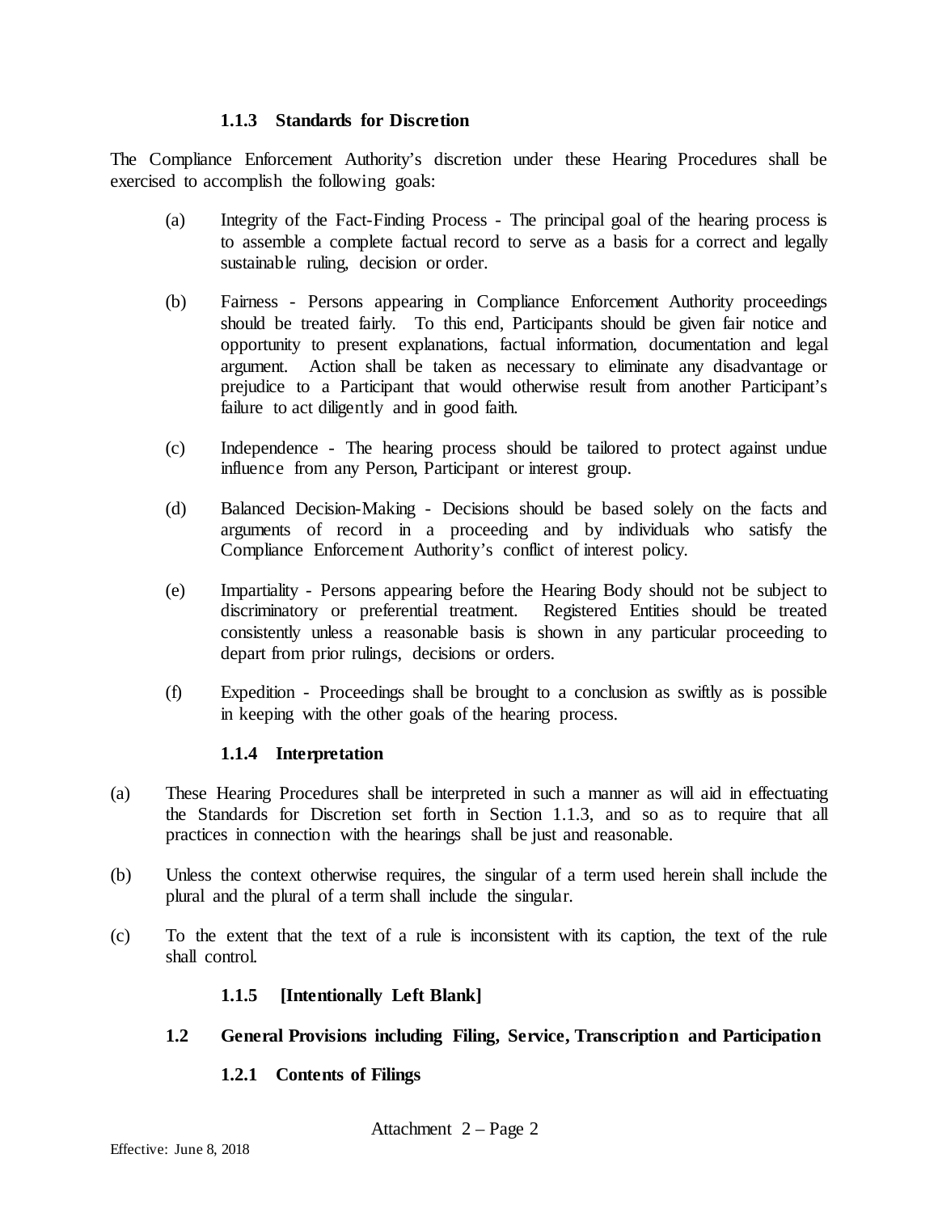#### 1.1.3 Standards for Discretion

The Compliance Enforcement Authority's discretion under these Hearing Procedures shall be exercised to accomplish the following goals:

(a) Integrity of the Fact-Finding Process - The principal goal of the hearing process is to assemble a complete factual record to serve as a basis for a correct and legally sustainable ruling, decision or order.

(b) Fairness - Persons appearing in Compliance Enforcement Authority proceedings should be treated fairly. To this end, Participants should be given fair notice and opportunity to present explanations, factual information, documentation and legal argument. Action shall be taken as necessary to eliminate any disadvantage or prejudice to a Participant that would otherwise result from another Participant's failure to act diligently and in good faith.

(c) Independence - The hearing process should be tailored to protect against undue influence from any Person, Participant or interest group.

(d) Balanced Decision-Making - Decisions should be based solely on the facts and arguments of record in a proceeding and by individuals who satisfy the Compliance Enforcement Authority's conflict of interest policy.

(e) Impartiality - Persons appearing before the Hearing Body should not be subject to discriminatory or preferential treatment. Registered Entities should be treated consistently unless a reasonable basis is shown in any particular proceeding to depart from prior rulings, decisions or orders.

(f) Expedition - Proceedings shall be brought to a conclusion as swiftly as is possible in keeping with the other goals of the hearing process.

#### 1.1.4 Interpretation

(a) These Hearing Procedures shall be interpreted in such a manner as will aid in effectuating the Standards for Discretion set forth in Section 1.1.3, and so as to require that all practices in connection with the hearings shall be just and reasonable.

(b) Unless the context otherwise requires, the singular of a term used herein shall include the plural and the plural of a term shall include the singular.

(c) To the extent that the text of a rule is inconsistent with its caption, the text of the rule shall control.

#### 1.1.5 [Intentionally Left Blank]

### 1.2 General Provisions including Filing, Service, Transcription and Participation

#### 1.2.1 Contents of Filings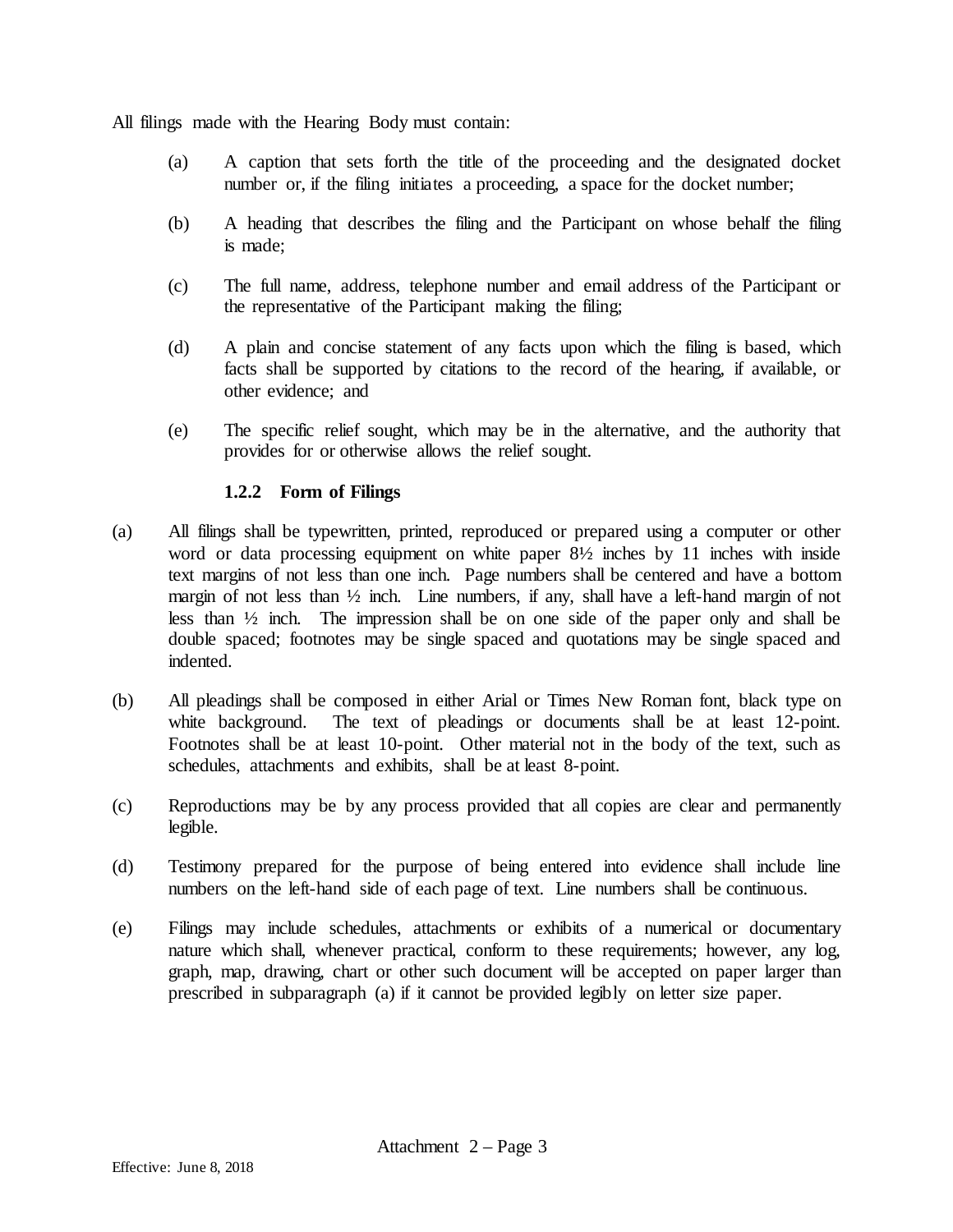All filings made with the Hearing Body must contain:

(a) A caption that sets forth the title of the proceeding and the designated docket number or, if the filing initiates a proceeding, a space for the docket number;

(b) A heading that describes the filing and the Participant on whose behalf the filing is made;

(c) The full name, address, telephone number and email address of the Participant or the representative of the Participant making the filing;

(d) A plain and concise statement of any facts upon which the filing is based, which facts shall be supported by citations to the record of the hearing, if available, or other evidence; and

(e) The specific relief sought, which may be in the alternative, and the authority that provides for or otherwise allows the relief sought.

#### 1.2.2 Form of Filings

(a) All filings shall be typewritten, printed, reproduced or prepared using a computer or other word or data processing equipment on white paper 8½ inches by 11 inches with inside text margins of not less than one inch. Page numbers shall be centered and have a bottom margin of not less than ½ inch. Line numbers, if any, shall have a left-hand margin of not less than ½ inch. The impression shall be on one side of the paper only and shall be double spaced; footnotes may be single spaced and quotations may be single spaced and indented.

(b) All pleadings shall be composed in either Arial or Times New Roman font, black type on white background. The text of pleadings or documents shall be at least 12-point. Footnotes shall be at least 10-point. Other material not in the body of the text, such as schedules, attachments and exhibits, shall be at least 8-point.

(c) Reproductions may be by any process provided that all copies are clear and permanently legible.

(d) Testimony prepared for the purpose of being entered into evidence shall include line numbers on the left-hand side of each page of text. Line numbers shall be continuous.

(e) Filings may include schedules, attachments or exhibits of a numerical or documentary nature which shall, whenever practical, conform to these requirements; however, any log, graph, map, drawing, chart or other such document will be accepted on paper larger than prescribed in subparagraph (a) if it cannot be provided legibly on letter size paper.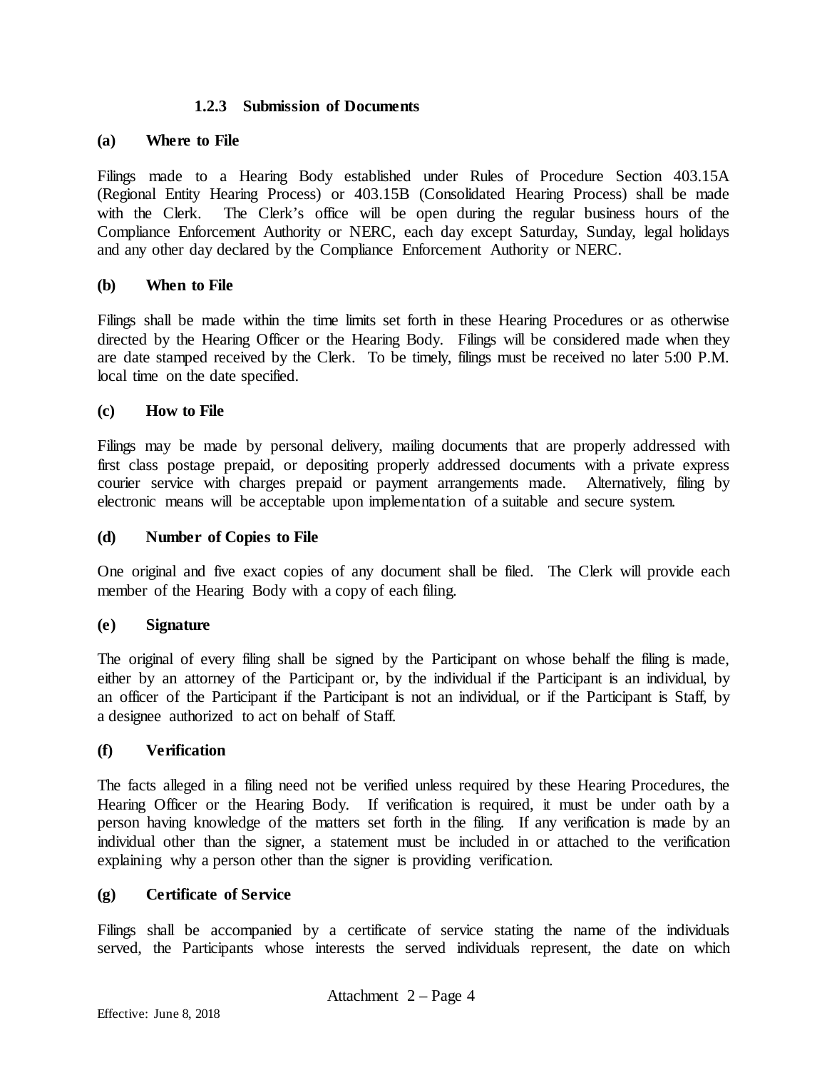### 1.2.3 Submission of Documents

**(a) Where to File**

Filings made to a Hearing Body established under Rules of Procedure Section 403.15A (Regional Entity Hearing Process) or 403.15B (Consolidated Hearing Process) shall be made with the Clerk. The Clerk's office will be open during the regular business hours of the Compliance Enforcement Authority or NERC, each day except Saturday, Sunday, legal holidays and any other day declared by the Compliance Enforcement Authority or NERC.

**(b) When to File**

Filings shall be made within the time limits set forth in these Hearing Procedures or as otherwise directed by the Hearing Officer or the Hearing Body. Filings will be considered made when they are date stamped received by the Clerk. To be timely, filings must be received no later 5:00 P.M. local time on the date specified.

**(c) How to File**

Filings may be made by personal delivery, mailing documents that are properly addressed with first class postage prepaid, or depositing properly addressed documents with a private express courier service with charges prepaid or payment arrangements made. Alternatively, filing by electronic means will be acceptable upon implementation of a suitable and secure system.

**(d) Number of Copies to File**

One original and five exact copies of any document shall be filed. The Clerk will provide each member of the Hearing Body with a copy of each filing.

**(e) Signature**

The original of every filing shall be signed by the Participant on whose behalf the filing is made, either by an attorney of the Participant or, by the individual if the Participant is an individual, by an officer of the Participant if the Participant is not an individual, or if the Participant is Staff, by a designee authorized to act on behalf of Staff.

**(f) Verification**

The facts alleged in a filing need not be verified unless required by these Hearing Procedures, the Hearing Officer or the Hearing Body. If verification is required, it must be under oath by a person having knowledge of the matters set forth in the filing. If any verification is made by an individual other than the signer, a statement must be included in or attached to the verification explaining why a person other than the signer is providing verification.

**(g) Certificate of Service**

Filings shall be accompanied by a certificate of service stating the name of the individuals served, the Participants whose interests the served individuals represent, the date on which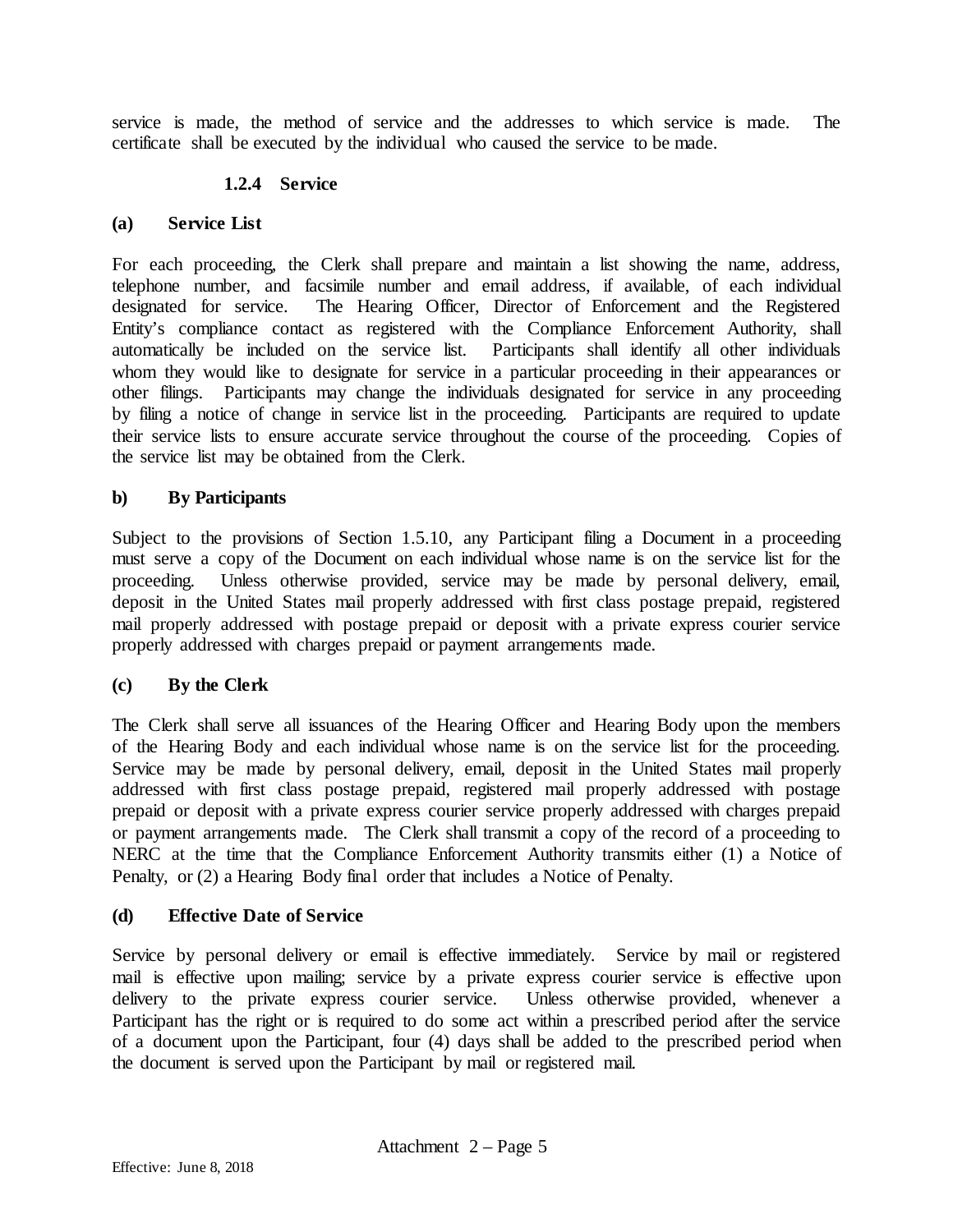service is made, the method of service and the addresses to which service is made. The certificate shall be executed by the individual who caused the service to be made.

### 1.2.4 Service

**(a) Service List**

For each proceeding, the Clerk shall prepare and maintain a list showing the name, address, telephone number, and facsimile number and email address, if available, of each individual designated for service. The Hearing Officer, Director of Enforcement and the Registered Entity's compliance contact as registered with the Compliance Enforcement Authority, shall automatically be included on the service list. Participants shall identify all other individuals whom they would like to designate for service in a particular proceeding in their appearances or other filings. Participants may change the individuals designated for service in any proceeding by filing a notice of change in service list in the proceeding. Participants are required to update their service lists to ensure accurate service throughout the course of the proceeding. Copies of the service list may be obtained from the Clerk.

**b) By Participants**

Subject to the provisions of Section 1.5.10, any Participant filing a Document in a proceeding must serve a copy of the Document on each individual whose name is on the service list for the proceeding. Unless otherwise provided, service may be made by personal delivery, email, deposit in the United States mail properly addressed with first class postage prepaid, registered mail properly addressed with postage prepaid or deposit with a private express courier service properly addressed with charges prepaid or payment arrangements made.

**(c) By the Clerk**

The Clerk shall serve all issuances of the Hearing Officer and Hearing Body upon the members of the Hearing Body and each individual whose name is on the service list for the proceeding. Service may be made by personal delivery, email, deposit in the United States mail properly addressed with first class postage prepaid, registered mail properly addressed with postage prepaid or deposit with a private express courier service properly addressed with charges prepaid or payment arrangements made. The Clerk shall transmit a copy of the record of a proceeding to NERC at the time that the Compliance Enforcement Authority transmits either (1) a Notice of Penalty, or (2) a Hearing Body final order that includes a Notice of Penalty.

**(d) Effective Date of Service**

Service by personal delivery or email is effective immediately. Service by mail or registered mail is effective upon mailing; service by a private express courier service is effective upon delivery to the private express courier service. Unless otherwise provided, whenever a Participant has the right or is required to do some act within a prescribed period after the service of a document upon the Participant, four (4) days shall be added to the prescribed period when the document is served upon the Participant by mail or registered mail.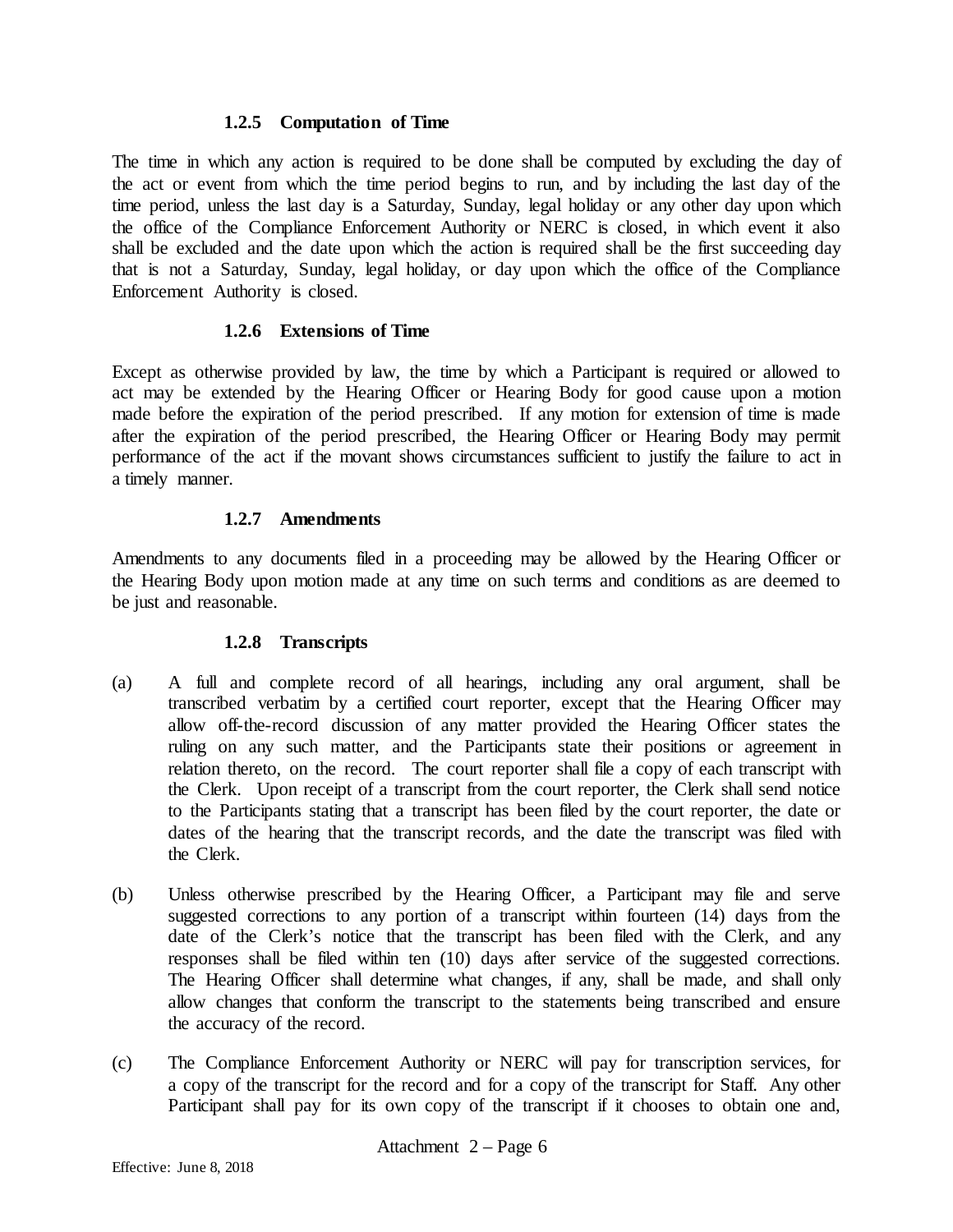#### 1.2.5 Computation of Time

The time in which any action is required to be done shall be computed by excluding the day of the act or event from which the time period begins to run, and by including the last day of the time period, unless the last day is a Saturday, Sunday, legal holiday or any other day upon which the office of the Compliance Enforcement Authority or NERC is closed, in which event it also shall be excluded and the date upon which the action is required shall be the first succeeding day that is not a Saturday, Sunday, legal holiday, or day upon which the office of the Compliance Enforcement Authority is closed.

#### 1.2.6 Extensions of Time

Except as otherwise provided by law, the time by which a Participant is required or allowed to act may be extended by the Hearing Officer or Hearing Body for good cause upon a motion made before the expiration of the period prescribed. If any motion for extension of time is made after the expiration of the period prescribed, the Hearing Officer or Hearing Body may permit performance of the act if the movant shows circumstances sufficient to justify the failure to act in a timely manner.

#### 1.2.7 Amendments

Amendments to any documents filed in a proceeding may be allowed by the Hearing Officer or the Hearing Body upon motion made at any time on such terms and conditions as are deemed to be just and reasonable.

#### 1.2.8 Transcripts

(a) A full and complete record of all hearings, including any oral argument, shall be transcribed verbatim by a certified court reporter, except that the Hearing Officer may allow off-the-record discussion of any matter provided the Hearing Officer states the ruling on any such matter, and the Participants state their positions or agreement in relation thereto, on the record. The court reporter shall file a copy of each transcript with the Clerk. Upon receipt of a transcript from the court reporter, the Clerk shall send notice to the Participants stating that a transcript has been filed by the court reporter, the date or dates of the hearing that the transcript records, and the date the transcript was filed with the Clerk.

(b) Unless otherwise prescribed by the Hearing Officer, a Participant may file and serve suggested corrections to any portion of a transcript within fourteen (14) days from the date of the Clerk's notice that the transcript has been filed with the Clerk, and any responses shall be filed within ten (10) days after service of the suggested corrections. The Hearing Officer shall determine what changes, if any, shall be made, and shall only allow changes that conform the transcript to the statements being transcribed and ensure the accuracy of the record.

(c) The Compliance Enforcement Authority or NERC will pay for transcription services, for a copy of the transcript for the record and for a copy of the transcript for Staff. Any other Participant shall pay for its own copy of the transcript if it chooses to obtain one and,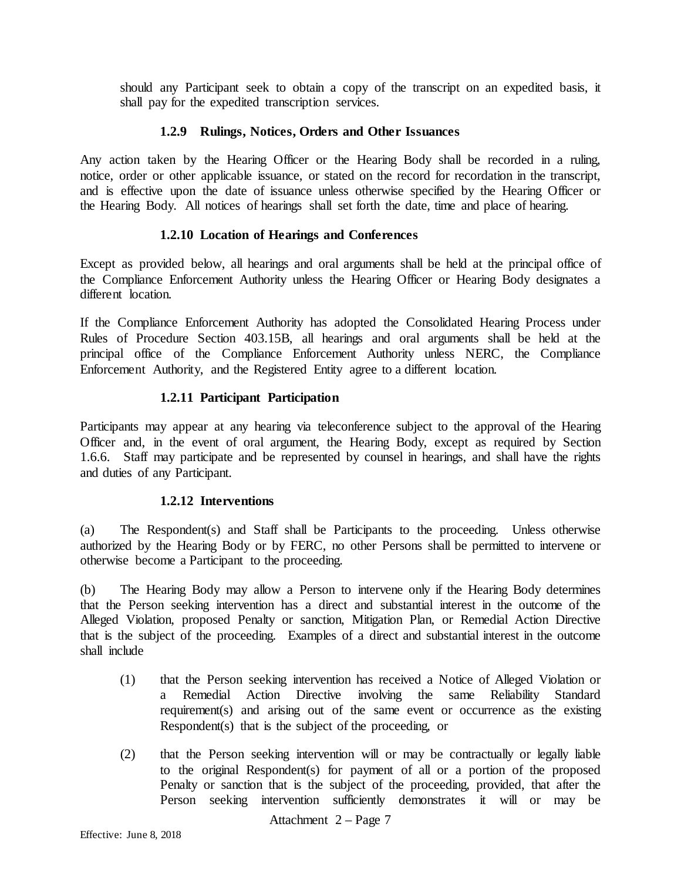should any Participant seek to obtain a copy of the transcript on an expedited basis, it shall pay for the expedited transcription services.

#### 1.2.9 Rulings, Notices, Orders and Other Issuances

Any action taken by the Hearing Officer or the Hearing Body shall be recorded in a ruling, notice, order or other applicable issuance, or stated on the record for recordation in the transcript, and is effective upon the date of issuance unless otherwise specified by the Hearing Officer or the Hearing Body. All notices of hearings shall set forth the date, time and place of hearing.

#### 1.2.10 Location of Hearings and Conferences

Except as provided below, all hearings and oral arguments shall be held at the principal office of the Compliance Enforcement Authority unless the Hearing Officer or Hearing Body designates a different location.

If the Compliance Enforcement Authority has adopted the Consolidated Hearing Process under Rules of Procedure Section 403.15B, all hearings and oral arguments shall be held at the principal office of the Compliance Enforcement Authority unless NERC, the Compliance Enforcement Authority, and the Registered Entity agree to a different location.

#### 1.2.11 Participant Participation

Participants may appear at any hearing via teleconference subject to the approval of the Hearing Officer and, in the event of oral argument, the Hearing Body, except as required by Section 1.6.6. Staff may participate and be represented by counsel in hearings, and shall have the rights and duties of any Participant.

#### 1.2.12 Interventions

(a) The Respondent(s) and Staff shall be Participants to the proceeding. Unless otherwise authorized by the Hearing Body or by FERC, no other Persons shall be permitted to intervene or otherwise become a Participant to the proceeding.

(b) The Hearing Body may allow a Person to intervene only if the Hearing Body determines that the Person seeking intervention has a direct and substantial interest in the outcome of the Alleged Violation, proposed Penalty or sanction, Mitigation Plan, or Remedial Action Directive that is the subject of the proceeding. Examples of a direct and substantial interest in the outcome shall include

(1) that the Person seeking intervention has received a Notice of Alleged Violation or a Remedial Action Directive involving the same Reliability Standard requirement(s) and arising out of the same event or occurrence as the existing Respondent(s) that is the subject of the proceeding, or

(2) that the Person seeking intervention will or may be contractually or legally liable to the original Respondent(s) for payment of all or a portion of the proposed Penalty or sanction that is the subject of the proceeding, provided, that after the Person seeking intervention sufficiently demonstrates it will or may be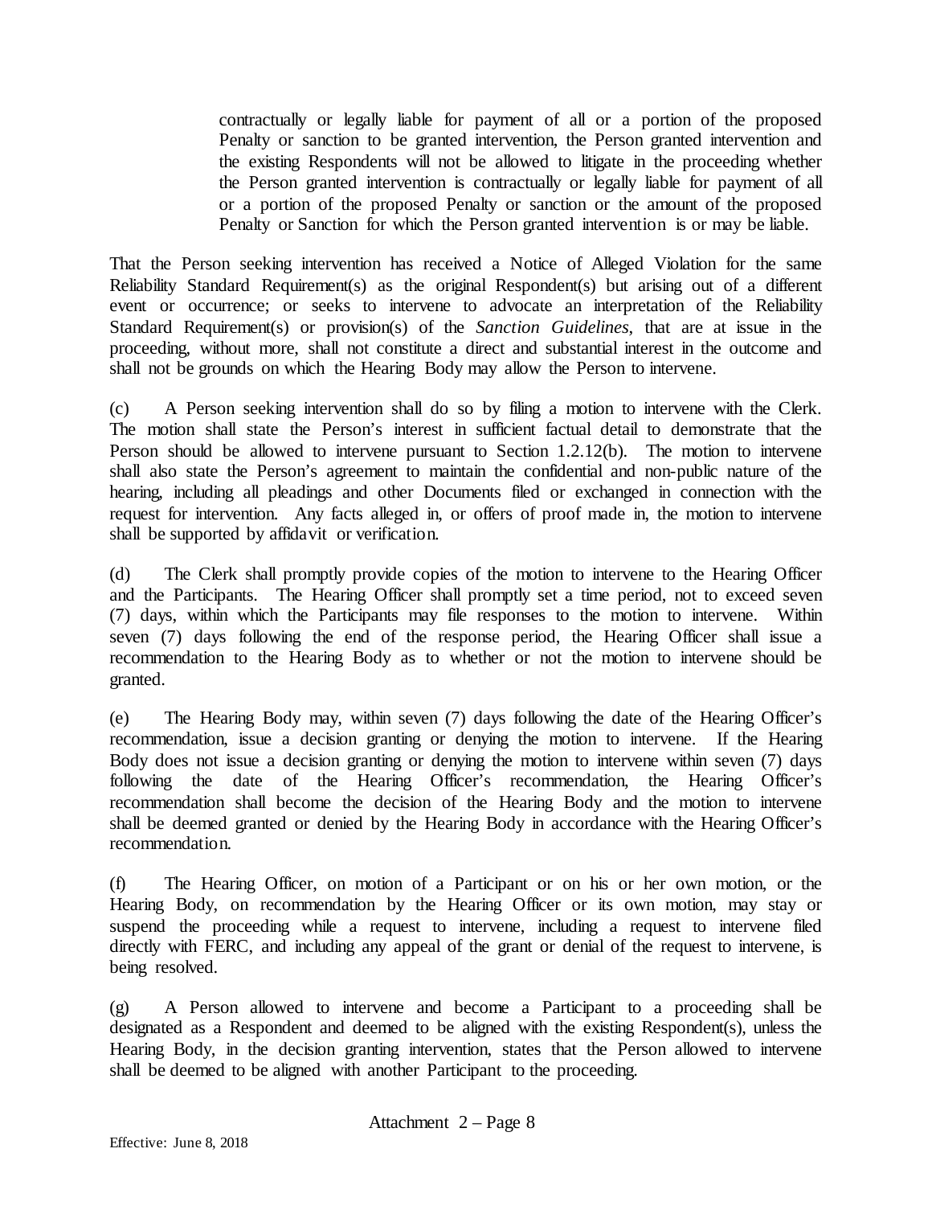contractually or legally liable for payment of all or a portion of the proposed Penalty or sanction to be granted intervention, the Person granted intervention and the existing Respondents will not be allowed to litigate in the proceeding whether the Person granted intervention is contractually or legally liable for payment of all or a portion of the proposed Penalty or sanction or the amount of the proposed Penalty or Sanction for which the Person granted intervention is or may be liable.

That the Person seeking intervention has received a Notice of Alleged Violation for the same Reliability Standard Requirement(s) as the original Respondent(s) but arising out of a different event or occurrence; or seeks to intervene to advocate an interpretation of the Reliability Standard Requirement(s) or provision(s) of the *Sanction Guidelines*, that are at issue in the proceeding, without more, shall not constitute a direct and substantial interest in the outcome and shall not be grounds on which the Hearing Body may allow the Person to intervene.

(c) A Person seeking intervention shall do so by filing a motion to intervene with the Clerk. The motion shall state the Person's interest in sufficient factual detail to demonstrate that the Person should be allowed to intervene pursuant to Section 1.2.12(b). The motion to intervene shall also state the Person's agreement to maintain the confidential and non-public nature of the hearing, including all pleadings and other Documents filed or exchanged in connection with the request for intervention. Any facts alleged in, or offers of proof made in, the motion to intervene shall be supported by affidavit or verification.

(d) The Clerk shall promptly provide copies of the motion to intervene to the Hearing Officer and the Participants. The Hearing Officer shall promptly set a time period, not to exceed seven (7) days, within which the Participants may file responses to the motion to intervene. Within seven (7) days following the end of the response period, the Hearing Officer shall issue a recommendation to the Hearing Body as to whether or not the motion to intervene should be granted.

(e) The Hearing Body may, within seven (7) days following the date of the Hearing Officer's recommendation, issue a decision granting or denying the motion to intervene. If the Hearing Body does not issue a decision granting or denying the motion to intervene within seven (7) days following the date of the Hearing Officer's recommendation, the Hearing Officer's recommendation shall become the decision of the Hearing Body and the motion to intervene shall be deemed granted or denied by the Hearing Body in accordance with the Hearing Officer's recommendation.

(f) The Hearing Officer, on motion of a Participant or on his or her own motion, or the Hearing Body, on recommendation by the Hearing Officer or its own motion, may stay or suspend the proceeding while a request to intervene, including a request to intervene filed directly with FERC, and including any appeal of the grant or denial of the request to intervene, is being resolved.

(g) A Person allowed to intervene and become a Participant to a proceeding shall be designated as a Respondent and deemed to be aligned with the existing Respondent(s), unless the Hearing Body, in the decision granting intervention, states that the Person allowed to intervene shall be deemed to be aligned with another Participant to the proceeding.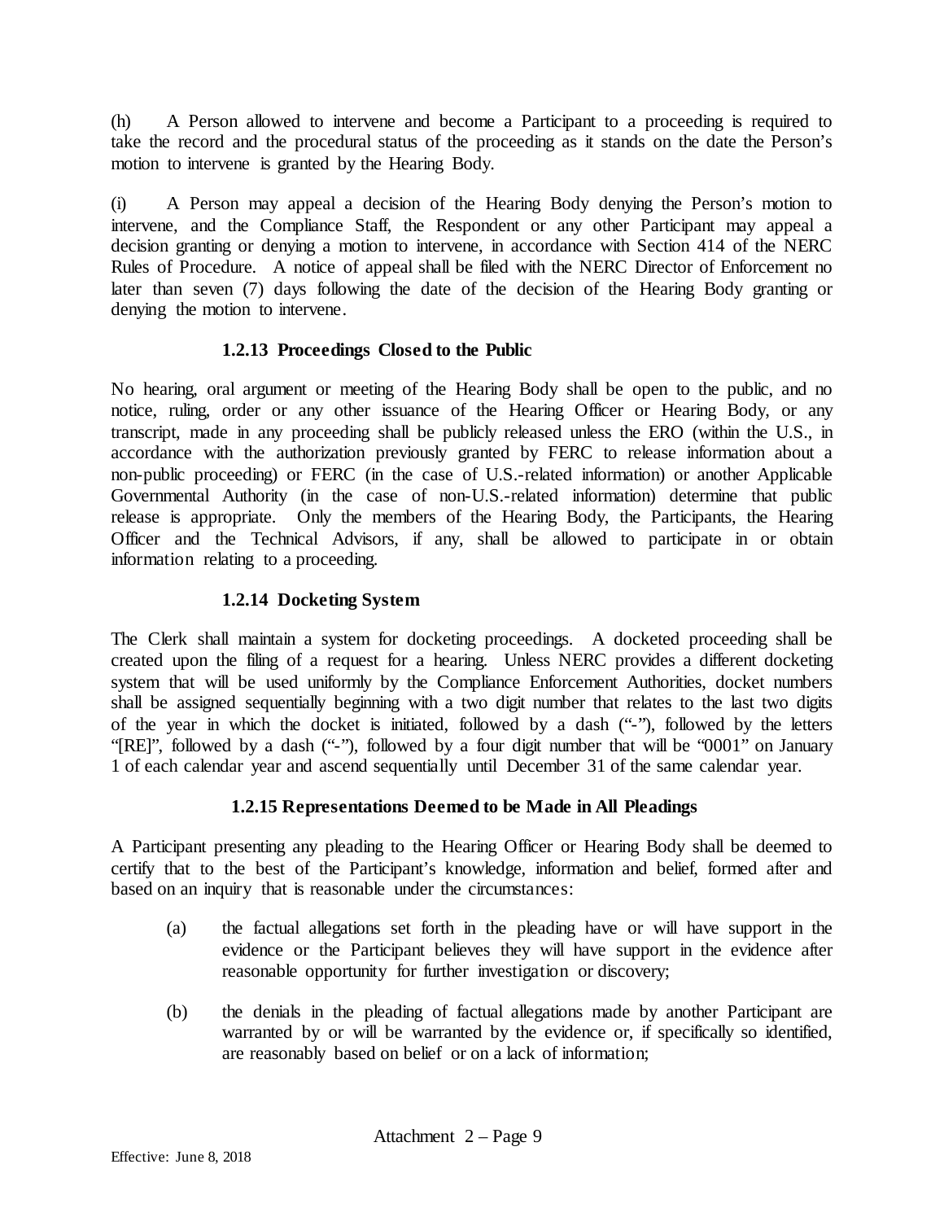(h) A Person allowed to intervene and become a Participant to a proceeding is required to take the record and the procedural status of the proceeding as it stands on the date the Person's motion to intervene is granted by the Hearing Body.

(i) A Person may appeal a decision of the Hearing Body denying the Person's motion to intervene, and the Compliance Staff, the Respondent or any other Participant may appeal a decision granting or denying a motion to intervene, in accordance with Section 414 of the NERC Rules of Procedure. A notice of appeal shall be filed with the NERC Director of Enforcement no later than seven (7) days following the date of the decision of the Hearing Body granting or denying the motion to intervene.

### 1.2.13 Proceedings Closed to the Public

No hearing, oral argument or meeting of the Hearing Body shall be open to the public, and no notice, ruling, order or any other issuance of the Hearing Officer or Hearing Body, or any transcript, made in any proceeding shall be publicly released unless the ERO (within the U.S., in accordance with the authorization previously granted by FERC to release information about a non-public proceeding) or FERC (in the case of U.S.-related information) or another Applicable Governmental Authority (in the case of non-U.S.-related information) determine that public release is appropriate. Only the members of the Hearing Body, the Participants, the Hearing Officer and the Technical Advisors, if any, shall be allowed to participate in or obtain information relating to a proceeding.

### 1.2.14 Docketing System

The Clerk shall maintain a system for docketing proceedings. A docketed proceeding shall be created upon the filing of a request for a hearing. Unless NERC provides a different docketing system that will be used uniformly by the Compliance Enforcement Authorities, docket numbers shall be assigned sequentially beginning with a two digit number that relates to the last two digits of the year in which the docket is initiated, followed by a dash ("-"), followed by the letters "[RE]", followed by a dash ("-"), followed by a four digit number that will be "0001" on January 1 of each calendar year and ascend sequentially until December 31 of the same calendar year.

### 1.2.15 Representations Deemed to be Made in All Pleadings

A Participant presenting any pleading to the Hearing Officer or Hearing Body shall be deemed to certify that to the best of the Participant's knowledge, information and belief, formed after and based on an inquiry that is reasonable under the circumstances:

(a) the factual allegations set forth in the pleading have or will have support in the evidence or the Participant believes they will have support in the evidence after reasonable opportunity for further investigation or discovery;

(b) the denials in the pleading of factual allegations made by another Participant are warranted by or will be warranted by the evidence or, if specifically so identified, are reasonably based on belief or on a lack of information;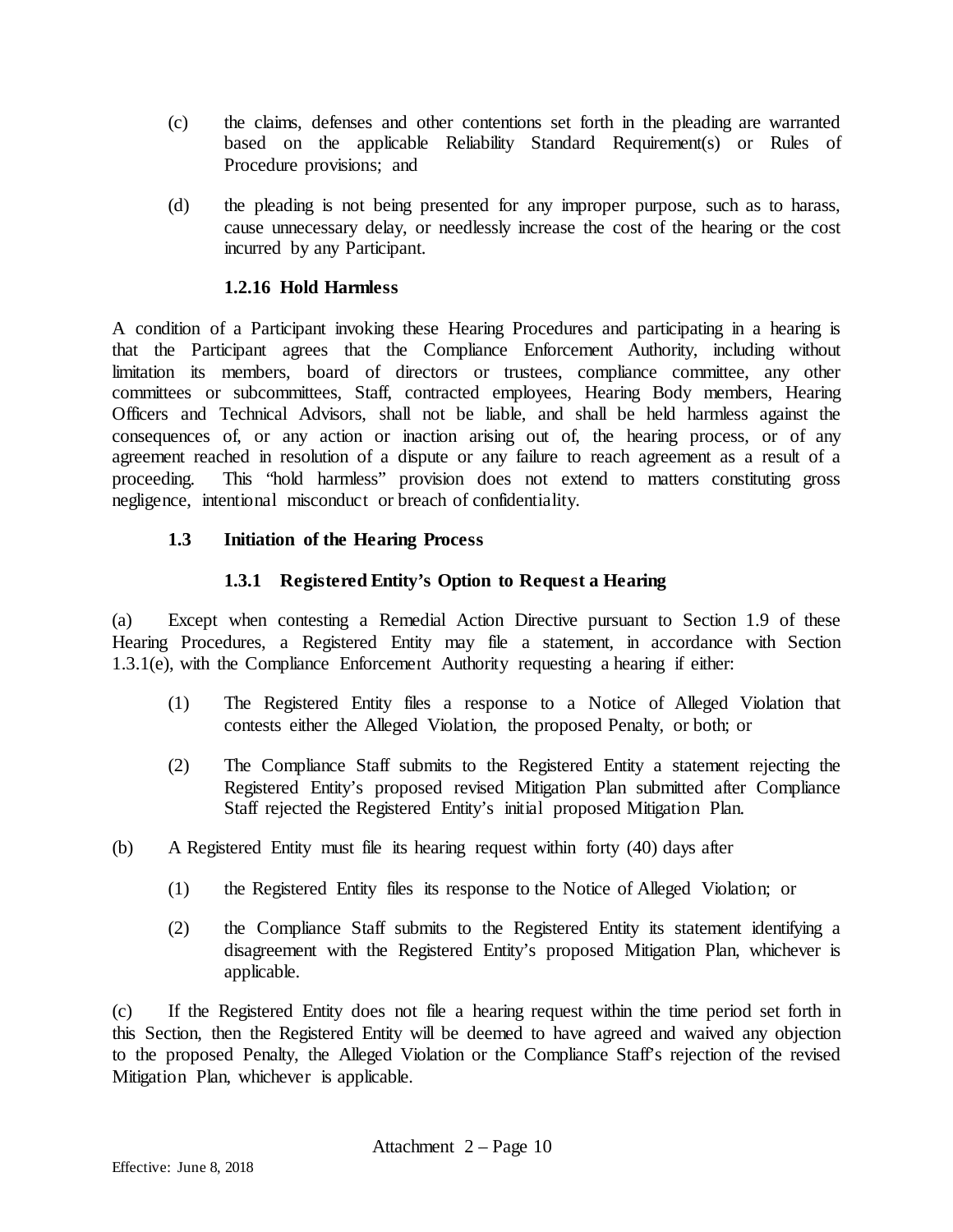(c) the claims, defenses and other contentions set forth in the pleading are warranted based on the applicable Reliability Standard Requirement(s) or Rules of Procedure provisions; and

(d) the pleading is not being presented for any improper purpose, such as to harass, cause unnecessary delay, or needlessly increase the cost of the hearing or the cost incurred by any Participant.

#### 1.2.16 Hold Harmless

A condition of a Participant invoking these Hearing Procedures and participating in a hearing is that the Participant agrees that the Compliance Enforcement Authority, including without limitation its members, board of directors or trustees, compliance committee, any other committees or subcommittees, Staff, contracted employees, Hearing Body members, Hearing Officers and Technical Advisors, shall not be liable, and shall be held harmless against the consequences of, or any action or inaction arising out of, the hearing process, or of any agreement reached in resolution of a dispute or any failure to reach agreement as a result of a proceeding. This "hold harmless" provision does not extend to matters constituting gross negligence, intentional misconduct or breach of confidentiality.

### 1.3 Initiation of the Hearing Process

#### 1.3.1 Registered Entity's Option to Request a Hearing

(a) Except when contesting a Remedial Action Directive pursuant to Section 1.9 of these Hearing Procedures, a Registered Entity may file a statement, in accordance with Section 1.3.1(e), with the Compliance Enforcement Authority requesting a hearing if either:

(1) The Registered Entity files a response to a Notice of Alleged Violation that contests either the Alleged Violation, the proposed Penalty, or both; or

(2) The Compliance Staff submits to the Registered Entity a statement rejecting the Registered Entity's proposed revised Mitigation Plan submitted after Compliance Staff rejected the Registered Entity's initial proposed Mitigation Plan.

(b) A Registered Entity must file its hearing request within forty (40) days after

(1) the Registered Entity files its response to the Notice of Alleged Violation; or

(2) the Compliance Staff submits to the Registered Entity its statement identifying a disagreement with the Registered Entity's proposed Mitigation Plan, whichever is applicable.

(c) If the Registered Entity does not file a hearing request within the time period set forth in this Section, then the Registered Entity will be deemed to have agreed and waived any objection to the proposed Penalty, the Alleged Violation or the Compliance Staff's rejection of the revised Mitigation Plan, whichever is applicable.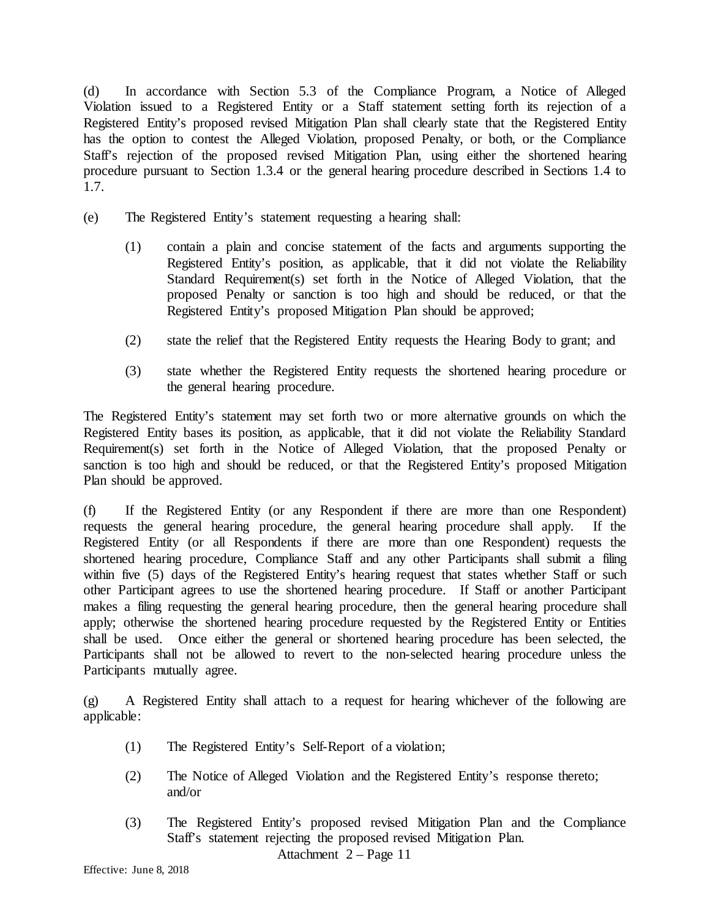(d) In accordance with Section 5.3 of the Compliance Program, a Notice of Alleged Violation issued to a Registered Entity or a Staff statement setting forth its rejection of a Registered Entity's proposed revised Mitigation Plan shall clearly state that the Registered Entity has the option to contest the Alleged Violation, proposed Penalty, or both, or the Compliance Staff's rejection of the proposed revised Mitigation Plan, using either the shortened hearing procedure pursuant to Section 1.3.4 or the general hearing procedure described in Sections 1.4 to 1.7.

(e) The Registered Entity's statement requesting a hearing shall:

(1) contain a plain and concise statement of the facts and arguments supporting the Registered Entity's position, as applicable, that it did not violate the Reliability Standard Requirement(s) set forth in the Notice of Alleged Violation, that the proposed Penalty or sanction is too high and should be reduced, or that the Registered Entity's proposed Mitigation Plan should be approved;

(2) state the relief that the Registered Entity requests the Hearing Body to grant; and

(3) state whether the Registered Entity requests the shortened hearing procedure or the general hearing procedure.

The Registered Entity's statement may set forth two or more alternative grounds on which the Registered Entity bases its position, as applicable, that it did not violate the Reliability Standard Requirement(s) set forth in the Notice of Alleged Violation, that the proposed Penalty or sanction is too high and should be reduced, or that the Registered Entity's proposed Mitigation Plan should be approved.

(f) If the Registered Entity (or any Respondent if there are more than one Respondent) requests the general hearing procedure, the general hearing procedure shall apply. If the Registered Entity (or all Respondents if there are more than one Respondent) requests the shortened hearing procedure, Compliance Staff and any other Participants shall submit a filing within five (5) days of the Registered Entity's hearing request that states whether Staff or such other Participant agrees to use the shortened hearing procedure. If Staff or another Participant makes a filing requesting the general hearing procedure, then the general hearing procedure shall apply; otherwise the shortened hearing procedure requested by the Registered Entity or Entities shall be used. Once either the general or shortened hearing procedure has been selected, the Participants shall not be allowed to revert to the non-selected hearing procedure unless the Participants mutually agree.

(g) A Registered Entity shall attach to a request for hearing whichever of the following are applicable:

(1) The Registered Entity's Self-Report of a violation;

(2) The Notice of Alleged Violation and the Registered Entity's response thereto; and/or

(3) The Registered Entity's proposed revised Mitigation Plan and the Compliance Staff's statement rejecting the proposed revised Mitigation Plan.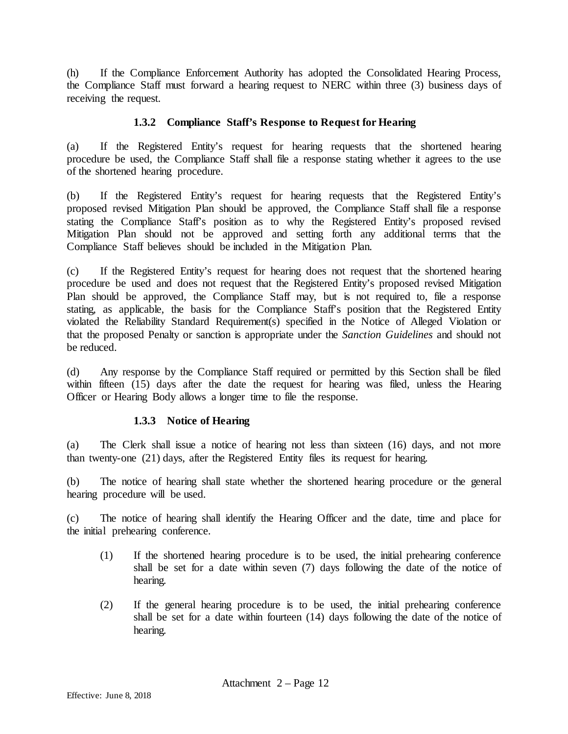(h) If the Compliance Enforcement Authority has adopted the Consolidated Hearing Process, the Compliance Staff must forward a hearing request to NERC within three (3) business days of receiving the request.

### 1.3.2 Compliance Staff's Response to Request for Hearing

(a) If the Registered Entity's request for hearing requests that the shortened hearing procedure be used, the Compliance Staff shall file a response stating whether it agrees to the use of the shortened hearing procedure.

(b) If the Registered Entity's request for hearing requests that the Registered Entity's proposed revised Mitigation Plan should be approved, the Compliance Staff shall file a response stating the Compliance Staff's position as to why the Registered Entity's proposed revised Mitigation Plan should not be approved and setting forth any additional terms that the Compliance Staff believes should be included in the Mitigation Plan.

(c) If the Registered Entity's request for hearing does not request that the shortened hearing procedure be used and does not request that the Registered Entity's proposed revised Mitigation Plan should be approved, the Compliance Staff may, but is not required to, file a response stating, as applicable, the basis for the Compliance Staff's position that the Registered Entity violated the Reliability Standard Requirement(s) specified in the Notice of Alleged Violation or that the proposed Penalty or sanction is appropriate under the *Sanction Guidelines* and should not be reduced.

(d) Any response by the Compliance Staff required or permitted by this Section shall be filed within fifteen (15) days after the date the request for hearing was filed, unless the Hearing Officer or Hearing Body allows a longer time to file the response.

### 1.3.3 Notice of Hearing

(a) The Clerk shall issue a notice of hearing not less than sixteen (16) days, and not more than twenty-one (21) days, after the Registered Entity files its request for hearing.

(b) The notice of hearing shall state whether the shortened hearing procedure or the general hearing procedure will be used.

(c) The notice of hearing shall identify the Hearing Officer and the date, time and place for the initial prehearing conference.

(1) If the shortened hearing procedure is to be used, the initial prehearing conference shall be set for a date within seven (7) days following the date of the notice of hearing.

(2) If the general hearing procedure is to be used, the initial prehearing conference shall be set for a date within fourteen (14) days following the date of the notice of hearing.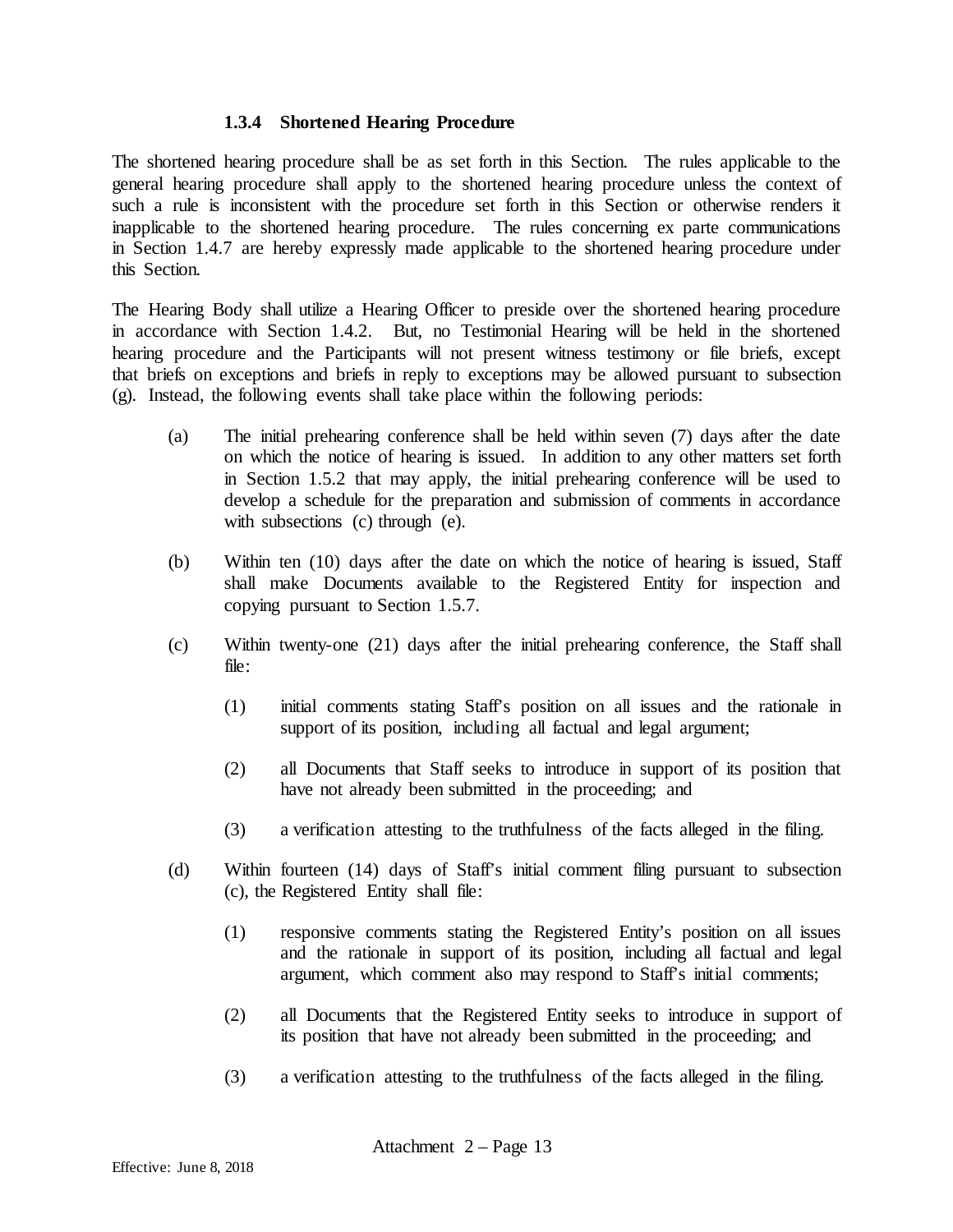#### 1.3.4 Shortened Hearing Procedure

The shortened hearing procedure shall be as set forth in this Section. The rules applicable to the general hearing procedure shall apply to the shortened hearing procedure unless the context of such a rule is inconsistent with the procedure set forth in this Section or otherwise renders it inapplicable to the shortened hearing procedure. The rules concerning ex parte communications in Section 1.4.7 are hereby expressly made applicable to the shortened hearing procedure under this Section.

The Hearing Body shall utilize a Hearing Officer to preside over the shortened hearing procedure in accordance with Section 1.4.2. But, no Testimonial Hearing will be held in the shortened hearing procedure and the Participants will not present witness testimony or file briefs, except that briefs on exceptions and briefs in reply to exceptions may be allowed pursuant to subsection (g). Instead, the following events shall take place within the following periods:

(a) The initial prehearing conference shall be held within seven (7) days after the date on which the notice of hearing is issued. In addition to any other matters set forth in Section 1.5.2 that may apply, the initial prehearing conference will be used to develop a schedule for the preparation and submission of comments in accordance with subsections (c) through (e).

(b) Within ten (10) days after the date on which the notice of hearing is issued, Staff shall make Documents available to the Registered Entity for inspection and copying pursuant to Section 1.5.7.

(c) Within twenty-one (21) days after the initial prehearing conference, the Staff shall file:

> (1) initial comments stating Staff's position on all issues and the rationale in support of its position, including all factual and legal argument;
>
> (2) all Documents that Staff seeks to introduce in support of its position that have not already been submitted in the proceeding; and
>
> (3) a verification attesting to the truthfulness of the facts alleged in the filing.

(d) Within fourteen (14) days of Staff's initial comment filing pursuant to subsection (c), the Registered Entity shall file:

> (1) responsive comments stating the Registered Entity's position on all issues and the rationale in support of its position, including all factual and legal argument, which comment also may respond to Staff's initial comments;
>
> (2) all Documents that the Registered Entity seeks to introduce in support of its position that have not already been submitted in the proceeding; and
>
> (3) a verification attesting to the truthfulness of the facts alleged in the filing.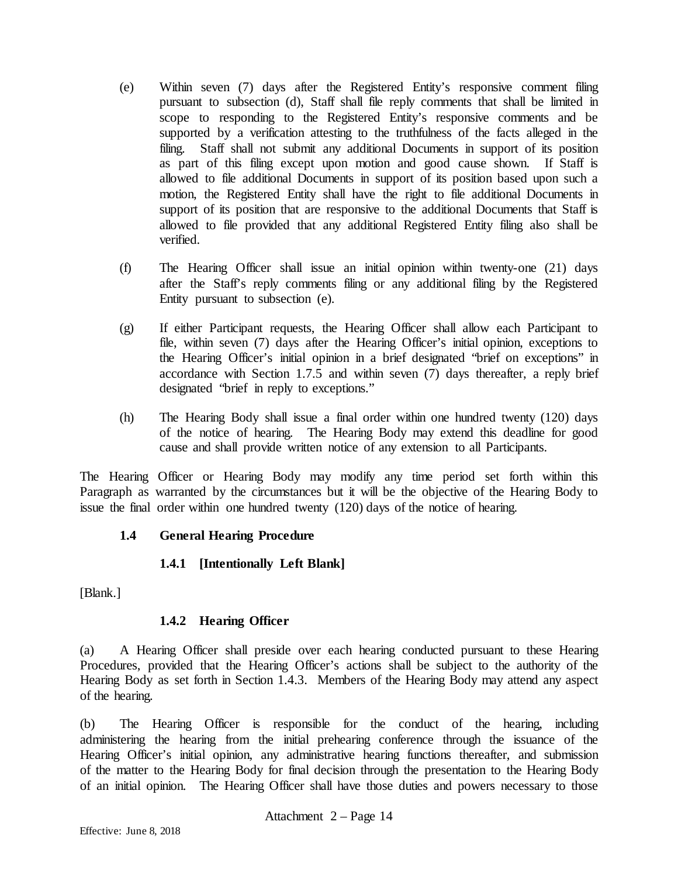(e) Within seven (7) days after the Registered Entity's responsive comment filing pursuant to subsection (d), Staff shall file reply comments that shall be limited in scope to responding to the Registered Entity's responsive comments and be supported by a verification attesting to the truthfulness of the facts alleged in the filing. Staff shall not submit any additional Documents in support of its position as part of this filing except upon motion and good cause shown. If Staff is allowed to file additional Documents in support of its position based upon such a motion, the Registered Entity shall have the right to file additional Documents in support of its position that are responsive to the additional Documents that Staff is allowed to file provided that any additional Registered Entity filing also shall be verified.

(f) The Hearing Officer shall issue an initial opinion within twenty-one (21) days after the Staff's reply comments filing or any additional filing by the Registered Entity pursuant to subsection (e).

(g) If either Participant requests, the Hearing Officer shall allow each Participant to file, within seven (7) days after the Hearing Officer's initial opinion, exceptions to the Hearing Officer's initial opinion in a brief designated "brief on exceptions" in accordance with Section 1.7.5 and within seven (7) days thereafter, a reply brief designated "brief in reply to exceptions."

(h) The Hearing Body shall issue a final order within one hundred twenty (120) days of the notice of hearing. The Hearing Body may extend this deadline for good cause and shall provide written notice of any extension to all Participants.

The Hearing Officer or Hearing Body may modify any time period set forth within this Paragraph as warranted by the circumstances but it will be the objective of the Hearing Body to issue the final order within one hundred twenty (120) days of the notice of hearing.

## 1.4 General Hearing Procedure

### 1.4.1 [Intentionally Left Blank]

[Blank.]

### 1.4.2 Hearing Officer

(a) A Hearing Officer shall preside over each hearing conducted pursuant to these Hearing Procedures, provided that the Hearing Officer's actions shall be subject to the authority of the Hearing Body as set forth in Section 1.4.3. Members of the Hearing Body may attend any aspect of the hearing.

(b) The Hearing Officer is responsible for the conduct of the hearing, including administering the hearing from the initial prehearing conference through the issuance of the Hearing Officer's initial opinion, any administrative hearing functions thereafter, and submission of the matter to the Hearing Body for final decision through the presentation to the Hearing Body of an initial opinion. The Hearing Officer shall have those duties and powers necessary to those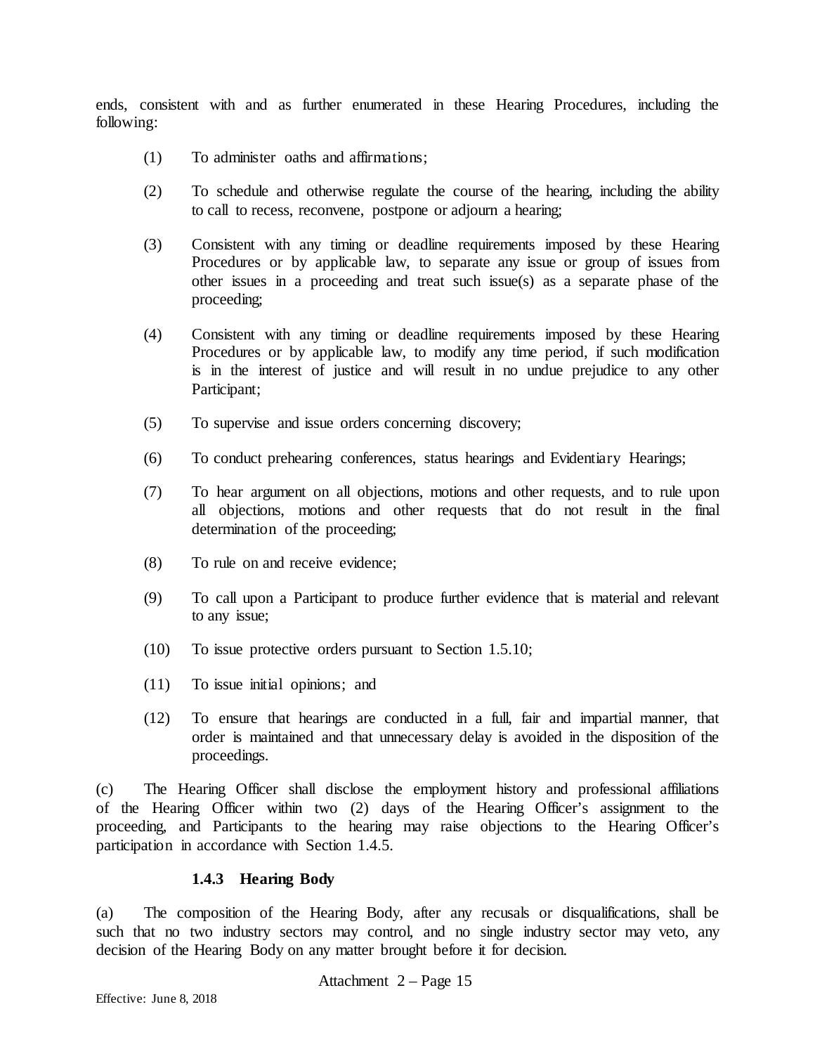ends, consistent with and as further enumerated in these Hearing Procedures, including the following:

(1) To administer oaths and affirmations;

(2) To schedule and otherwise regulate the course of the hearing, including the ability to call to recess, reconvene, postpone or adjourn a hearing;

(3) Consistent with any timing or deadline requirements imposed by these Hearing Procedures or by applicable law, to separate any issue or group of issues from other issues in a proceeding and treat such issue(s) as a separate phase of the proceeding;

(4) Consistent with any timing or deadline requirements imposed by these Hearing Procedures or by applicable law, to modify any time period, if such modification is in the interest of justice and will result in no undue prejudice to any other Participant;

(5) To supervise and issue orders concerning discovery;

(6) To conduct prehearing conferences, status hearings and Evidentiary Hearings;

(7) To hear argument on all objections, motions and other requests, and to rule upon all objections, motions and other requests that do not result in the final determination of the proceeding;

(8) To rule on and receive evidence;

(9) To call upon a Participant to produce further evidence that is material and relevant to any issue;

(10) To issue protective orders pursuant to Section 1.5.10;

(11) To issue initial opinions; and

(12) To ensure that hearings are conducted in a full, fair and impartial manner, that order is maintained and that unnecessary delay is avoided in the disposition of the proceedings.

(c) The Hearing Officer shall disclose the employment history and professional affiliations of the Hearing Officer within two (2) days of the Hearing Officer's assignment to the proceeding, and Participants to the hearing may raise objections to the Hearing Officer's participation in accordance with Section 1.4.5.

#### 1.4.3 Hearing Body

(a) The composition of the Hearing Body, after any recusals or disqualifications, shall be such that no two industry sectors may control, and no single industry sector may veto, any decision of the Hearing Body on any matter brought before it for decision.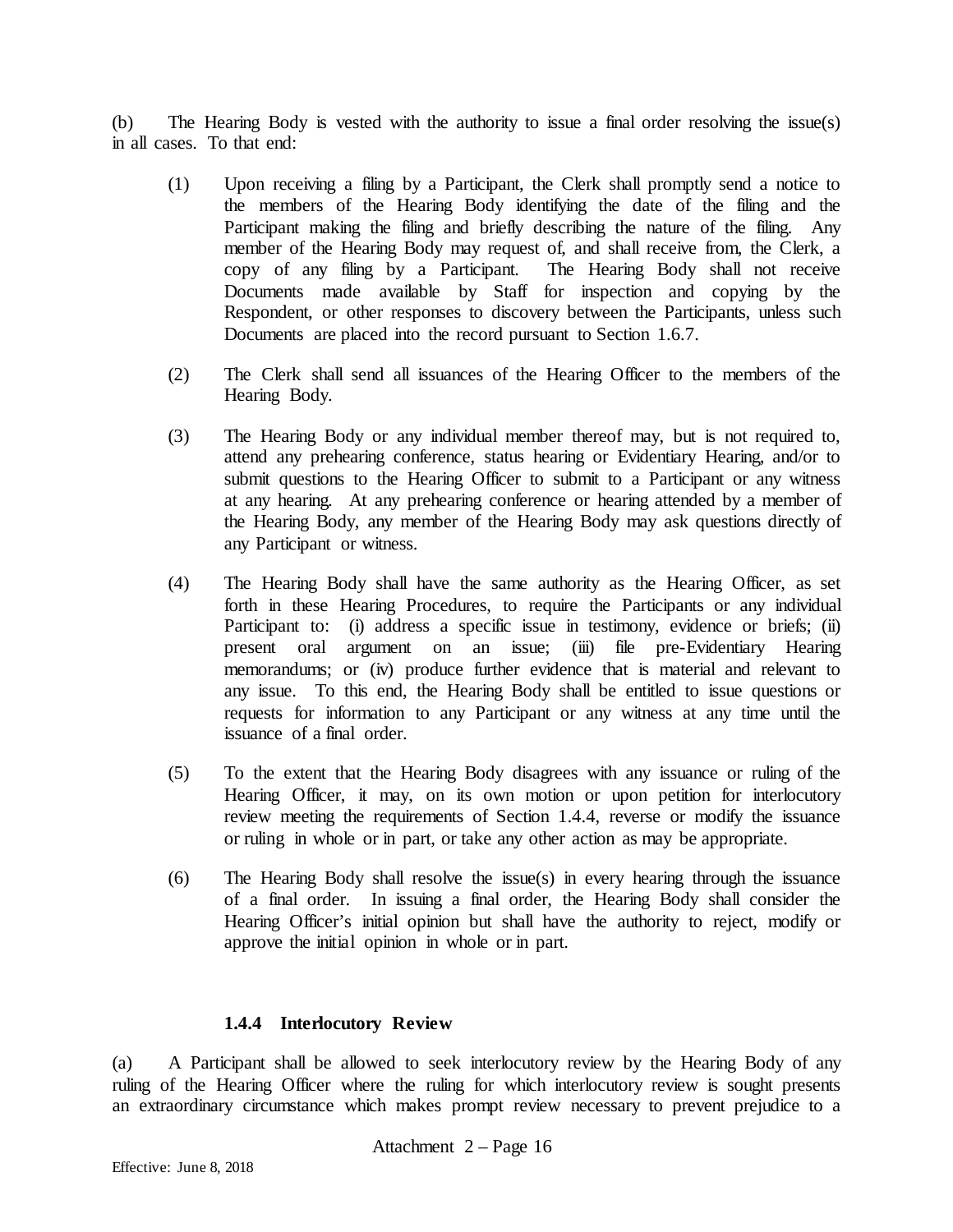(b) The Hearing Body is vested with the authority to issue a final order resolving the issue(s) in all cases. To that end:

(1) Upon receiving a filing by a Participant, the Clerk shall promptly send a notice to the members of the Hearing Body identifying the date of the filing and the Participant making the filing and briefly describing the nature of the filing. Any member of the Hearing Body may request of, and shall receive from, the Clerk, a copy of any filing by a Participant. The Hearing Body shall not receive Documents made available by Staff for inspection and copying by the Respondent, or other responses to discovery between the Participants, unless such Documents are placed into the record pursuant to Section 1.6.7.

(2) The Clerk shall send all issuances of the Hearing Officer to the members of the Hearing Body.

(3) The Hearing Body or any individual member thereof may, but is not required to, attend any prehearing conference, status hearing or Evidentiary Hearing, and/or to submit questions to the Hearing Officer to submit to a Participant or any witness at any hearing. At any prehearing conference or hearing attended by a member of the Hearing Body, any member of the Hearing Body may ask questions directly of any Participant or witness.

(4) The Hearing Body shall have the same authority as the Hearing Officer, as set forth in these Hearing Procedures, to require the Participants or any individual Participant to: (i) address a specific issue in testimony, evidence or briefs; (ii) present oral argument on an issue; (iii) file pre-Evidentiary Hearing memorandums; or (iv) produce further evidence that is material and relevant to any issue. To this end, the Hearing Body shall be entitled to issue questions or requests for information to any Participant or any witness at any time until the issuance of a final order.

(5) To the extent that the Hearing Body disagrees with any issuance or ruling of the Hearing Officer, it may, on its own motion or upon petition for interlocutory review meeting the requirements of Section 1.4.4, reverse or modify the issuance or ruling in whole or in part, or take any other action as may be appropriate.

(6) The Hearing Body shall resolve the issue(s) in every hearing through the issuance of a final order. In issuing a final order, the Hearing Body shall consider the Hearing Officer's initial opinion but shall have the authority to reject, modify or approve the initial opinion in whole or in part.

#### 1.4.4 Interlocutory Review

(a) A Participant shall be allowed to seek interlocutory review by the Hearing Body of any ruling of the Hearing Officer where the ruling for which interlocutory review is sought presents an extraordinary circumstance which makes prompt review necessary to prevent prejudice to a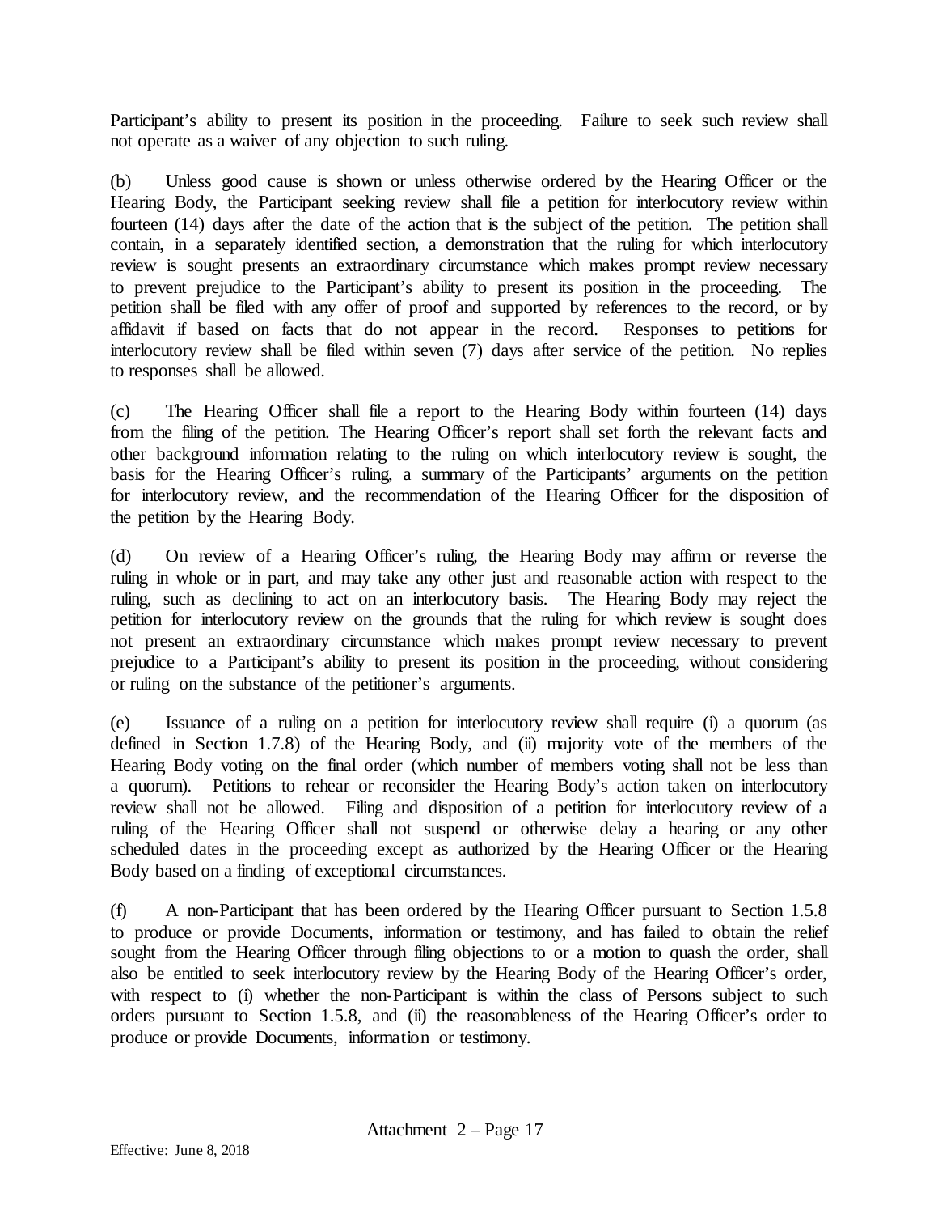Participant's ability to present its position in the proceeding. Failure to seek such review shall not operate as a waiver of any objection to such ruling.

(b) Unless good cause is shown or unless otherwise ordered by the Hearing Officer or the Hearing Body, the Participant seeking review shall file a petition for interlocutory review within fourteen (14) days after the date of the action that is the subject of the petition. The petition shall contain, in a separately identified section, a demonstration that the ruling for which interlocutory review is sought presents an extraordinary circumstance which makes prompt review necessary to prevent prejudice to the Participant's ability to present its position in the proceeding. The petition shall be filed with any offer of proof and supported by references to the record, or by affidavit if based on facts that do not appear in the record. Responses to petitions for interlocutory review shall be filed within seven (7) days after service of the petition. No replies to responses shall be allowed.

(c) The Hearing Officer shall file a report to the Hearing Body within fourteen (14) days from the filing of the petition. The Hearing Officer's report shall set forth the relevant facts and other background information relating to the ruling on which interlocutory review is sought, the basis for the Hearing Officer's ruling, a summary of the Participants' arguments on the petition for interlocutory review, and the recommendation of the Hearing Officer for the disposition of the petition by the Hearing Body.

(d) On review of a Hearing Officer's ruling, the Hearing Body may affirm or reverse the ruling in whole or in part, and may take any other just and reasonable action with respect to the ruling, such as declining to act on an interlocutory basis. The Hearing Body may reject the petition for interlocutory review on the grounds that the ruling for which review is sought does not present an extraordinary circumstance which makes prompt review necessary to prevent prejudice to a Participant's ability to present its position in the proceeding, without considering or ruling on the substance of the petitioner's arguments.

(e) Issuance of a ruling on a petition for interlocutory review shall require (i) a quorum (as defined in Section 1.7.8) of the Hearing Body, and (ii) majority vote of the members of the Hearing Body voting on the final order (which number of members voting shall not be less than a quorum). Petitions to rehear or reconsider the Hearing Body's action taken on interlocutory review shall not be allowed. Filing and disposition of a petition for interlocutory review of a ruling of the Hearing Officer shall not suspend or otherwise delay a hearing or any other scheduled dates in the proceeding except as authorized by the Hearing Officer or the Hearing Body based on a finding of exceptional circumstances.

(f) A non-Participant that has been ordered by the Hearing Officer pursuant to Section 1.5.8 to produce or provide Documents, information or testimony, and has failed to obtain the relief sought from the Hearing Officer through filing objections to or a motion to quash the order, shall also be entitled to seek interlocutory review by the Hearing Body of the Hearing Officer's order, with respect to (i) whether the non-Participant is within the class of Persons subject to such orders pursuant to Section 1.5.8, and (ii) the reasonableness of the Hearing Officer's order to produce or provide Documents, information or testimony.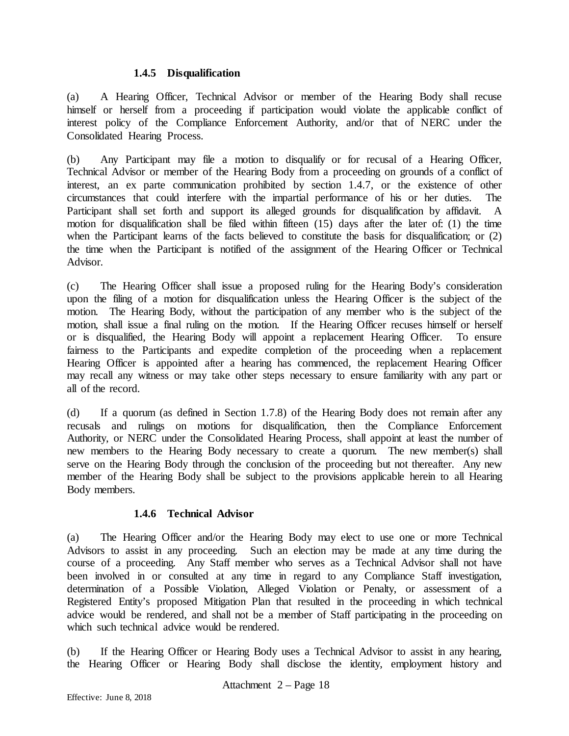#### 1.4.5 Disqualification

(a) A Hearing Officer, Technical Advisor or member of the Hearing Body shall recuse himself or herself from a proceeding if participation would violate the applicable conflict of interest policy of the Compliance Enforcement Authority, and/or that of NERC under the Consolidated Hearing Process.

(b) Any Participant may file a motion to disqualify or for recusal of a Hearing Officer, Technical Advisor or member of the Hearing Body from a proceeding on grounds of a conflict of interest, an ex parte communication prohibited by section 1.4.7, or the existence of other circumstances that could interfere with the impartial performance of his or her duties. The Participant shall set forth and support its alleged grounds for disqualification by affidavit. A motion for disqualification shall be filed within fifteen (15) days after the later of: (1) the time when the Participant learns of the facts believed to constitute the basis for disqualification; or (2) the time when the Participant is notified of the assignment of the Hearing Officer or Technical Advisor.

(c) The Hearing Officer shall issue a proposed ruling for the Hearing Body's consideration upon the filing of a motion for disqualification unless the Hearing Officer is the subject of the motion. The Hearing Body, without the participation of any member who is the subject of the motion, shall issue a final ruling on the motion. If the Hearing Officer recuses himself or herself or is disqualified, the Hearing Body will appoint a replacement Hearing Officer. To ensure fairness to the Participants and expedite completion of the proceeding when a replacement Hearing Officer is appointed after a hearing has commenced, the replacement Hearing Officer may recall any witness or may take other steps necessary to ensure familiarity with any part or all of the record.

(d) If a quorum (as defined in Section 1.7.8) of the Hearing Body does not remain after any recusals and rulings on motions for disqualification, then the Compliance Enforcement Authority, or NERC under the Consolidated Hearing Process, shall appoint at least the number of new members to the Hearing Body necessary to create a quorum. The new member(s) shall serve on the Hearing Body through the conclusion of the proceeding but not thereafter. Any new member of the Hearing Body shall be subject to the provisions applicable herein to all Hearing Body members.

#### 1.4.6 Technical Advisor

(a) The Hearing Officer and/or the Hearing Body may elect to use one or more Technical Advisors to assist in any proceeding. Such an election may be made at any time during the course of a proceeding. Any Staff member who serves as a Technical Advisor shall not have been involved in or consulted at any time in regard to any Compliance Staff investigation, determination of a Possible Violation, Alleged Violation or Penalty, or assessment of a Registered Entity's proposed Mitigation Plan that resulted in the proceeding in which technical advice would be rendered, and shall not be a member of Staff participating in the proceeding on which such technical advice would be rendered.

(b) If the Hearing Officer or Hearing Body uses a Technical Advisor to assist in any hearing, the Hearing Officer or Hearing Body shall disclose the identity, employment history and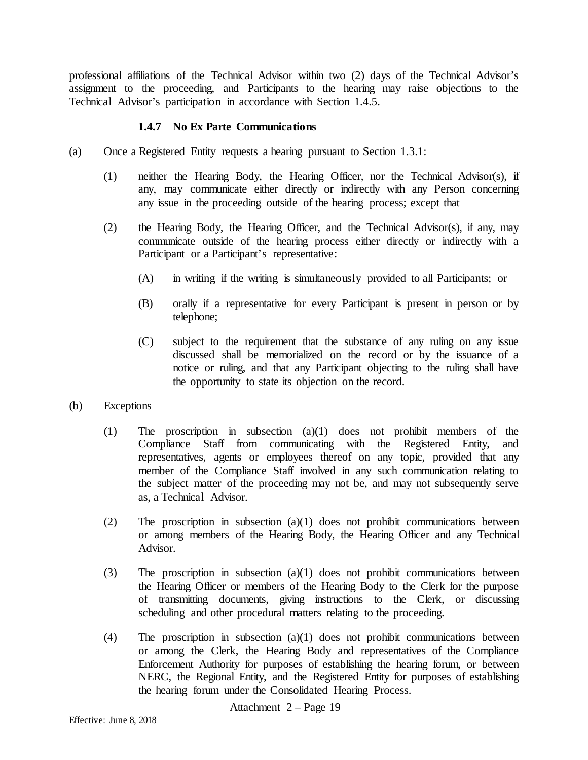professional affiliations of the Technical Advisor within two (2) days of the Technical Advisor's assignment to the proceeding, and Participants to the hearing may raise objections to the Technical Advisor's participation in accordance with Section 1.4.5.

#### 1.4.7 No Ex Parte Communications

(a) Once a Registered Entity requests a hearing pursuant to Section 1.3.1:

(1) neither the Hearing Body, the Hearing Officer, nor the Technical Advisor(s), if any, may communicate either directly or indirectly with any Person concerning any issue in the proceeding outside of the hearing process; except that

(2) the Hearing Body, the Hearing Officer, and the Technical Advisor(s), if any, may communicate outside of the hearing process either directly or indirectly with a Participant or a Participant's representative:

(A) in writing if the writing is simultaneously provided to all Participants; or

(B) orally if a representative for every Participant is present in person or by telephone;

(C) subject to the requirement that the substance of any ruling on any issue discussed shall be memorialized on the record or by the issuance of a notice or ruling, and that any Participant objecting to the ruling shall have the opportunity to state its objection on the record.

(b) Exceptions

(1) The proscription in subsection (a)(1) does not prohibit members of the Compliance Staff from communicating with the Registered Entity, and representatives, agents or employees thereof on any topic, provided that any member of the Compliance Staff involved in any such communication relating to the subject matter of the proceeding may not be, and may not subsequently serve as, a Technical Advisor.

(2) The proscription in subsection (a)(1) does not prohibit communications between or among members of the Hearing Body, the Hearing Officer and any Technical Advisor.

(3) The proscription in subsection (a)(1) does not prohibit communications between the Hearing Officer or members of the Hearing Body to the Clerk for the purpose of transmitting documents, giving instructions to the Clerk, or discussing scheduling and other procedural matters relating to the proceeding.

(4) The proscription in subsection (a)(1) does not prohibit communications between or among the Clerk, the Hearing Body and representatives of the Compliance Enforcement Authority for purposes of establishing the hearing forum, or between NERC, the Regional Entity, and the Registered Entity for purposes of establishing the hearing forum under the Consolidated Hearing Process.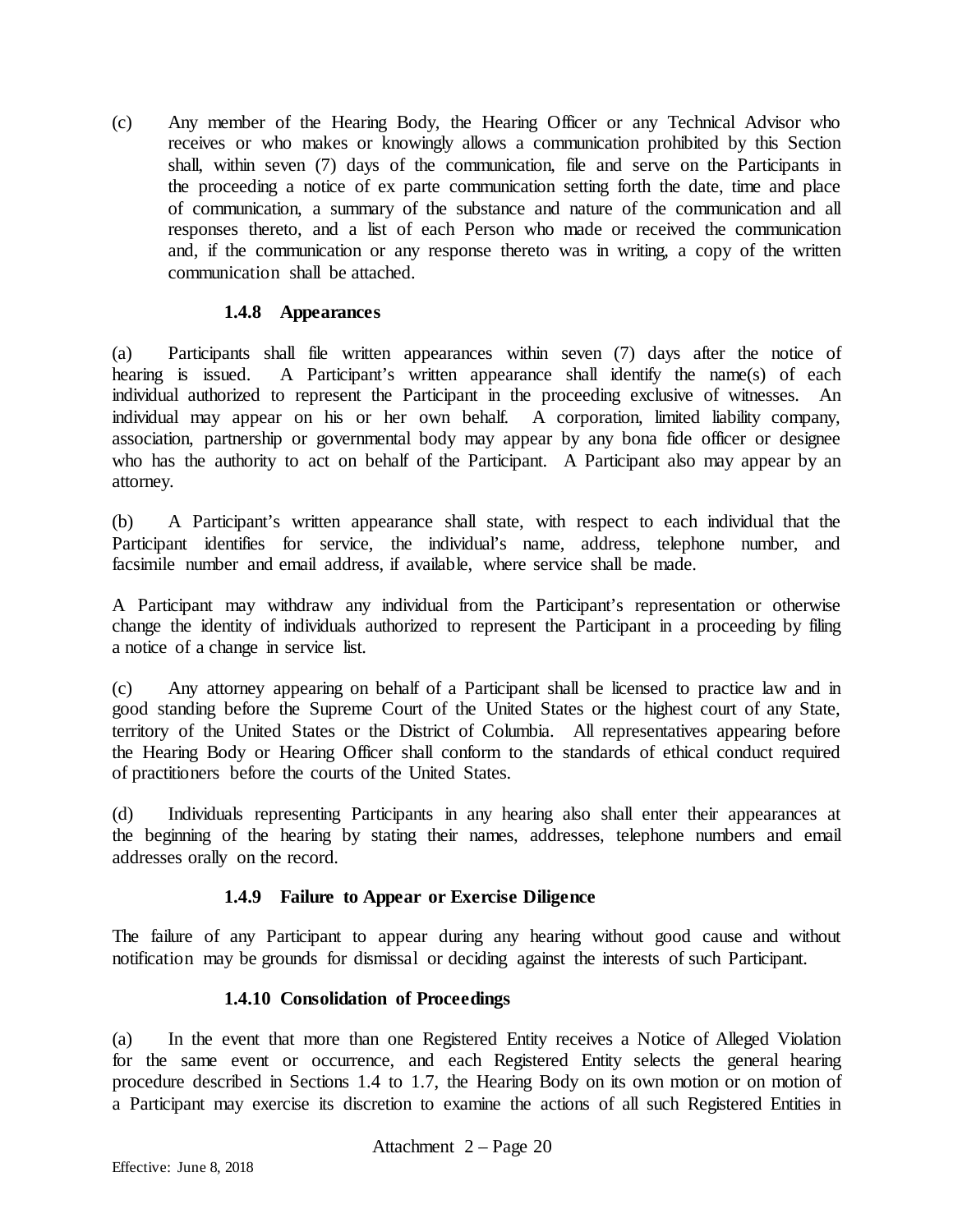(c) Any member of the Hearing Body, the Hearing Officer or any Technical Advisor who receives or who makes or knowingly allows a communication prohibited by this Section shall, within seven (7) days of the communication, file and serve on the Participants in the proceeding a notice of ex parte communication setting forth the date, time and place of communication, a summary of the substance and nature of the communication and all responses thereto, and a list of each Person who made or received the communication and, if the communication or any response thereto was in writing, a copy of the written communication shall be attached.

#### 1.4.8 Appearances

(a) Participants shall file written appearances within seven (7) days after the notice of hearing is issued. A Participant's written appearance shall identify the name(s) of each individual authorized to represent the Participant in the proceeding exclusive of witnesses. An individual may appear on his or her own behalf. A corporation, limited liability company, association, partnership or governmental body may appear by any bona fide officer or designee who has the authority to act on behalf of the Participant. A Participant also may appear by an attorney.

(b) A Participant's written appearance shall state, with respect to each individual that the Participant identifies for service, the individual's name, address, telephone number, and facsimile number and email address, if available, where service shall be made.

A Participant may withdraw any individual from the Participant's representation or otherwise change the identity of individuals authorized to represent the Participant in a proceeding by filing a notice of a change in service list.

(c) Any attorney appearing on behalf of a Participant shall be licensed to practice law and in good standing before the Supreme Court of the United States or the highest court of any State, territory of the United States or the District of Columbia. All representatives appearing before the Hearing Body or Hearing Officer shall conform to the standards of ethical conduct required of practitioners before the courts of the United States.

(d) Individuals representing Participants in any hearing also shall enter their appearances at the beginning of the hearing by stating their names, addresses, telephone numbers and email addresses orally on the record.

#### 1.4.9 Failure to Appear or Exercise Diligence

The failure of any Participant to appear during any hearing without good cause and without notification may be grounds for dismissal or deciding against the interests of such Participant.

#### 1.4.10 Consolidation of Proceedings

(a) In the event that more than one Registered Entity receives a Notice of Alleged Violation for the same event or occurrence, and each Registered Entity selects the general hearing procedure described in Sections 1.4 to 1.7, the Hearing Body on its own motion or on motion of a Participant may exercise its discretion to examine the actions of all such Registered Entities in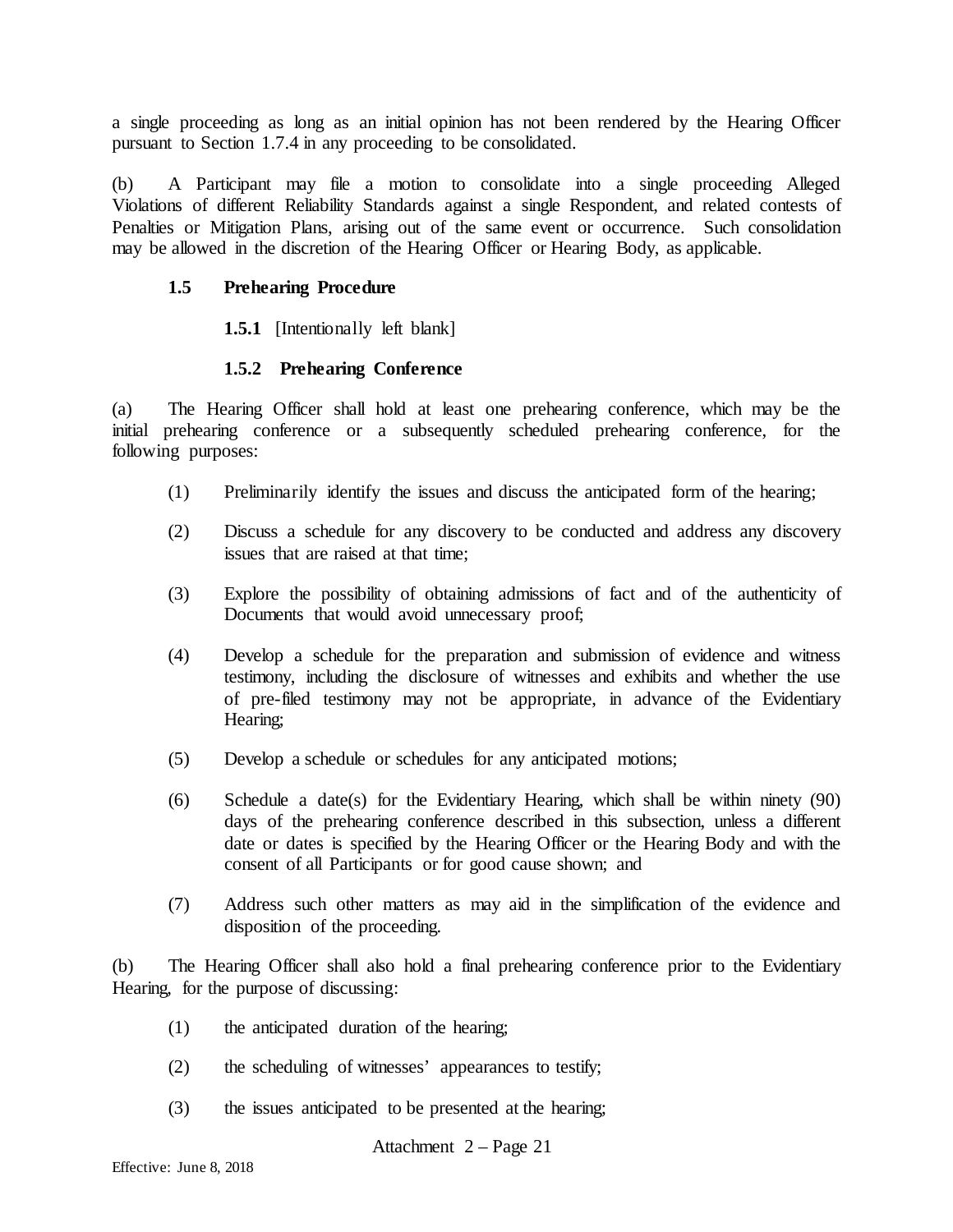a single proceeding as long as an initial opinion has not been rendered by the Hearing Officer pursuant to Section 1.7.4 in any proceeding to be consolidated.

(b) A Participant may file a motion to consolidate into a single proceeding Alleged Violations of different Reliability Standards against a single Respondent, and related contests of Penalties or Mitigation Plans, arising out of the same event or occurrence. Such consolidation may be allowed in the discretion of the Hearing Officer or Hearing Body, as applicable.

### 1.5 Prehearing Procedure

**1.5.1** [Intentionally left blank]

#### 1.5.2 Prehearing Conference

(a) The Hearing Officer shall hold at least one prehearing conference, which may be the initial prehearing conference or a subsequently scheduled prehearing conference, for the following purposes:

(1) Preliminarily identify the issues and discuss the anticipated form of the hearing;

(2) Discuss a schedule for any discovery to be conducted and address any discovery issues that are raised at that time;

(3) Explore the possibility of obtaining admissions of fact and of the authenticity of Documents that would avoid unnecessary proof;

(4) Develop a schedule for the preparation and submission of evidence and witness testimony, including the disclosure of witnesses and exhibits and whether the use of pre-filed testimony may not be appropriate, in advance of the Evidentiary Hearing;

(5) Develop a schedule or schedules for any anticipated motions;

(6) Schedule a date(s) for the Evidentiary Hearing, which shall be within ninety (90) days of the prehearing conference described in this subsection, unless a different date or dates is specified by the Hearing Officer or the Hearing Body and with the consent of all Participants or for good cause shown; and

(7) Address such other matters as may aid in the simplification of the evidence and disposition of the proceeding.

(b) The Hearing Officer shall also hold a final prehearing conference prior to the Evidentiary Hearing, for the purpose of discussing:

(1) the anticipated duration of the hearing;

(2) the scheduling of witnesses' appearances to testify;

(3) the issues anticipated to be presented at the hearing;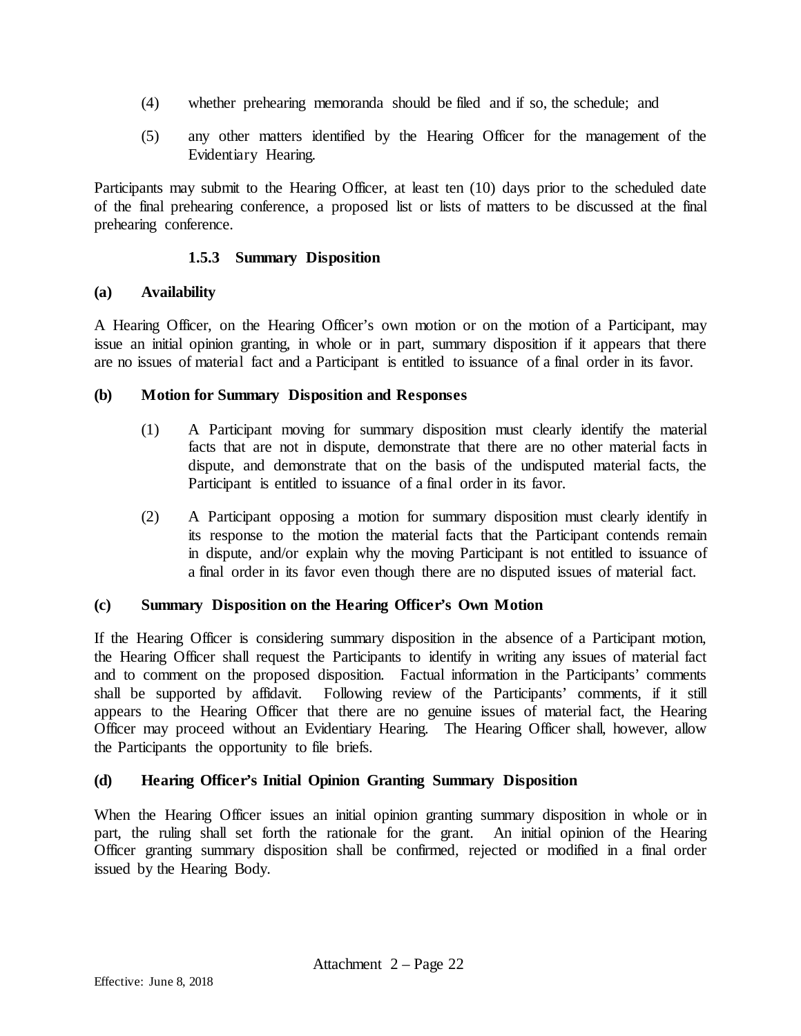(4) whether prehearing memoranda should be filed and if so, the schedule; and

(5) any other matters identified by the Hearing Officer for the management of the Evidentiary Hearing.

Participants may submit to the Hearing Officer, at least ten (10) days prior to the scheduled date of the final prehearing conference, a proposed list or lists of matters to be discussed at the final prehearing conference.

### 1.5.3 Summary Disposition

**(a) Availability**

A Hearing Officer, on the Hearing Officer's own motion or on the motion of a Participant, may issue an initial opinion granting, in whole or in part, summary disposition if it appears that there are no issues of material fact and a Participant is entitled to issuance of a final order in its favor.

**(b) Motion for Summary Disposition and Responses**

(1) A Participant moving for summary disposition must clearly identify the material facts that are not in dispute, demonstrate that there are no other material facts in dispute, and demonstrate that on the basis of the undisputed material facts, the Participant is entitled to issuance of a final order in its favor.

(2) A Participant opposing a motion for summary disposition must clearly identify in its response to the motion the material facts that the Participant contends remain in dispute, and/or explain why the moving Participant is not entitled to issuance of a final order in its favor even though there are no disputed issues of material fact.

**(c) Summary Disposition on the Hearing Officer's Own Motion**

If the Hearing Officer is considering summary disposition in the absence of a Participant motion, the Hearing Officer shall request the Participants to identify in writing any issues of material fact and to comment on the proposed disposition. Factual information in the Participants' comments shall be supported by affidavit. Following review of the Participants' comments, if it still appears to the Hearing Officer that there are no genuine issues of material fact, the Hearing Officer may proceed without an Evidentiary Hearing. The Hearing Officer shall, however, allow the Participants the opportunity to file briefs.

**(d) Hearing Officer's Initial Opinion Granting Summary Disposition**

When the Hearing Officer issues an initial opinion granting summary disposition in whole or in part, the ruling shall set forth the rationale for the grant. An initial opinion of the Hearing Officer granting summary disposition shall be confirmed, rejected or modified in a final order issued by the Hearing Body.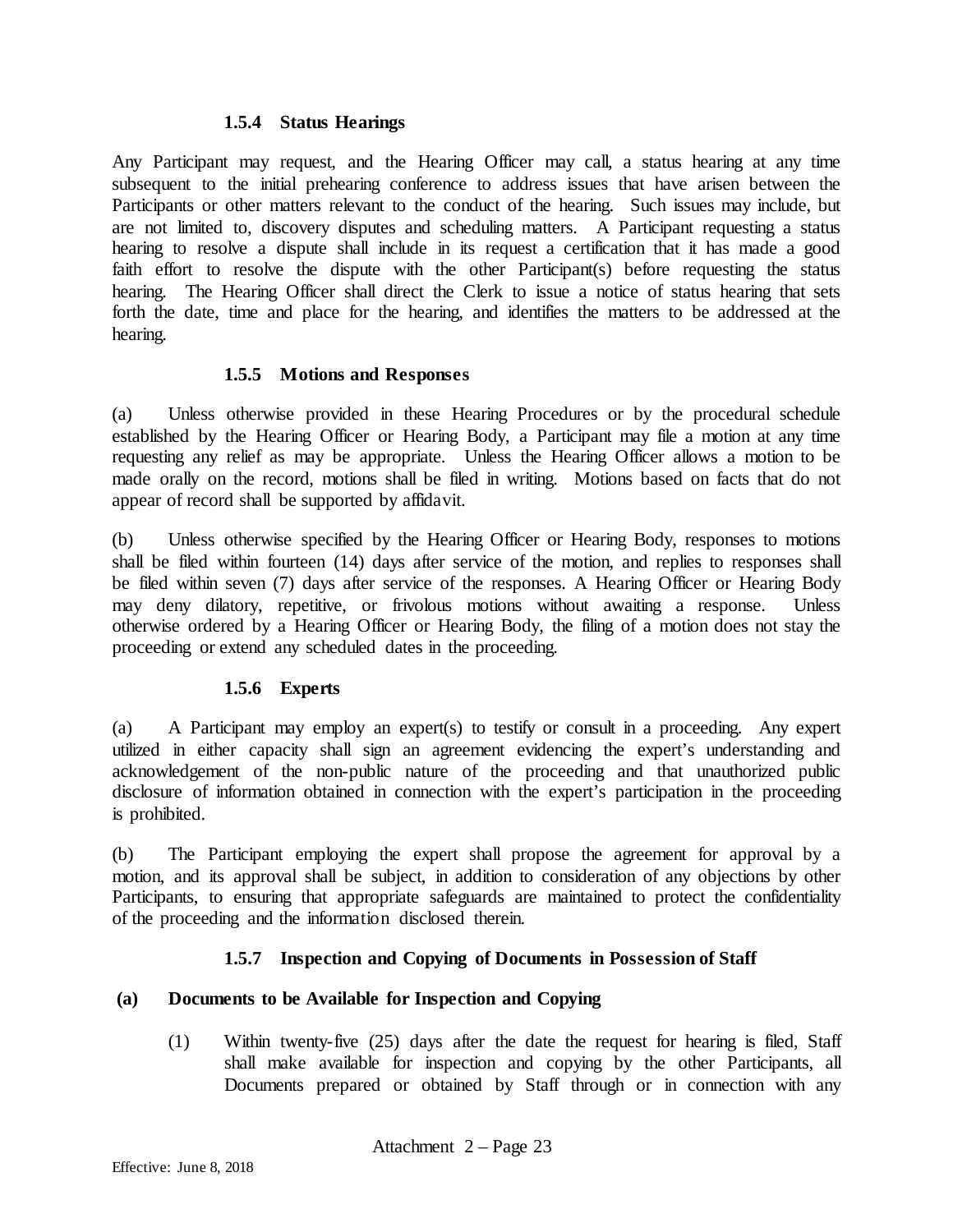#### 1.5.4 Status Hearings

Any Participant may request, and the Hearing Officer may call, a status hearing at any time subsequent to the initial prehearing conference to address issues that have arisen between the Participants or other matters relevant to the conduct of the hearing. Such issues may include, but are not limited to, discovery disputes and scheduling matters. A Participant requesting a status hearing to resolve a dispute shall include in its request a certification that it has made a good faith effort to resolve the dispute with the other Participant(s) before requesting the status hearing. The Hearing Officer shall direct the Clerk to issue a notice of status hearing that sets forth the date, time and place for the hearing, and identifies the matters to be addressed at the hearing.

#### 1.5.5 Motions and Responses

(a) Unless otherwise provided in these Hearing Procedures or by the procedural schedule established by the Hearing Officer or Hearing Body, a Participant may file a motion at any time requesting any relief as may be appropriate. Unless the Hearing Officer allows a motion to be made orally on the record, motions shall be filed in writing. Motions based on facts that do not appear of record shall be supported by affidavit.

(b) Unless otherwise specified by the Hearing Officer or Hearing Body, responses to motions shall be filed within fourteen (14) days after service of the motion, and replies to responses shall be filed within seven (7) days after service of the responses. A Hearing Officer or Hearing Body may deny dilatory, repetitive, or frivolous motions without awaiting a response. Unless otherwise ordered by a Hearing Officer or Hearing Body, the filing of a motion does not stay the proceeding or extend any scheduled dates in the proceeding.

#### 1.5.6 Experts

(a) A Participant may employ an expert(s) to testify or consult in a proceeding. Any expert utilized in either capacity shall sign an agreement evidencing the expert's understanding and acknowledgement of the non-public nature of the proceeding and that unauthorized public disclosure of information obtained in connection with the expert's participation in the proceeding is prohibited.

(b) The Participant employing the expert shall propose the agreement for approval by a motion, and its approval shall be subject, in addition to consideration of any objections by other Participants, to ensuring that appropriate safeguards are maintained to protect the confidentiality of the proceeding and the information disclosed therein.

#### 1.5.7 Inspection and Copying of Documents in Possession of Staff

**(a) Documents to be Available for Inspection and Copying**

(1) Within twenty-five (25) days after the date the request for hearing is filed, Staff shall make available for inspection and copying by the other Participants, all Documents prepared or obtained by Staff through or in connection with any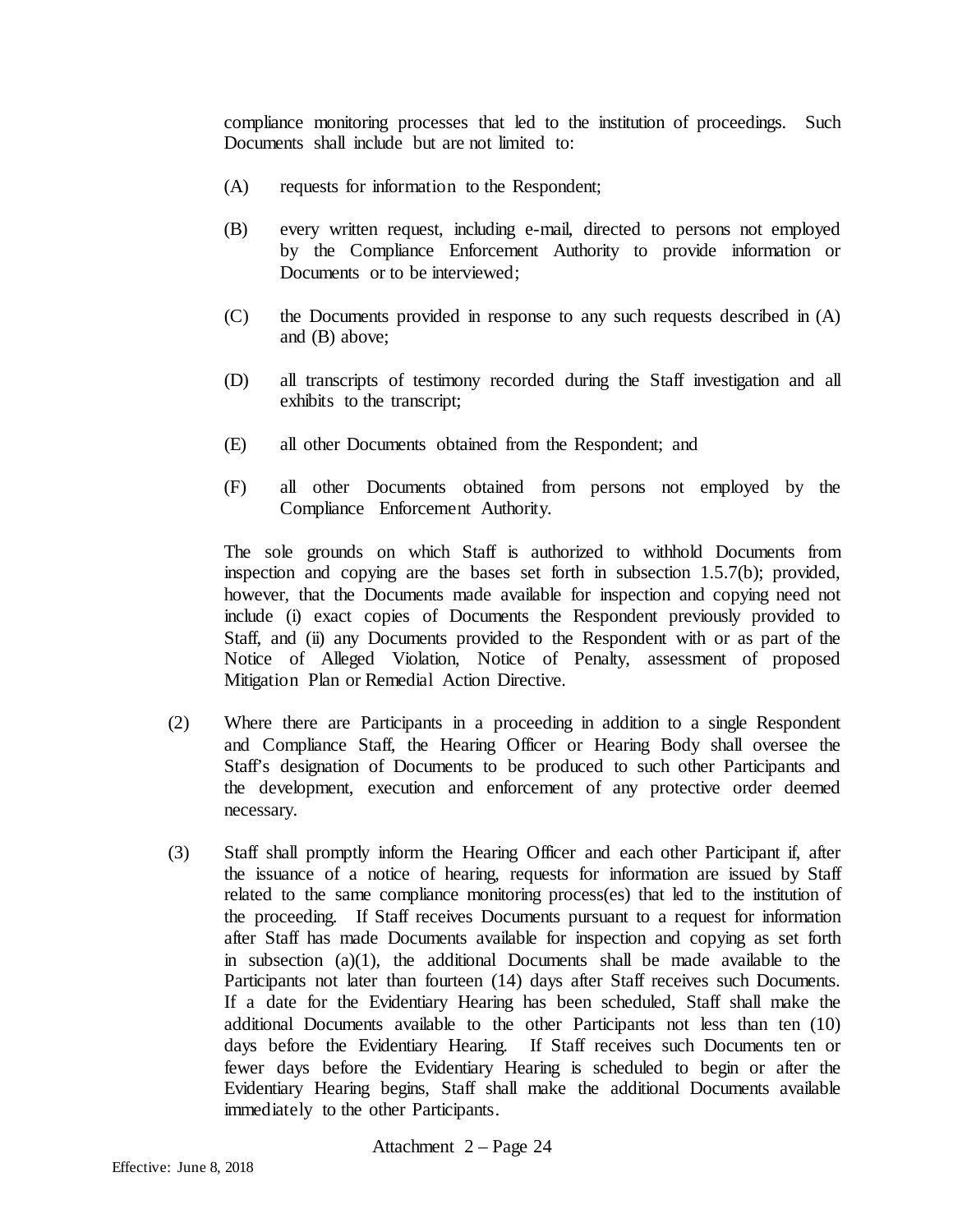compliance monitoring processes that led to the institution of proceedings. Such Documents shall include but are not limited to:

(A) requests for information to the Respondent;

(B) every written request, including e-mail, directed to persons not employed by the Compliance Enforcement Authority to provide information or Documents or to be interviewed;

(C) the Documents provided in response to any such requests described in (A) and (B) above;

(D) all transcripts of testimony recorded during the Staff investigation and all exhibits to the transcript;

(E) all other Documents obtained from the Respondent; and

(F) all other Documents obtained from persons not employed by the Compliance Enforcement Authority.

The sole grounds on which Staff is authorized to withhold Documents from inspection and copying are the bases set forth in subsection 1.5.7(b); provided, however, that the Documents made available for inspection and copying need not include (i) exact copies of Documents the Respondent previously provided to Staff, and (ii) any Documents provided to the Respondent with or as part of the Notice of Alleged Violation, Notice of Penalty, assessment of proposed Mitigation Plan or Remedial Action Directive.

(2) Where there are Participants in a proceeding in addition to a single Respondent and Compliance Staff, the Hearing Officer or Hearing Body shall oversee the Staff's designation of Documents to be produced to such other Participants and the development, execution and enforcement of any protective order deemed necessary.

(3) Staff shall promptly inform the Hearing Officer and each other Participant if, after the issuance of a notice of hearing, requests for information are issued by Staff related to the same compliance monitoring process(es) that led to the institution of the proceeding. If Staff receives Documents pursuant to a request for information after Staff has made Documents available for inspection and copying as set forth in subsection (a)(1), the additional Documents shall be made available to the Participants not later than fourteen (14) days after Staff receives such Documents. If a date for the Evidentiary Hearing has been scheduled, Staff shall make the additional Documents available to the other Participants not less than ten (10) days before the Evidentiary Hearing. If Staff receives such Documents ten or fewer days before the Evidentiary Hearing is scheduled to begin or after the Evidentiary Hearing begins, Staff shall make the additional Documents available immediately to the other Participants.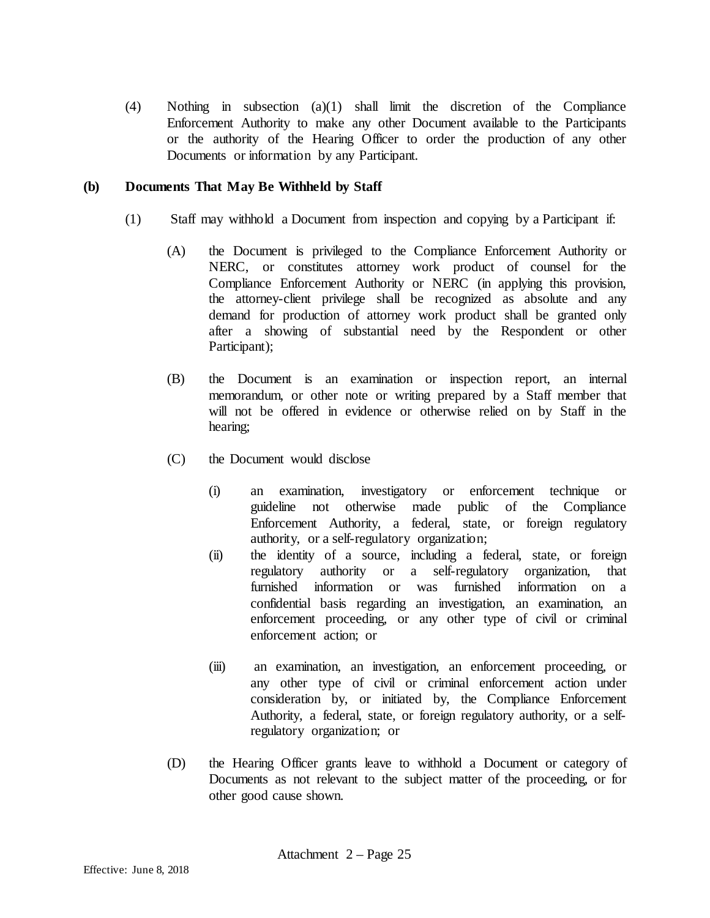(4) Nothing in subsection (a)(1) shall limit the discretion of the Compliance Enforcement Authority to make any other Document available to the Participants or the authority of the Hearing Officer to order the production of any other Documents or information by any Participant.

**(b) Documents That May Be Withheld by Staff**

(1) Staff may withhold a Document from inspection and copying by a Participant if:

(A) the Document is privileged to the Compliance Enforcement Authority or NERC, or constitutes attorney work product of counsel for the Compliance Enforcement Authority or NERC (in applying this provision, the attorney-client privilege shall be recognized as absolute and any demand for production of attorney work product shall be granted only after a showing of substantial need by the Respondent or other Participant);

(B) the Document is an examination or inspection report, an internal memorandum, or other note or writing prepared by a Staff member that will not be offered in evidence or otherwise relied on by Staff in the hearing;

(C) the Document would disclose

(i) an examination, investigatory or enforcement technique or guideline not otherwise made public of the Compliance Enforcement Authority, a federal, state, or foreign regulatory authority, or a self-regulatory organization;

(ii) the identity of a source, including a federal, state, or foreign regulatory authority or a self-regulatory organization, that furnished information or was furnished information on a confidential basis regarding an investigation, an examination, an enforcement proceeding, or any other type of civil or criminal enforcement action; or

(iii) an examination, an investigation, an enforcement proceeding, or any other type of civil or criminal enforcement action under consideration by, or initiated by, the Compliance Enforcement Authority, a federal, state, or foreign regulatory authority, or a self-regulatory organization; or

(D) the Hearing Officer grants leave to withhold a Document or category of Documents as not relevant to the subject matter of the proceeding, or for other good cause shown.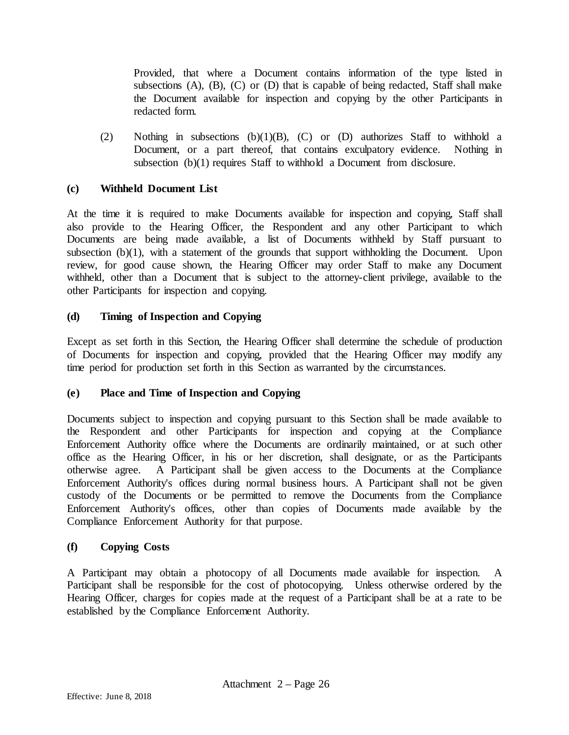Provided, that where a Document contains information of the type listed in subsections (A), (B), (C) or (D) that is capable of being redacted, Staff shall make the Document available for inspection and copying by the other Participants in redacted form.

(2) Nothing in subsections (b)(1)(B), (C) or (D) authorizes Staff to withhold a Document, or a part thereof, that contains exculpatory evidence. Nothing in subsection (b)(1) requires Staff to withhold a Document from disclosure.

**(c) Withheld Document List**

At the time it is required to make Documents available for inspection and copying, Staff shall also provide to the Hearing Officer, the Respondent and any other Participant to which Documents are being made available, a list of Documents withheld by Staff pursuant to subsection (b)(1), with a statement of the grounds that support withholding the Document. Upon review, for good cause shown, the Hearing Officer may order Staff to make any Document withheld, other than a Document that is subject to the attorney-client privilege, available to the other Participants for inspection and copying.

**(d) Timing of Inspection and Copying**

Except as set forth in this Section, the Hearing Officer shall determine the schedule of production of Documents for inspection and copying, provided that the Hearing Officer may modify any time period for production set forth in this Section as warranted by the circumstances.

**(e) Place and Time of Inspection and Copying**

Documents subject to inspection and copying pursuant to this Section shall be made available to the Respondent and other Participants for inspection and copying at the Compliance Enforcement Authority office where the Documents are ordinarily maintained, or at such other office as the Hearing Officer, in his or her discretion, shall designate, or as the Participants otherwise agree. A Participant shall be given access to the Documents at the Compliance Enforcement Authority's offices during normal business hours. A Participant shall not be given custody of the Documents or be permitted to remove the Documents from the Compliance Enforcement Authority's offices, other than copies of Documents made available by the Compliance Enforcement Authority for that purpose.

**(f) Copying Costs**

A Participant may obtain a photocopy of all Documents made available for inspection. A Participant shall be responsible for the cost of photocopying. Unless otherwise ordered by the Hearing Officer, charges for copies made at the request of a Participant shall be at a rate to be established by the Compliance Enforcement Authority.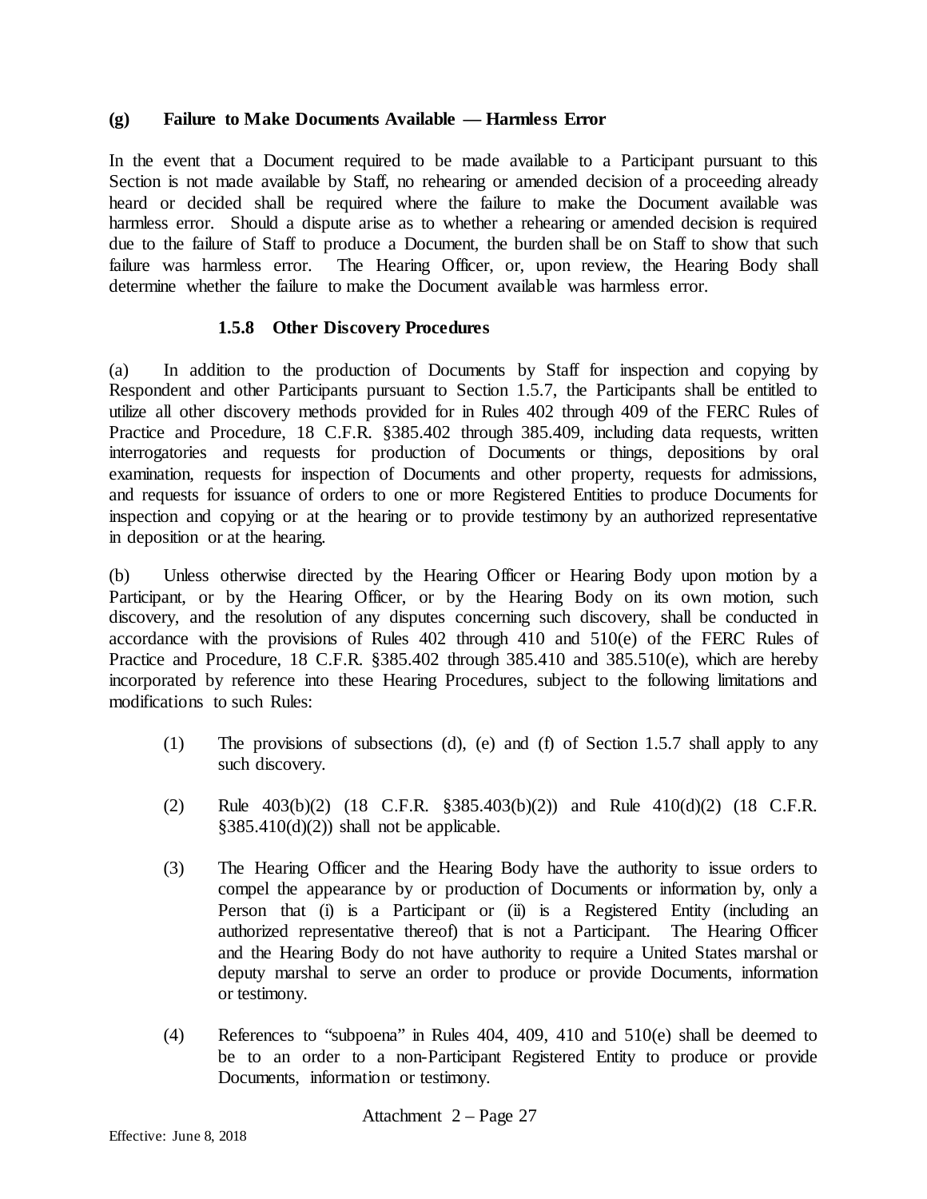**(g) Failure to Make Documents Available — Harmless Error**

In the event that a Document required to be made available to a Participant pursuant to this Section is not made available by Staff, no rehearing or amended decision of a proceeding already heard or decided shall be required where the failure to make the Document available was harmless error. Should a dispute arise as to whether a rehearing or amended decision is required due to the failure of Staff to produce a Document, the burden shall be on Staff to show that such failure was harmless error. The Hearing Officer, or, upon review, the Hearing Body shall determine whether the failure to make the Document available was harmless error.

### 1.5.8 Other Discovery Procedures

(a) In addition to the production of Documents by Staff for inspection and copying by Respondent and other Participants pursuant to Section 1.5.7, the Participants shall be entitled to utilize all other discovery methods provided for in Rules 402 through 409 of the FERC Rules of Practice and Procedure, 18 C.F.R. §385.402 through 385.409, including data requests, written interrogatories and requests for production of Documents or things, depositions by oral examination, requests for inspection of Documents and other property, requests for admissions, and requests for issuance of orders to one or more Registered Entities to produce Documents for inspection and copying or at the hearing or to provide testimony by an authorized representative in deposition or at the hearing.

(b) Unless otherwise directed by the Hearing Officer or Hearing Body upon motion by a Participant, or by the Hearing Officer, or by the Hearing Body on its own motion, such discovery, and the resolution of any disputes concerning such discovery, shall be conducted in accordance with the provisions of Rules 402 through 410 and 510(e) of the FERC Rules of Practice and Procedure, 18 C.F.R. §385.402 through 385.410 and 385.510(e), which are hereby incorporated by reference into these Hearing Procedures, subject to the following limitations and modifications to such Rules:

(1) The provisions of subsections (d), (e) and (f) of Section 1.5.7 shall apply to any such discovery.

(2) Rule 403(b)(2) (18 C.F.R. §385.403(b)(2)) and Rule 410(d)(2) (18 C.F.R. §385.410(d)(2)) shall not be applicable.

(3) The Hearing Officer and the Hearing Body have the authority to issue orders to compel the appearance by or production of Documents or information by, only a Person that (i) is a Participant or (ii) is a Registered Entity (including an authorized representative thereof) that is not a Participant. The Hearing Officer and the Hearing Body do not have authority to require a United States marshal or deputy marshal to serve an order to produce or provide Documents, information or testimony.

(4) References to "subpoena" in Rules 404, 409, 410 and 510(e) shall be deemed to be to an order to a non-Participant Registered Entity to produce or provide Documents, information or testimony.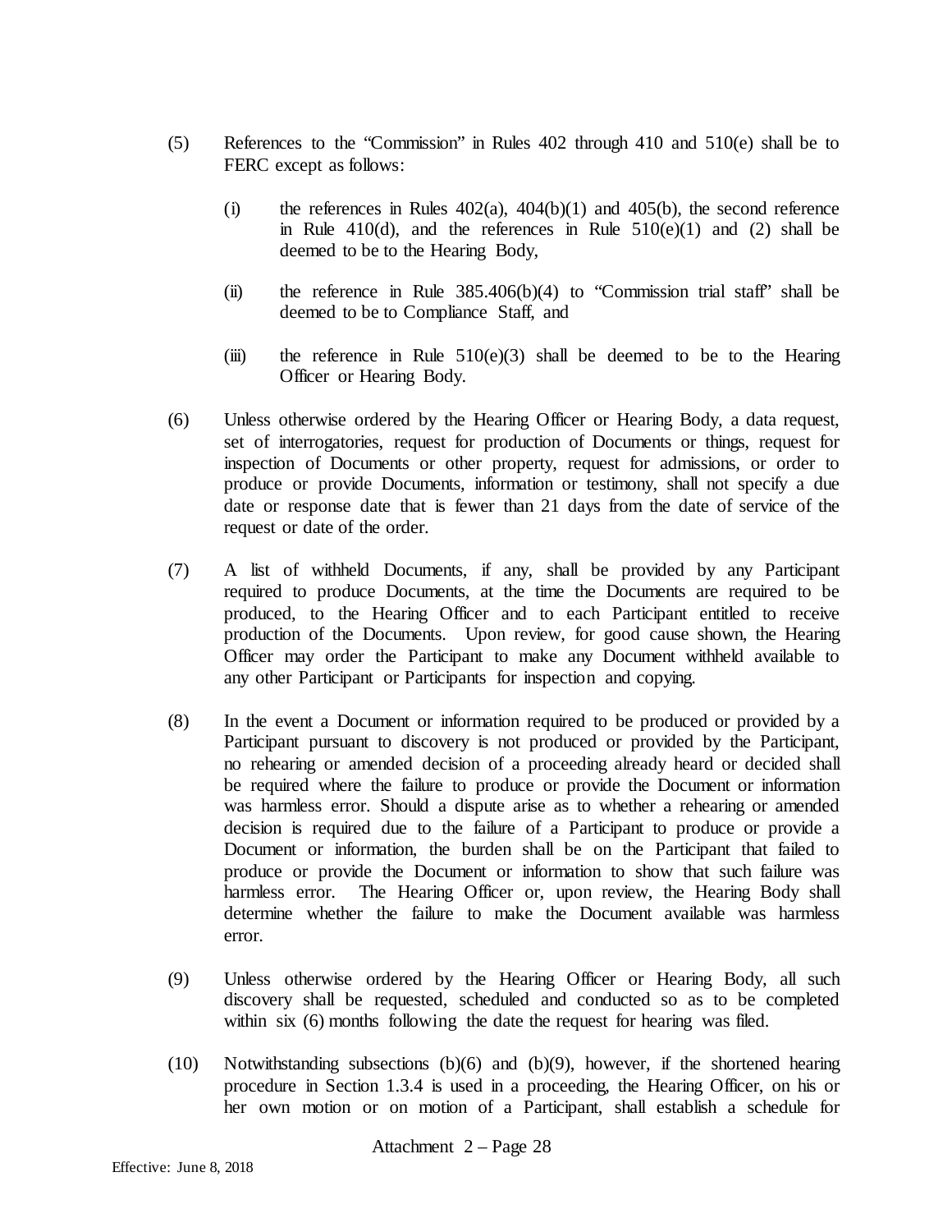(5) References to the "Commission" in Rules 402 through 410 and 510(e) shall be to FERC except as follows:

  (i) the references in Rules 402(a), 404(b)(1) and 405(b), the second reference in Rule 410(d), and the references in Rule 510(e)(1) and (2) shall be deemed to be to the Hearing Body,

  (ii) the reference in Rule 385.406(b)(4) to "Commission trial staff" shall be deemed to be to Compliance Staff, and

  (iii) the reference in Rule 510(e)(3) shall be deemed to be to the Hearing Officer or Hearing Body.

(6) Unless otherwise ordered by the Hearing Officer or Hearing Body, a data request, set of interrogatories, request for production of Documents or things, request for inspection of Documents or other property, request for admissions, or order to produce or provide Documents, information or testimony, shall not specify a due date or response date that is fewer than 21 days from the date of service of the request or date of the order.

(7) A list of withheld Documents, if any, shall be provided by any Participant required to produce Documents, at the time the Documents are required to be produced, to the Hearing Officer and to each Participant entitled to receive production of the Documents. Upon review, for good cause shown, the Hearing Officer may order the Participant to make any Document withheld available to any other Participant or Participants for inspection and copying.

(8) In the event a Document or information required to be produced or provided by a Participant pursuant to discovery is not produced or provided by the Participant, no rehearing or amended decision of a proceeding already heard or decided shall be required where the failure to produce or provide the Document or information was harmless error. Should a dispute arise as to whether a rehearing or amended decision is required due to the failure of a Participant to produce or provide a Document or information, the burden shall be on the Participant that failed to produce or provide the Document or information to show that such failure was harmless error. The Hearing Officer or, upon review, the Hearing Body shall determine whether the failure to make the Document available was harmless error.

(9) Unless otherwise ordered by the Hearing Officer or Hearing Body, all such discovery shall be requested, scheduled and conducted so as to be completed within six (6) months following the date the request for hearing was filed.

(10) Notwithstanding subsections (b)(6) and (b)(9), however, if the shortened hearing procedure in Section 1.3.4 is used in a proceeding, the Hearing Officer, on his or her own motion or on motion of a Participant, shall establish a schedule for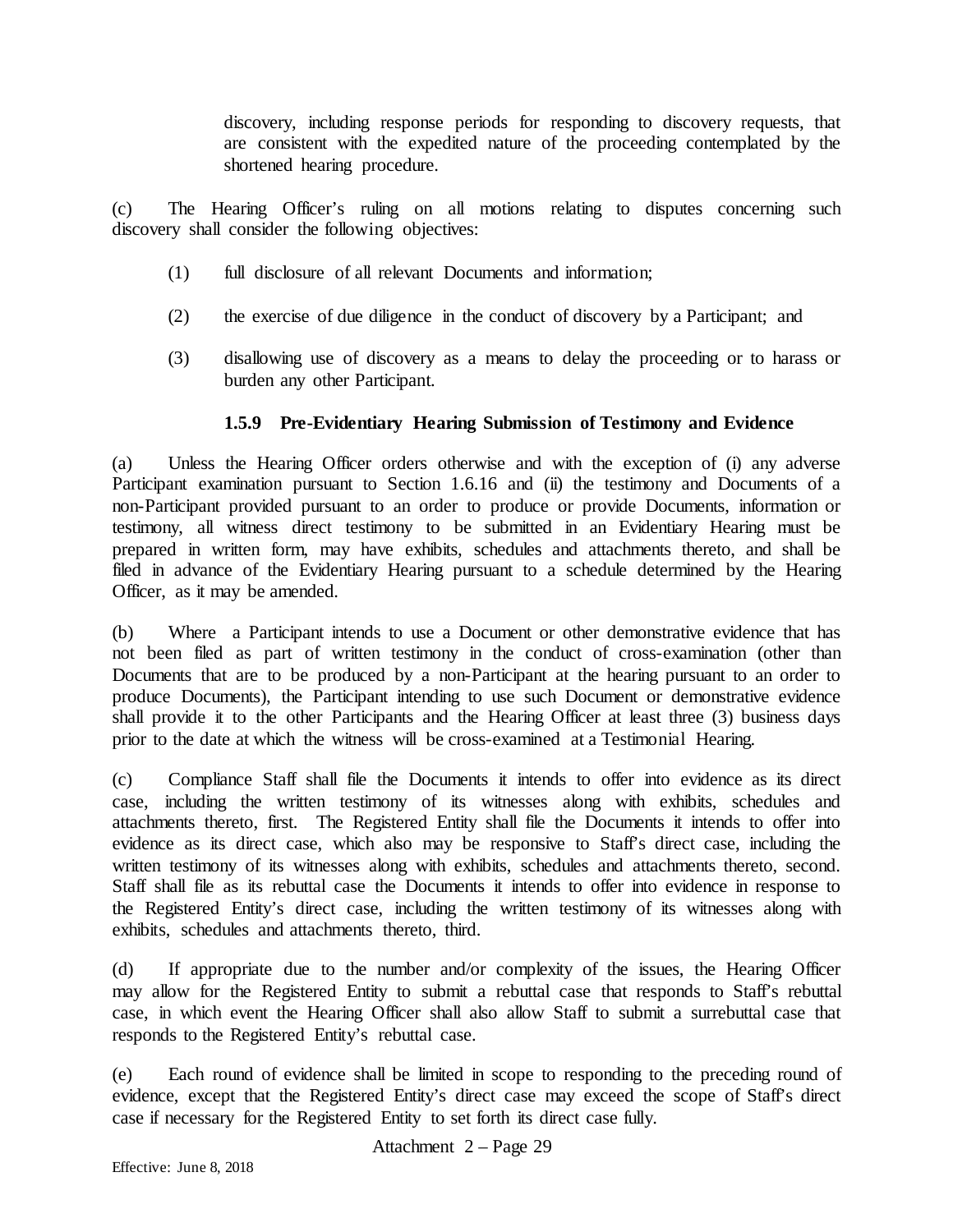discovery, including response periods for responding to discovery requests, that are consistent with the expedited nature of the proceeding contemplated by the shortened hearing procedure.

(c) The Hearing Officer's ruling on all motions relating to disputes concerning such discovery shall consider the following objectives:

(1) full disclosure of all relevant Documents and information;

(2) the exercise of due diligence in the conduct of discovery by a Participant; and

(3) disallowing use of discovery as a means to delay the proceeding or to harass or burden any other Participant.

### 1.5.9 Pre-Evidentiary Hearing Submission of Testimony and Evidence

(a) Unless the Hearing Officer orders otherwise and with the exception of (i) any adverse Participant examination pursuant to Section 1.6.16 and (ii) the testimony and Documents of a non-Participant provided pursuant to an order to produce or provide Documents, information or testimony, all witness direct testimony to be submitted in an Evidentiary Hearing must be prepared in written form, may have exhibits, schedules and attachments thereto, and shall be filed in advance of the Evidentiary Hearing pursuant to a schedule determined by the Hearing Officer, as it may be amended.

(b) Where a Participant intends to use a Document or other demonstrative evidence that has not been filed as part of written testimony in the conduct of cross-examination (other than Documents that are to be produced by a non-Participant at the hearing pursuant to an order to produce Documents), the Participant intending to use such Document or demonstrative evidence shall provide it to the other Participants and the Hearing Officer at least three (3) business days prior to the date at which the witness will be cross-examined at a Testimonial Hearing.

(c) Compliance Staff shall file the Documents it intends to offer into evidence as its direct case, including the written testimony of its witnesses along with exhibits, schedules and attachments thereto, first. The Registered Entity shall file the Documents it intends to offer into evidence as its direct case, which also may be responsive to Staff's direct case, including the written testimony of its witnesses along with exhibits, schedules and attachments thereto, second. Staff shall file as its rebuttal case the Documents it intends to offer into evidence in response to the Registered Entity's direct case, including the written testimony of its witnesses along with exhibits, schedules and attachments thereto, third.

(d) If appropriate due to the number and/or complexity of the issues, the Hearing Officer may allow for the Registered Entity to submit a rebuttal case that responds to Staff's rebuttal case, in which event the Hearing Officer shall also allow Staff to submit a surrebuttal case that responds to the Registered Entity's rebuttal case.

(e) Each round of evidence shall be limited in scope to responding to the preceding round of evidence, except that the Registered Entity's direct case may exceed the scope of Staff's direct case if necessary for the Registered Entity to set forth its direct case fully.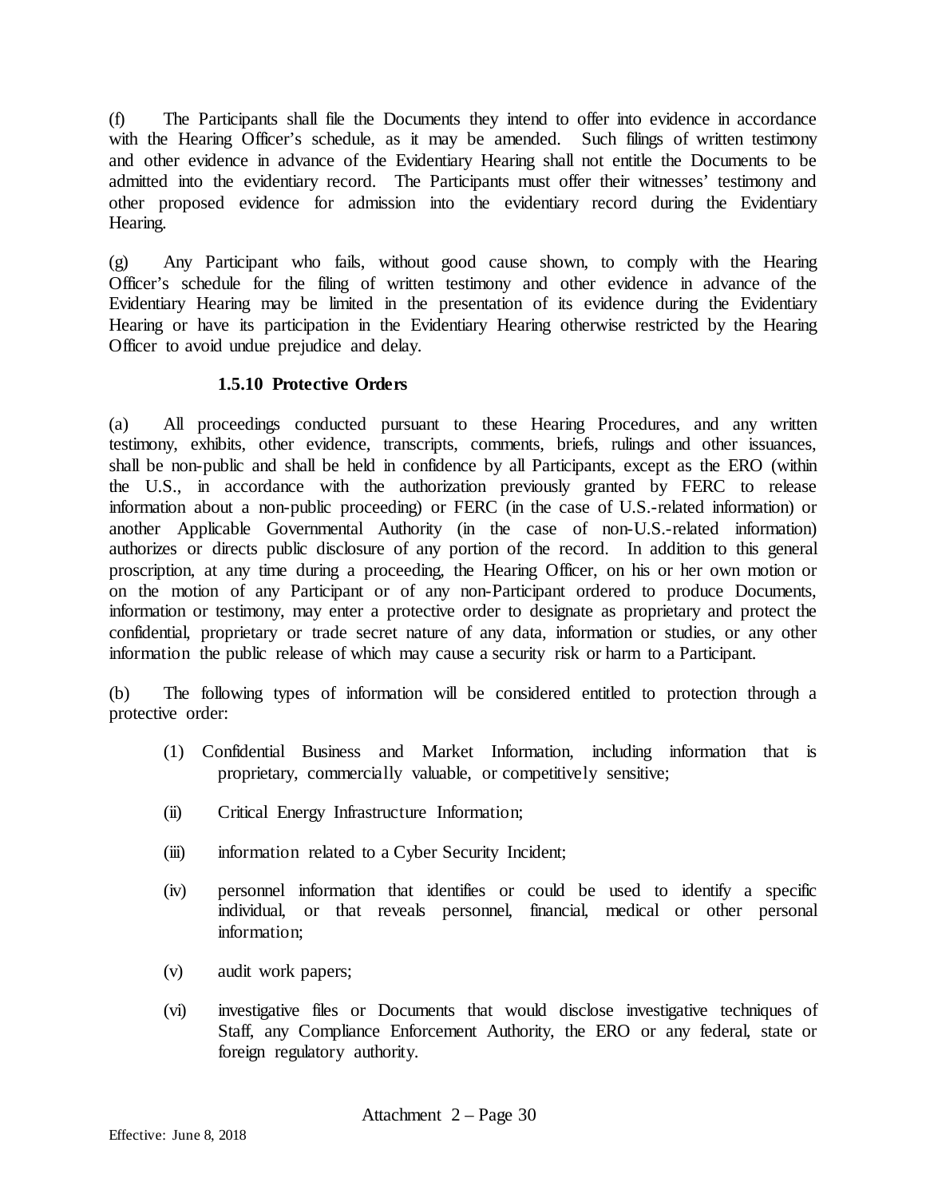(f) The Participants shall file the Documents they intend to offer into evidence in accordance with the Hearing Officer's schedule, as it may be amended. Such filings of written testimony and other evidence in advance of the Evidentiary Hearing shall not entitle the Documents to be admitted into the evidentiary record. The Participants must offer their witnesses' testimony and other proposed evidence for admission into the evidentiary record during the Evidentiary Hearing.

(g) Any Participant who fails, without good cause shown, to comply with the Hearing Officer's schedule for the filing of written testimony and other evidence in advance of the Evidentiary Hearing may be limited in the presentation of its evidence during the Evidentiary Hearing or have its participation in the Evidentiary Hearing otherwise restricted by the Hearing Officer to avoid undue prejudice and delay.

**1.5.10 Protective Orders**

(a) All proceedings conducted pursuant to these Hearing Procedures, and any written testimony, exhibits, other evidence, transcripts, comments, briefs, rulings and other issuances, shall be non-public and shall be held in confidence by all Participants, except as the ERO (within the U.S., in accordance with the authorization previously granted by FERC to release information about a non-public proceeding) or FERC (in the case of U.S.-related information) or another Applicable Governmental Authority (in the case of non-U.S.-related information) authorizes or directs public disclosure of any portion of the record. In addition to this general proscription, at any time during a proceeding, the Hearing Officer, on his or her own motion or on the motion of any Participant or of any non-Participant ordered to produce Documents, information or testimony, may enter a protective order to designate as proprietary and protect the confidential, proprietary or trade secret nature of any data, information or studies, or any other information the public release of which may cause a security risk or harm to a Participant.

(b) The following types of information will be considered entitled to protection through a protective order:

(1) Confidential Business and Market Information, including information that is proprietary, commercially valuable, or competitively sensitive;

(ii) Critical Energy Infrastructure Information;

(iii) information related to a Cyber Security Incident;

(iv) personnel information that identifies or could be used to identify a specific individual, or that reveals personnel, financial, medical or other personal information;

(v) audit work papers;

(vi) investigative files or Documents that would disclose investigative techniques of Staff, any Compliance Enforcement Authority, the ERO or any federal, state or foreign regulatory authority.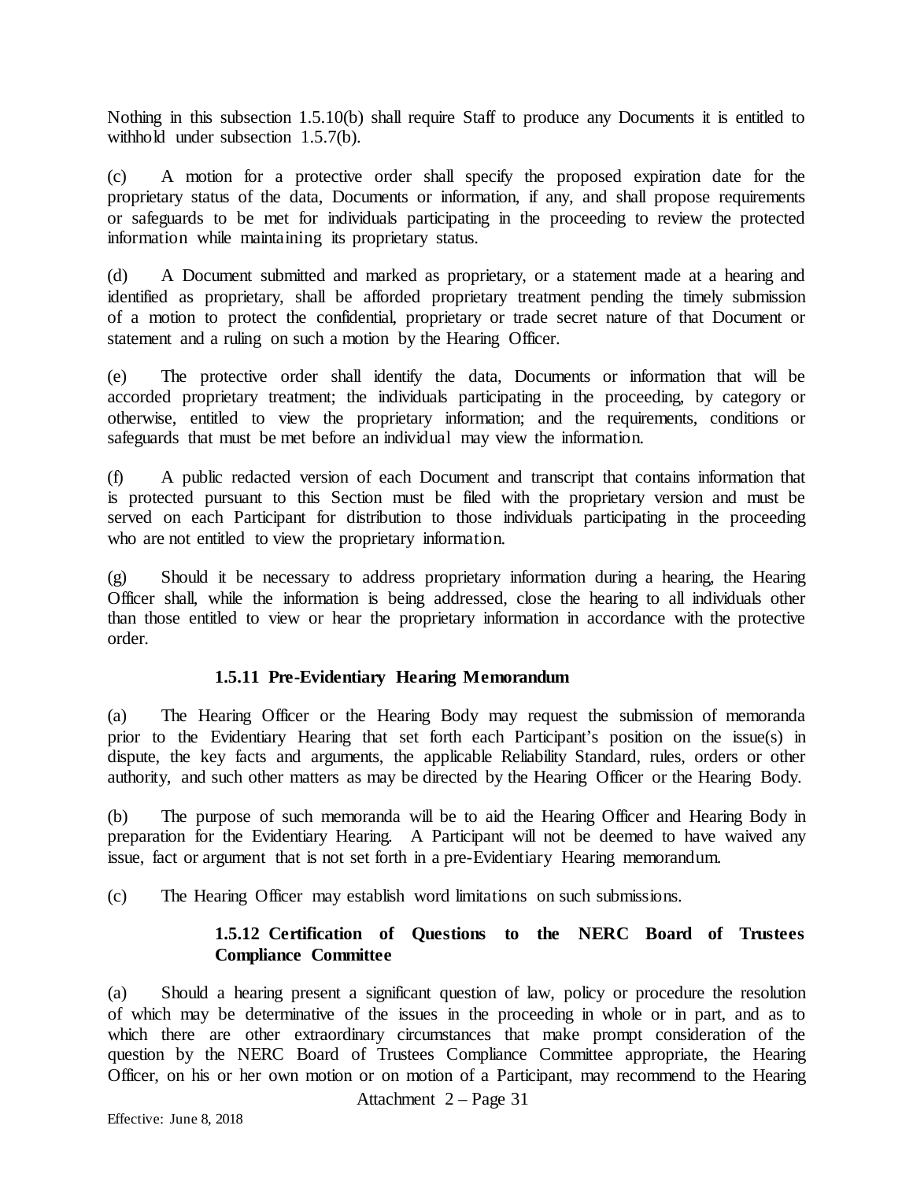Nothing in this subsection 1.5.10(b) shall require Staff to produce any Documents it is entitled to withhold under subsection 1.5.7(b).

(c) A motion for a protective order shall specify the proposed expiration date for the proprietary status of the data, Documents or information, if any, and shall propose requirements or safeguards to be met for individuals participating in the proceeding to review the protected information while maintaining its proprietary status.

(d) A Document submitted and marked as proprietary, or a statement made at a hearing and identified as proprietary, shall be afforded proprietary treatment pending the timely submission of a motion to protect the confidential, proprietary or trade secret nature of that Document or statement and a ruling on such a motion by the Hearing Officer.

(e) The protective order shall identify the data, Documents or information that will be accorded proprietary treatment; the individuals participating in the proceeding, by category or otherwise, entitled to view the proprietary information; and the requirements, conditions or safeguards that must be met before an individual may view the information.

(f) A public redacted version of each Document and transcript that contains information that is protected pursuant to this Section must be filed with the proprietary version and must be served on each Participant for distribution to those individuals participating in the proceeding who are not entitled to view the proprietary information.

(g) Should it be necessary to address proprietary information during a hearing, the Hearing Officer shall, while the information is being addressed, close the hearing to all individuals other than those entitled to view or hear the proprietary information in accordance with the protective order.

#### 1.5.11 Pre-Evidentiary Hearing Memorandum

(a) The Hearing Officer or the Hearing Body may request the submission of memoranda prior to the Evidentiary Hearing that set forth each Participant's position on the issue(s) in dispute, the key facts and arguments, the applicable Reliability Standard, rules, orders or other authority, and such other matters as may be directed by the Hearing Officer or the Hearing Body.

(b) The purpose of such memoranda will be to aid the Hearing Officer and Hearing Body in preparation for the Evidentiary Hearing. A Participant will not be deemed to have waived any issue, fact or argument that is not set forth in a pre-Evidentiary Hearing memorandum.

(c) The Hearing Officer may establish word limitations on such submissions.

#### 1.5.12 Certification of Questions to the NERC Board of Trustees Compliance Committee

(a) Should a hearing present a significant question of law, policy or procedure the resolution of which may be determinative of the issues in the proceeding in whole or in part, and as to which there are other extraordinary circumstances that make prompt consideration of the question by the NERC Board of Trustees Compliance Committee appropriate, the Hearing Officer, on his or her own motion or on motion of a Participant, may recommend to the Hearing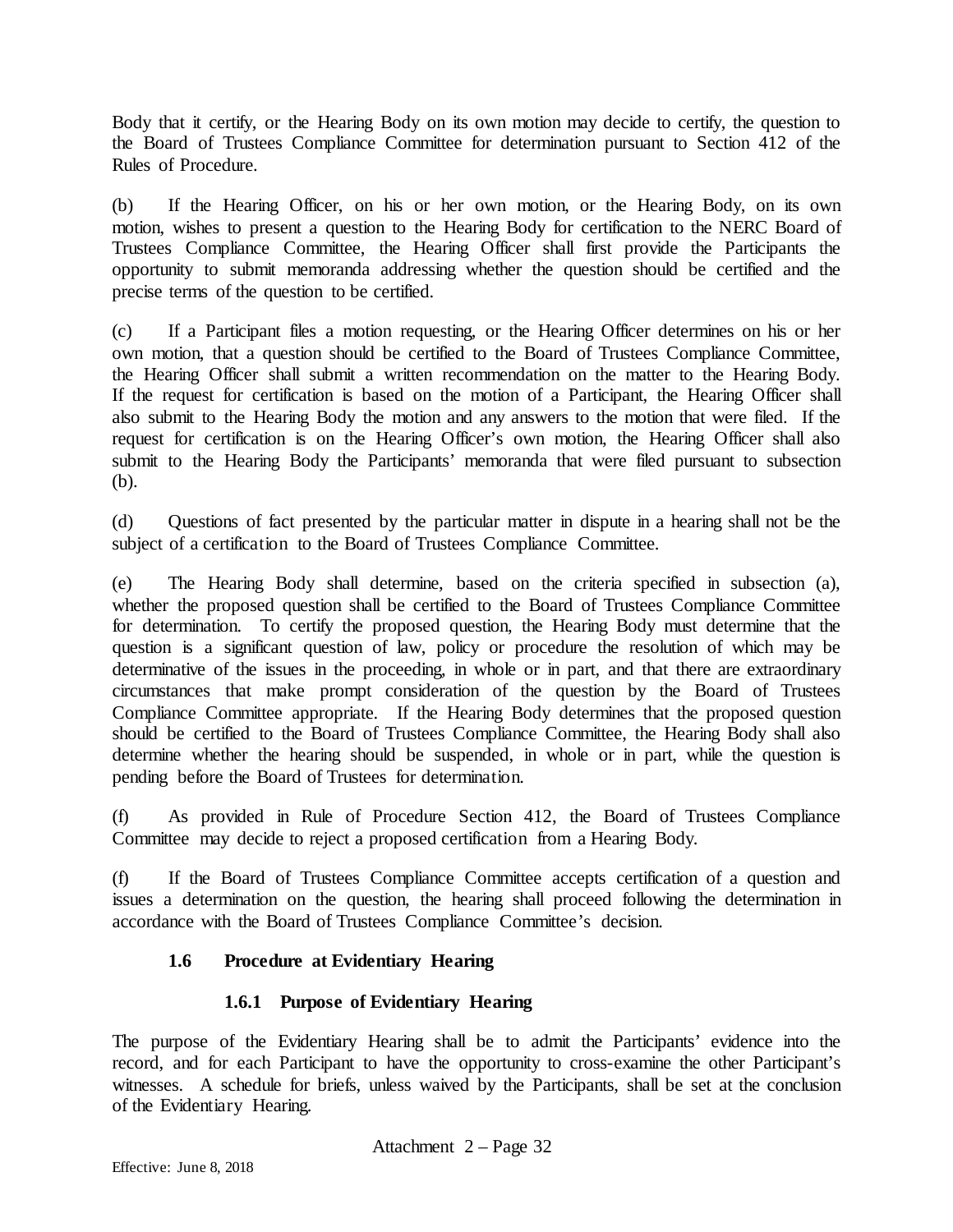Body that it certify, or the Hearing Body on its own motion may decide to certify, the question to the Board of Trustees Compliance Committee for determination pursuant to Section 412 of the Rules of Procedure.

(b) If the Hearing Officer, on his or her own motion, or the Hearing Body, on its own motion, wishes to present a question to the Hearing Body for certification to the NERC Board of Trustees Compliance Committee, the Hearing Officer shall first provide the Participants the opportunity to submit memoranda addressing whether the question should be certified and the precise terms of the question to be certified.

(c) If a Participant files a motion requesting, or the Hearing Officer determines on his or her own motion, that a question should be certified to the Board of Trustees Compliance Committee, the Hearing Officer shall submit a written recommendation on the matter to the Hearing Body. If the request for certification is based on the motion of a Participant, the Hearing Officer shall also submit to the Hearing Body the motion and any answers to the motion that were filed. If the request for certification is on the Hearing Officer's own motion, the Hearing Officer shall also submit to the Hearing Body the Participants' memoranda that were filed pursuant to subsection (b).

(d) Questions of fact presented by the particular matter in dispute in a hearing shall not be the subject of a certification to the Board of Trustees Compliance Committee.

(e) The Hearing Body shall determine, based on the criteria specified in subsection (a), whether the proposed question shall be certified to the Board of Trustees Compliance Committee for determination. To certify the proposed question, the Hearing Body must determine that the question is a significant question of law, policy or procedure the resolution of which may be determinative of the issues in the proceeding, in whole or in part, and that there are extraordinary circumstances that make prompt consideration of the question by the Board of Trustees Compliance Committee appropriate. If the Hearing Body determines that the proposed question should be certified to the Board of Trustees Compliance Committee, the Hearing Body shall also determine whether the hearing should be suspended, in whole or in part, while the question is pending before the Board of Trustees for determination.

(f) As provided in Rule of Procedure Section 412, the Board of Trustees Compliance Committee may decide to reject a proposed certification from a Hearing Body.

(f) If the Board of Trustees Compliance Committee accepts certification of a question and issues a determination on the question, the hearing shall proceed following the determination in accordance with the Board of Trustees Compliance Committee's decision.

### 1.6 Procedure at Evidentiary Hearing

#### 1.6.1 Purpose of Evidentiary Hearing

The purpose of the Evidentiary Hearing shall be to admit the Participants' evidence into the record, and for each Participant to have the opportunity to cross-examine the other Participant's witnesses. A schedule for briefs, unless waived by the Participants, shall be set at the conclusion of the Evidentiary Hearing.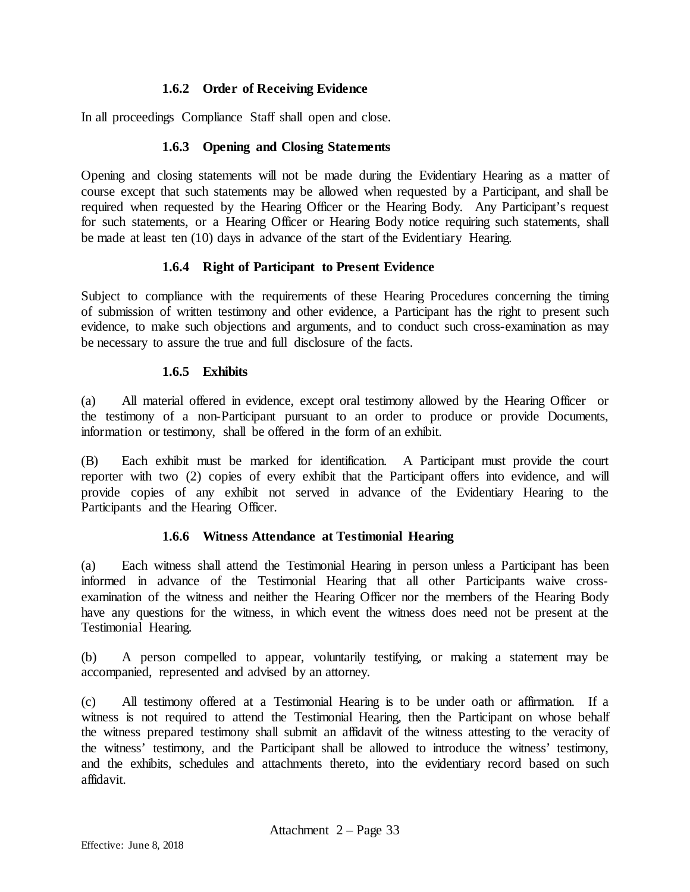#### 1.6.2 Order of Receiving Evidence

In all proceedings Compliance Staff shall open and close.

#### 1.6.3 Opening and Closing Statements

Opening and closing statements will not be made during the Evidentiary Hearing as a matter of course except that such statements may be allowed when requested by a Participant, and shall be required when requested by the Hearing Officer or the Hearing Body. Any Participant's request for such statements, or a Hearing Officer or Hearing Body notice requiring such statements, shall be made at least ten (10) days in advance of the start of the Evidentiary Hearing.

#### 1.6.4 Right of Participant to Present Evidence

Subject to compliance with the requirements of these Hearing Procedures concerning the timing of submission of written testimony and other evidence, a Participant has the right to present such evidence, to make such objections and arguments, and to conduct such cross-examination as may be necessary to assure the true and full disclosure of the facts.

#### 1.6.5 Exhibits

(a) All material offered in evidence, except oral testimony allowed by the Hearing Officer or the testimony of a non-Participant pursuant to an order to produce or provide Documents, information or testimony, shall be offered in the form of an exhibit.

(B) Each exhibit must be marked for identification. A Participant must provide the court reporter with two (2) copies of every exhibit that the Participant offers into evidence, and will provide copies of any exhibit not served in advance of the Evidentiary Hearing to the Participants and the Hearing Officer.

#### 1.6.6 Witness Attendance at Testimonial Hearing

(a) Each witness shall attend the Testimonial Hearing in person unless a Participant has been informed in advance of the Testimonial Hearing that all other Participants waive cross-examination of the witness and neither the Hearing Officer nor the members of the Hearing Body have any questions for the witness, in which event the witness does need not be present at the Testimonial Hearing.

(b) A person compelled to appear, voluntarily testifying, or making a statement may be accompanied, represented and advised by an attorney.

(c) All testimony offered at a Testimonial Hearing is to be under oath or affirmation. If a witness is not required to attend the Testimonial Hearing, then the Participant on whose behalf the witness prepared testimony shall submit an affidavit of the witness attesting to the veracity of the witness' testimony, and the Participant shall be allowed to introduce the witness' testimony, and the exhibits, schedules and attachments thereto, into the evidentiary record based on such affidavit.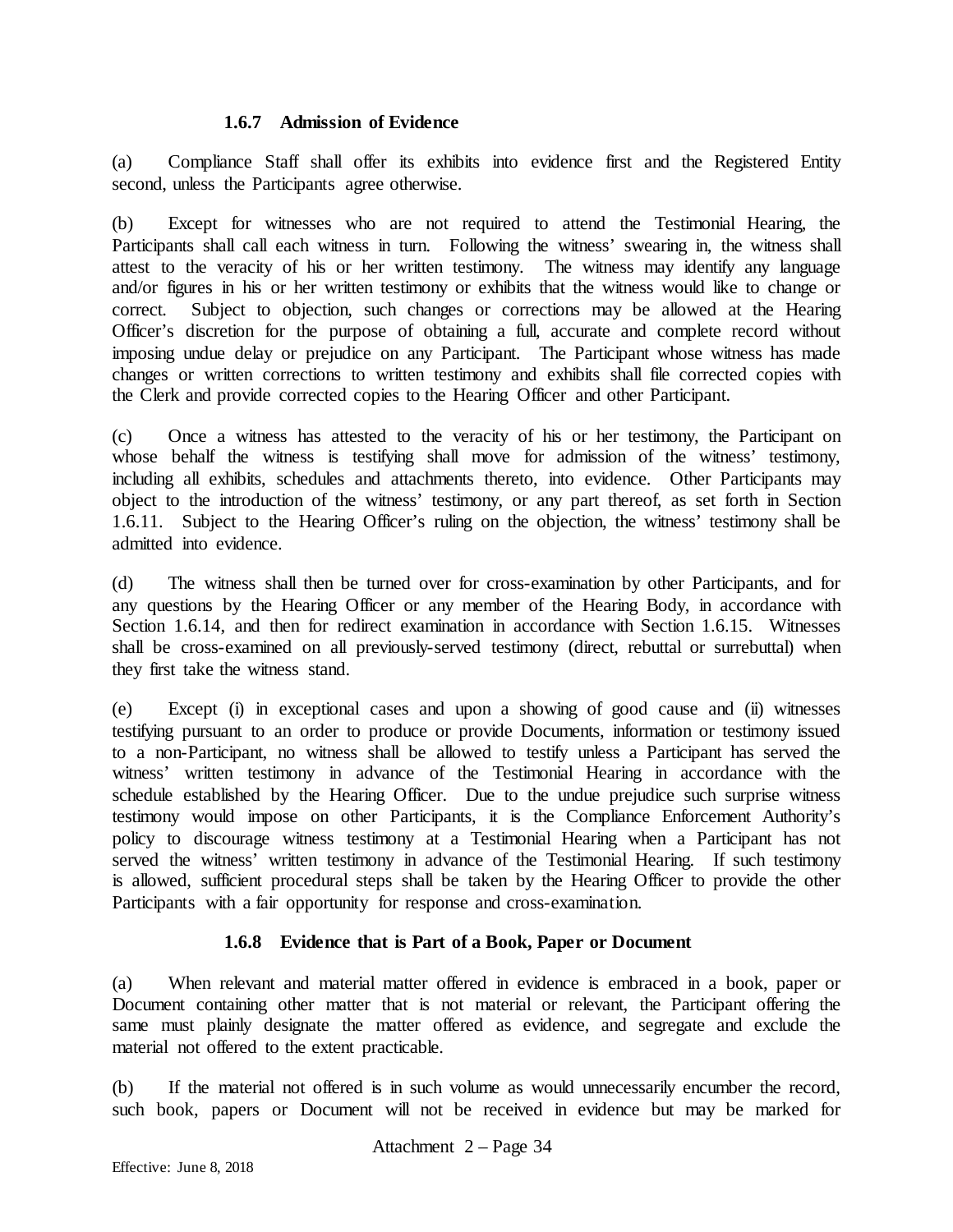### 1.6.7 Admission of Evidence

(a) Compliance Staff shall offer its exhibits into evidence first and the Registered Entity second, unless the Participants agree otherwise.

(b) Except for witnesses who are not required to attend the Testimonial Hearing, the Participants shall call each witness in turn. Following the witness' swearing in, the witness shall attest to the veracity of his or her written testimony. The witness may identify any language and/or figures in his or her written testimony or exhibits that the witness would like to change or correct. Subject to objection, such changes or corrections may be allowed at the Hearing Officer's discretion for the purpose of obtaining a full, accurate and complete record without imposing undue delay or prejudice on any Participant. The Participant whose witness has made changes or written corrections to written testimony and exhibits shall file corrected copies with the Clerk and provide corrected copies to the Hearing Officer and other Participant.

(c) Once a witness has attested to the veracity of his or her testimony, the Participant on whose behalf the witness is testifying shall move for admission of the witness' testimony, including all exhibits, schedules and attachments thereto, into evidence. Other Participants may object to the introduction of the witness' testimony, or any part thereof, as set forth in Section 1.6.11. Subject to the Hearing Officer's ruling on the objection, the witness' testimony shall be admitted into evidence.

(d) The witness shall then be turned over for cross-examination by other Participants, and for any questions by the Hearing Officer or any member of the Hearing Body, in accordance with Section 1.6.14, and then for redirect examination in accordance with Section 1.6.15. Witnesses shall be cross-examined on all previously-served testimony (direct, rebuttal or surrebuttal) when they first take the witness stand.

(e) Except (i) in exceptional cases and upon a showing of good cause and (ii) witnesses testifying pursuant to an order to produce or provide Documents, information or testimony issued to a non-Participant, no witness shall be allowed to testify unless a Participant has served the witness' written testimony in advance of the Testimonial Hearing in accordance with the schedule established by the Hearing Officer. Due to the undue prejudice such surprise witness testimony would impose on other Participants, it is the Compliance Enforcement Authority's policy to discourage witness testimony at a Testimonial Hearing when a Participant has not served the witness' written testimony in advance of the Testimonial Hearing. If such testimony is allowed, sufficient procedural steps shall be taken by the Hearing Officer to provide the other Participants with a fair opportunity for response and cross-examination.

### 1.6.8 Evidence that is Part of a Book, Paper or Document

(a) When relevant and material matter offered in evidence is embraced in a book, paper or Document containing other matter that is not material or relevant, the Participant offering the same must plainly designate the matter offered as evidence, and segregate and exclude the material not offered to the extent practicable.

(b) If the material not offered is in such volume as would unnecessarily encumber the record, such book, papers or Document will not be received in evidence but may be marked for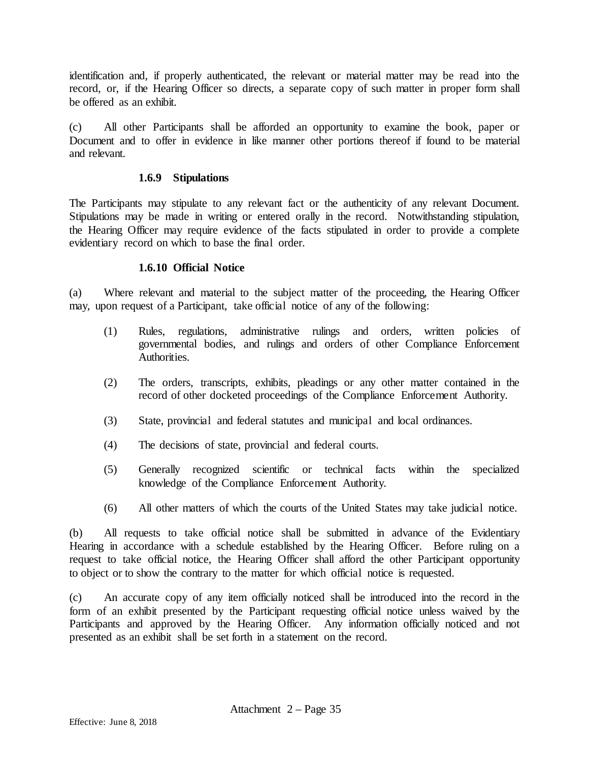identification and, if properly authenticated, the relevant or material matter may be read into the record, or, if the Hearing Officer so directs, a separate copy of such matter in proper form shall be offered as an exhibit.

(c) All other Participants shall be afforded an opportunity to examine the book, paper or Document and to offer in evidence in like manner other portions thereof if found to be material and relevant.

#### 1.6.9 Stipulations

The Participants may stipulate to any relevant fact or the authenticity of any relevant Document. Stipulations may be made in writing or entered orally in the record. Notwithstanding stipulation, the Hearing Officer may require evidence of the facts stipulated in order to provide a complete evidentiary record on which to base the final order.

#### 1.6.10 Official Notice

(a) Where relevant and material to the subject matter of the proceeding, the Hearing Officer may, upon request of a Participant, take official notice of any of the following:

(1) Rules, regulations, administrative rulings and orders, written policies of governmental bodies, and rulings and orders of other Compliance Enforcement Authorities.

(2) The orders, transcripts, exhibits, pleadings or any other matter contained in the record of other docketed proceedings of the Compliance Enforcement Authority.

(3) State, provincial and federal statutes and municipal and local ordinances.

(4) The decisions of state, provincial and federal courts.

(5) Generally recognized scientific or technical facts within the specialized knowledge of the Compliance Enforcement Authority.

(6) All other matters of which the courts of the United States may take judicial notice.

(b) All requests to take official notice shall be submitted in advance of the Evidentiary Hearing in accordance with a schedule established by the Hearing Officer. Before ruling on a request to take official notice, the Hearing Officer shall afford the other Participant opportunity to object or to show the contrary to the matter for which official notice is requested.

(c) An accurate copy of any item officially noticed shall be introduced into the record in the form of an exhibit presented by the Participant requesting official notice unless waived by the Participants and approved by the Hearing Officer. Any information officially noticed and not presented as an exhibit shall be set forth in a statement on the record.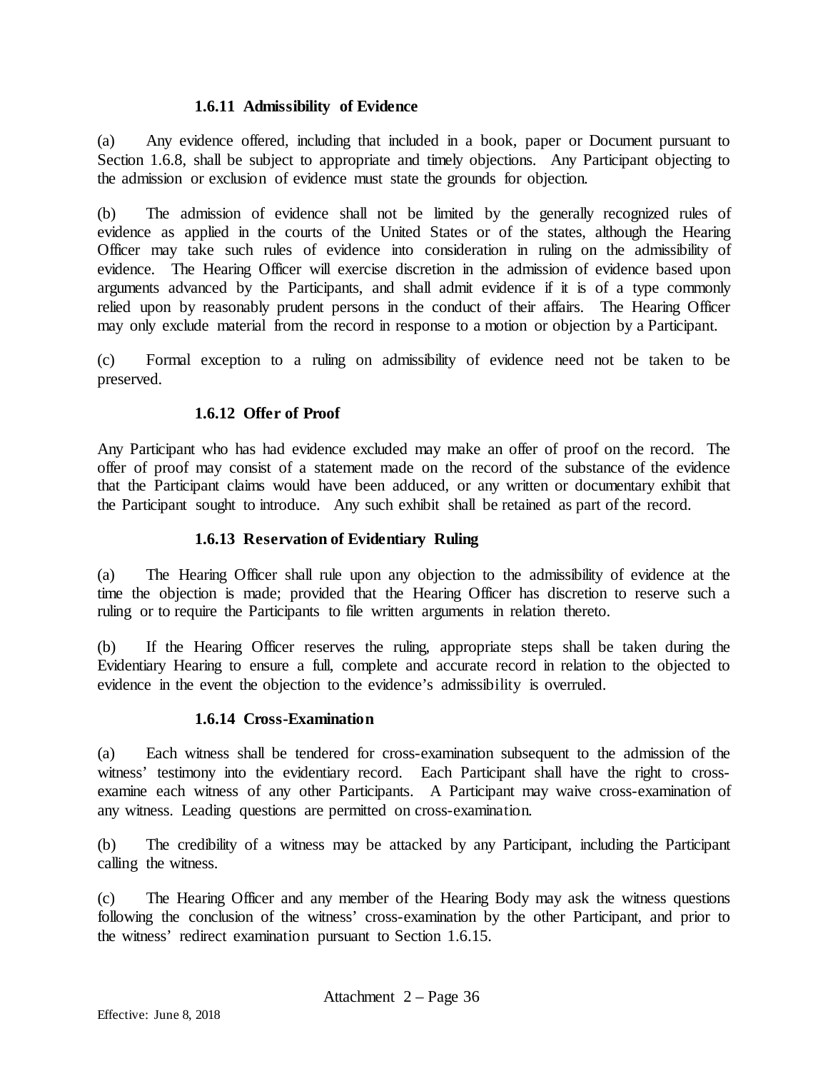#### 1.6.11 Admissibility of Evidence

(a) Any evidence offered, including that included in a book, paper or Document pursuant to Section 1.6.8, shall be subject to appropriate and timely objections. Any Participant objecting to the admission or exclusion of evidence must state the grounds for objection.

(b) The admission of evidence shall not be limited by the generally recognized rules of evidence as applied in the courts of the United States or of the states, although the Hearing Officer may take such rules of evidence into consideration in ruling on the admissibility of evidence. The Hearing Officer will exercise discretion in the admission of evidence based upon arguments advanced by the Participants, and shall admit evidence if it is of a type commonly relied upon by reasonably prudent persons in the conduct of their affairs. The Hearing Officer may only exclude material from the record in response to a motion or objection by a Participant.

(c) Formal exception to a ruling on admissibility of evidence need not be taken to be preserved.

#### 1.6.12 Offer of Proof

Any Participant who has had evidence excluded may make an offer of proof on the record. The offer of proof may consist of a statement made on the record of the substance of the evidence that the Participant claims would have been adduced, or any written or documentary exhibit that the Participant sought to introduce. Any such exhibit shall be retained as part of the record.

#### 1.6.13 Reservation of Evidentiary Ruling

(a) The Hearing Officer shall rule upon any objection to the admissibility of evidence at the time the objection is made; provided that the Hearing Officer has discretion to reserve such a ruling or to require the Participants to file written arguments in relation thereto.

(b) If the Hearing Officer reserves the ruling, appropriate steps shall be taken during the Evidentiary Hearing to ensure a full, complete and accurate record in relation to the objected to evidence in the event the objection to the evidence's admissibility is overruled.

#### 1.6.14 Cross-Examination

(a) Each witness shall be tendered for cross-examination subsequent to the admission of the witness' testimony into the evidentiary record. Each Participant shall have the right to cross-examine each witness of any other Participants. A Participant may waive cross-examination of any witness. Leading questions are permitted on cross-examination.

(b) The credibility of a witness may be attacked by any Participant, including the Participant calling the witness.

(c) The Hearing Officer and any member of the Hearing Body may ask the witness questions following the conclusion of the witness' cross-examination by the other Participant, and prior to the witness' redirect examination pursuant to Section 1.6.15.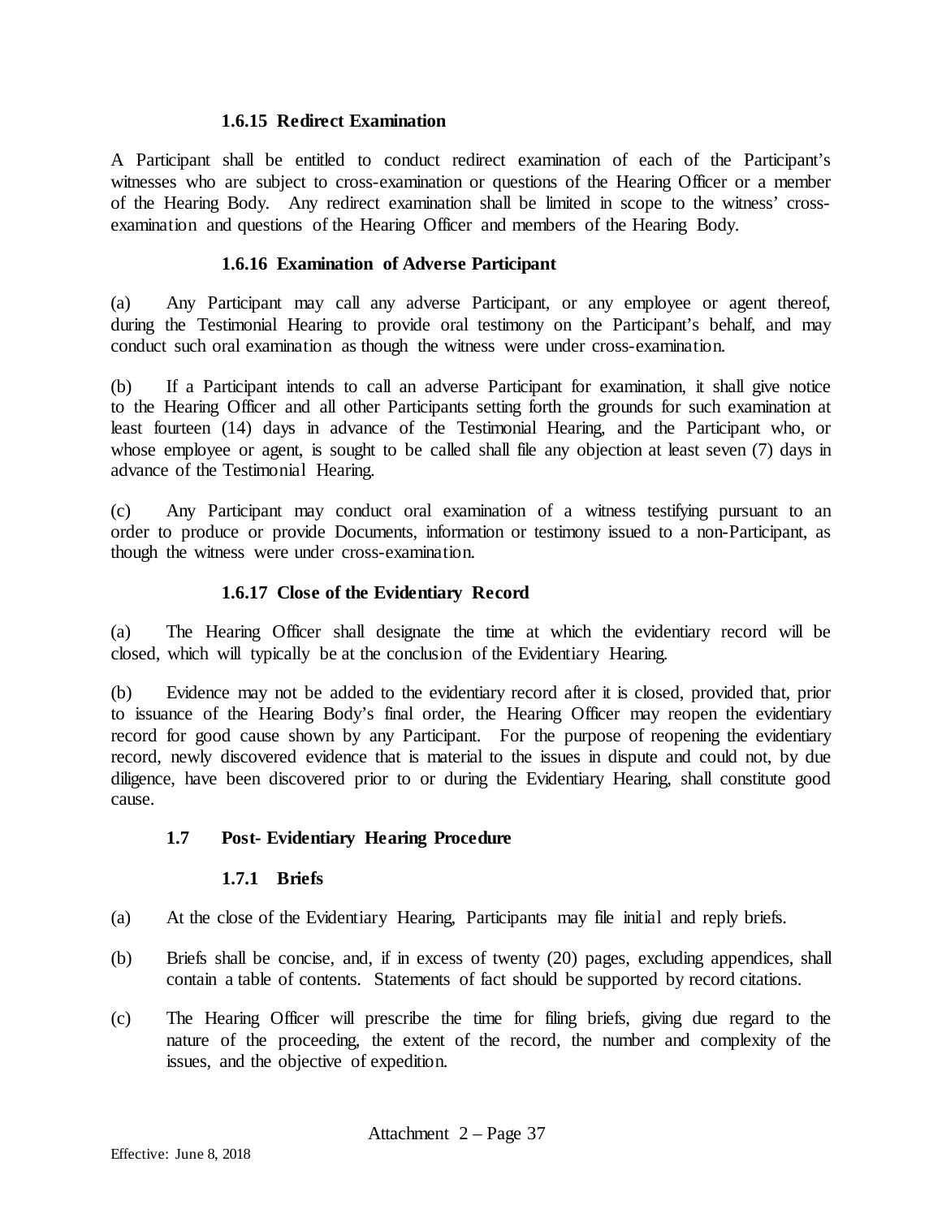#### 1.6.15 Redirect Examination

A Participant shall be entitled to conduct redirect examination of each of the Participant's witnesses who are subject to cross-examination or questions of the Hearing Officer or a member of the Hearing Body. Any redirect examination shall be limited in scope to the witness' cross-examination and questions of the Hearing Officer and members of the Hearing Body.

#### 1.6.16 Examination of Adverse Participant

(a) Any Participant may call any adverse Participant, or any employee or agent thereof, during the Testimonial Hearing to provide oral testimony on the Participant's behalf, and may conduct such oral examination as though the witness were under cross-examination.

(b) If a Participant intends to call an adverse Participant for examination, it shall give notice to the Hearing Officer and all other Participants setting forth the grounds for such examination at least fourteen (14) days in advance of the Testimonial Hearing, and the Participant who, or whose employee or agent, is sought to be called shall file any objection at least seven (7) days in advance of the Testimonial Hearing.

(c) Any Participant may conduct oral examination of a witness testifying pursuant to an order to produce or provide Documents, information or testimony issued to a non-Participant, as though the witness were under cross-examination.

#### 1.6.17 Close of the Evidentiary Record

(a) The Hearing Officer shall designate the time at which the evidentiary record will be closed, which will typically be at the conclusion of the Evidentiary Hearing.

(b) Evidence may not be added to the evidentiary record after it is closed, provided that, prior to issuance of the Hearing Body's final order, the Hearing Officer may reopen the evidentiary record for good cause shown by any Participant. For the purpose of reopening the evidentiary record, newly discovered evidence that is material to the issues in dispute and could not, by due diligence, have been discovered prior to or during the Evidentiary Hearing, shall constitute good cause.

### 1.7 Post- Evidentiary Hearing Procedure

#### 1.7.1 Briefs

(a) At the close of the Evidentiary Hearing, Participants may file initial and reply briefs.

(b) Briefs shall be concise, and, if in excess of twenty (20) pages, excluding appendices, shall contain a table of contents. Statements of fact should be supported by record citations.

(c) The Hearing Officer will prescribe the time for filing briefs, giving due regard to the nature of the proceeding, the extent of the record, the number and complexity of the issues, and the objective of expedition.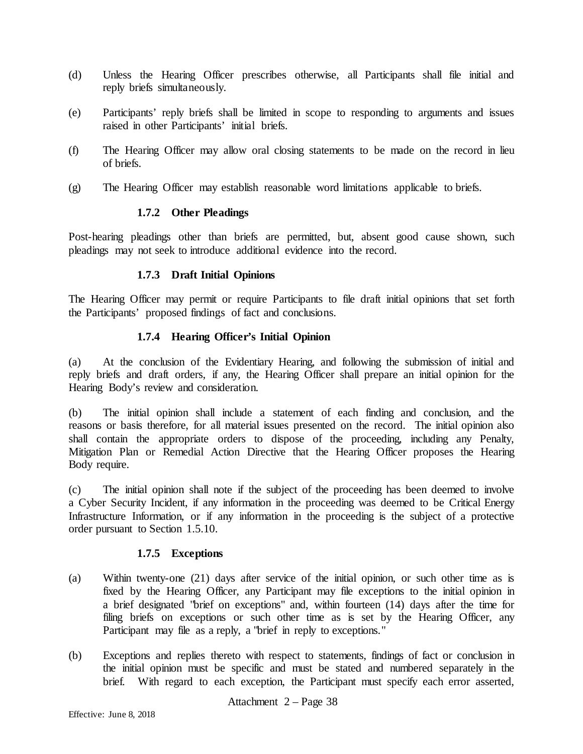(d) Unless the Hearing Officer prescribes otherwise, all Participants shall file initial and reply briefs simultaneously.

(e) Participants' reply briefs shall be limited in scope to responding to arguments and issues raised in other Participants' initial briefs.

(f) The Hearing Officer may allow oral closing statements to be made on the record in lieu of briefs.

(g) The Hearing Officer may establish reasonable word limitations applicable to briefs.

### 1.7.2 Other Pleadings

Post-hearing pleadings other than briefs are permitted, but, absent good cause shown, such pleadings may not seek to introduce additional evidence into the record.

### 1.7.3 Draft Initial Opinions

The Hearing Officer may permit or require Participants to file draft initial opinions that set forth the Participants' proposed findings of fact and conclusions.

### 1.7.4 Hearing Officer's Initial Opinion

(a) At the conclusion of the Evidentiary Hearing, and following the submission of initial and reply briefs and draft orders, if any, the Hearing Officer shall prepare an initial opinion for the Hearing Body's review and consideration.

(b) The initial opinion shall include a statement of each finding and conclusion, and the reasons or basis therefore, for all material issues presented on the record. The initial opinion also shall contain the appropriate orders to dispose of the proceeding, including any Penalty, Mitigation Plan or Remedial Action Directive that the Hearing Officer proposes the Hearing Body require.

(c) The initial opinion shall note if the subject of the proceeding has been deemed to involve a Cyber Security Incident, if any information in the proceeding was deemed to be Critical Energy Infrastructure Information, or if any information in the proceeding is the subject of a protective order pursuant to Section 1.5.10.

### 1.7.5 Exceptions

(a) Within twenty-one (21) days after service of the initial opinion, or such other time as is fixed by the Hearing Officer, any Participant may file exceptions to the initial opinion in a brief designated "brief on exceptions" and, within fourteen (14) days after the time for filing briefs on exceptions or such other time as is set by the Hearing Officer, any Participant may file as a reply, a "brief in reply to exceptions."

(b) Exceptions and replies thereto with respect to statements, findings of fact or conclusion in the initial opinion must be specific and must be stated and numbered separately in the brief. With regard to each exception, the Participant must specify each error asserted,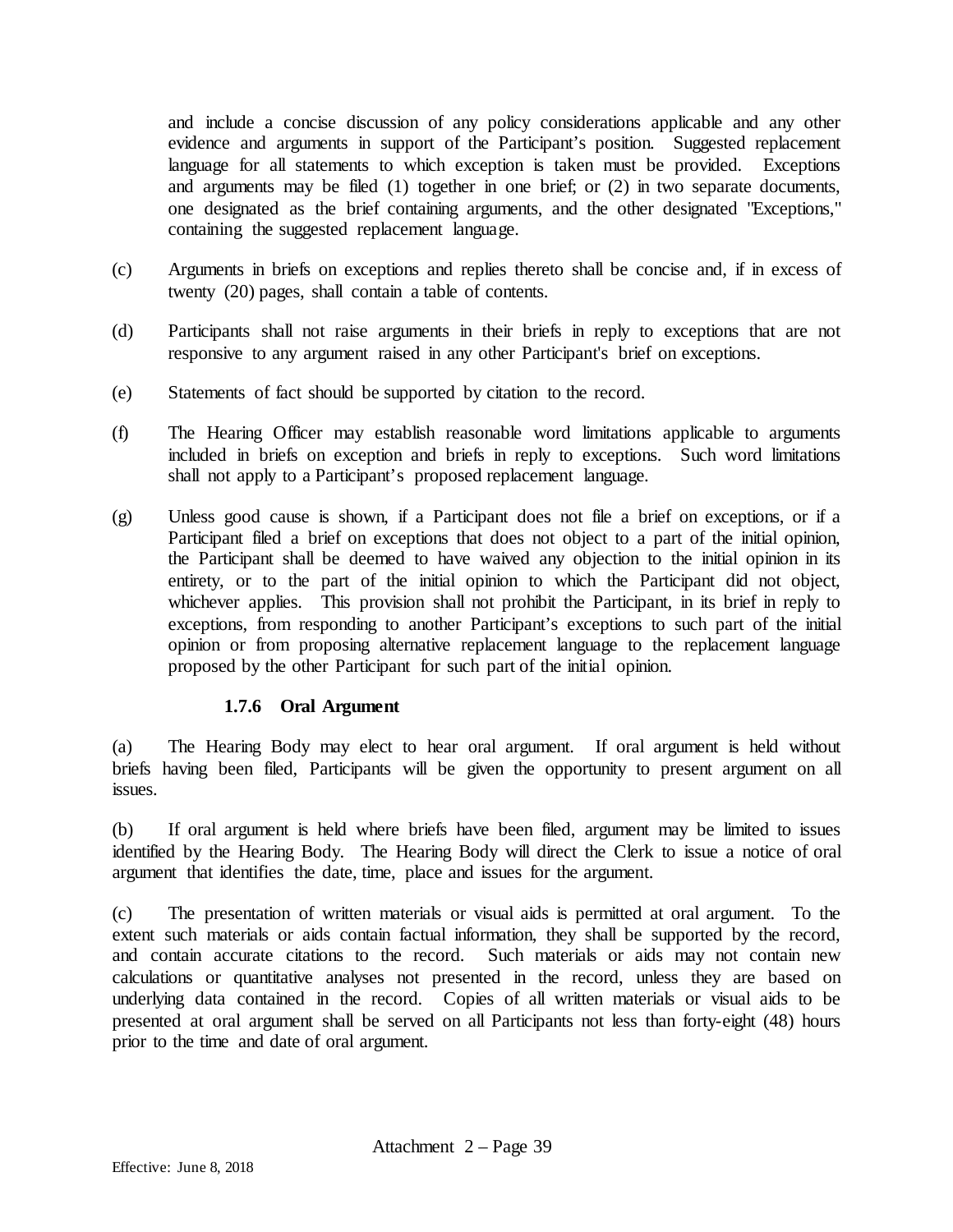and include a concise discussion of any policy considerations applicable and any other evidence and arguments in support of the Participant's position. Suggested replacement language for all statements to which exception is taken must be provided. Exceptions and arguments may be filed (1) together in one brief; or (2) in two separate documents, one designated as the brief containing arguments, and the other designated "Exceptions," containing the suggested replacement language.

(c) Arguments in briefs on exceptions and replies thereto shall be concise and, if in excess of twenty (20) pages, shall contain a table of contents.

(d) Participants shall not raise arguments in their briefs in reply to exceptions that are not responsive to any argument raised in any other Participant's brief on exceptions.

(e) Statements of fact should be supported by citation to the record.

(f) The Hearing Officer may establish reasonable word limitations applicable to arguments included in briefs on exception and briefs in reply to exceptions. Such word limitations shall not apply to a Participant's proposed replacement language.

(g) Unless good cause is shown, if a Participant does not file a brief on exceptions, or if a Participant filed a brief on exceptions that does not object to a part of the initial opinion, the Participant shall be deemed to have waived any objection to the initial opinion in its entirety, or to the part of the initial opinion to which the Participant did not object, whichever applies. This provision shall not prohibit the Participant, in its brief in reply to exceptions, from responding to another Participant's exceptions to such part of the initial opinion or from proposing alternative replacement language to the replacement language proposed by the other Participant for such part of the initial opinion.

### 1.7.6 Oral Argument

(a) The Hearing Body may elect to hear oral argument. If oral argument is held without briefs having been filed, Participants will be given the opportunity to present argument on all issues.

(b) If oral argument is held where briefs have been filed, argument may be limited to issues identified by the Hearing Body. The Hearing Body will direct the Clerk to issue a notice of oral argument that identifies the date, time, place and issues for the argument.

(c) The presentation of written materials or visual aids is permitted at oral argument. To the extent such materials or aids contain factual information, they shall be supported by the record, and contain accurate citations to the record. Such materials or aids may not contain new calculations or quantitative analyses not presented in the record, unless they are based on underlying data contained in the record. Copies of all written materials or visual aids to be presented at oral argument shall be served on all Participants not less than forty-eight (48) hours prior to the time and date of oral argument.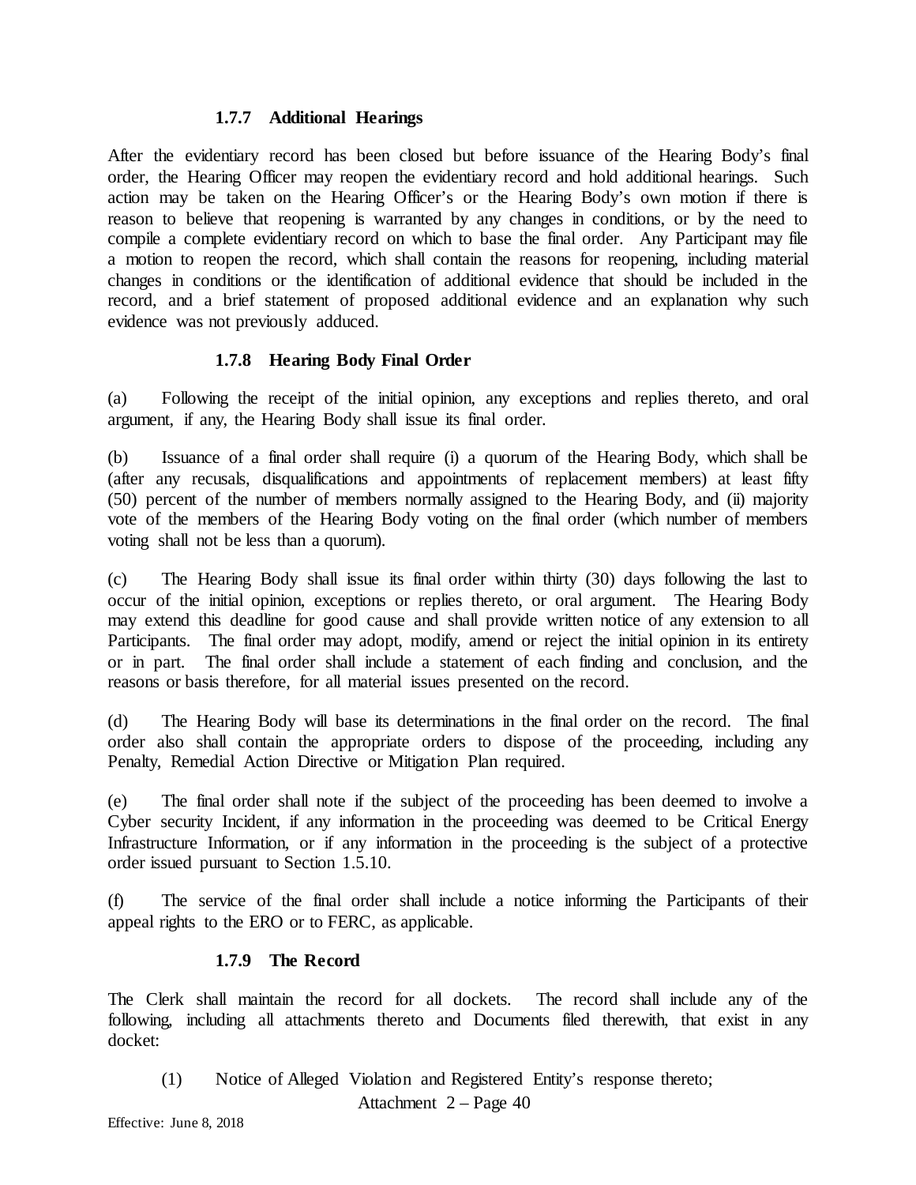### 1.7.7 Additional Hearings

After the evidentiary record has been closed but before issuance of the Hearing Body's final order, the Hearing Officer may reopen the evidentiary record and hold additional hearings. Such action may be taken on the Hearing Officer's or the Hearing Body's own motion if there is reason to believe that reopening is warranted by any changes in conditions, or by the need to compile a complete evidentiary record on which to base the final order. Any Participant may file a motion to reopen the record, which shall contain the reasons for reopening, including material changes in conditions or the identification of additional evidence that should be included in the record, and a brief statement of proposed additional evidence and an explanation why such evidence was not previously adduced.

### 1.7.8 Hearing Body Final Order

(a) Following the receipt of the initial opinion, any exceptions and replies thereto, and oral argument, if any, the Hearing Body shall issue its final order.

(b) Issuance of a final order shall require (i) a quorum of the Hearing Body, which shall be (after any recusals, disqualifications and appointments of replacement members) at least fifty (50) percent of the number of members normally assigned to the Hearing Body, and (ii) majority vote of the members of the Hearing Body voting on the final order (which number of members voting shall not be less than a quorum).

(c) The Hearing Body shall issue its final order within thirty (30) days following the last to occur of the initial opinion, exceptions or replies thereto, or oral argument. The Hearing Body may extend this deadline for good cause and shall provide written notice of any extension to all Participants. The final order may adopt, modify, amend or reject the initial opinion in its entirety or in part. The final order shall include a statement of each finding and conclusion, and the reasons or basis therefore, for all material issues presented on the record.

(d) The Hearing Body will base its determinations in the final order on the record. The final order also shall contain the appropriate orders to dispose of the proceeding, including any Penalty, Remedial Action Directive or Mitigation Plan required.

(e) The final order shall note if the subject of the proceeding has been deemed to involve a Cyber security Incident, if any information in the proceeding was deemed to be Critical Energy Infrastructure Information, or if any information in the proceeding is the subject of a protective order issued pursuant to Section 1.5.10.

(f) The service of the final order shall include a notice informing the Participants of their appeal rights to the ERO or to FERC, as applicable.

### 1.7.9 The Record

The Clerk shall maintain the record for all dockets. The record shall include any of the following, including all attachments thereto and Documents filed therewith, that exist in any docket:

(1) Notice of Alleged Violation and Registered Entity's response thereto;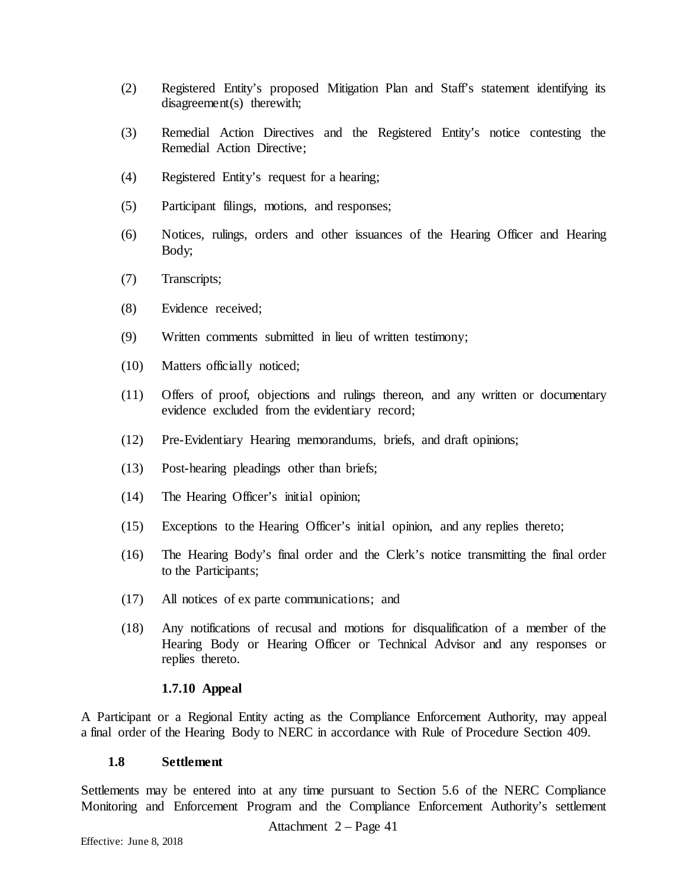(2) Registered Entity's proposed Mitigation Plan and Staff's statement identifying its disagreement(s) therewith;

(3) Remedial Action Directives and the Registered Entity's notice contesting the Remedial Action Directive;

(4) Registered Entity's request for a hearing;

(5) Participant filings, motions, and responses;

(6) Notices, rulings, orders and other issuances of the Hearing Officer and Hearing Body;

(7) Transcripts;

(8) Evidence received;

(9) Written comments submitted in lieu of written testimony;

(10) Matters officially noticed;

(11) Offers of proof, objections and rulings thereon, and any written or documentary evidence excluded from the evidentiary record;

(12) Pre-Evidentiary Hearing memorandums, briefs, and draft opinions;

(13) Post-hearing pleadings other than briefs;

(14) The Hearing Officer's initial opinion;

(15) Exceptions to the Hearing Officer's initial opinion, and any replies thereto;

(16) The Hearing Body's final order and the Clerk's notice transmitting the final order to the Participants;

(17) All notices of ex parte communications; and

(18) Any notifications of recusal and motions for disqualification of a member of the Hearing Body or Hearing Officer or Technical Advisor and any responses or replies thereto.

#### 1.7.10 Appeal

A Participant or a Regional Entity acting as the Compliance Enforcement Authority, may appeal a final order of the Hearing Body to NERC in accordance with Rule of Procedure Section 409.

### 1.8 Settlement

Settlements may be entered into at any time pursuant to Section 5.6 of the NERC Compliance Monitoring and Enforcement Program and the Compliance Enforcement Authority's settlement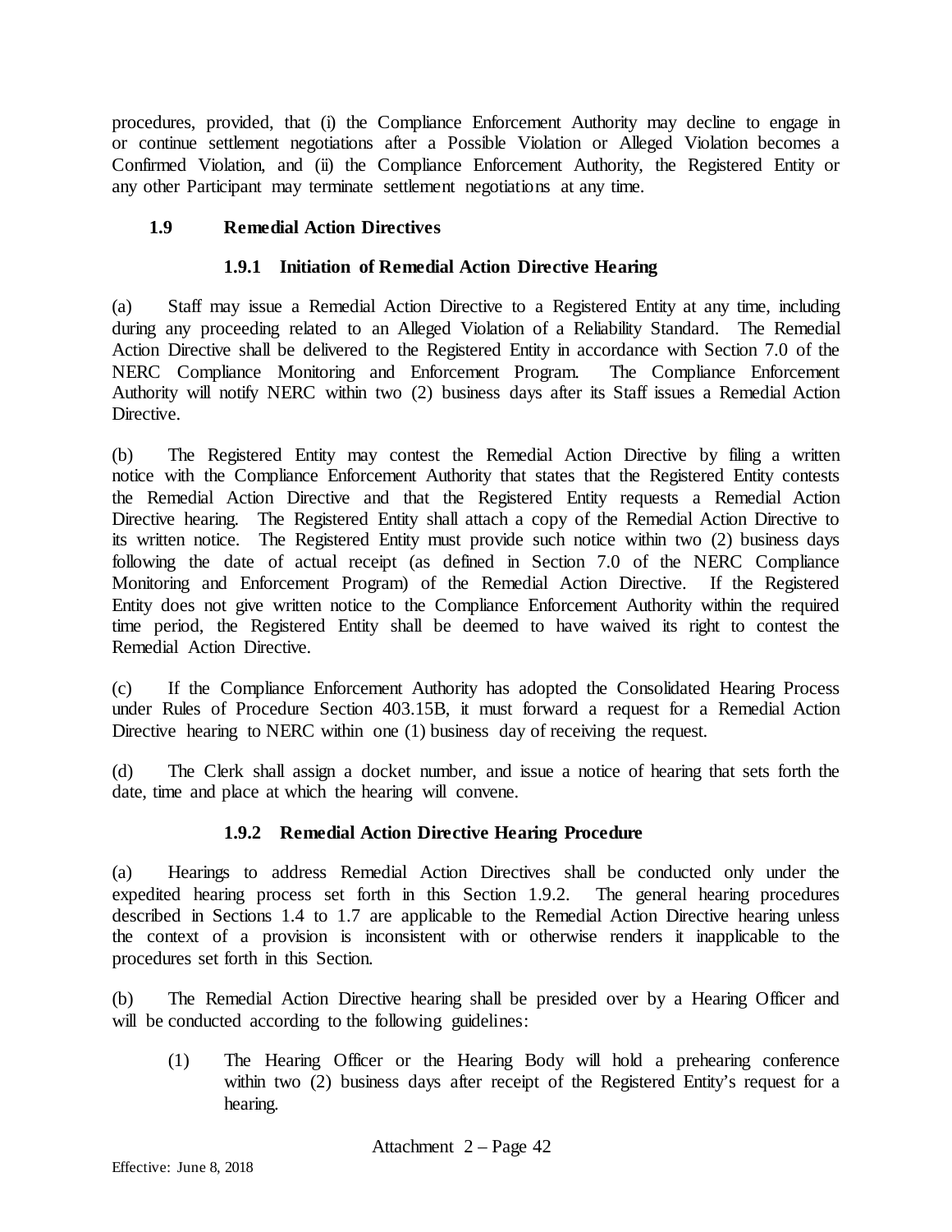procedures, provided, that (i) the Compliance Enforcement Authority may decline to engage in or continue settlement negotiations after a Possible Violation or Alleged Violation becomes a Confirmed Violation, and (ii) the Compliance Enforcement Authority, the Registered Entity or any other Participant may terminate settlement negotiations at any time.

## 1.9 Remedial Action Directives

### 1.9.1 Initiation of Remedial Action Directive Hearing

(a) Staff may issue a Remedial Action Directive to a Registered Entity at any time, including during any proceeding related to an Alleged Violation of a Reliability Standard. The Remedial Action Directive shall be delivered to the Registered Entity in accordance with Section 7.0 of the NERC Compliance Monitoring and Enforcement Program. The Compliance Enforcement Authority will notify NERC within two (2) business days after its Staff issues a Remedial Action Directive.

(b) The Registered Entity may contest the Remedial Action Directive by filing a written notice with the Compliance Enforcement Authority that states that the Registered Entity contests the Remedial Action Directive and that the Registered Entity requests a Remedial Action Directive hearing. The Registered Entity shall attach a copy of the Remedial Action Directive to its written notice. The Registered Entity must provide such notice within two (2) business days following the date of actual receipt (as defined in Section 7.0 of the NERC Compliance Monitoring and Enforcement Program) of the Remedial Action Directive. If the Registered Entity does not give written notice to the Compliance Enforcement Authority within the required time period, the Registered Entity shall be deemed to have waived its right to contest the Remedial Action Directive.

(c) If the Compliance Enforcement Authority has adopted the Consolidated Hearing Process under Rules of Procedure Section 403.15B, it must forward a request for a Remedial Action Directive hearing to NERC within one (1) business day of receiving the request.

(d) The Clerk shall assign a docket number, and issue a notice of hearing that sets forth the date, time and place at which the hearing will convene.

### 1.9.2 Remedial Action Directive Hearing Procedure

(a) Hearings to address Remedial Action Directives shall be conducted only under the expedited hearing process set forth in this Section 1.9.2. The general hearing procedures described in Sections 1.4 to 1.7 are applicable to the Remedial Action Directive hearing unless the context of a provision is inconsistent with or otherwise renders it inapplicable to the procedures set forth in this Section.

(b) The Remedial Action Directive hearing shall be presided over by a Hearing Officer and will be conducted according to the following guidelines:

(1) The Hearing Officer or the Hearing Body will hold a prehearing conference within two (2) business days after receipt of the Registered Entity's request for a hearing.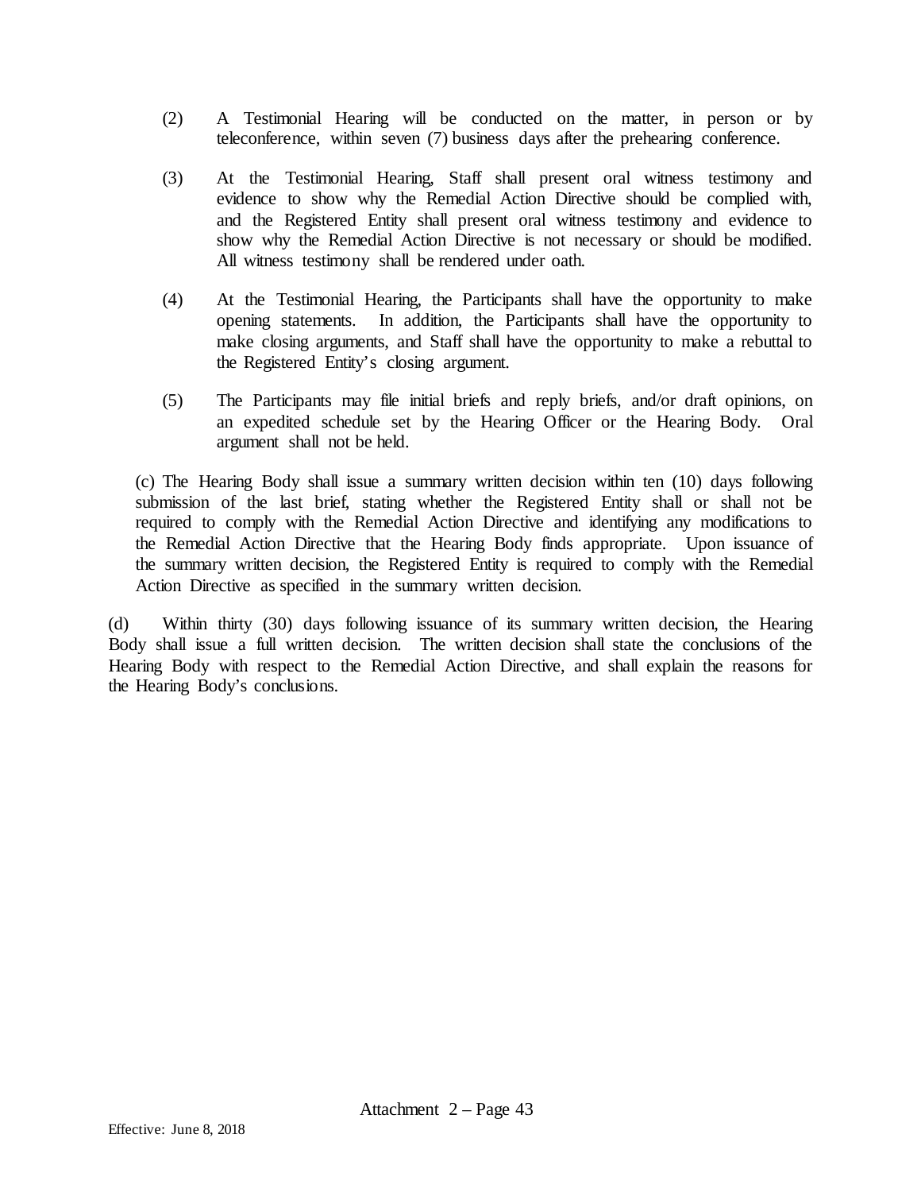(2) A Testimonial Hearing will be conducted on the matter, in person or by teleconference, within seven (7) business days after the prehearing conference.

(3) At the Testimonial Hearing, Staff shall present oral witness testimony and evidence to show why the Remedial Action Directive should be complied with, and the Registered Entity shall present oral witness testimony and evidence to show why the Remedial Action Directive is not necessary or should be modified. All witness testimony shall be rendered under oath.

(4) At the Testimonial Hearing, the Participants shall have the opportunity to make opening statements. In addition, the Participants shall have the opportunity to make closing arguments, and Staff shall have the opportunity to make a rebuttal to the Registered Entity's closing argument.

(5) The Participants may file initial briefs and reply briefs, and/or draft opinions, on an expedited schedule set by the Hearing Officer or the Hearing Body. Oral argument shall not be held.

(c) The Hearing Body shall issue a summary written decision within ten (10) days following submission of the last brief, stating whether the Registered Entity shall or shall not be required to comply with the Remedial Action Directive and identifying any modifications to the Remedial Action Directive that the Hearing Body finds appropriate. Upon issuance of the summary written decision, the Registered Entity is required to comply with the Remedial Action Directive as specified in the summary written decision.

(d) Within thirty (30) days following issuance of its summary written decision, the Hearing Body shall issue a full written decision. The written decision shall state the conclusions of the Hearing Body with respect to the Remedial Action Directive, and shall explain the reasons for the Hearing Body's conclusions.